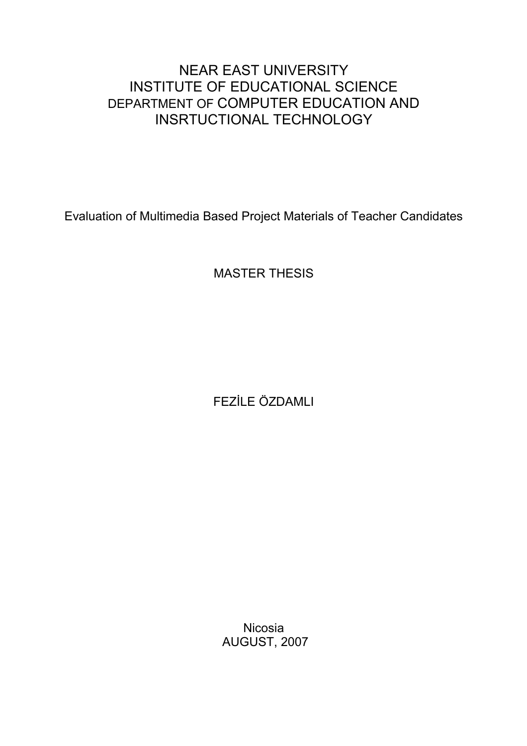# NEAR EAST UNIVERSITY
# INSTITUTE OF EDUCATIONAL SCIENCE
# DEPARTMENT OF COMPUTER EDUCATION AND INSRTUCTIONAL TECHNOLOGY

Evaluation of Multimedia Based Project Materials of Teacher Candidates

MASTER THESIS

FEZİLE ÖZDAMLI

Nicosia
AUGUST, 2007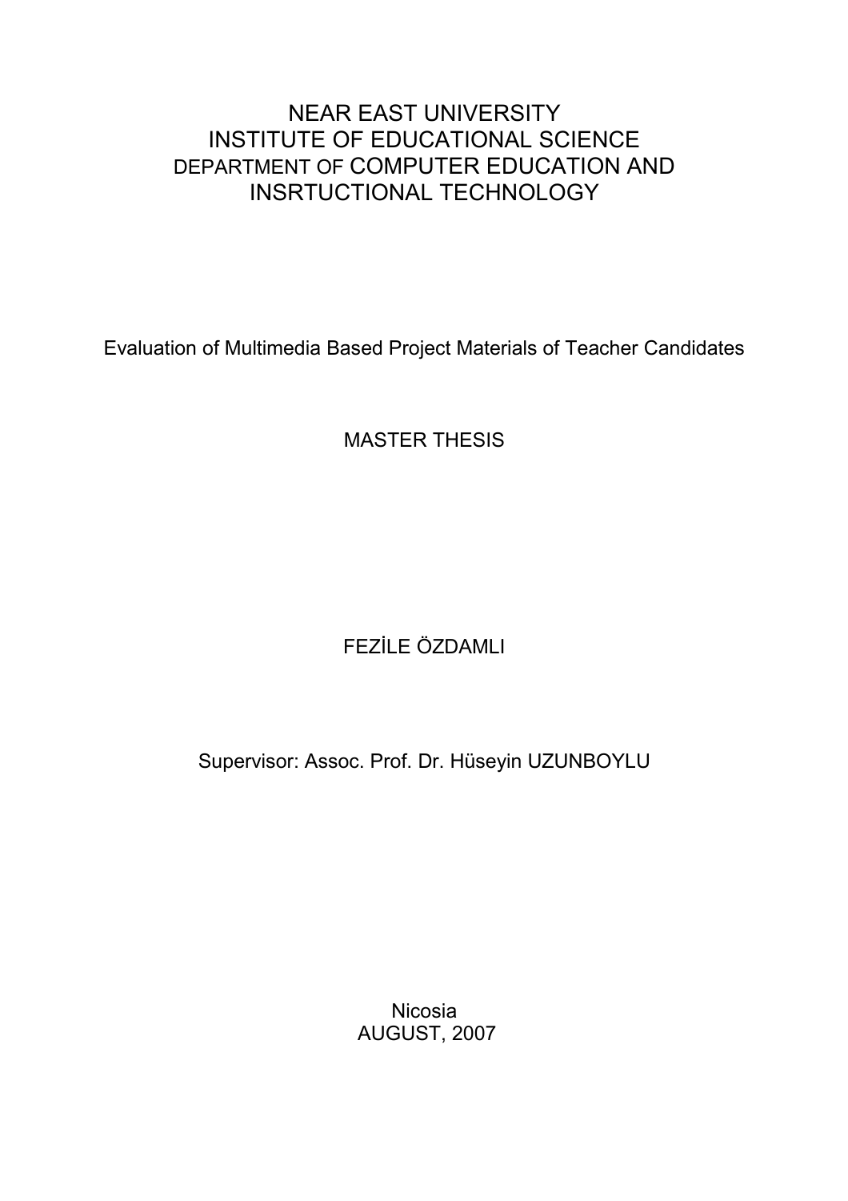# NEAR EAST UNIVERSITY
# INSTITUTE OF EDUCATIONAL SCIENCE
# DEPARTMENT OF COMPUTER EDUCATION AND INSRTUCTIONAL TECHNOLOGY

Evaluation of Multimedia Based Project Materials of Teacher Candidates

MASTER THESIS

FEZİLE ÖZDAMLI

Supervisor: Assoc. Prof. Dr. Hüseyin UZUNBOYLU

Nicosia
AUGUST, 2007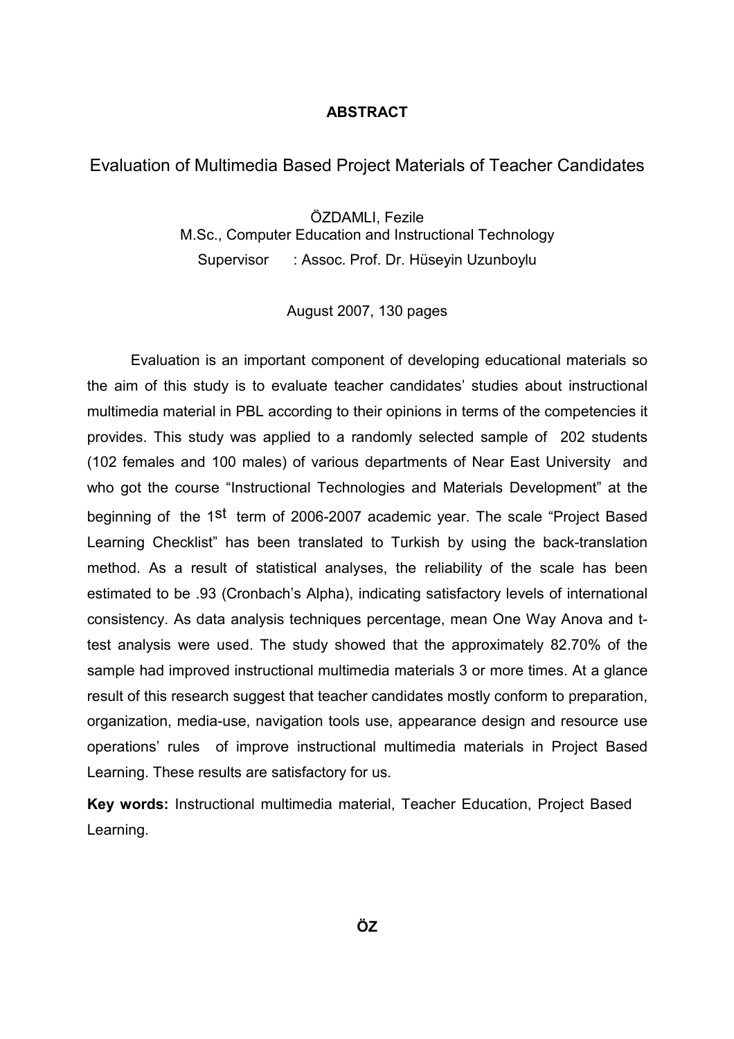# ABSTRACT

## Evaluation of Multimedia Based Project Materials of Teacher Candidates

ÖZDAMLI, Fezile
M.Sc., Computer Education and Instructional Technology
Supervisor : Assoc. Prof. Dr. Hüseyin Uzunboylu

August 2007, 130 pages

Evaluation is an important component of developing educational materials so the aim of this study is to evaluate teacher candidates' studies about instructional multimedia material in PBL according to their opinions in terms of the competencies it provides. This study was applied to a randomly selected sample of 202 students (102 females and 100 males) of various departments of Near East University and who got the course "Instructional Technologies and Materials Development" at the beginning of the 1st term of 2006-2007 academic year. The scale "Project Based Learning Checklist" has been translated to Turkish by using the back-translation method. As a result of statistical analyses, the reliability of the scale has been estimated to be .93 (Cronbach's Alpha), indicating satisfactory levels of international consistency. As data analysis techniques percentage, mean One Way Anova and t-test analysis were used. The study showed that the approximately 82.70% of the sample had improved instructional multimedia materials 3 or more times. At a glance result of this research suggest that teacher candidates mostly conform to preparation, organization, media-use, navigation tools use, appearance design and resource use operations' rules of improve instructional multimedia materials in Project Based Learning. These results are satisfactory for us.

**Key words:** Instructional multimedia material, Teacher Education, Project Based Learning.

# ÖZ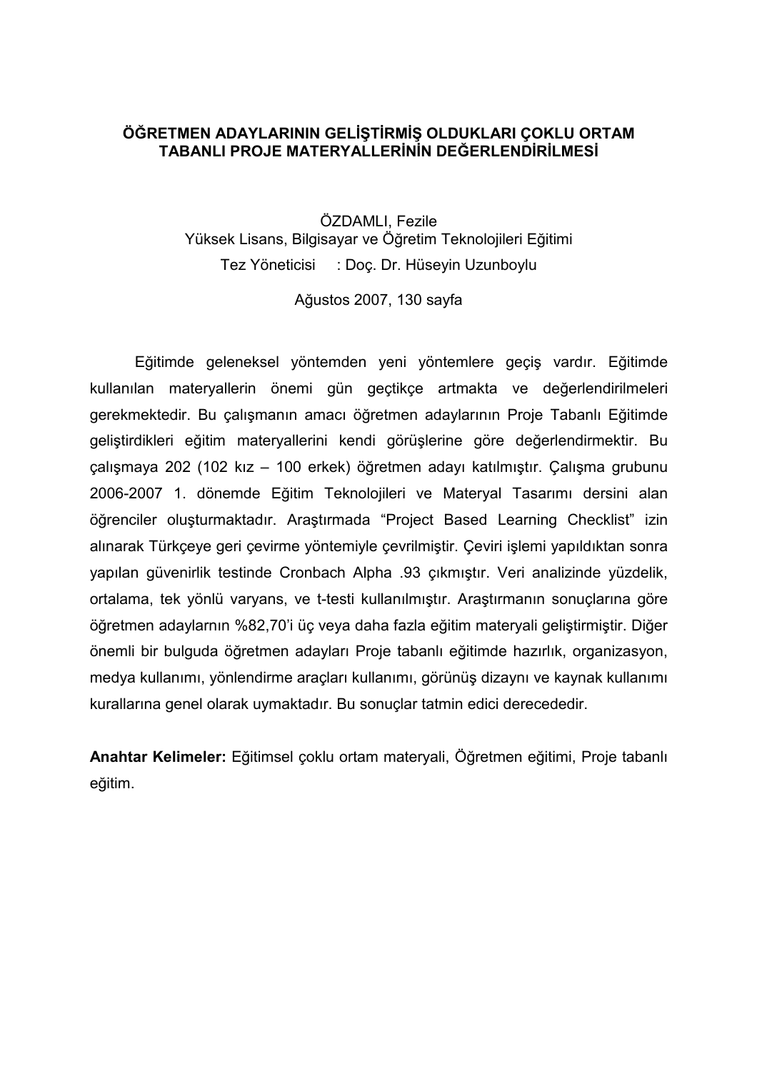# ÖĞRETMEN ADAYLARININ GELİŞTİRMİŞ OLDUKLARI ÇOKLU ORTAM TABANLI PROJE MATERYALLERİNİN DEĞERLENDİRİLMESİ

ÖZDAMLI, Fezile
Yüksek Lisans, Bilgisayar ve Öğretim Teknolojileri Eğitimi
Tez Yöneticisi : Doç. Dr. Hüseyin Uzunboylu

Ağustos 2007, 130 sayfa

Eğitimde geleneksel yöntemden yeni yöntemlere geçiş vardır. Eğitimde kullanılan materyallerin önemi gün geçtikçe artmakta ve değerlendirilmeleri gerekmektedir. Bu çalışmanın amacı öğretmen adaylarının Proje Tabanlı Eğitimde geliştirdikleri eğitim materyallerini kendi görüşlerine göre değerlendirmektir. Bu çalışmaya 202 (102 kız – 100 erkek) öğretmen adayı katılmıştır. Çalışma grubunu 2006-2007 1. dönemde Eğitim Teknolojileri ve Materyal Tasarımı dersini alan öğrenciler oluşturmaktadır. Araştırmada “Project Based Learning Checklist” izin alınarak Türkçeye geri çevirme yöntemiyle çevrilmiştir. Çeviri işlemi yapıldıktan sonra yapılan güvenirlik testinde Cronbach Alpha .93 çıkmıştır. Veri analizinde yüzdelik, ortalama, tek yönlü varyans, ve t-testi kullanılmıştır. Araştırmanın sonuçlarına göre öğretmen adaylarnın %82,70’i üç veya daha fazla eğitim materyali geliştirmiştir. Diğer önemli bir bulguda öğretmen adayları Proje tabanlı eğitimde hazırlık, organizasyon, medya kullanımı, yönlendirme araçları kullanımı, görünüş dizaynı ve kaynak kullanımı kurallarına genel olarak uymaktadır. Bu sonuçlar tatmin edici derecededir.

**Anahtar Kelimeler:** Eğitimsel çoklu ortam materyali, Öğretmen eğitimi, Proje tabanlı eğitim.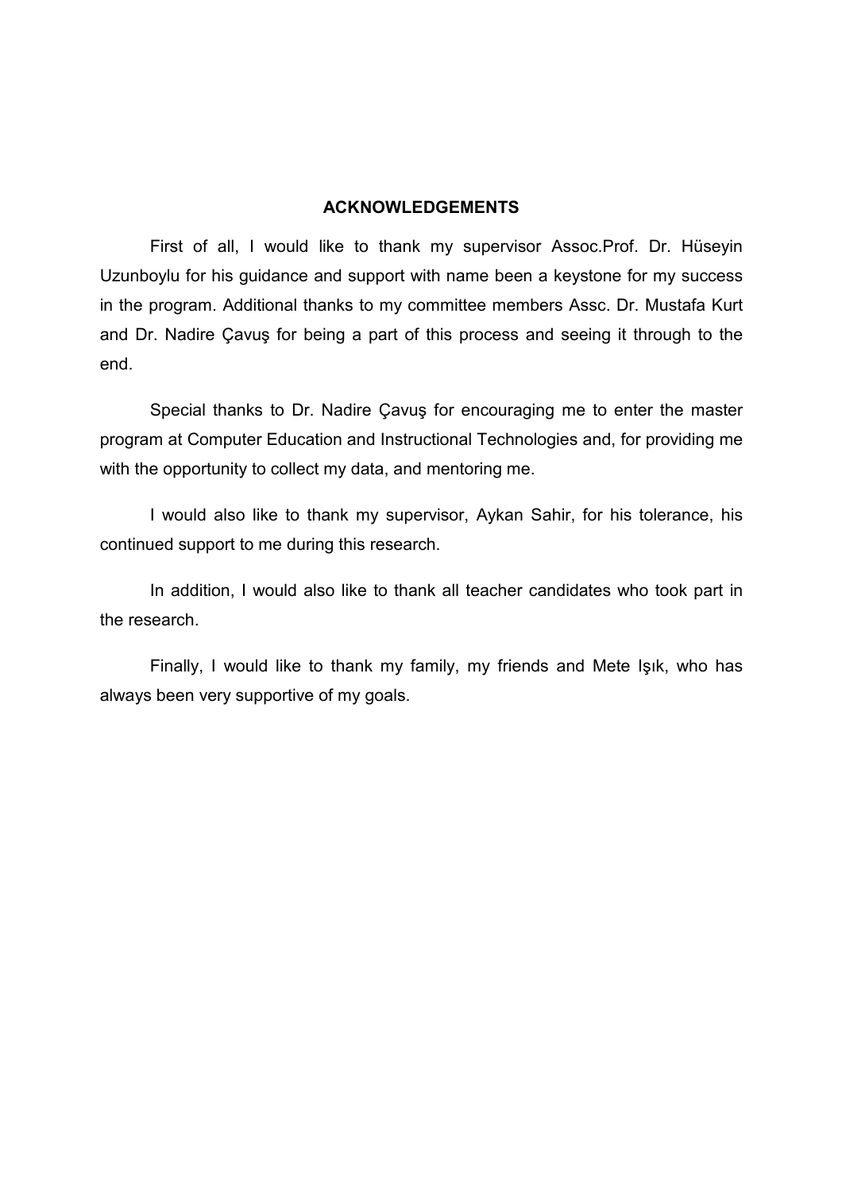## ACKNOWLEDGEMENTS

First of all, I would like to thank my supervisor Assoc.Prof. Dr. Hüseyin Uzunboylu for his guidance and support with name been a keystone for my success in the program. Additional thanks to my committee members Assc. Dr. Mustafa Kurt and Dr. Nadire Çavuş for being a part of this process and seeing it through to the end.

Special thanks to Dr. Nadire Çavuş for encouraging me to enter the master program at Computer Education and Instructional Technologies and, for providing me with the opportunity to collect my data, and mentoring me.

I would also like to thank my supervisor, Aykan Sahir, for his tolerance, his continued support to me during this research.

In addition, I would also like to thank all teacher candidates who took part in the research.

Finally, I would like to thank my family, my friends and Mete Işık, who has always been very supportive of my goals.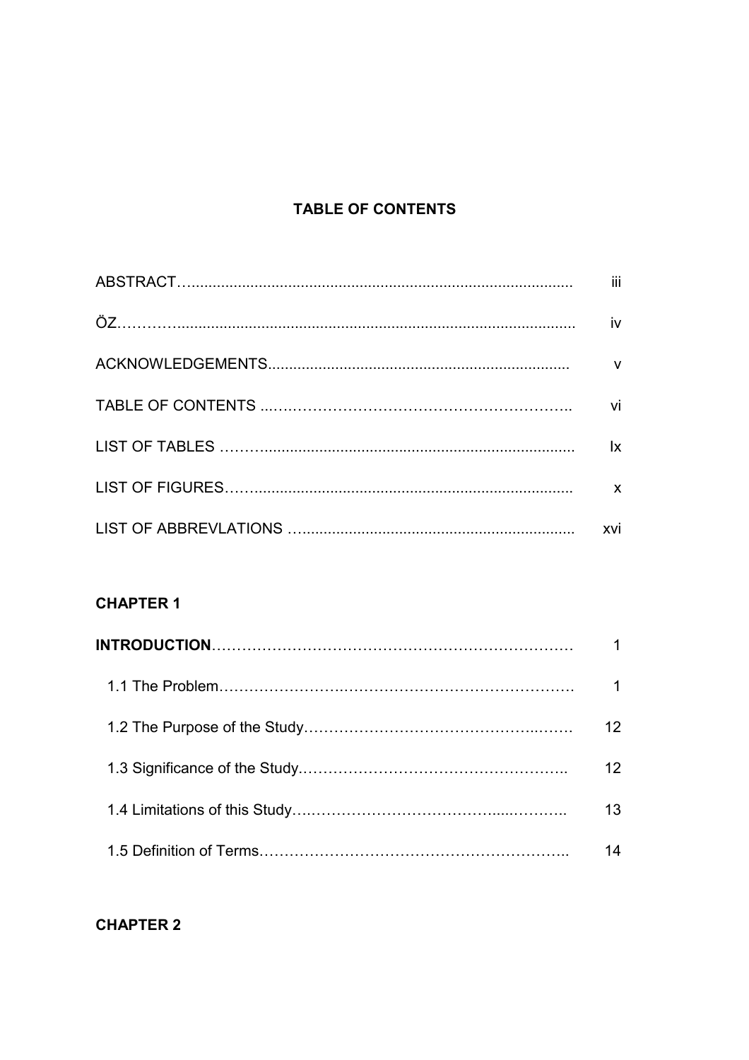## TABLE OF CONTENTS

| | |
|---|---|
| ABSTRACT | iii |
| ÖZ | iv |
| ACKNOWLEDGEMENTS | v |
| TABLE OF CONTENTS | vi |
| LIST OF TABLES | Ix |
| LIST OF FIGURES | x |
| LIST OF ABBREVLATIONS | xvi |

**CHAPTER 1**

| | |
|---|---|
| **INTRODUCTION** | 1 |
| 1.1 The Problem | 1 |
| 1.2 The Purpose of the Study | 12 |
| 1.3 Significance of the Study | 12 |
| 1.4 Limitations of this Study | 13 |
| 1.5 Definition of Terms | 14 |

**CHAPTER 2**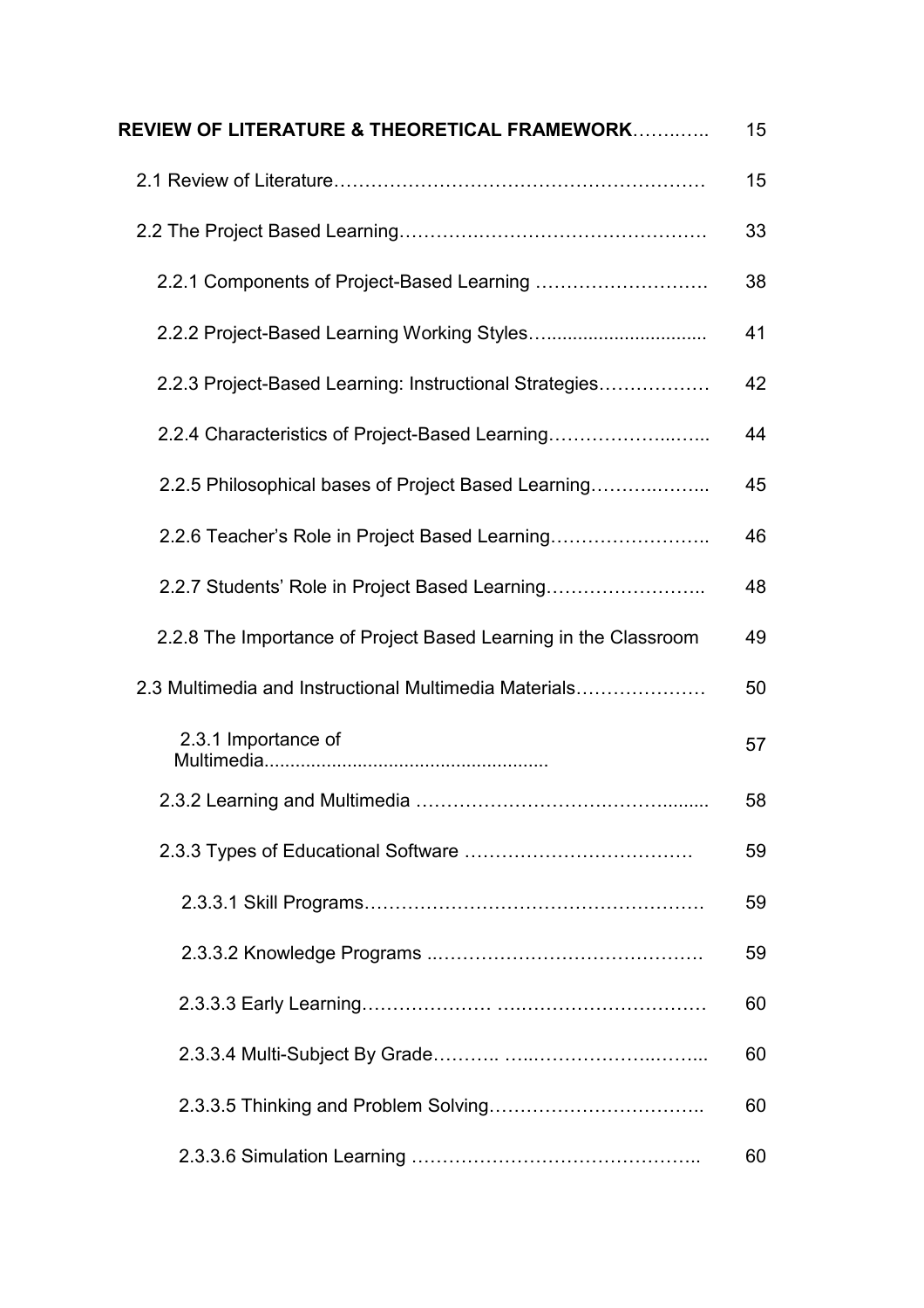| | |
|---|---|
| **REVIEW OF LITERATURE & THEORETICAL FRAMEWORK**………….. | 15 |
| 2.1 Review of Literature…………………………………………………… | 15 |
| 2.2 The Project Based Learning…………………………………………. | 33 |
| 2.2.1 Components of Project-Based Learning ………………………. | 38 |
| 2.2.2 Project-Based Learning Working Styles…............................... | 41 |
| 2.2.3 Project-Based Learning: Instructional Strategies……………… | 42 |
| 2.2.4 Characteristics of Project-Based Learning……………….…... | 44 |
| 2.2.5 Philosophical bases of Project Based Learning……….……... | 45 |
| 2.2.6 Teacher's Role in Project Based Learning…………………….. | 46 |
| 2.2.7 Students' Role in Project Based Learning…………………….. | 48 |
| 2.2.8 The Importance of Project Based Learning in the Classroom | 49 |
| 2.3 Multimedia and Instructional Multimedia Materials………………… | 50 |
| 2.3.1 Importance of Multimedia...................................................... | 57 |
| 2.3.2 Learning and Multimedia ………………………….……….......... | 58 |
| 2.3.3 Types of Educational Software ……………………………… | 59 |
| 2.3.3.1 Skill Programs……………………………………………… | 59 |
| 2.3.3.2 Knowledge Programs ..…………………………………… | 59 |
| 2.3.3.3 Early Learning………………… ….………………………… | 60 |
| 2.3.3.4 Multi-Subject By Grade……….. …..……………….……... | 60 |
| 2.3.3.5 Thinking and Problem Solving…………………………….. | 60 |
| 2.3.3.6 Simulation Learning ……………………………………….. | 60 |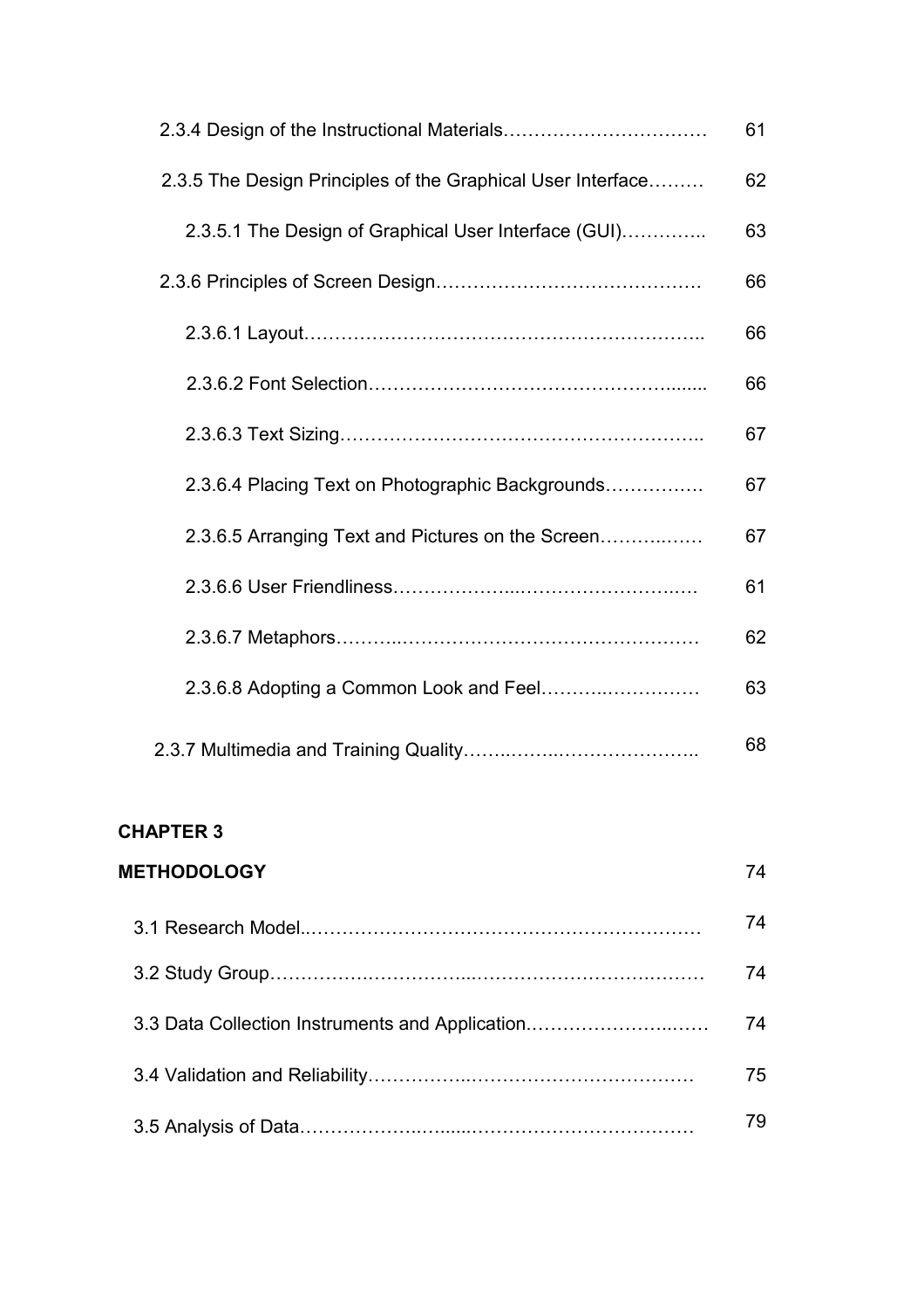2.3.4 Design of the Instructional Materials……………………………… 61

2.3.5 The Design Principles of the Graphical User Interface……… 62

2.3.5.1 The Design of Graphical User Interface (GUI)………….. 63

2.3.6 Principles of Screen Design……………………………………. 66

2.3.6.1 Layout……………………………………………………….. 66

2.3.6.2 Font Selection……………………………………………....... 66

2.3.6.3 Text Sizing………………………………………………….. 67

2.3.6.4 Placing Text on Photographic Backgrounds……………. 67

2.3.6.5 Arranging Text and Pictures on the Screen……….…… 67

2.3.6.6 User Friendliness………………...…………………..… 61

2.3.6.7 Metaphors………..……………………….……….……… 62

2.3.6.8 Adopting a Common Look and Feel……….…………… 63

2.3.7 Multimedia and Training Quality…….……..………………….. 68

**CHAPTER 3**

**METHODOLOGY** 74

3.1 Research Model..………………………………………………………… 74

3.2 Study Group……………….…………...……………………….……… 74

3.3 Data Collection Instruments and Application.……………………..…. 74

3.4 Validation and Reliability……………..……………………………… 75

3.5 Analysis of Data………………..….....……………………………… 79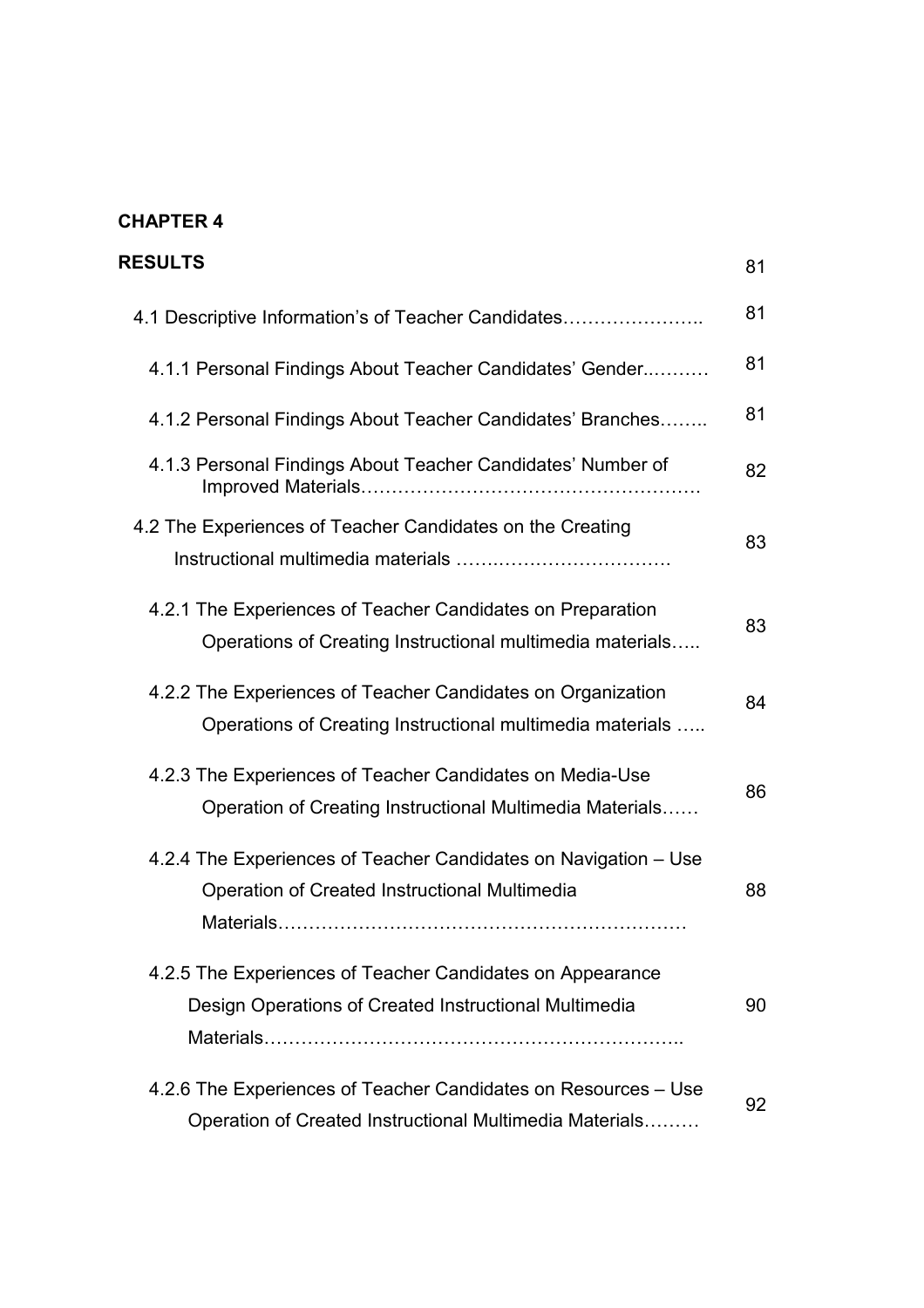**CHAPTER 4**

**RESULTS** 81

4.1 Descriptive Information's of Teacher Candidates………………….. 81

4.1.1 Personal Findings About Teacher Candidates' Gender..……… 81

4.1.2 Personal Findings About Teacher Candidates' Branches…….. 81

4.1.3 Personal Findings About Teacher Candidates' Number of Improved Materials………………………………………………. 82

4.2 The Experiences of Teacher Candidates on the Creating Instructional multimedia materials ……..………………………. 83

4.2.1 The Experiences of Teacher Candidates on Preparation Operations of Creating Instructional multimedia materials….. 83

4.2.2 The Experiences of Teacher Candidates on Organization Operations of Creating Instructional multimedia materials ….. 84

4.2.3 The Experiences of Teacher Candidates on Media-Use Operation of Creating Instructional Multimedia Materials…… 86

4.2.4 The Experiences of Teacher Candidates on Navigation – Use Operation of Created Instructional Multimedia Materials………………………………………………………… 88

4.2.5 The Experiences of Teacher Candidates on Appearance Design Operations of Created Instructional Multimedia Materials……………………………………………………….. 90

4.2.6 The Experiences of Teacher Candidates on Resources – Use Operation of Created Instructional Multimedia Materials……… 92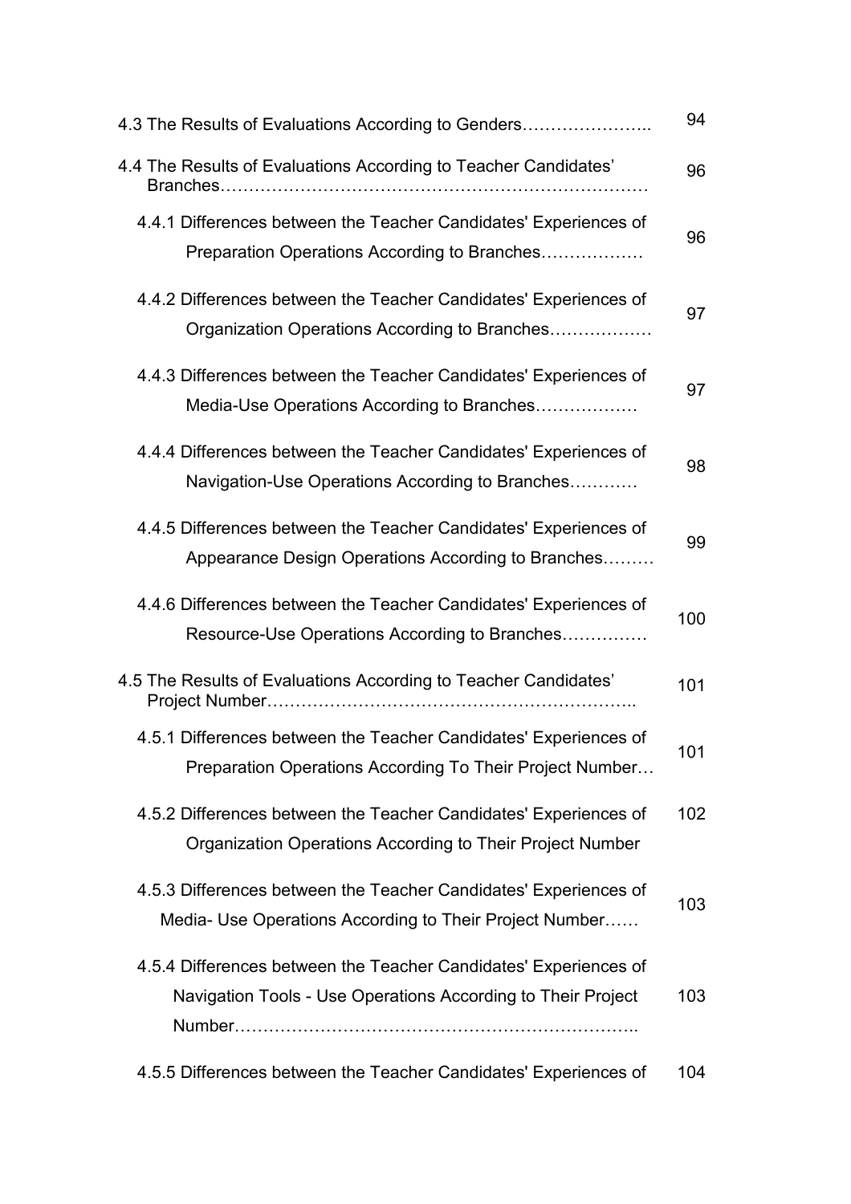4.3 The Results of Evaluations According to Genders………………….. 94

4.4 The Results of Evaluations According to Teacher Candidates' Branches……………………………………………………………… 96

4.4.1 Differences between the Teacher Candidates' Experiences of Preparation Operations According to Branches……………… 96

4.4.2 Differences between the Teacher Candidates' Experiences of Organization Operations According to Branches……………… 97

4.4.3 Differences between the Teacher Candidates' Experiences of Media-Use Operations According to Branches……………… 97

4.4.4 Differences between the Teacher Candidates' Experiences of Navigation-Use Operations According to Branches………… 98

4.4.5 Differences between the Teacher Candidates' Experiences of Appearance Design Operations According to Branches……… 99

4.4.6 Differences between the Teacher Candidates' Experiences of Resource-Use Operations According to Branches…………… 100

4.5 The Results of Evaluations According to Teacher Candidates' Project Number……………………………………………………….. 101

4.5.1 Differences between the Teacher Candidates' Experiences of Preparation Operations According To Their Project Number… 101

4.5.2 Differences between the Teacher Candidates' Experiences of Organization Operations According to Their Project Number 102

4.5.3 Differences between the Teacher Candidates' Experiences of Media- Use Operations According to Their Project Number…… 103

4.5.4 Differences between the Teacher Candidates' Experiences of Navigation Tools - Use Operations According to Their Project Number………………………………………………………….. 103

4.5.5 Differences between the Teacher Candidates' Experiences of 104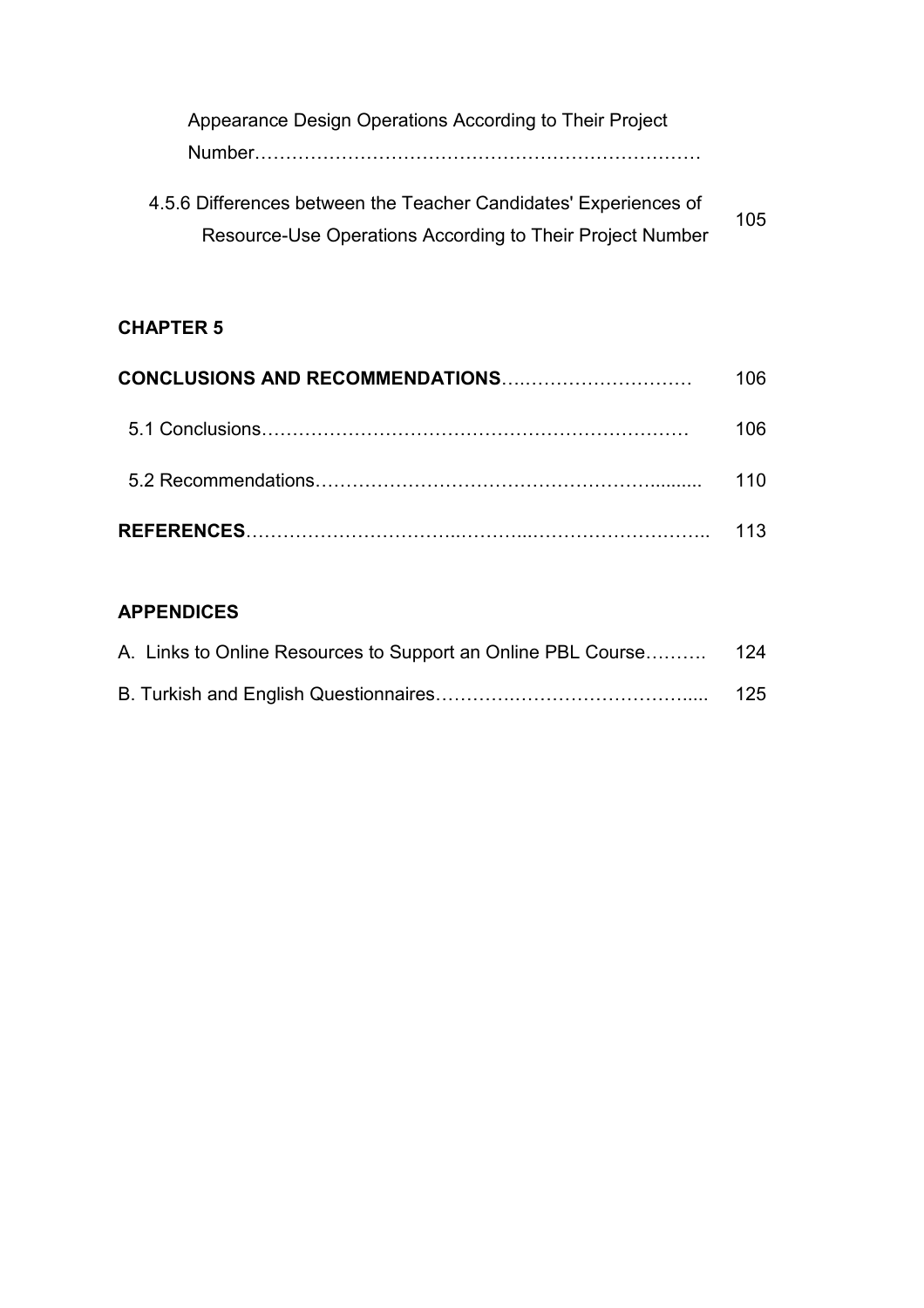Appearance Design Operations According to Their Project Number……………………………………………………………

4.5.6 Differences between the Teacher Candidates' Experiences of Resource-Use Operations According to Their Project Number 105

**CHAPTER 5**

**CONCLUSIONS AND RECOMMENDATIONS**………………………… 106

5.1 Conclusions…………………………………………………………… 106

5.2 Recommendations……………………………………………….......... 110

**REFERENCES**…………………………..………..……………………….. 113

**APPENDICES**

A. Links to Online Resources to Support an Online PBL Course………. 124

B. Turkish and English Questionnaires………….…………………….…... 125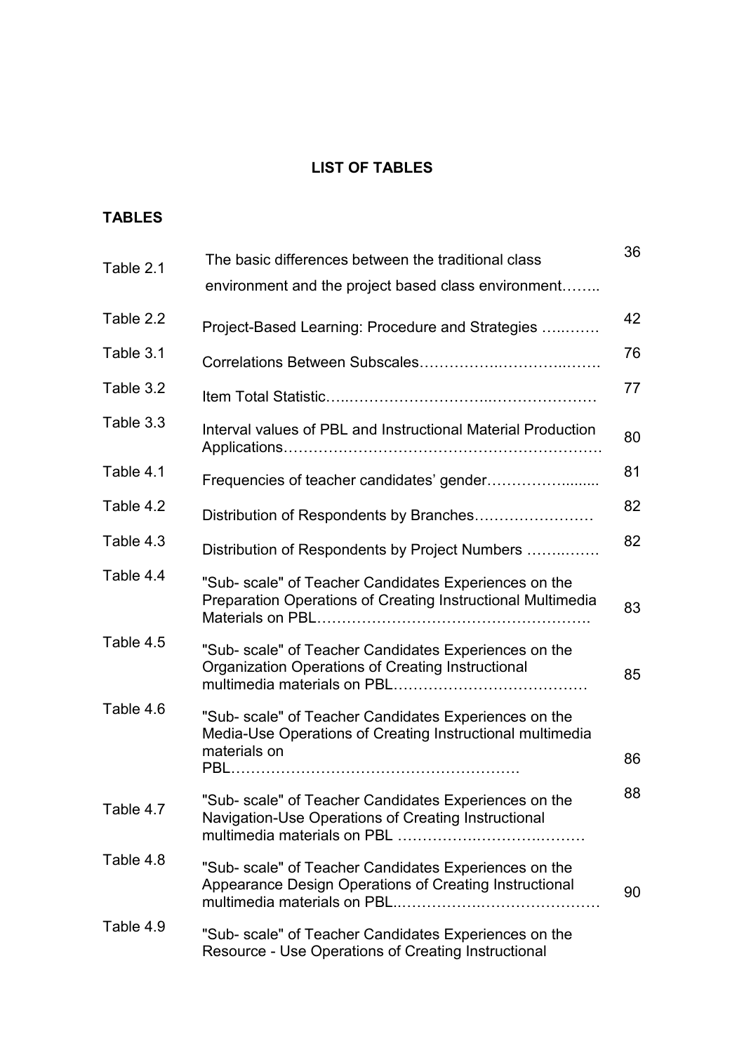## LIST OF TABLES

**TABLES**

| | | |
|---|---|---|
| Table 2.1 | The basic differences between the traditional class environment and the project based class environment…….. | 36 |
| Table 2.2 | Project-Based Learning: Procedure and Strategies ….……. | 42 |
| Table 3.1 | Correlations Between Subscales………………..…………..……. | 76 |
| Table 3.2 | Item Total Statistic…..…………………………..………………… | 77 |
| Table 3.3 | Interval values of PBL and Instructional Material Production Applications……………………………………………………… | 80 |
| Table 4.1 | Frequencies of teacher candidates' gender………………........ | 81 |
| Table 4.2 | Distribution of Respondents by Branches…………………… | 82 |
| Table 4.3 | Distribution of Respondents by Project Numbers ……..……. | 82 |
| Table 4.4 | "Sub- scale" of Teacher Candidates Experiences on the Preparation Operations of Creating Instructional Multimedia Materials on PBL………………………………………………. | 83 |
| Table 4.5 | "Sub- scale" of Teacher Candidates Experiences on the Organization Operations of Creating Instructional multimedia materials on PBL………………………………… | 85 |
| Table 4.6 | "Sub- scale" of Teacher Candidates Experiences on the Media-Use Operations of Creating Instructional multimedia materials on PBL…………………………………………………. | 86 |
| Table 4.7 | "Sub- scale" of Teacher Candidates Experiences on the Navigation-Use Operations of Creating Instructional multimedia materials on PBL ……………….……………..……… | 88 |
| Table 4.8 | "Sub- scale" of Teacher Candidates Experiences on the Appearance Design Operations of Creating Instructional multimedia materials on PBL..………………….………………… | 90 |
| Table 4.9 | "Sub- scale" of Teacher Candidates Experiences on the Resource - Use Operations of Creating Instructional | |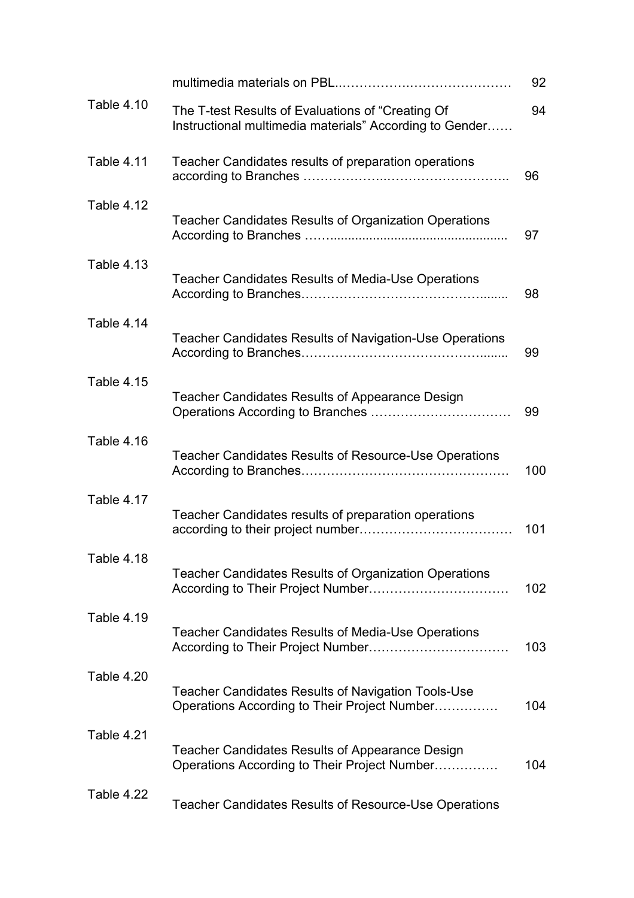| | | |
|---|---|---|
| | multimedia materials on PBL...................................... | 92 |
| Table 4.10 | The T-test Results of Evaluations of "Creating Of Instructional multimedia materials" According to Gender...... | 94 |
| Table 4.11 | Teacher Candidates results of preparation operations according to Branches ........................................... | 96 |
| Table 4.12 | Teacher Candidates Results of Organization Operations According to Branches ........................................... | 97 |
| Table 4.13 | Teacher Candidates Results of Media-Use Operations According to Branches........................................... | 98 |
| Table 4.14 | Teacher Candidates Results of Navigation-Use Operations According to Branches........................................... | 99 |
| Table 4.15 | Teacher Candidates Results of Appearance Design Operations According to Branches ................................ | 99 |
| Table 4.16 | Teacher Candidates Results of Resource-Use Operations According to Branches........................................... | 100 |
| Table 4.17 | Teacher Candidates results of preparation operations according to their project number.................................. | 101 |
| Table 4.18 | Teacher Candidates Results of Organization Operations According to Their Project Number................................ | 102 |
| Table 4.19 | Teacher Candidates Results of Media-Use Operations According to Their Project Number................................ | 103 |
| Table 4.20 | Teacher Candidates Results of Navigation Tools-Use Operations According to Their Project Number............... | 104 |
| Table 4.21 | Teacher Candidates Results of Appearance Design Operations According to Their Project Number............... | 104 |
| Table 4.22 | Teacher Candidates Results of Resource-Use Operations | |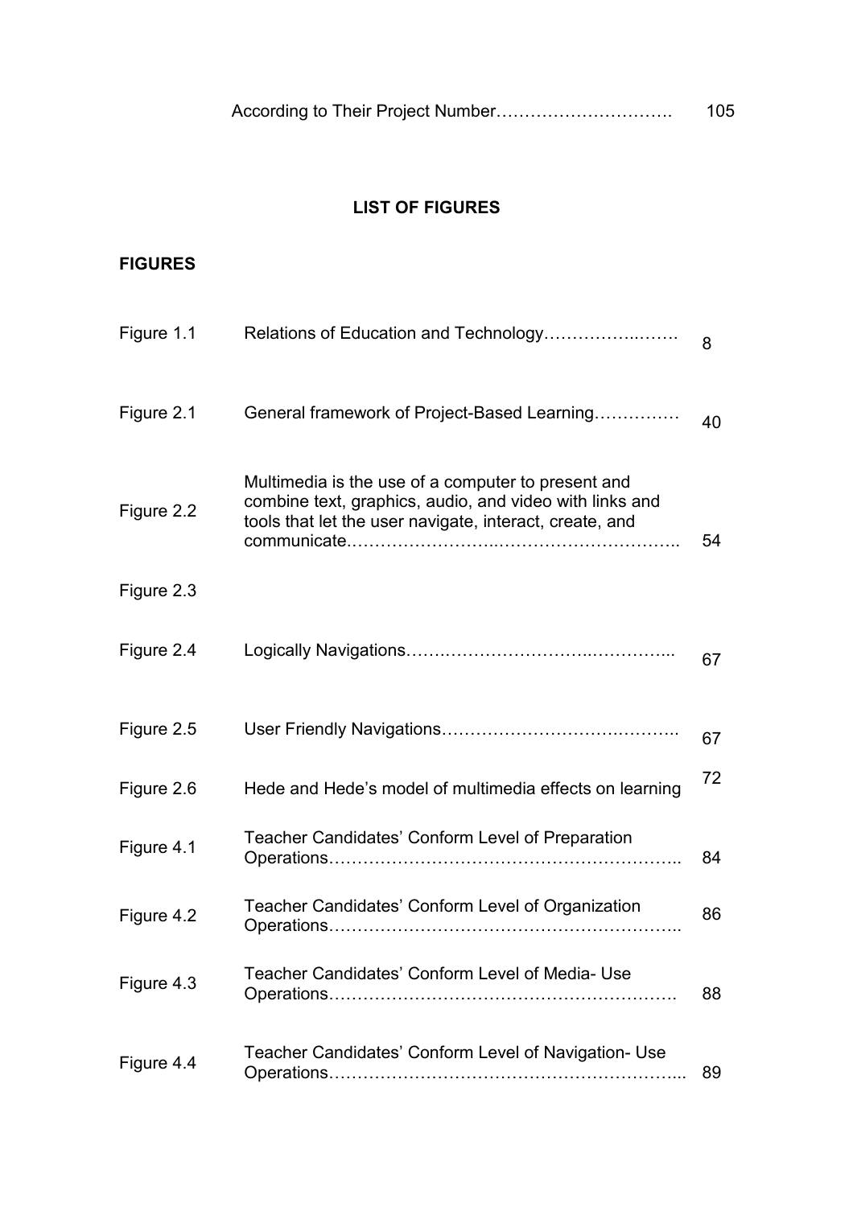According to Their Project Number…………………………. 105

## LIST OF FIGURES

**FIGURES**

| | | |
|---|---|---|
| Figure 1.1 | Relations of Education and Technology……………..……. | 8 |
| Figure 2.1 | General framework of Project-Based Learning…………… | 40 |
| Figure 2.2 | Multimedia is the use of a computer to present and combine text, graphics, audio, and video with links and tools that let the user navigate, interact, create, and communicate.……………………..………………………….. | 54 |
| Figure 2.3 | | |
| Figure 2.4 | Logically Navigations…….…………………..………….. | 67 |
| Figure 2.5 | User Friendly Navigations…………………….………….. | 67 |
| Figure 2.6 | Hede and Hede's model of multimedia effects on learning | 72 |
| Figure 4.1 | Teacher Candidates' Conform Level of Preparation Operations………………………………………………….. | 84 |
| Figure 4.2 | Teacher Candidates' Conform Level of Organization Operations………………………………………………….. | 86 |
| Figure 4.3 | Teacher Candidates' Conform Level of Media- Use Operations………………………………………………. | 88 |
| Figure 4.4 | Teacher Candidates' Conform Level of Navigation- Use Operations…………………………………………………... | 89 |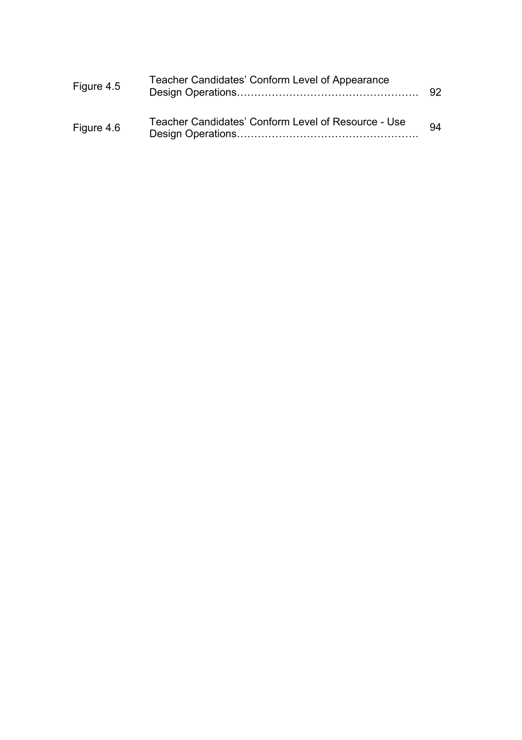| | | |
|---|---|---|
| Figure 4.5 | Teacher Candidates' Conform Level of Appearance Design Operations…………………………………………… | 92 |
| Figure 4.6 | Teacher Candidates' Conform Level of Resource - Use Design Operations…………………………………………… | 94 |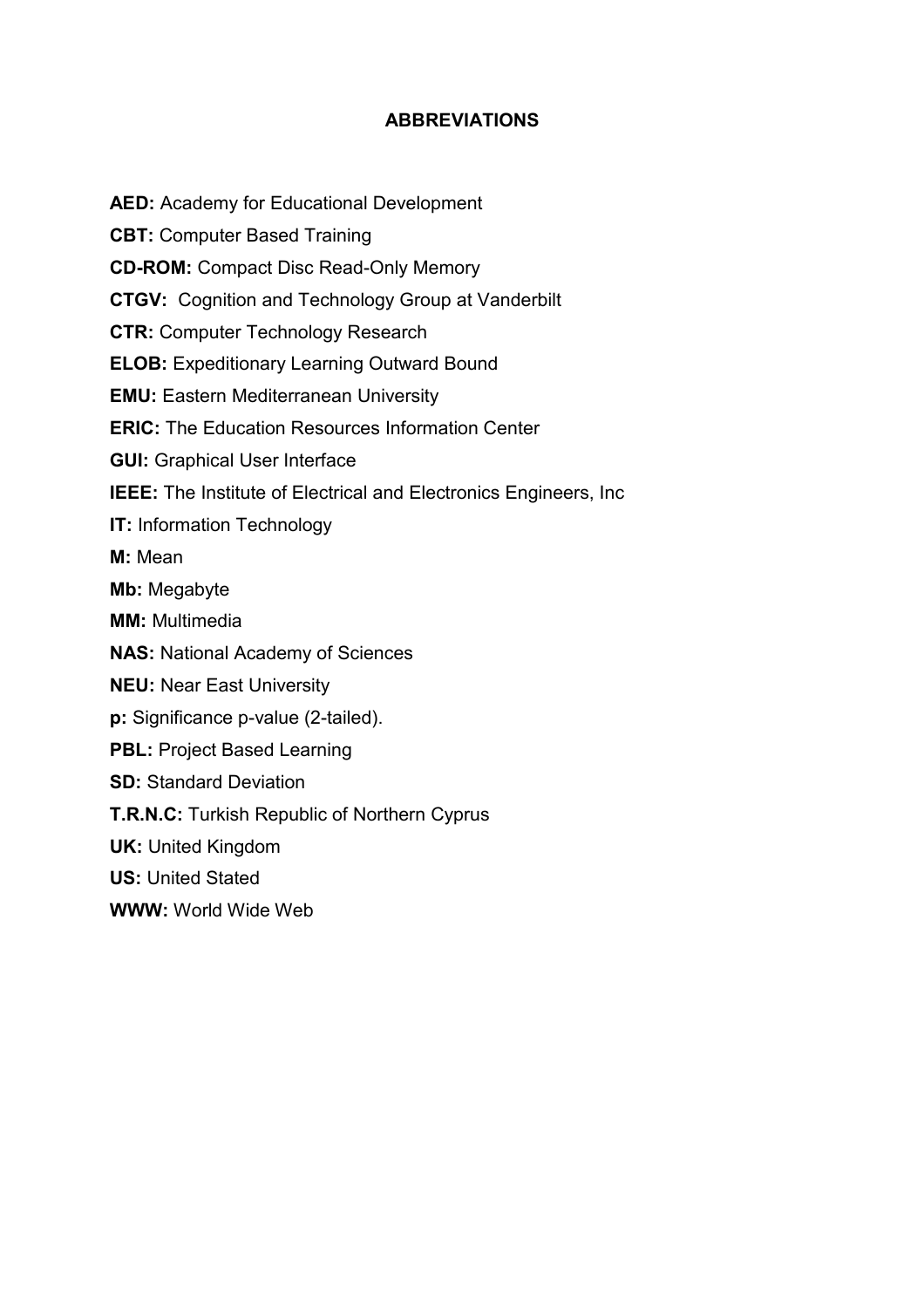## ABBREVIATIONS

**AED:** Academy for Educational Development

**CBT:** Computer Based Training

**CD-ROM:** Compact Disc Read-Only Memory

**CTGV:** Cognition and Technology Group at Vanderbilt

**CTR:** Computer Technology Research

**ELOB:** Expeditionary Learning Outward Bound

**EMU:** Eastern Mediterranean University

**ERIC:** The Education Resources Information Center

**GUI:** Graphical User Interface

**IEEE:** The Institute of Electrical and Electronics Engineers, Inc

**IT:** Information Technology

**M:** Mean

**Mb:** Megabyte

**MM:** Multimedia

**NAS:** National Academy of Sciences

**NEU:** Near East University

**p:** Significance p-value (2-tailed).

**PBL:** Project Based Learning

**SD:** Standard Deviation

**T.R.N.C:** Turkish Republic of Northern Cyprus

**UK:** United Kingdom

**US:** United Stated

**WWW:** World Wide Web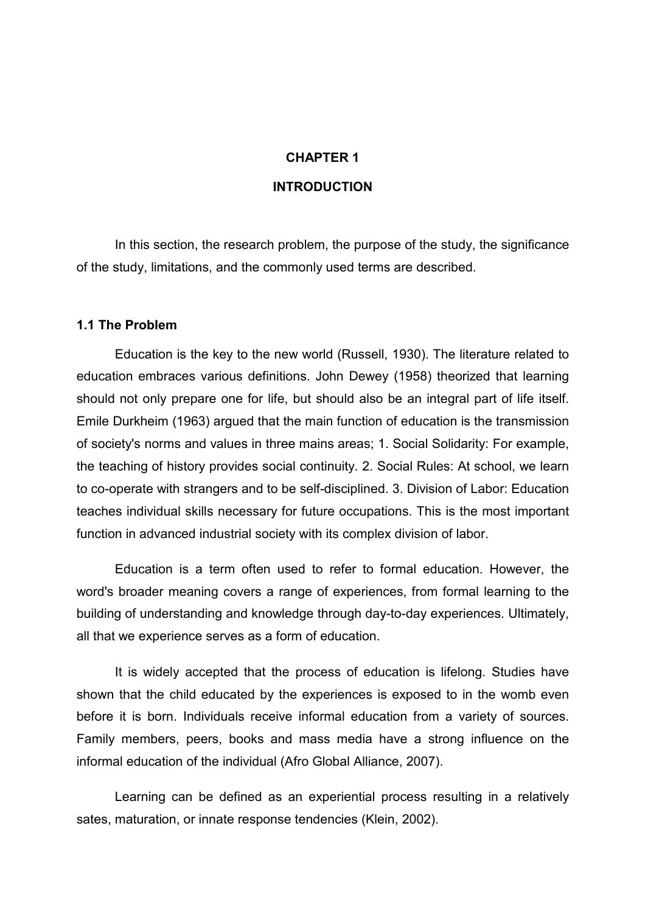# CHAPTER 1

# INTRODUCTION

In this section, the research problem, the purpose of the study, the significance of the study, limitations, and the commonly used terms are described.

## 1.1 The Problem

Education is the key to the new world (Russell, 1930). The literature related to education embraces various definitions. John Dewey (1958) theorized that learning should not only prepare one for life, but should also be an integral part of life itself. Emile Durkheim (1963) argued that the main function of education is the transmission of society's norms and values in three mains areas; 1. Social Solidarity: For example, the teaching of history provides social continuity. 2. Social Rules: At school, we learn to co-operate with strangers and to be self-disciplined. 3. Division of Labor: Education teaches individual skills necessary for future occupations. This is the most important function in advanced industrial society with its complex division of labor.

Education is a term often used to refer to formal education. However, the word's broader meaning covers a range of experiences, from formal learning to the building of understanding and knowledge through day-to-day experiences. Ultimately, all that we experience serves as a form of education.

It is widely accepted that the process of education is lifelong. Studies have shown that the child educated by the experiences is exposed to in the womb even before it is born. Individuals receive informal education from a variety of sources. Family members, peers, books and mass media have a strong influence on the informal education of the individual (Afro Global Alliance, 2007).

Learning can be defined as an experiential process resulting in a relatively sates, maturation, or innate response tendencies (Klein, 2002).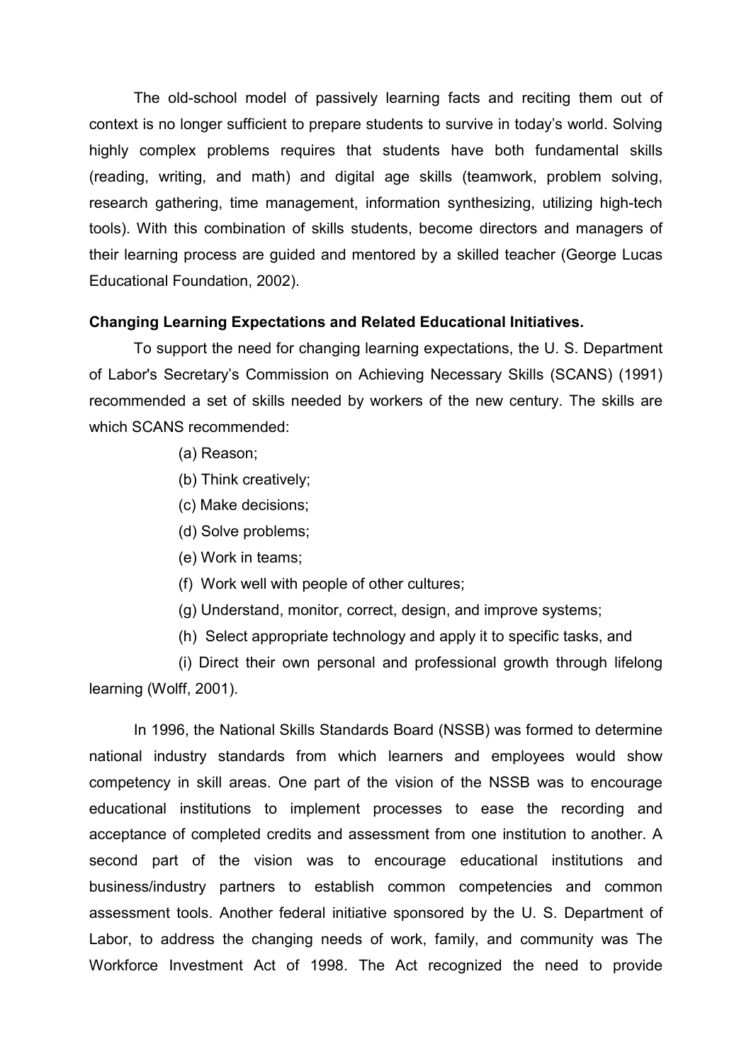The old-school model of passively learning facts and reciting them out of context is no longer sufficient to prepare students to survive in today's world. Solving highly complex problems requires that students have both fundamental skills (reading, writing, and math) and digital age skills (teamwork, problem solving, research gathering, time management, information synthesizing, utilizing high-tech tools). With this combination of skills students, become directors and managers of their learning process are guided and mentored by a skilled teacher (George Lucas Educational Foundation, 2002).

**Changing Learning Expectations and Related Educational Initiatives.**

To support the need for changing learning expectations, the U. S. Department of Labor's Secretary's Commission on Achieving Necessary Skills (SCANS) (1991) recommended a set of skills needed by workers of the new century. The skills are which SCANS recommended:

(a) Reason;

(b) Think creatively;

(c) Make decisions;

(d) Solve problems;

(e) Work in teams;

(f) Work well with people of other cultures;

(g) Understand, monitor, correct, design, and improve systems;

(h) Select appropriate technology and apply it to specific tasks, and

(i) Direct their own personal and professional growth through lifelong learning (Wolff, 2001).

In 1996, the National Skills Standards Board (NSSB) was formed to determine national industry standards from which learners and employees would show competency in skill areas. One part of the vision of the NSSB was to encourage educational institutions to implement processes to ease the recording and acceptance of completed credits and assessment from one institution to another. A second part of the vision was to encourage educational institutions and business/industry partners to establish common competencies and common assessment tools. Another federal initiative sponsored by the U. S. Department of Labor, to address the changing needs of work, family, and community was The Workforce Investment Act of 1998. The Act recognized the need to provide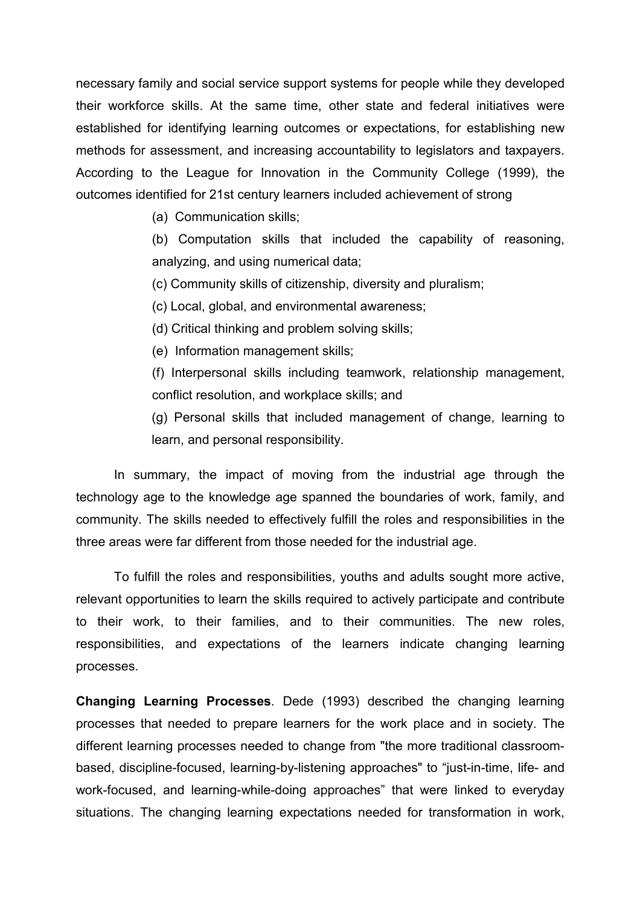necessary family and social service support systems for people while they developed their workforce skills. At the same time, other state and federal initiatives were established for identifying learning outcomes or expectations, for establishing new methods for assessment, and increasing accountability to legislators and taxpayers. According to the League for Innovation in the Community College (1999), the outcomes identified for 21st century learners included achievement of strong

> (a) Communication skills;
>
> (b) Computation skills that included the capability of reasoning, analyzing, and using numerical data;
>
> (c) Community skills of citizenship, diversity and pluralism;
>
> (c) Local, global, and environmental awareness;
>
> (d) Critical thinking and problem solving skills;
>
> (e) Information management skills;
>
> (f) Interpersonal skills including teamwork, relationship management, conflict resolution, and workplace skills; and
>
> (g) Personal skills that included management of change, learning to learn, and personal responsibility.

In summary, the impact of moving from the industrial age through the technology age to the knowledge age spanned the boundaries of work, family, and community. The skills needed to effectively fulfill the roles and responsibilities in the three areas were far different from those needed for the industrial age.

To fulfill the roles and responsibilities, youths and adults sought more active, relevant opportunities to learn the skills required to actively participate and contribute to their work, to their families, and to their communities. The new roles, responsibilities, and expectations of the learners indicate changing learning processes.

**Changing Learning Processes**. Dede (1993) described the changing learning processes that needed to prepare learners for the work place and in society. The different learning processes needed to change from "the more traditional classroom-based, discipline-focused, learning-by-listening approaches" to "just-in-time, life- and work-focused, and learning-while-doing approaches" that were linked to everyday situations. The changing learning expectations needed for transformation in work,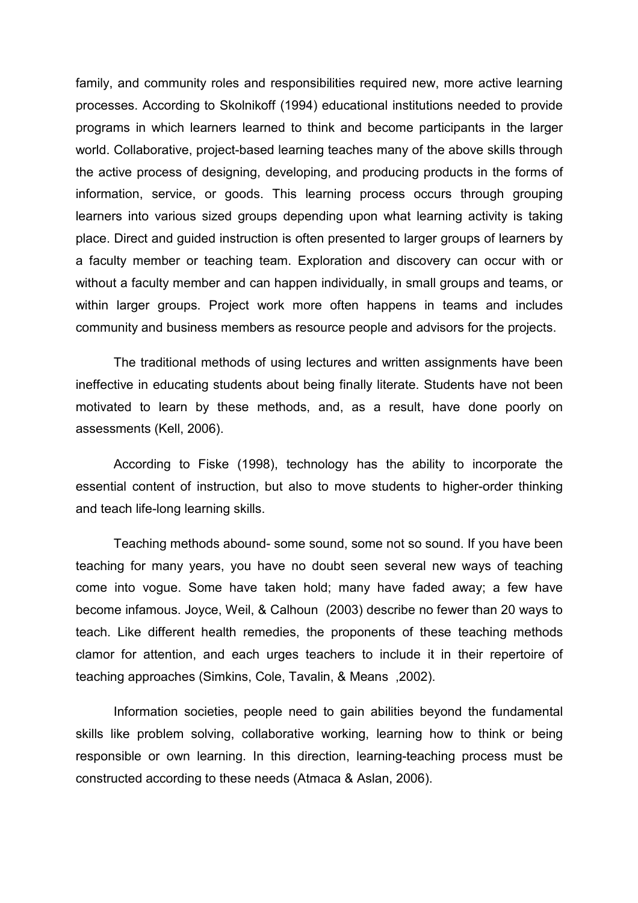family, and community roles and responsibilities required new, more active learning processes. According to Skolnikoff (1994) educational institutions needed to provide programs in which learners learned to think and become participants in the larger world. Collaborative, project-based learning teaches many of the above skills through the active process of designing, developing, and producing products in the forms of information, service, or goods. This learning process occurs through grouping learners into various sized groups depending upon what learning activity is taking place. Direct and guided instruction is often presented to larger groups of learners by a faculty member or teaching team. Exploration and discovery can occur with or without a faculty member and can happen individually, in small groups and teams, or within larger groups. Project work more often happens in teams and includes community and business members as resource people and advisors for the projects.

The traditional methods of using lectures and written assignments have been ineffective in educating students about being finally literate. Students have not been motivated to learn by these methods, and, as a result, have done poorly on assessments (Kell, 2006).

According to Fiske (1998), technology has the ability to incorporate the essential content of instruction, but also to move students to higher-order thinking and teach life-long learning skills.

Teaching methods abound- some sound, some not so sound. If you have been teaching for many years, you have no doubt seen several new ways of teaching come into vogue. Some have taken hold; many have faded away; a few have become infamous. Joyce, Weil, & Calhoun (2003) describe no fewer than 20 ways to teach. Like different health remedies, the proponents of these teaching methods clamor for attention, and each urges teachers to include it in their repertoire of teaching approaches (Simkins, Cole, Tavalin, & Means ,2002).

Information societies, people need to gain abilities beyond the fundamental skills like problem solving, collaborative working, learning how to think or being responsible or own learning. In this direction, learning-teaching process must be constructed according to these needs (Atmaca & Aslan, 2006).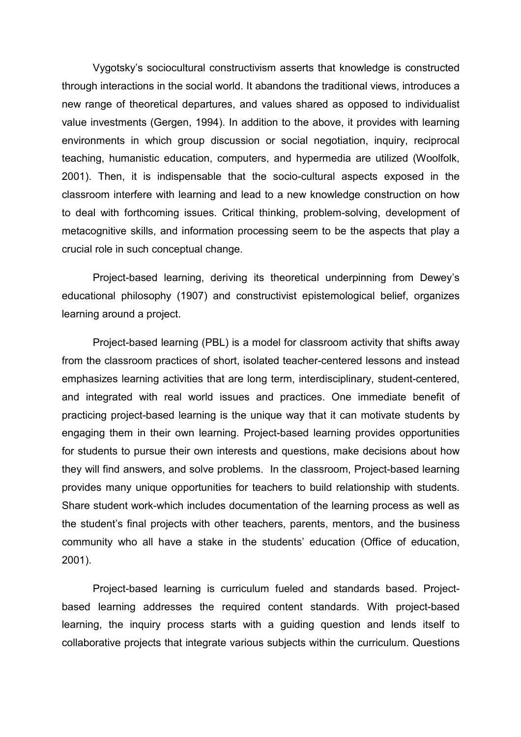Vygotsky's sociocultural constructivism asserts that knowledge is constructed through interactions in the social world. It abandons the traditional views, introduces a new range of theoretical departures, and values shared as opposed to individualist value investments (Gergen, 1994). In addition to the above, it provides with learning environments in which group discussion or social negotiation, inquiry, reciprocal teaching, humanistic education, computers, and hypermedia are utilized (Woolfolk, 2001). Then, it is indispensable that the socio-cultural aspects exposed in the classroom interfere with learning and lead to a new knowledge construction on how to deal with forthcoming issues. Critical thinking, problem-solving, development of metacognitive skills, and information processing seem to be the aspects that play a crucial role in such conceptual change.

Project-based learning, deriving its theoretical underpinning from Dewey's educational philosophy (1907) and constructivist epistemological belief, organizes learning around a project.

Project-based learning (PBL) is a model for classroom activity that shifts away from the classroom practices of short, isolated teacher-centered lessons and instead emphasizes learning activities that are long term, interdisciplinary, student-centered, and integrated with real world issues and practices. One immediate benefit of practicing project-based learning is the unique way that it can motivate students by engaging them in their own learning. Project-based learning provides opportunities for students to pursue their own interests and questions, make decisions about how they will find answers, and solve problems. In the classroom, Project-based learning provides many unique opportunities for teachers to build relationship with students. Share student work-which includes documentation of the learning process as well as the student's final projects with other teachers, parents, mentors, and the business community who all have a stake in the students' education (Office of education, 2001).

Project-based learning is curriculum fueled and standards based. Project-based learning addresses the required content standards. With project-based learning, the inquiry process starts with a guiding question and lends itself to collaborative projects that integrate various subjects within the curriculum. Questions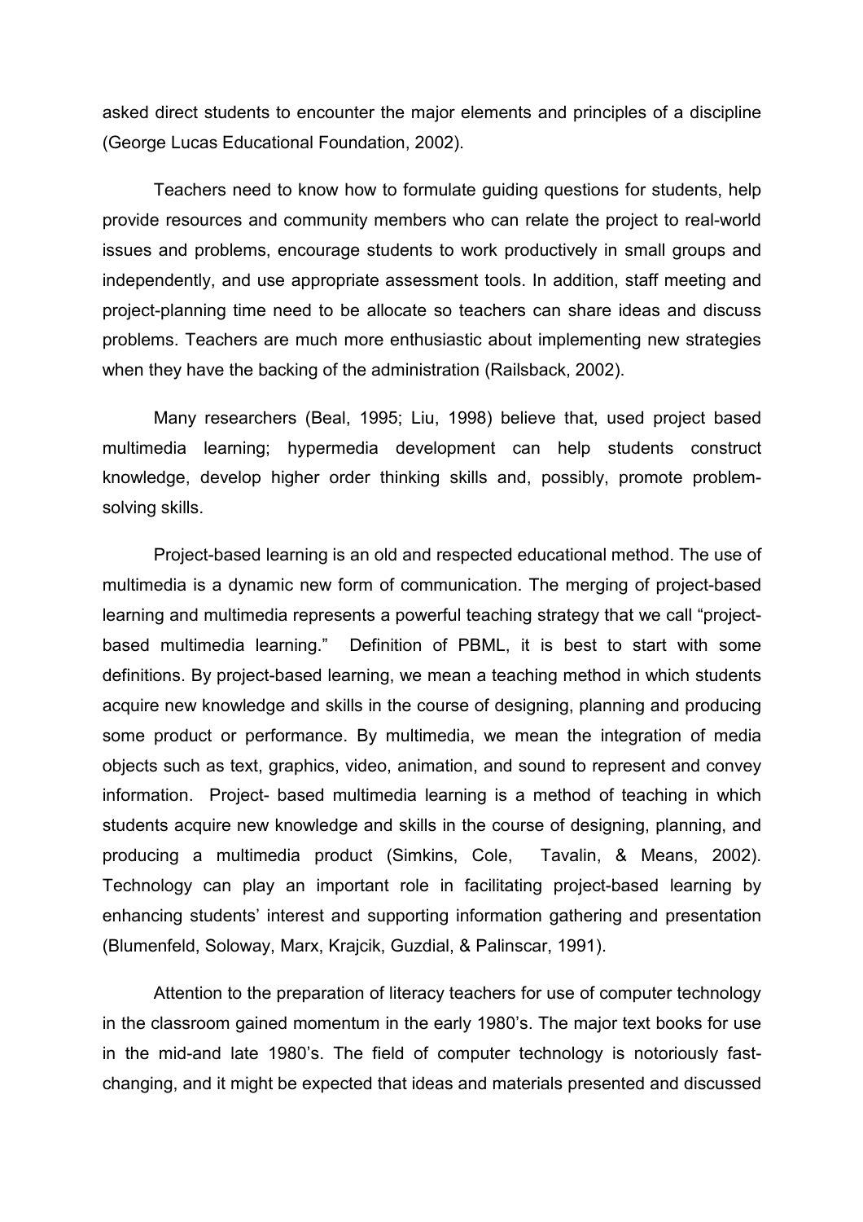asked direct students to encounter the major elements and principles of a discipline (George Lucas Educational Foundation, 2002).

Teachers need to know how to formulate guiding questions for students, help provide resources and community members who can relate the project to real-world issues and problems, encourage students to work productively in small groups and independently, and use appropriate assessment tools. In addition, staff meeting and project-planning time need to be allocate so teachers can share ideas and discuss problems. Teachers are much more enthusiastic about implementing new strategies when they have the backing of the administration (Railsback, 2002).

Many researchers (Beal, 1995; Liu, 1998) believe that, used project based multimedia learning; hypermedia development can help students construct knowledge, develop higher order thinking skills and, possibly, promote problem-solving skills.

Project-based learning is an old and respected educational method. The use of multimedia is a dynamic new form of communication. The merging of project-based learning and multimedia represents a powerful teaching strategy that we call "project-based multimedia learning." Definition of PBML, it is best to start with some definitions. By project-based learning, we mean a teaching method in which students acquire new knowledge and skills in the course of designing, planning and producing some product or performance. By multimedia, we mean the integration of media objects such as text, graphics, video, animation, and sound to represent and convey information. Project- based multimedia learning is a method of teaching in which students acquire new knowledge and skills in the course of designing, planning, and producing a multimedia product (Simkins, Cole, Tavalin, & Means, 2002). Technology can play an important role in facilitating project-based learning by enhancing students' interest and supporting information gathering and presentation (Blumenfeld, Soloway, Marx, Krajcik, Guzdial, & Palinscar, 1991).

Attention to the preparation of literacy teachers for use of computer technology in the classroom gained momentum in the early 1980's. The major text books for use in the mid-and late 1980's. The field of computer technology is notoriously fast-changing, and it might be expected that ideas and materials presented and discussed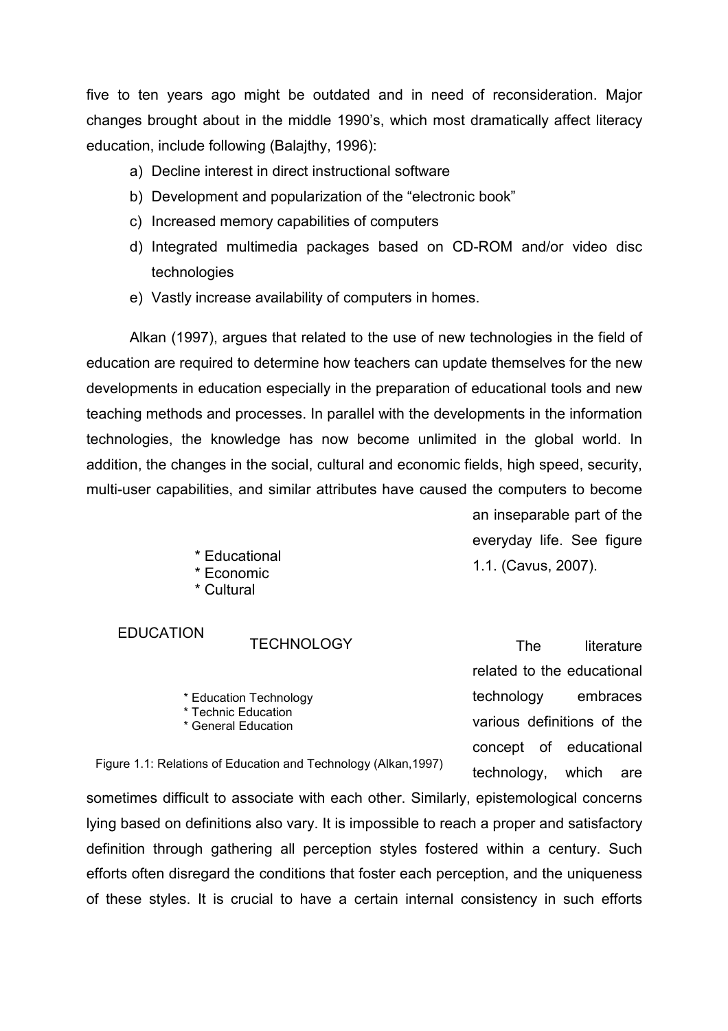five to ten years ago might be outdated and in need of reconsideration. Major changes brought about in the middle 1990's, which most dramatically affect literacy education, include following (Balajthy, 1996):

a) Decline interest in direct instructional software
b) Development and popularization of the "electronic book"
c) Increased memory capabilities of computers
d) Integrated multimedia packages based on CD-ROM and/or video disc technologies
e) Vastly increase availability of computers in homes.

Alkan (1997), argues that related to the use of new technologies in the field of education are required to determine how teachers can update themselves for the new developments in education especially in the preparation of educational tools and new teaching methods and processes. In parallel with the developments in the information technologies, the knowledge has now become unlimited in the global world. In addition, the changes in the social, cultural and economic fields, high speed, security, multi-user capabilities, and similar attributes have caused the computers to become an inseparable part of the everyday life. See figure 1.1. (Cavus, 2007).

* Educational
* Economic
* Cultural

EDUCATION

TECHNOLOGY

* Education Technology
* Technic Education
* General Education

Figure 1.1: Relations of Education and Technology (Alkan,1997)

The literature related to the educational technology embraces various definitions of the concept of educational technology, which are sometimes difficult to associate with each other. Similarly, epistemological concerns lying based on definitions also vary. It is impossible to reach a proper and satisfactory definition through gathering all perception styles fostered within a century. Such efforts often disregard the conditions that foster each perception, and the uniqueness of these styles. It is crucial to have a certain internal consistency in such efforts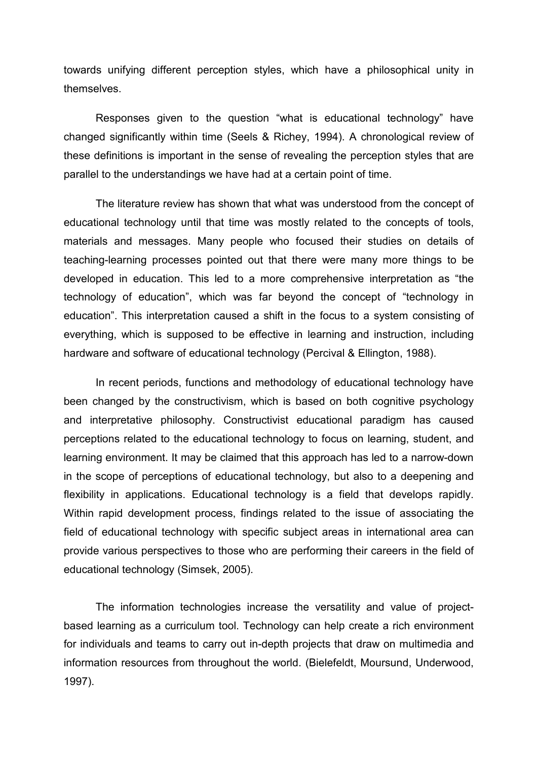towards unifying different perception styles, which have a philosophical unity in themselves.

Responses given to the question “what is educational technology” have changed significantly within time (Seels & Richey, 1994). A chronological review of these definitions is important in the sense of revealing the perception styles that are parallel to the understandings we have had at a certain point of time.

The literature review has shown that what was understood from the concept of educational technology until that time was mostly related to the concepts of tools, materials and messages. Many people who focused their studies on details of teaching-learning processes pointed out that there were many more things to be developed in education. This led to a more comprehensive interpretation as “the technology of education”, which was far beyond the concept of “technology in education”. This interpretation caused a shift in the focus to a system consisting of everything, which is supposed to be effective in learning and instruction, including hardware and software of educational technology (Percival & Ellington, 1988).

In recent periods, functions and methodology of educational technology have been changed by the constructivism, which is based on both cognitive psychology and interpretative philosophy. Constructivist educational paradigm has caused perceptions related to the educational technology to focus on learning, student, and learning environment. It may be claimed that this approach has led to a narrow-down in the scope of perceptions of educational technology, but also to a deepening and flexibility in applications. Educational technology is a field that develops rapidly. Within rapid development process, findings related to the issue of associating the field of educational technology with specific subject areas in international area can provide various perspectives to those who are performing their careers in the field of educational technology (Simsek, 2005).

The information technologies increase the versatility and value of project-based learning as a curriculum tool. Technology can help create a rich environment for individuals and teams to carry out in-depth projects that draw on multimedia and information resources from throughout the world. (Bielefeldt, Moursund, Underwood, 1997).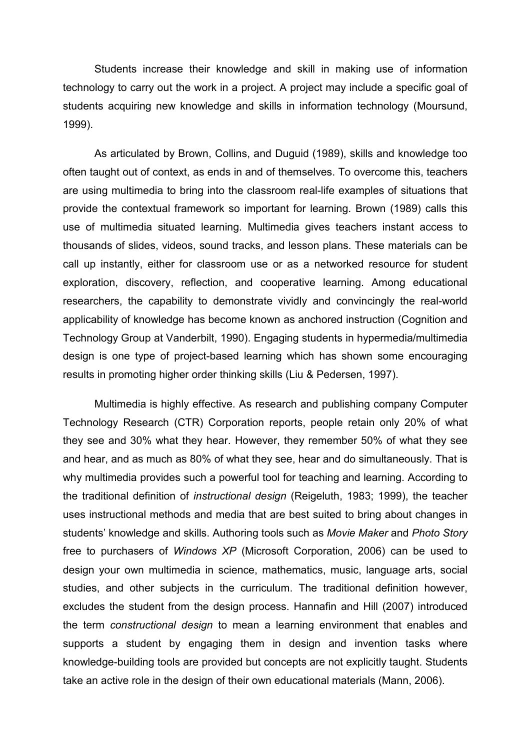Students increase their knowledge and skill in making use of information technology to carry out the work in a project. A project may include a specific goal of students acquiring new knowledge and skills in information technology (Moursund, 1999).

As articulated by Brown, Collins, and Duguid (1989), skills and knowledge too often taught out of context, as ends in and of themselves. To overcome this, teachers are using multimedia to bring into the classroom real-life examples of situations that provide the contextual framework so important for learning. Brown (1989) calls this use of multimedia situated learning. Multimedia gives teachers instant access to thousands of slides, videos, sound tracks, and lesson plans. These materials can be call up instantly, either for classroom use or as a networked resource for student exploration, discovery, reflection, and cooperative learning. Among educational researchers, the capability to demonstrate vividly and convincingly the real-world applicability of knowledge has become known as anchored instruction (Cognition and Technology Group at Vanderbilt, 1990). Engaging students in hypermedia/multimedia design is one type of project-based learning which has shown some encouraging results in promoting higher order thinking skills (Liu & Pedersen, 1997).

Multimedia is highly effective. As research and publishing company Computer Technology Research (CTR) Corporation reports, people retain only 20% of what they see and 30% what they hear. However, they remember 50% of what they see and hear, and as much as 80% of what they see, hear and do simultaneously. That is why multimedia provides such a powerful tool for teaching and learning. According to the traditional definition of *instructional design* (Reigeluth, 1983; 1999), the teacher uses instructional methods and media that are best suited to bring about changes in students' knowledge and skills. Authoring tools such as *Movie Maker* and *Photo Story* free to purchasers of *Windows XP* (Microsoft Corporation, 2006) can be used to design your own multimedia in science, mathematics, music, language arts, social studies, and other subjects in the curriculum. The traditional definition however, excludes the student from the design process. Hannafin and Hill (2007) introduced the term *constructional design* to mean a learning environment that enables and supports a student by engaging them in design and invention tasks where knowledge-building tools are provided but concepts are not explicitly taught. Students take an active role in the design of their own educational materials (Mann, 2006).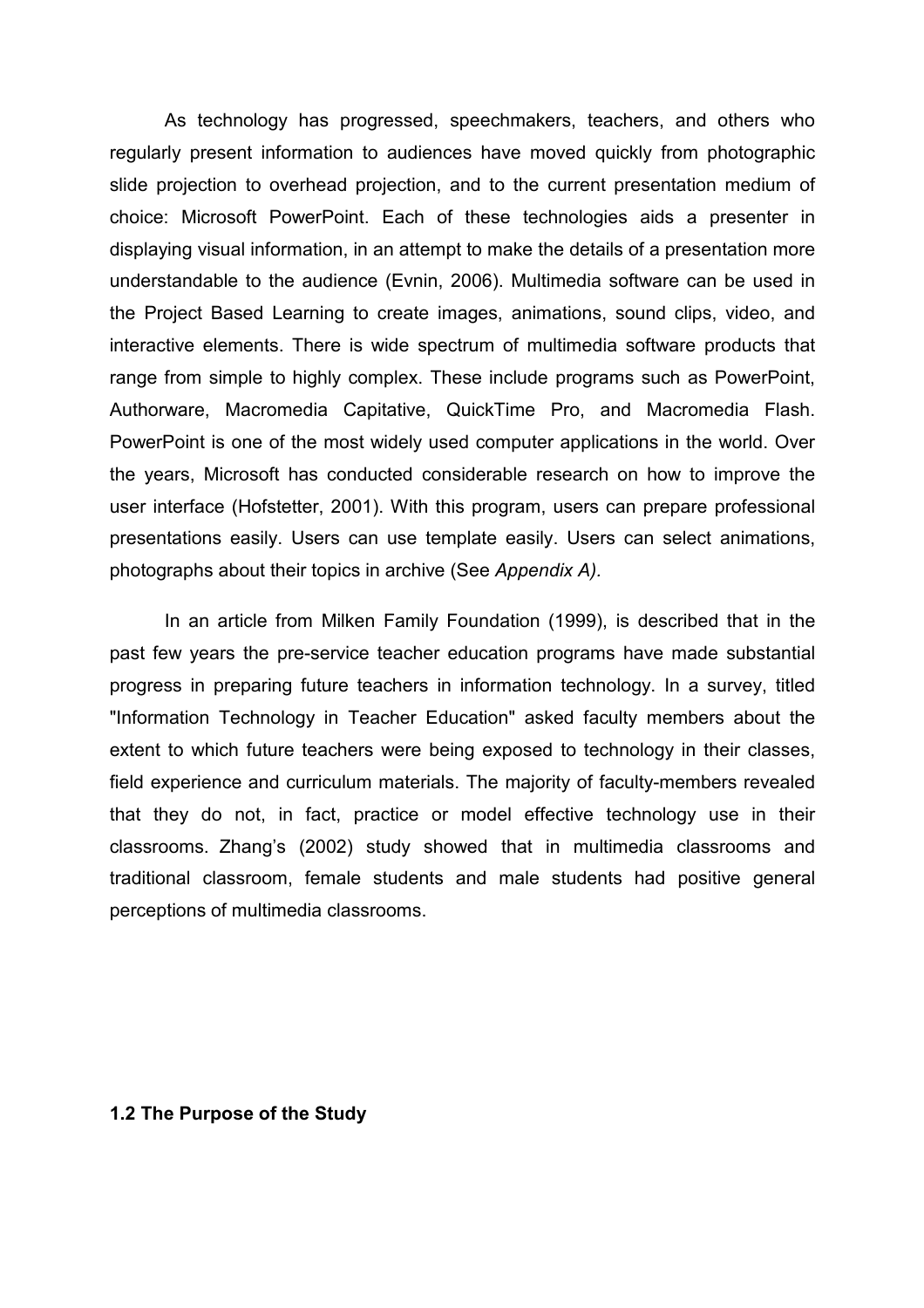As technology has progressed, speechmakers, teachers, and others who regularly present information to audiences have moved quickly from photographic slide projection to overhead projection, and to the current presentation medium of choice: Microsoft PowerPoint. Each of these technologies aids a presenter in displaying visual information, in an attempt to make the details of a presentation more understandable to the audience (Evnin, 2006). Multimedia software can be used in the Project Based Learning to create images, animations, sound clips, video, and interactive elements. There is wide spectrum of multimedia software products that range from simple to highly complex. These include programs such as PowerPoint, Authorware, Macromedia Capitative, QuickTime Pro, and Macromedia Flash. PowerPoint is one of the most widely used computer applications in the world. Over the years, Microsoft has conducted considerable research on how to improve the user interface (Hofstetter, 2001). With this program, users can prepare professional presentations easily. Users can use template easily. Users can select animations, photographs about their topics in archive (See *Appendix A).*

In an article from Milken Family Foundation (1999), is described that in the past few years the pre-service teacher education programs have made substantial progress in preparing future teachers in information technology. In a survey, titled "Information Technology in Teacher Education" asked faculty members about the extent to which future teachers were being exposed to technology in their classes, field experience and curriculum materials. The majority of faculty-members revealed that they do not, in fact, practice or model effective technology use in their classrooms. Zhang's (2002) study showed that in multimedia classrooms and traditional classroom, female students and male students had positive general perceptions of multimedia classrooms.

### 1.2 The Purpose of the Study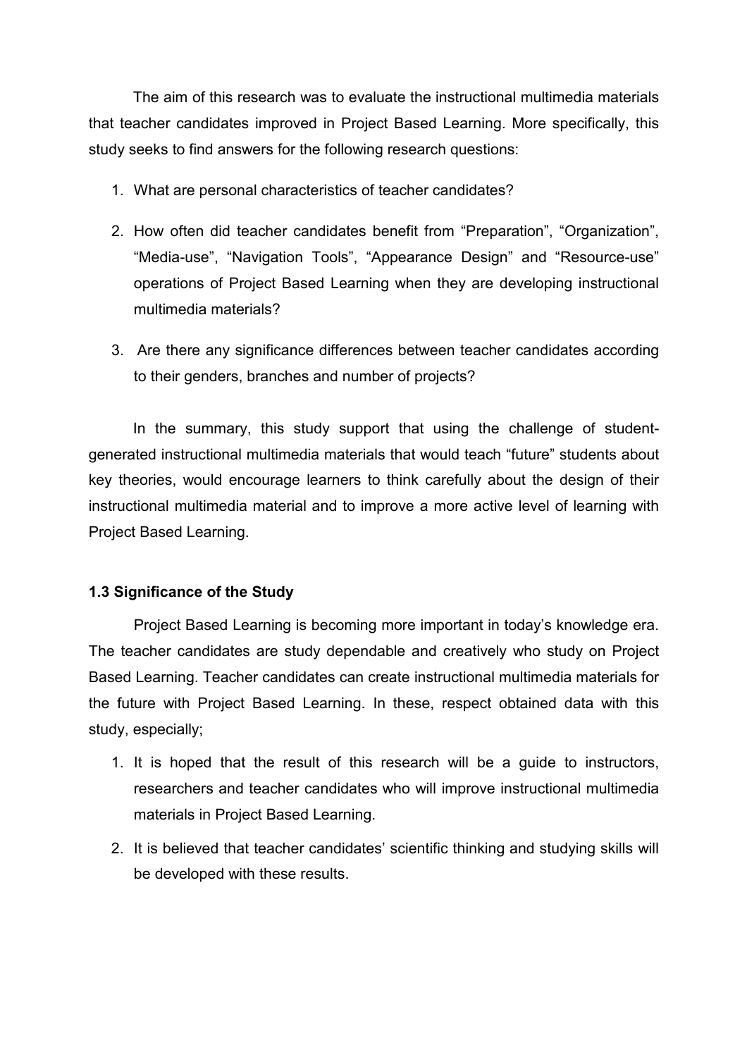The aim of this research was to evaluate the instructional multimedia materials that teacher candidates improved in Project Based Learning. More specifically, this study seeks to find answers for the following research questions:

1. What are personal characteristics of teacher candidates?
2. How often did teacher candidates benefit from “Preparation”, “Organization”, “Media-use”, “Navigation Tools”, “Appearance Design” and “Resource-use” operations of Project Based Learning when they are developing instructional multimedia materials?
3. Are there any significance differences between teacher candidates according to their genders, branches and number of projects?

In the summary, this study support that using the challenge of student-generated instructional multimedia materials that would teach “future” students about key theories, would encourage learners to think carefully about the design of their instructional multimedia material and to improve a more active level of learning with Project Based Learning.

### 1.3 Significance of the Study

Project Based Learning is becoming more important in today’s knowledge era. The teacher candidates are study dependable and creatively who study on Project Based Learning. Teacher candidates can create instructional multimedia materials for the future with Project Based Learning. In these, respect obtained data with this study, especially;

1. It is hoped that the result of this research will be a guide to instructors, researchers and teacher candidates who will improve instructional multimedia materials in Project Based Learning.
2. It is believed that teacher candidates’ scientific thinking and studying skills will be developed with these results.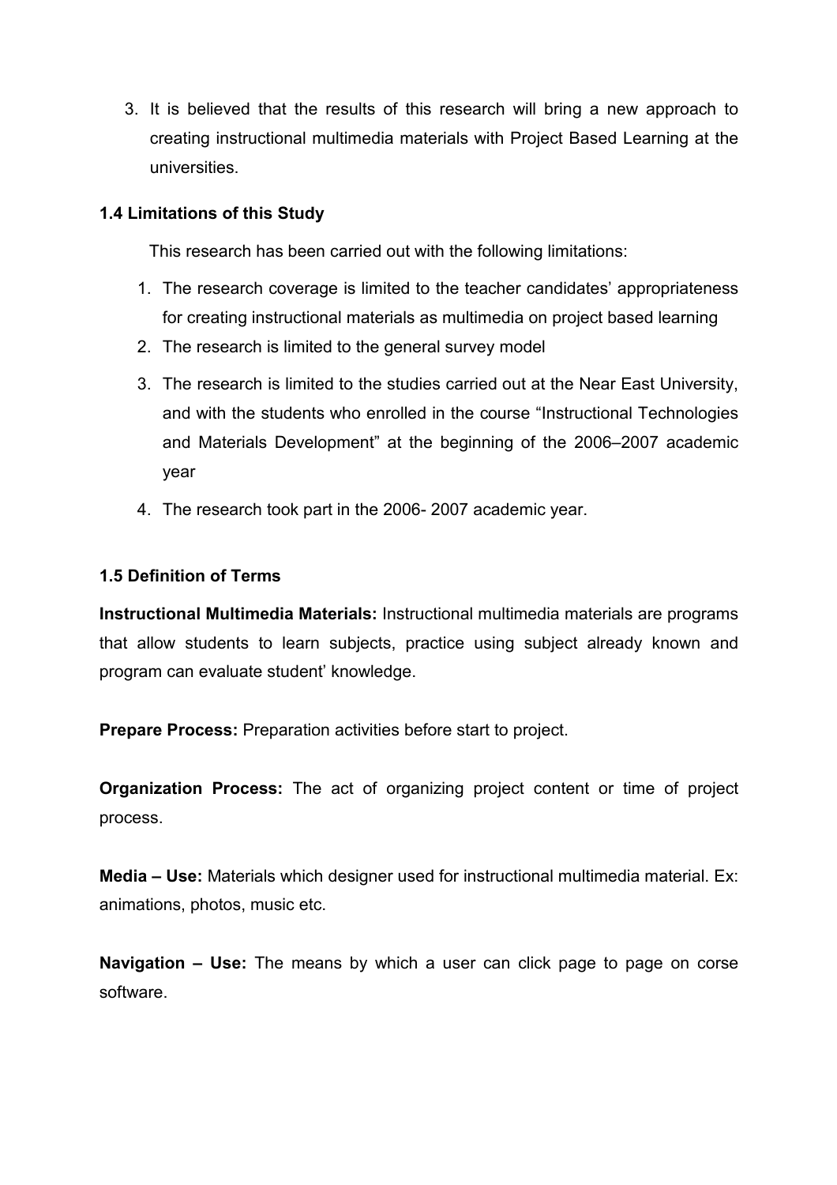3. It is believed that the results of this research will bring a new approach to creating instructional multimedia materials with Project Based Learning at the universities.

### 1.4 Limitations of this Study

This research has been carried out with the following limitations:

1. The research coverage is limited to the teacher candidates' appropriateness for creating instructional materials as multimedia on project based learning
2. The research is limited to the general survey model
3. The research is limited to the studies carried out at the Near East University, and with the students who enrolled in the course "Instructional Technologies and Materials Development" at the beginning of the 2006–2007 academic year
4. The research took part in the 2006- 2007 academic year.

### 1.5 Definition of Terms

**Instructional Multimedia Materials:** Instructional multimedia materials are programs that allow students to learn subjects, practice using subject already known and program can evaluate student' knowledge.

**Prepare Process:** Preparation activities before start to project.

**Organization Process:** The act of organizing project content or time of project process.

**Media – Use:** Materials which designer used for instructional multimedia material. Ex: animations, photos, music etc.

**Navigation – Use:** The means by which a user can click page to page on corse software.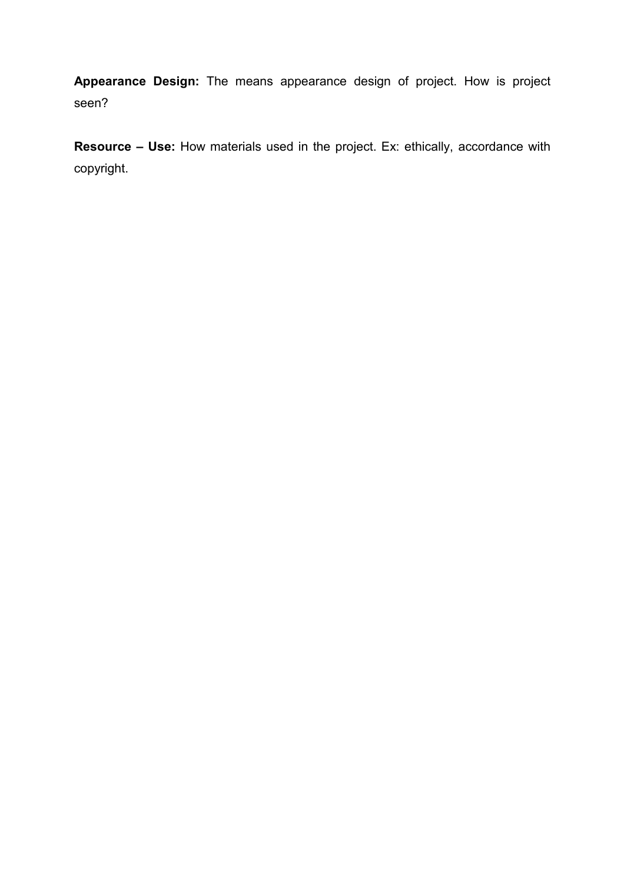**Appearance Design:** The means appearance design of project. How is project seen?

**Resource – Use:** How materials used in the project. Ex: ethically, accordance with copyright.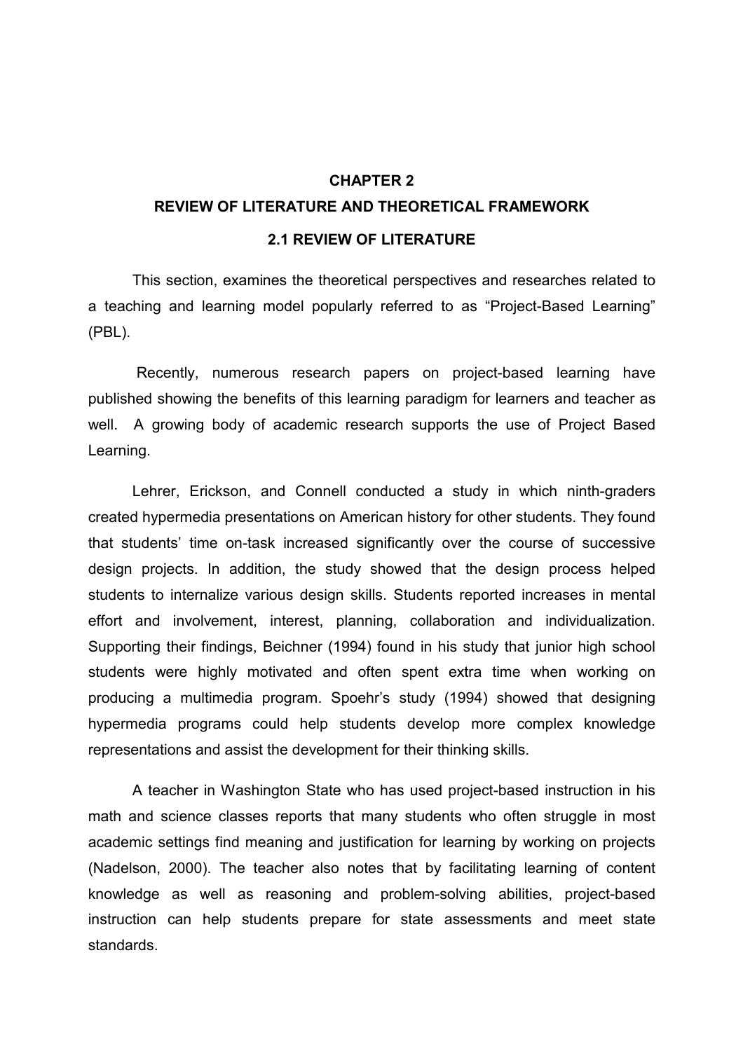# CHAPTER 2

## REVIEW OF LITERATURE AND THEORETICAL FRAMEWORK

### 2.1 REVIEW OF LITERATURE

This section, examines the theoretical perspectives and researches related to a teaching and learning model popularly referred to as "Project-Based Learning" (PBL).

Recently, numerous research papers on project-based learning have published showing the benefits of this learning paradigm for learners and teacher as well. A growing body of academic research supports the use of Project Based Learning.

Lehrer, Erickson, and Connell conducted a study in which ninth-graders created hypermedia presentations on American history for other students. They found that students' time on-task increased significantly over the course of successive design projects. In addition, the study showed that the design process helped students to internalize various design skills. Students reported increases in mental effort and involvement, interest, planning, collaboration and individualization. Supporting their findings, Beichner (1994) found in his study that junior high school students were highly motivated and often spent extra time when working on producing a multimedia program. Spoehr's study (1994) showed that designing hypermedia programs could help students develop more complex knowledge representations and assist the development for their thinking skills.

A teacher in Washington State who has used project-based instruction in his math and science classes reports that many students who often struggle in most academic settings find meaning and justification for learning by working on projects (Nadelson, 2000). The teacher also notes that by facilitating learning of content knowledge as well as reasoning and problem-solving abilities, project-based instruction can help students prepare for state assessments and meet state standards.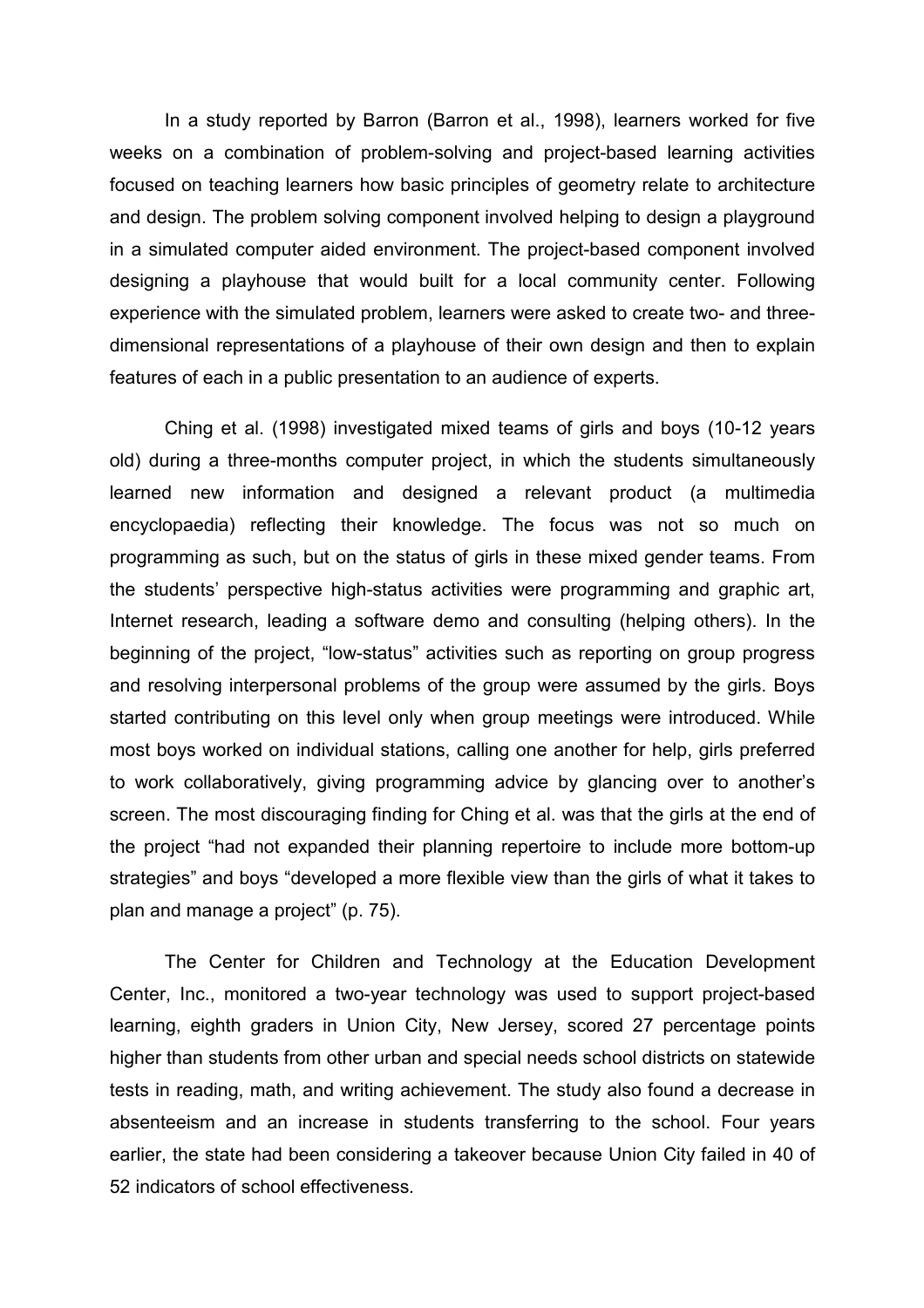In a study reported by Barron (Barron et al., 1998), learners worked for five weeks on a combination of problem-solving and project-based learning activities focused on teaching learners how basic principles of geometry relate to architecture and design. The problem solving component involved helping to design a playground in a simulated computer aided environment. The project-based component involved designing a playhouse that would built for a local community center. Following experience with the simulated problem, learners were asked to create two- and three-dimensional representations of a playhouse of their own design and then to explain features of each in a public presentation to an audience of experts.

Ching et al. (1998) investigated mixed teams of girls and boys (10-12 years old) during a three-months computer project, in which the students simultaneously learned new information and designed a relevant product (a multimedia encyclopaedia) reflecting their knowledge. The focus was not so much on programming as such, but on the status of girls in these mixed gender teams. From the students' perspective high-status activities were programming and graphic art, Internet research, leading a software demo and consulting (helping others). In the beginning of the project, "low-status" activities such as reporting on group progress and resolving interpersonal problems of the group were assumed by the girls. Boys started contributing on this level only when group meetings were introduced. While most boys worked on individual stations, calling one another for help, girls preferred to work collaboratively, giving programming advice by glancing over to another's screen. The most discouraging finding for Ching et al. was that the girls at the end of the project "had not expanded their planning repertoire to include more bottom-up strategies" and boys "developed a more flexible view than the girls of what it takes to plan and manage a project" (p. 75).

The Center for Children and Technology at the Education Development Center, Inc., monitored a two-year technology was used to support project-based learning, eighth graders in Union City, New Jersey, scored 27 percentage points higher than students from other urban and special needs school districts on statewide tests in reading, math, and writing achievement. The study also found a decrease in absenteeism and an increase in students transferring to the school. Four years earlier, the state had been considering a takeover because Union City failed in 40 of 52 indicators of school effectiveness.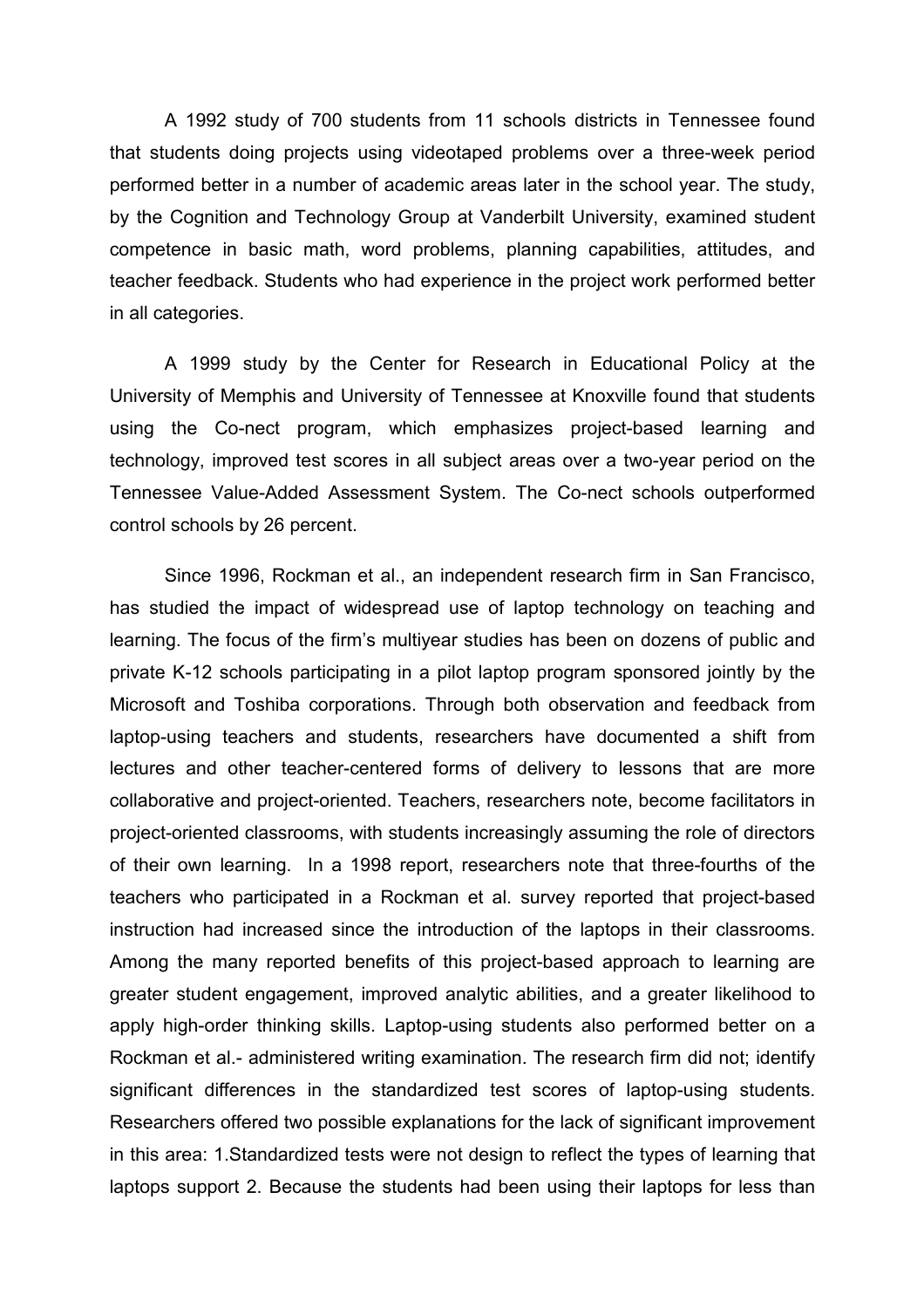A 1992 study of 700 students from 11 schools districts in Tennessee found that students doing projects using videotaped problems over a three-week period performed better in a number of academic areas later in the school year. The study, by the Cognition and Technology Group at Vanderbilt University, examined student competence in basic math, word problems, planning capabilities, attitudes, and teacher feedback. Students who had experience in the project work performed better in all categories.

A 1999 study by the Center for Research in Educational Policy at the University of Memphis and University of Tennessee at Knoxville found that students using the Co-nect program, which emphasizes project-based learning and technology, improved test scores in all subject areas over a two-year period on the Tennessee Value-Added Assessment System. The Co-nect schools outperformed control schools by 26 percent.

Since 1996, Rockman et al., an independent research firm in San Francisco, has studied the impact of widespread use of laptop technology on teaching and learning. The focus of the firm's multiyear studies has been on dozens of public and private K-12 schools participating in a pilot laptop program sponsored jointly by the Microsoft and Toshiba corporations. Through both observation and feedback from laptop-using teachers and students, researchers have documented a shift from lectures and other teacher-centered forms of delivery to lessons that are more collaborative and project-oriented. Teachers, researchers note, become facilitators in project-oriented classrooms, with students increasingly assuming the role of directors of their own learning. In a 1998 report, researchers note that three-fourths of the teachers who participated in a Rockman et al. survey reported that project-based instruction had increased since the introduction of the laptops in their classrooms. Among the many reported benefits of this project-based approach to learning are greater student engagement, improved analytic abilities, and a greater likelihood to apply high-order thinking skills. Laptop-using students also performed better on a Rockman et al.- administered writing examination. The research firm did not; identify significant differences in the standardized test scores of laptop-using students. Researchers offered two possible explanations for the lack of significant improvement in this area: 1.Standardized tests were not design to reflect the types of learning that laptops support 2. Because the students had been using their laptops for less than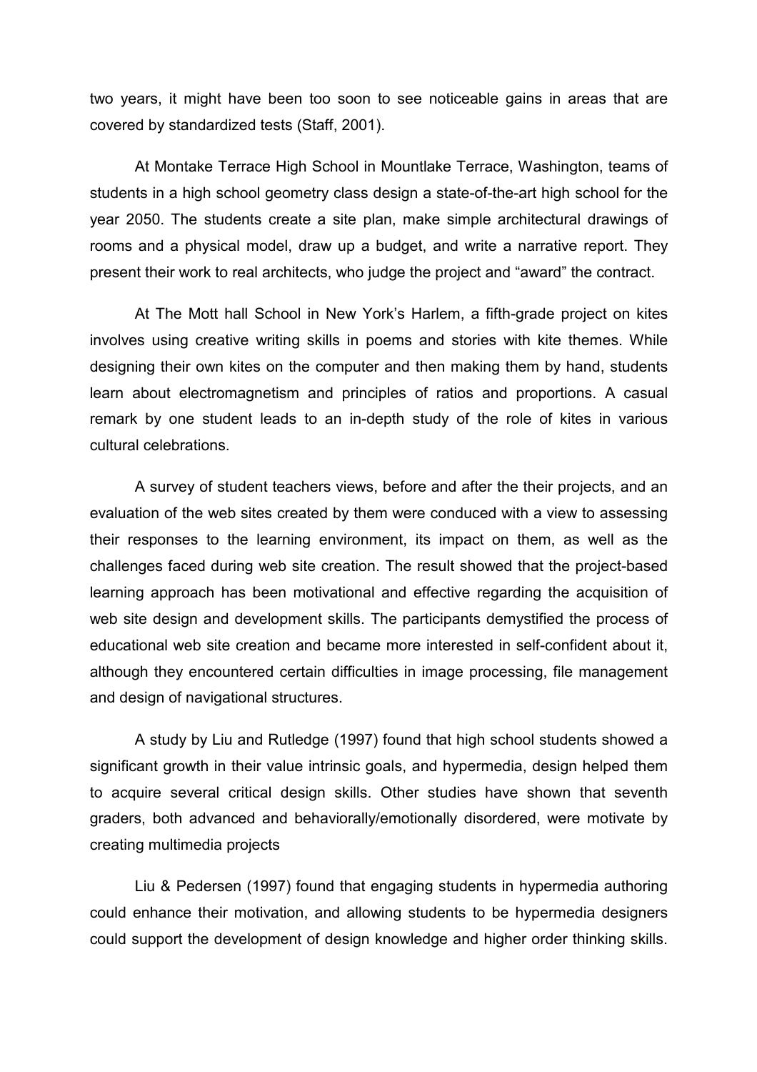two years, it might have been too soon to see noticeable gains in areas that are covered by standardized tests (Staff, 2001).

At Montake Terrace High School in Mountlake Terrace, Washington, teams of students in a high school geometry class design a state-of-the-art high school for the year 2050. The students create a site plan, make simple architectural drawings of rooms and a physical model, draw up a budget, and write a narrative report. They present their work to real architects, who judge the project and "award" the contract.

At The Mott hall School in New York's Harlem, a fifth-grade project on kites involves using creative writing skills in poems and stories with kite themes. While designing their own kites on the computer and then making them by hand, students learn about electromagnetism and principles of ratios and proportions. A casual remark by one student leads to an in-depth study of the role of kites in various cultural celebrations.

A survey of student teachers views, before and after the their projects, and an evaluation of the web sites created by them were conduced with a view to assessing their responses to the learning environment, its impact on them, as well as the challenges faced during web site creation. The result showed that the project-based learning approach has been motivational and effective regarding the acquisition of web site design and development skills. The participants demystified the process of educational web site creation and became more interested in self-confident about it, although they encountered certain difficulties in image processing, file management and design of navigational structures.

A study by Liu and Rutledge (1997) found that high school students showed a significant growth in their value intrinsic goals, and hypermedia, design helped them to acquire several critical design skills. Other studies have shown that seventh graders, both advanced and behaviorally/emotionally disordered, were motivate by creating multimedia projects

Liu & Pedersen (1997) found that engaging students in hypermedia authoring could enhance their motivation, and allowing students to be hypermedia designers could support the development of design knowledge and higher order thinking skills.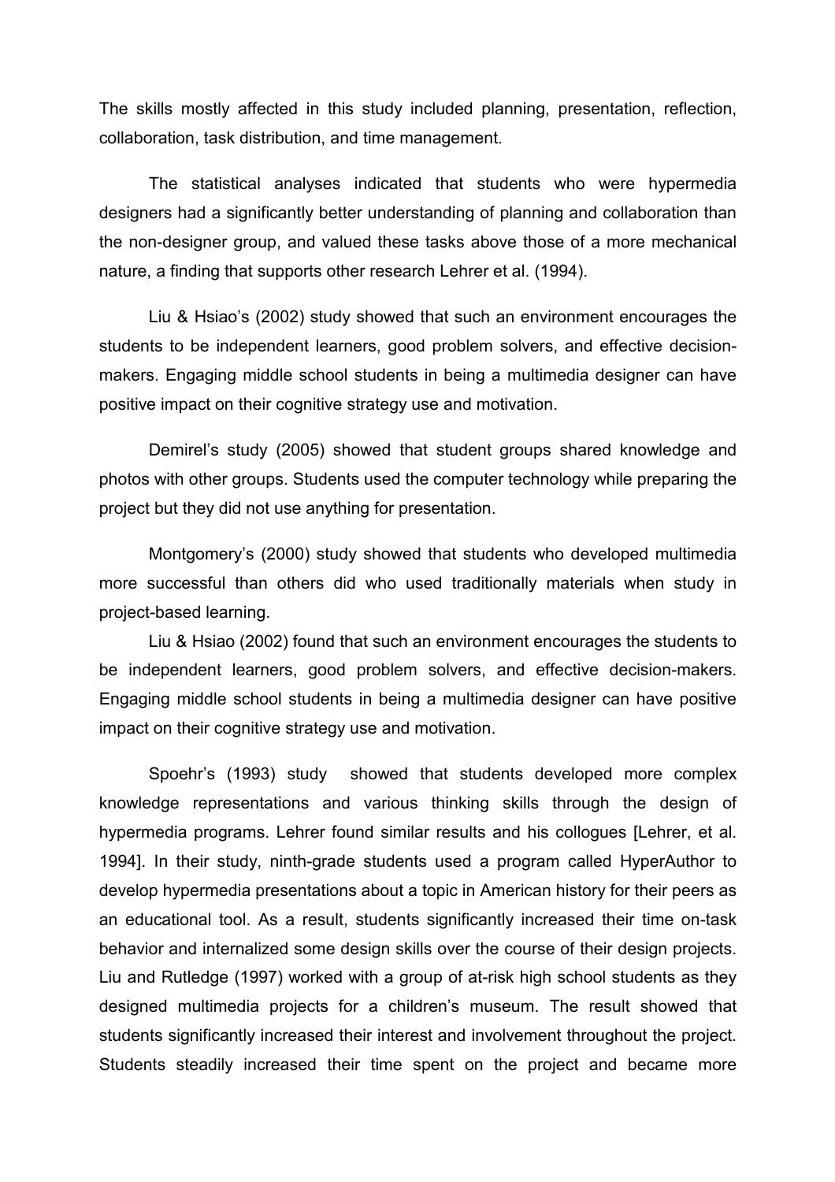The skills mostly affected in this study included planning, presentation, reflection, collaboration, task distribution, and time management.

The statistical analyses indicated that students who were hypermedia designers had a significantly better understanding of planning and collaboration than the non-designer group, and valued these tasks above those of a more mechanical nature, a finding that supports other research Lehrer et al. (1994).

Liu & Hsiao's (2002) study showed that such an environment encourages the students to be independent learners, good problem solvers, and effective decision-makers. Engaging middle school students in being a multimedia designer can have positive impact on their cognitive strategy use and motivation.

Demirel's study (2005) showed that student groups shared knowledge and photos with other groups. Students used the computer technology while preparing the project but they did not use anything for presentation.

Montgomery's (2000) study showed that students who developed multimedia more successful than others did who used traditionally materials when study in project-based learning.

Liu & Hsiao (2002) found that such an environment encourages the students to be independent learners, good problem solvers, and effective decision-makers. Engaging middle school students in being a multimedia designer can have positive impact on their cognitive strategy use and motivation.

Spoehr's (1993) study showed that students developed more complex knowledge representations and various thinking skills through the design of hypermedia programs. Lehrer found similar results and his collogues [Lehrer, et al. 1994]. In their study, ninth-grade students used a program called HyperAuthor to develop hypermedia presentations about a topic in American history for their peers as an educational tool. As a result, students significantly increased their time on-task behavior and internalized some design skills over the course of their design projects. Liu and Rutledge (1997) worked with a group of at-risk high school students as they designed multimedia projects for a children's museum. The result showed that students significantly increased their interest and involvement throughout the project. Students steadily increased their time spent on the project and became more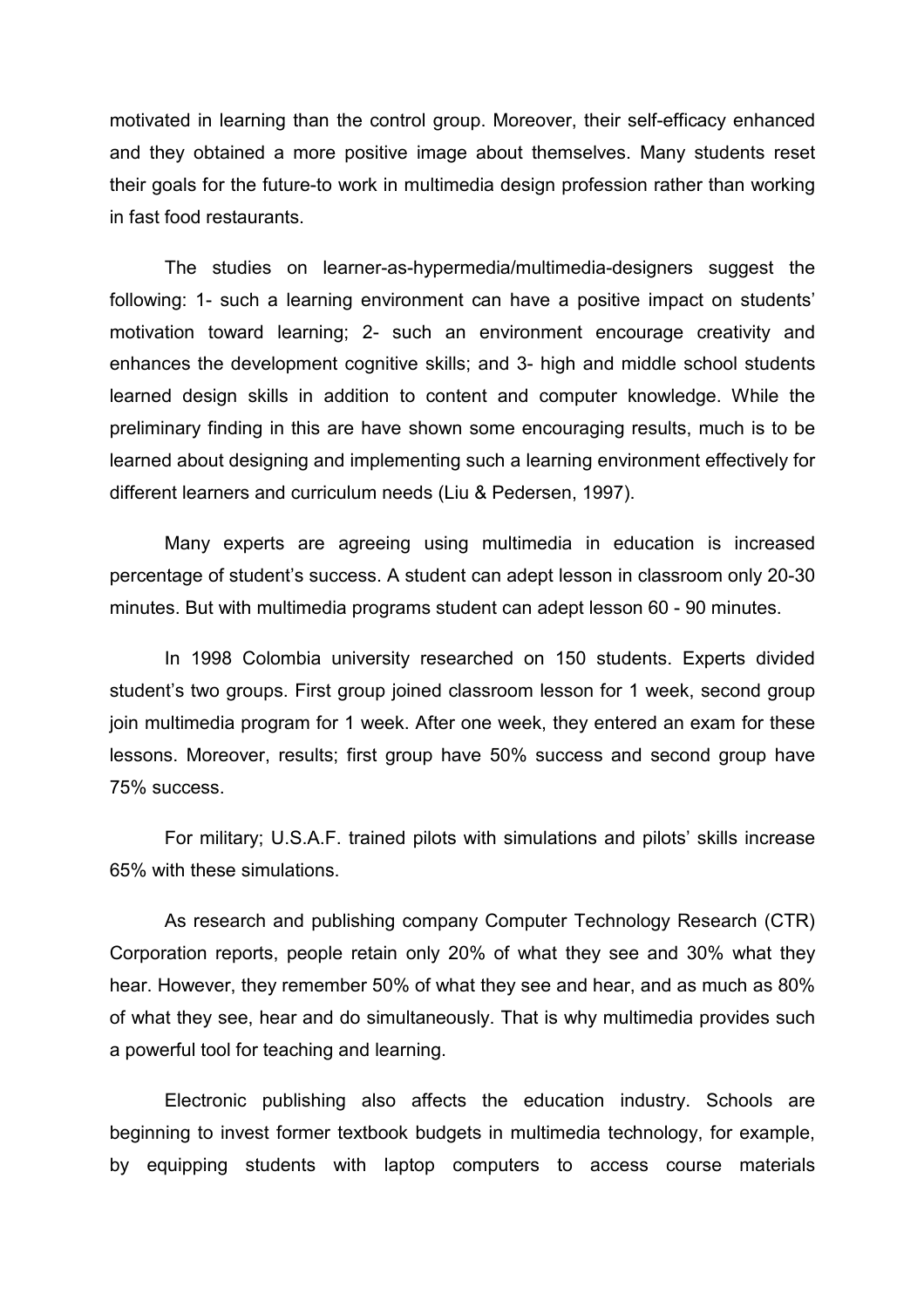motivated in learning than the control group. Moreover, their self-efficacy enhanced and they obtained a more positive image about themselves. Many students reset their goals for the future-to work in multimedia design profession rather than working in fast food restaurants.

The studies on learner-as-hypermedia/multimedia-designers suggest the following: 1- such a learning environment can have a positive impact on students' motivation toward learning; 2- such an environment encourage creativity and enhances the development cognitive skills; and 3- high and middle school students learned design skills in addition to content and computer knowledge. While the preliminary finding in this are have shown some encouraging results, much is to be learned about designing and implementing such a learning environment effectively for different learners and curriculum needs (Liu & Pedersen, 1997).

Many experts are agreeing using multimedia in education is increased percentage of student's success. A student can adept lesson in classroom only 20-30 minutes. But with multimedia programs student can adept lesson 60 - 90 minutes.

In 1998 Colombia university researched on 150 students. Experts divided student's two groups. First group joined classroom lesson for 1 week, second group join multimedia program for 1 week. After one week, they entered an exam for these lessons. Moreover, results; first group have 50% success and second group have 75% success.

For military; U.S.A.F. trained pilots with simulations and pilots' skills increase 65% with these simulations.

As research and publishing company Computer Technology Research (CTR) Corporation reports, people retain only 20% of what they see and 30% what they hear. However, they remember 50% of what they see and hear, and as much as 80% of what they see, hear and do simultaneously. That is why multimedia provides such a powerful tool for teaching and learning.

Electronic publishing also affects the education industry. Schools are beginning to invest former textbook budgets in multimedia technology, for example, by equipping students with laptop computers to access course materials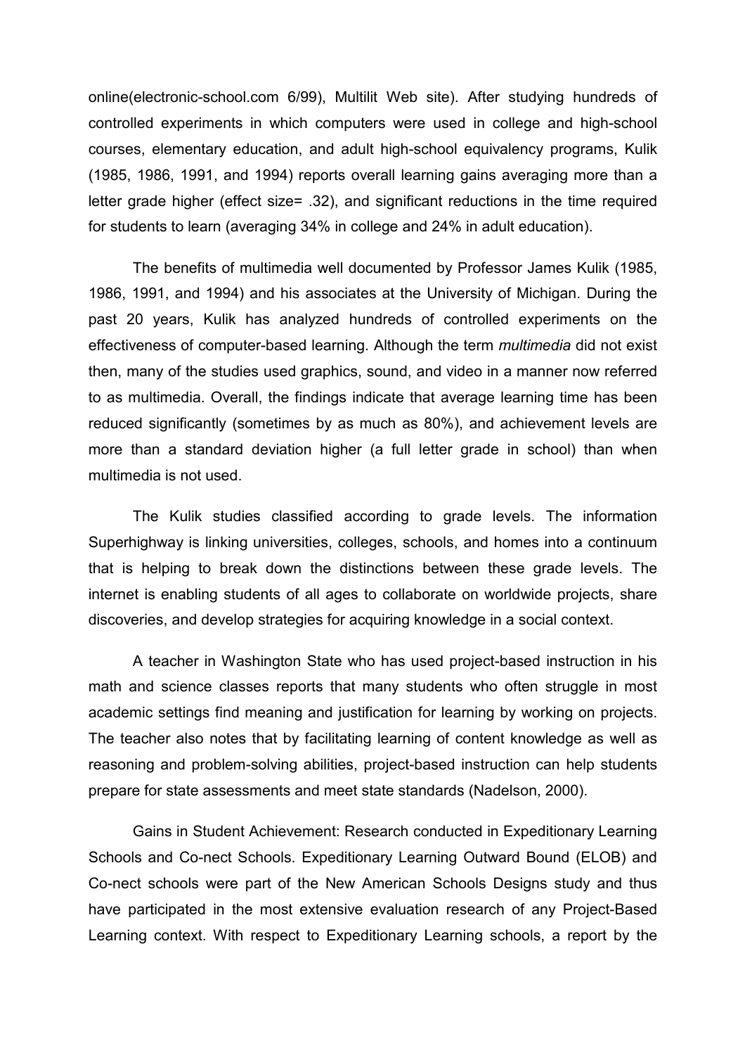online(electronic-school.com 6/99), Multilit Web site). After studying hundreds of controlled experiments in which computers were used in college and high-school courses, elementary education, and adult high-school equivalency programs, Kulik (1985, 1986, 1991, and 1994) reports overall learning gains averaging more than a letter grade higher (effect size= .32), and significant reductions in the time required for students to learn (averaging 34% in college and 24% in adult education).

The benefits of multimedia well documented by Professor James Kulik (1985, 1986, 1991, and 1994) and his associates at the University of Michigan. During the past 20 years, Kulik has analyzed hundreds of controlled experiments on the effectiveness of computer-based learning. Although the term *multimedia* did not exist then, many of the studies used graphics, sound, and video in a manner now referred to as multimedia. Overall, the findings indicate that average learning time has been reduced significantly (sometimes by as much as 80%), and achievement levels are more than a standard deviation higher (a full letter grade in school) than when multimedia is not used.

The Kulik studies classified according to grade levels. The information Superhighway is linking universities, colleges, schools, and homes into a continuum that is helping to break down the distinctions between these grade levels. The internet is enabling students of all ages to collaborate on worldwide projects, share discoveries, and develop strategies for acquiring knowledge in a social context.

A teacher in Washington State who has used project-based instruction in his math and science classes reports that many students who often struggle in most academic settings find meaning and justification for learning by working on projects. The teacher also notes that by facilitating learning of content knowledge as well as reasoning and problem-solving abilities, project-based instruction can help students prepare for state assessments and meet state standards (Nadelson, 2000).

Gains in Student Achievement: Research conducted in Expeditionary Learning Schools and Co-nect Schools. Expeditionary Learning Outward Bound (ELOB) and Co-nect schools were part of the New American Schools Designs study and thus have participated in the most extensive evaluation research of any Project-Based Learning context. With respect to Expeditionary Learning schools, a report by the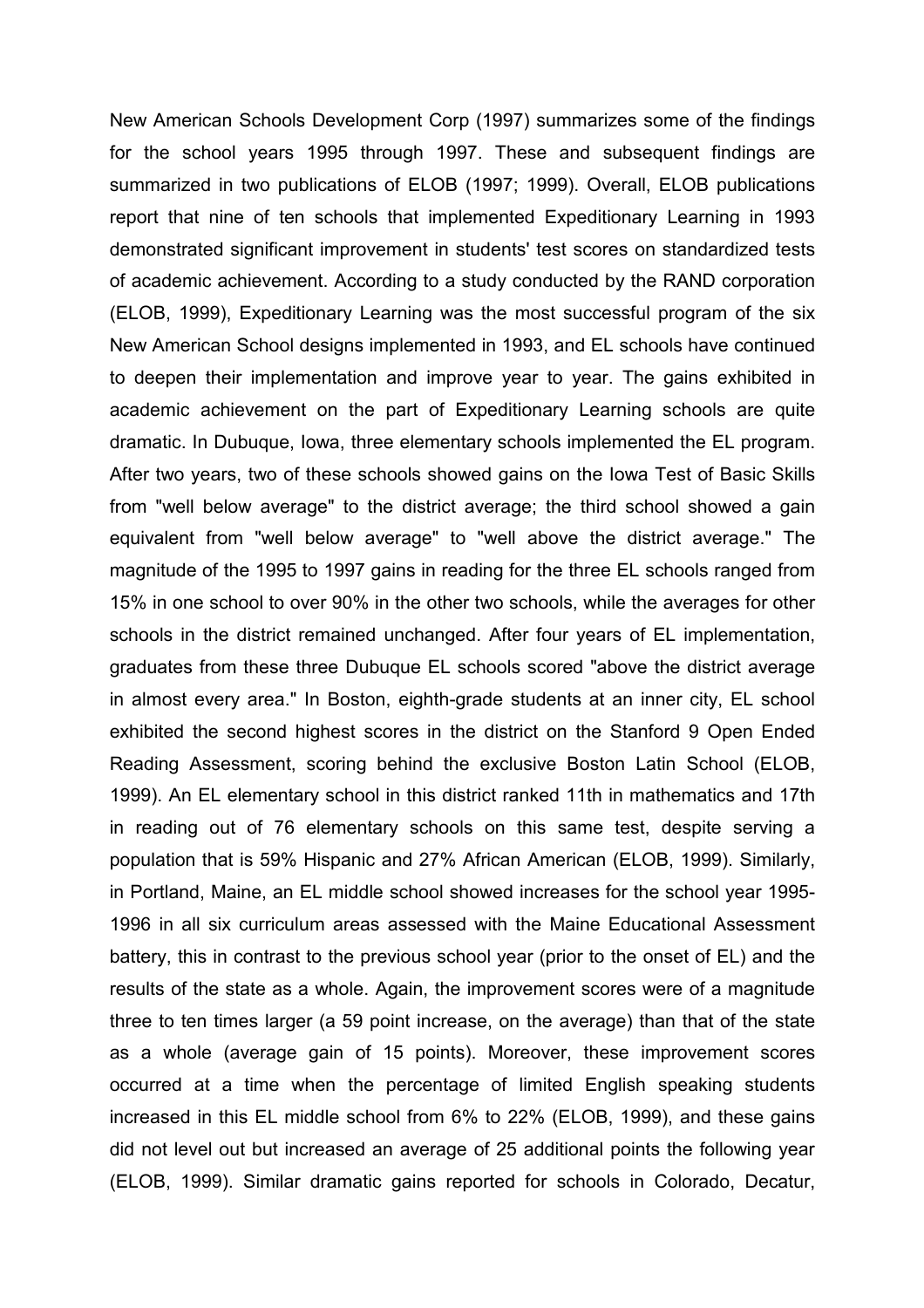New American Schools Development Corp (1997) summarizes some of the findings for the school years 1995 through 1997. These and subsequent findings are summarized in two publications of ELOB (1997; 1999). Overall, ELOB publications report that nine of ten schools that implemented Expeditionary Learning in 1993 demonstrated significant improvement in students' test scores on standardized tests of academic achievement. According to a study conducted by the RAND corporation (ELOB, 1999), Expeditionary Learning was the most successful program of the six New American School designs implemented in 1993, and EL schools have continued to deepen their implementation and improve year to year. The gains exhibited in academic achievement on the part of Expeditionary Learning schools are quite dramatic. In Dubuque, Iowa, three elementary schools implemented the EL program. After two years, two of these schools showed gains on the Iowa Test of Basic Skills from "well below average" to the district average; the third school showed a gain equivalent from "well below average" to "well above the district average." The magnitude of the 1995 to 1997 gains in reading for the three EL schools ranged from 15% in one school to over 90% in the other two schools, while the averages for other schools in the district remained unchanged. After four years of EL implementation, graduates from these three Dubuque EL schools scored "above the district average in almost every area." In Boston, eighth-grade students at an inner city, EL school exhibited the second highest scores in the district on the Stanford 9 Open Ended Reading Assessment, scoring behind the exclusive Boston Latin School (ELOB, 1999). An EL elementary school in this district ranked 11th in mathematics and 17th in reading out of 76 elementary schools on this same test, despite serving a population that is 59% Hispanic and 27% African American (ELOB, 1999). Similarly, in Portland, Maine, an EL middle school showed increases for the school year 1995-1996 in all six curriculum areas assessed with the Maine Educational Assessment battery, this in contrast to the previous school year (prior to the onset of EL) and the results of the state as a whole. Again, the improvement scores were of a magnitude three to ten times larger (a 59 point increase, on the average) than that of the state as a whole (average gain of 15 points). Moreover, these improvement scores occurred at a time when the percentage of limited English speaking students increased in this EL middle school from 6% to 22% (ELOB, 1999), and these gains did not level out but increased an average of 25 additional points the following year (ELOB, 1999). Similar dramatic gains reported for schools in Colorado, Decatur,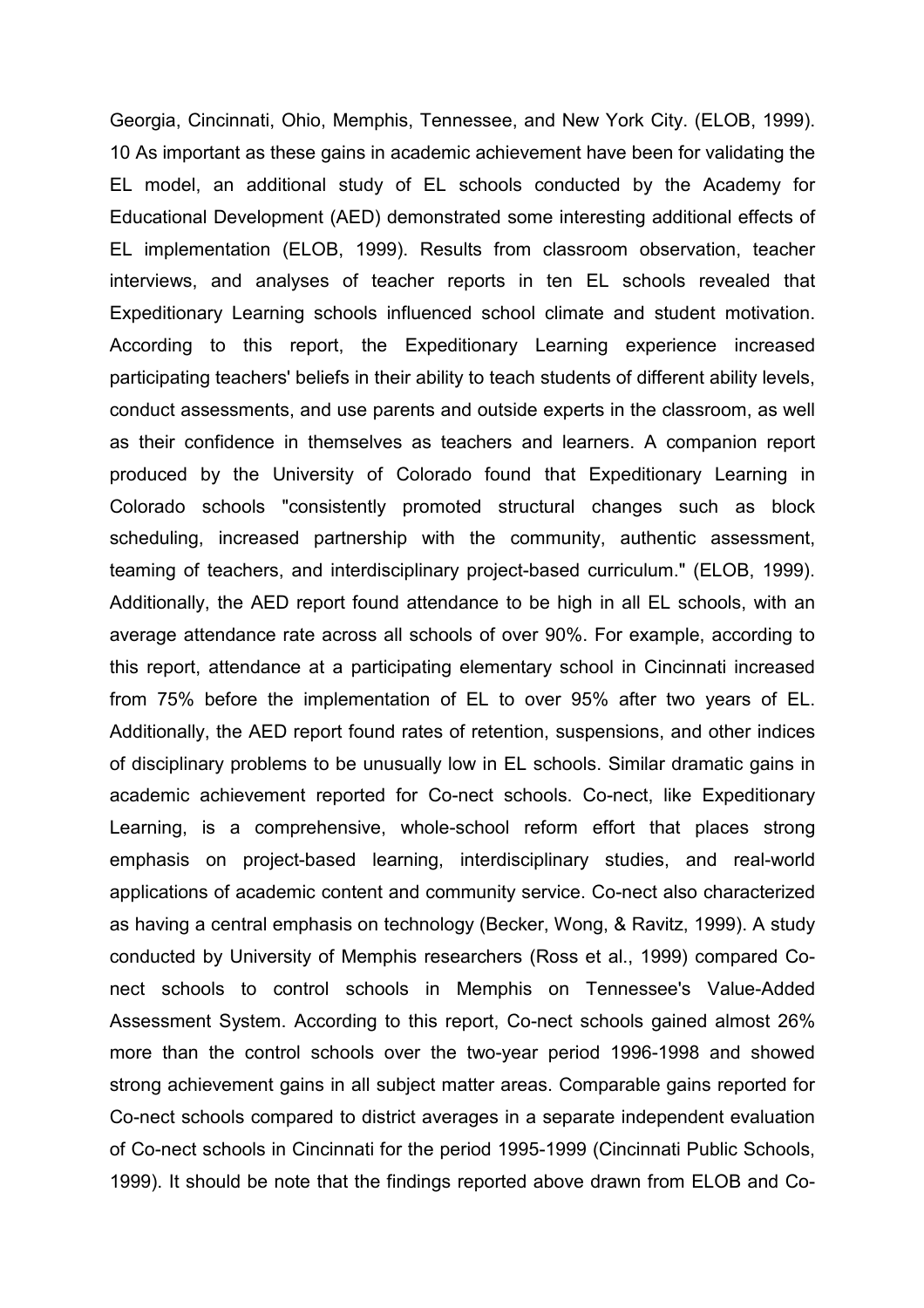Georgia, Cincinnati, Ohio, Memphis, Tennessee, and New York City. (ELOB, 1999). 10 As important as these gains in academic achievement have been for validating the EL model, an additional study of EL schools conducted by the Academy for Educational Development (AED) demonstrated some interesting additional effects of EL implementation (ELOB, 1999). Results from classroom observation, teacher interviews, and analyses of teacher reports in ten EL schools revealed that Expeditionary Learning schools influenced school climate and student motivation. According to this report, the Expeditionary Learning experience increased participating teachers' beliefs in their ability to teach students of different ability levels, conduct assessments, and use parents and outside experts in the classroom, as well as their confidence in themselves as teachers and learners. A companion report produced by the University of Colorado found that Expeditionary Learning in Colorado schools "consistently promoted structural changes such as block scheduling, increased partnership with the community, authentic assessment, teaming of teachers, and interdisciplinary project-based curriculum." (ELOB, 1999). Additionally, the AED report found attendance to be high in all EL schools, with an average attendance rate across all schools of over 90%. For example, according to this report, attendance at a participating elementary school in Cincinnati increased from 75% before the implementation of EL to over 95% after two years of EL. Additionally, the AED report found rates of retention, suspensions, and other indices of disciplinary problems to be unusually low in EL schools. Similar dramatic gains in academic achievement reported for Co-nect schools. Co-nect, like Expeditionary Learning, is a comprehensive, whole-school reform effort that places strong emphasis on project-based learning, interdisciplinary studies, and real-world applications of academic content and community service. Co-nect also characterized as having a central emphasis on technology (Becker, Wong, & Ravitz, 1999). A study conducted by University of Memphis researchers (Ross et al., 1999) compared Co-nect schools to control schools in Memphis on Tennessee's Value-Added Assessment System. According to this report, Co-nect schools gained almost 26% more than the control schools over the two-year period 1996-1998 and showed strong achievement gains in all subject matter areas. Comparable gains reported for Co-nect schools compared to district averages in a separate independent evaluation of Co-nect schools in Cincinnati for the period 1995-1999 (Cincinnati Public Schools, 1999). It should be note that the findings reported above drawn from ELOB and Co-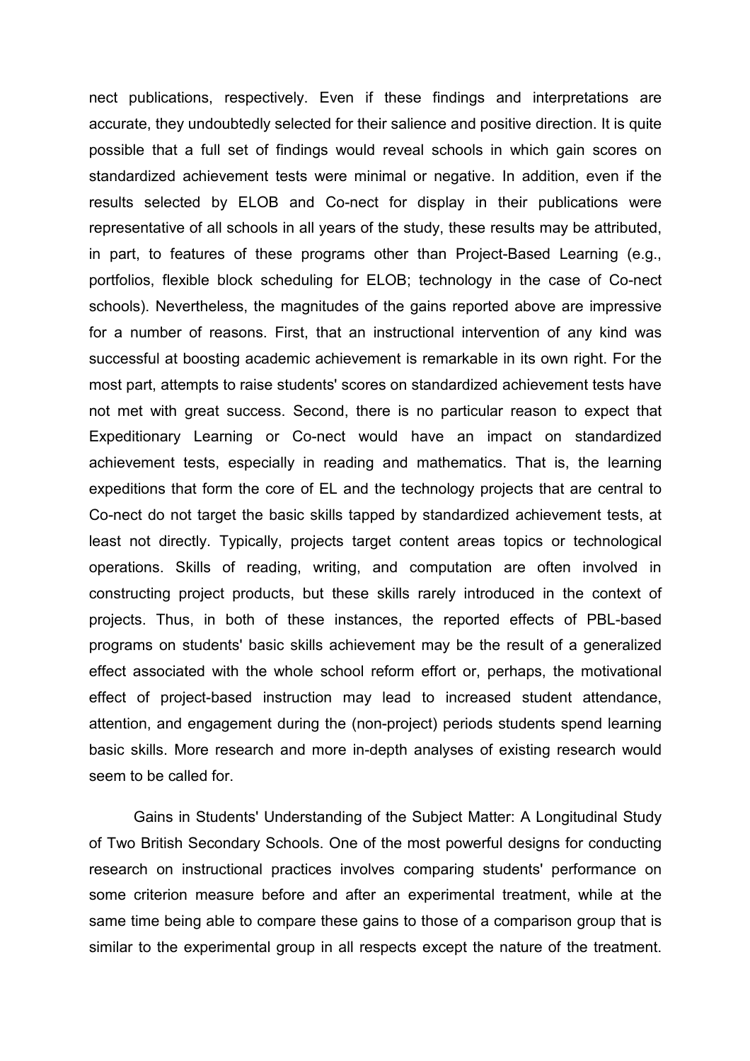nect publications, respectively. Even if these findings and interpretations are accurate, they undoubtedly selected for their salience and positive direction. It is quite possible that a full set of findings would reveal schools in which gain scores on standardized achievement tests were minimal or negative. In addition, even if the results selected by ELOB and Co-nect for display in their publications were representative of all schools in all years of the study, these results may be attributed, in part, to features of these programs other than Project-Based Learning (e.g., portfolios, flexible block scheduling for ELOB; technology in the case of Co-nect schools). Nevertheless, the magnitudes of the gains reported above are impressive for a number of reasons. First, that an instructional intervention of any kind was successful at boosting academic achievement is remarkable in its own right. For the most part, attempts to raise students' scores on standardized achievement tests have not met with great success. Second, there is no particular reason to expect that Expeditionary Learning or Co-nect would have an impact on standardized achievement tests, especially in reading and mathematics. That is, the learning expeditions that form the core of EL and the technology projects that are central to Co-nect do not target the basic skills tapped by standardized achievement tests, at least not directly. Typically, projects target content areas topics or technological operations. Skills of reading, writing, and computation are often involved in constructing project products, but these skills rarely introduced in the context of projects. Thus, in both of these instances, the reported effects of PBL-based programs on students' basic skills achievement may be the result of a generalized effect associated with the whole school reform effort or, perhaps, the motivational effect of project-based instruction may lead to increased student attendance, attention, and engagement during the (non-project) periods students spend learning basic skills. More research and more in-depth analyses of existing research would seem to be called for.

Gains in Students' Understanding of the Subject Matter: A Longitudinal Study of Two British Secondary Schools. One of the most powerful designs for conducting research on instructional practices involves comparing students' performance on some criterion measure before and after an experimental treatment, while at the same time being able to compare these gains to those of a comparison group that is similar to the experimental group in all respects except the nature of the treatment.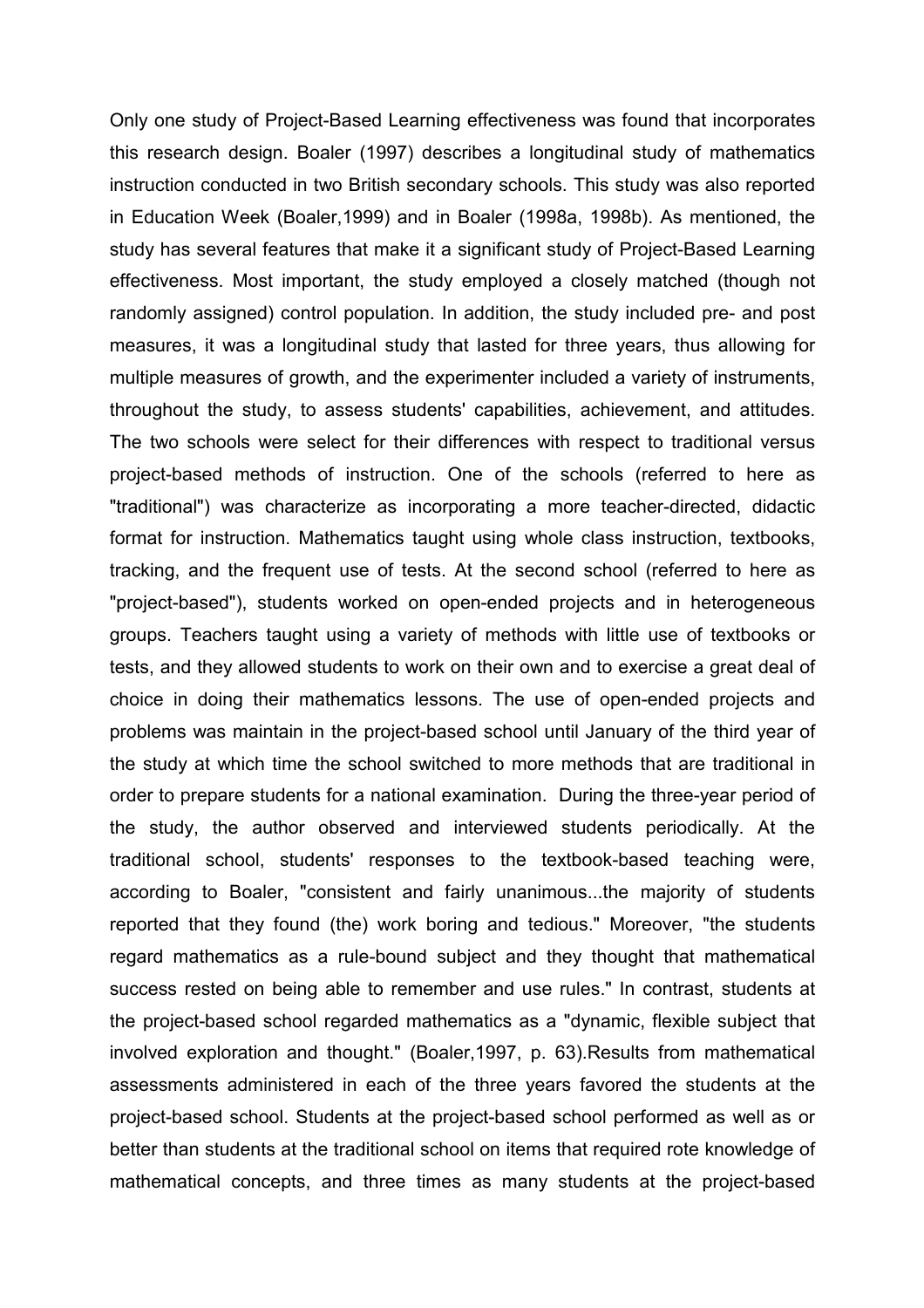Only one study of Project-Based Learning effectiveness was found that incorporates this research design. Boaler (1997) describes a longitudinal study of mathematics instruction conducted in two British secondary schools. This study was also reported in Education Week (Boaler,1999) and in Boaler (1998a, 1998b). As mentioned, the study has several features that make it a significant study of Project-Based Learning effectiveness. Most important, the study employed a closely matched (though not randomly assigned) control population. In addition, the study included pre- and post measures, it was a longitudinal study that lasted for three years, thus allowing for multiple measures of growth, and the experimenter included a variety of instruments, throughout the study, to assess students' capabilities, achievement, and attitudes. The two schools were select for their differences with respect to traditional versus project-based methods of instruction. One of the schools (referred to here as "traditional") was characterize as incorporating a more teacher-directed, didactic format for instruction. Mathematics taught using whole class instruction, textbooks, tracking, and the frequent use of tests. At the second school (referred to here as "project-based"), students worked on open-ended projects and in heterogeneous groups. Teachers taught using a variety of methods with little use of textbooks or tests, and they allowed students to work on their own and to exercise a great deal of choice in doing their mathematics lessons. The use of open-ended projects and problems was maintain in the project-based school until January of the third year of the study at which time the school switched to more methods that are traditional in order to prepare students for a national examination. During the three-year period of the study, the author observed and interviewed students periodically. At the traditional school, students' responses to the textbook-based teaching were, according to Boaler, "consistent and fairly unanimous...the majority of students reported that they found (the) work boring and tedious." Moreover, "the students regard mathematics as a rule-bound subject and they thought that mathematical success rested on being able to remember and use rules." In contrast, students at the project-based school regarded mathematics as a "dynamic, flexible subject that involved exploration and thought." (Boaler,1997, p. 63).Results from mathematical assessments administered in each of the three years favored the students at the project-based school. Students at the project-based school performed as well as or better than students at the traditional school on items that required rote knowledge of mathematical concepts, and three times as many students at the project-based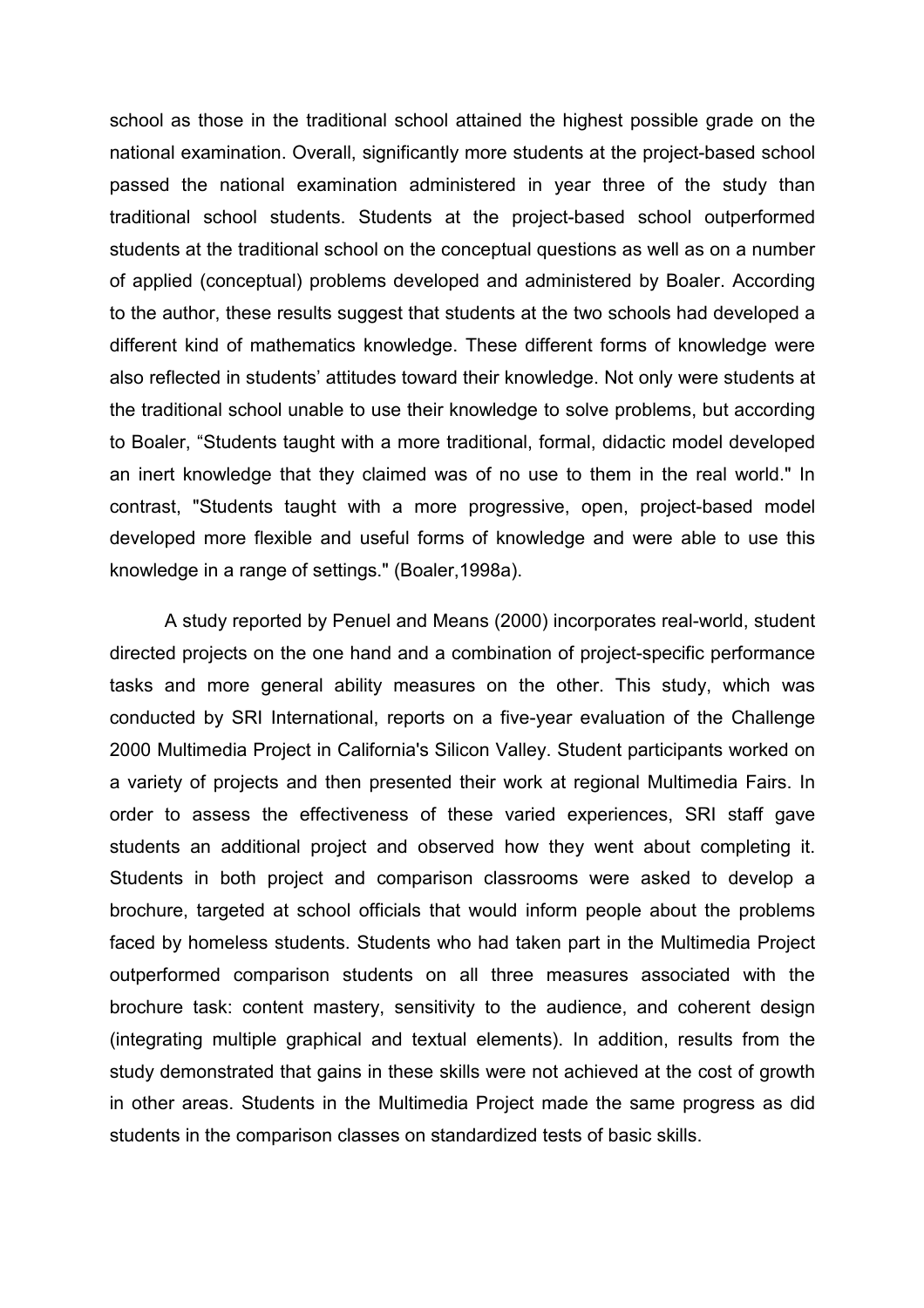school as those in the traditional school attained the highest possible grade on the national examination. Overall, significantly more students at the project-based school passed the national examination administered in year three of the study than traditional school students. Students at the project-based school outperformed students at the traditional school on the conceptual questions as well as on a number of applied (conceptual) problems developed and administered by Boaler. According to the author, these results suggest that students at the two schools had developed a different kind of mathematics knowledge. These different forms of knowledge were also reflected in students' attitudes toward their knowledge. Not only were students at the traditional school unable to use their knowledge to solve problems, but according to Boaler, "Students taught with a more traditional, formal, didactic model developed an inert knowledge that they claimed was of no use to them in the real world." In contrast, "Students taught with a more progressive, open, project-based model developed more flexible and useful forms of knowledge and were able to use this knowledge in a range of settings." (Boaler,1998a).

A study reported by Penuel and Means (2000) incorporates real-world, student directed projects on the one hand and a combination of project-specific performance tasks and more general ability measures on the other. This study, which was conducted by SRI International, reports on a five-year evaluation of the Challenge 2000 Multimedia Project in California's Silicon Valley. Student participants worked on a variety of projects and then presented their work at regional Multimedia Fairs. In order to assess the effectiveness of these varied experiences, SRI staff gave students an additional project and observed how they went about completing it. Students in both project and comparison classrooms were asked to develop a brochure, targeted at school officials that would inform people about the problems faced by homeless students. Students who had taken part in the Multimedia Project outperformed comparison students on all three measures associated with the brochure task: content mastery, sensitivity to the audience, and coherent design (integrating multiple graphical and textual elements). In addition, results from the study demonstrated that gains in these skills were not achieved at the cost of growth in other areas. Students in the Multimedia Project made the same progress as did students in the comparison classes on standardized tests of basic skills.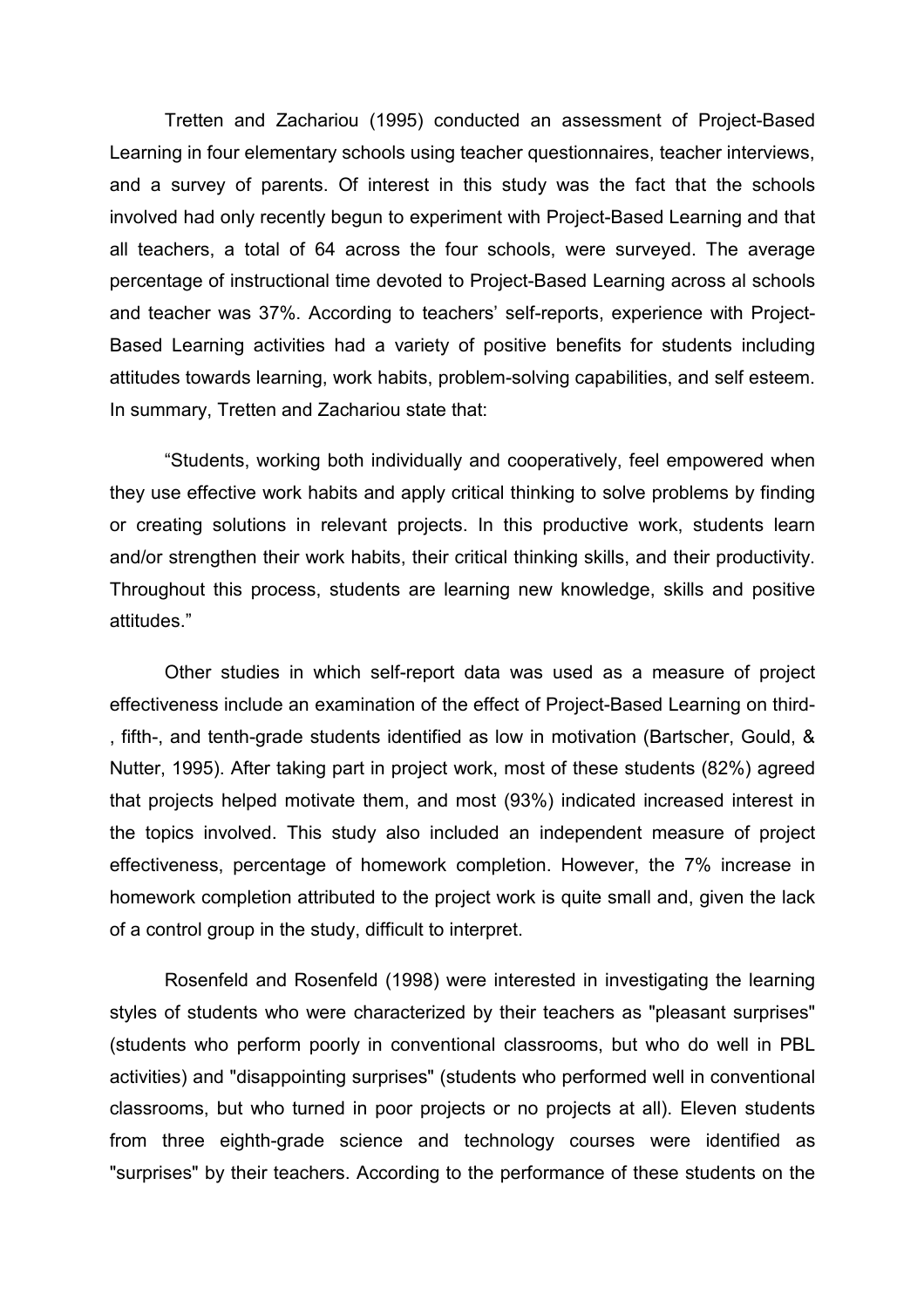Tretten and Zachariou (1995) conducted an assessment of Project-Based Learning in four elementary schools using teacher questionnaires, teacher interviews, and a survey of parents. Of interest in this study was the fact that the schools involved had only recently begun to experiment with Project-Based Learning and that all teachers, a total of 64 across the four schools, were surveyed. The average percentage of instructional time devoted to Project-Based Learning across al schools and teacher was 37%. According to teachers' self-reports, experience with Project-Based Learning activities had a variety of positive benefits for students including attitudes towards learning, work habits, problem-solving capabilities, and self esteem. In summary, Tretten and Zachariou state that:

"Students, working both individually and cooperatively, feel empowered when they use effective work habits and apply critical thinking to solve problems by finding or creating solutions in relevant projects. In this productive work, students learn and/or strengthen their work habits, their critical thinking skills, and their productivity. Throughout this process, students are learning new knowledge, skills and positive attitudes."

Other studies in which self-report data was used as a measure of project effectiveness include an examination of the effect of Project-Based Learning on third-, fifth-, and tenth-grade students identified as low in motivation (Bartscher, Gould, & Nutter, 1995). After taking part in project work, most of these students (82%) agreed that projects helped motivate them, and most (93%) indicated increased interest in the topics involved. This study also included an independent measure of project effectiveness, percentage of homework completion. However, the 7% increase in homework completion attributed to the project work is quite small and, given the lack of a control group in the study, difficult to interpret.

Rosenfeld and Rosenfeld (1998) were interested in investigating the learning styles of students who were characterized by their teachers as "pleasant surprises" (students who perform poorly in conventional classrooms, but who do well in PBL activities) and "disappointing surprises" (students who performed well in conventional classrooms, but who turned in poor projects or no projects at all). Eleven students from three eighth-grade science and technology courses were identified as "surprises" by their teachers. According to the performance of these students on the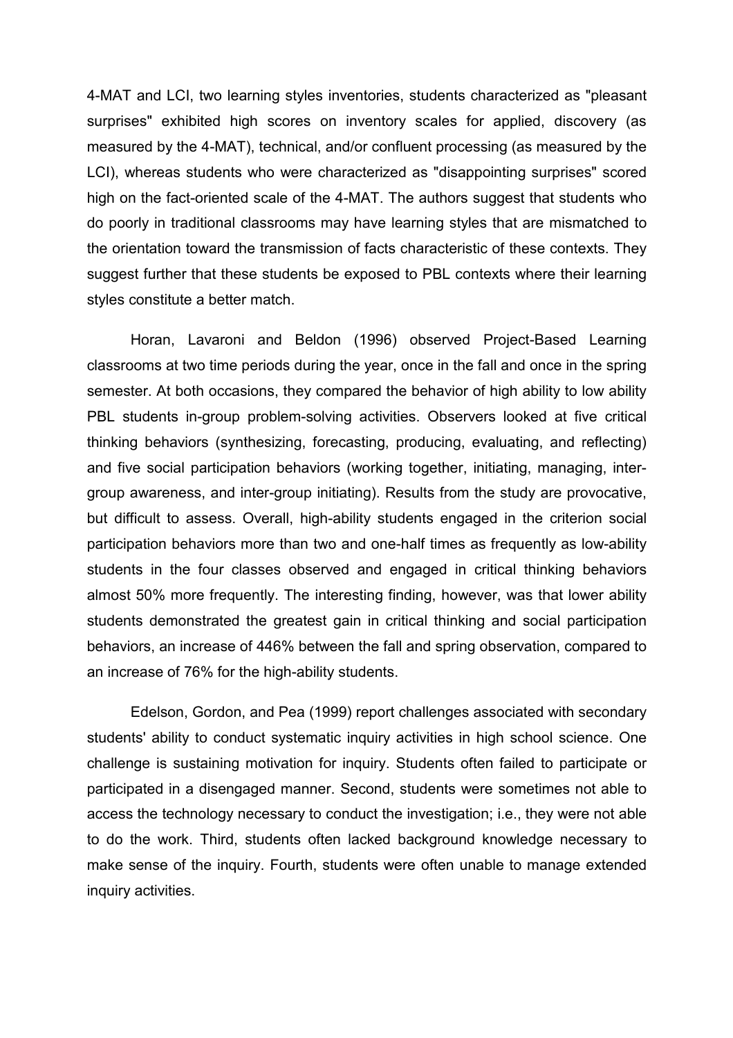4-MAT and LCI, two learning styles inventories, students characterized as "pleasant surprises" exhibited high scores on inventory scales for applied, discovery (as measured by the 4-MAT), technical, and/or confluent processing (as measured by the LCI), whereas students who were characterized as "disappointing surprises" scored high on the fact-oriented scale of the 4-MAT. The authors suggest that students who do poorly in traditional classrooms may have learning styles that are mismatched to the orientation toward the transmission of facts characteristic of these contexts. They suggest further that these students be exposed to PBL contexts where their learning styles constitute a better match.

Horan, Lavaroni and Beldon (1996) observed Project-Based Learning classrooms at two time periods during the year, once in the fall and once in the spring semester. At both occasions, they compared the behavior of high ability to low ability PBL students in-group problem-solving activities. Observers looked at five critical thinking behaviors (synthesizing, forecasting, producing, evaluating, and reflecting) and five social participation behaviors (working together, initiating, managing, inter-group awareness, and inter-group initiating). Results from the study are provocative, but difficult to assess. Overall, high-ability students engaged in the criterion social participation behaviors more than two and one-half times as frequently as low-ability students in the four classes observed and engaged in critical thinking behaviors almost 50% more frequently. The interesting finding, however, was that lower ability students demonstrated the greatest gain in critical thinking and social participation behaviors, an increase of 446% between the fall and spring observation, compared to an increase of 76% for the high-ability students.

Edelson, Gordon, and Pea (1999) report challenges associated with secondary students' ability to conduct systematic inquiry activities in high school science. One challenge is sustaining motivation for inquiry. Students often failed to participate or participated in a disengaged manner. Second, students were sometimes not able to access the technology necessary to conduct the investigation; i.e., they were not able to do the work. Third, students often lacked background knowledge necessary to make sense of the inquiry. Fourth, students were often unable to manage extended inquiry activities.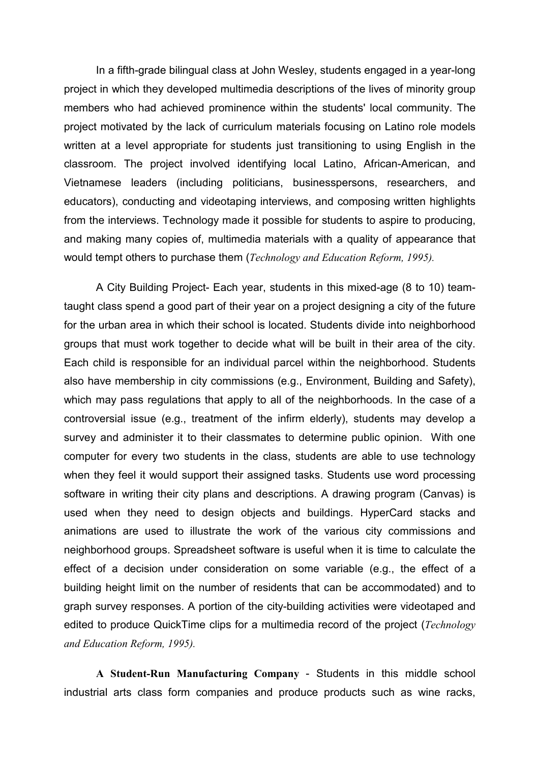In a fifth-grade bilingual class at John Wesley, students engaged in a year-long project in which they developed multimedia descriptions of the lives of minority group members who had achieved prominence within the students' local community. The project motivated by the lack of curriculum materials focusing on Latino role models written at a level appropriate for students just transitioning to using English in the classroom. The project involved identifying local Latino, African-American, and Vietnamese leaders (including politicians, businesspersons, researchers, and educators), conducting and videotaping interviews, and composing written highlights from the interviews. Technology made it possible for students to aspire to producing, and making many copies of, multimedia materials with a quality of appearance that would tempt others to purchase them (*Technology and Education Reform, 1995).*

A City Building Project- Each year, students in this mixed-age (8 to 10) team-taught class spend a good part of their year on a project designing a city of the future for the urban area in which their school is located. Students divide into neighborhood groups that must work together to decide what will be built in their area of the city. Each child is responsible for an individual parcel within the neighborhood. Students also have membership in city commissions (e.g., Environment, Building and Safety), which may pass regulations that apply to all of the neighborhoods. In the case of a controversial issue (e.g., treatment of the infirm elderly), students may develop a survey and administer it to their classmates to determine public opinion. With one computer for every two students in the class, students are able to use technology when they feel it would support their assigned tasks. Students use word processing software in writing their city plans and descriptions. A drawing program (Canvas) is used when they need to design objects and buildings. HyperCard stacks and animations are used to illustrate the work of the various city commissions and neighborhood groups. Spreadsheet software is useful when it is time to calculate the effect of a decision under consideration on some variable (e.g., the effect of a building height limit on the number of residents that can be accommodated) and to graph survey responses. A portion of the city-building activities were videotaped and edited to produce QuickTime clips for a multimedia record of the project (*Technology and Education Reform, 1995).*

**A Student-Run Manufacturing Company** - Students in this middle school industrial arts class form companies and produce products such as wine racks,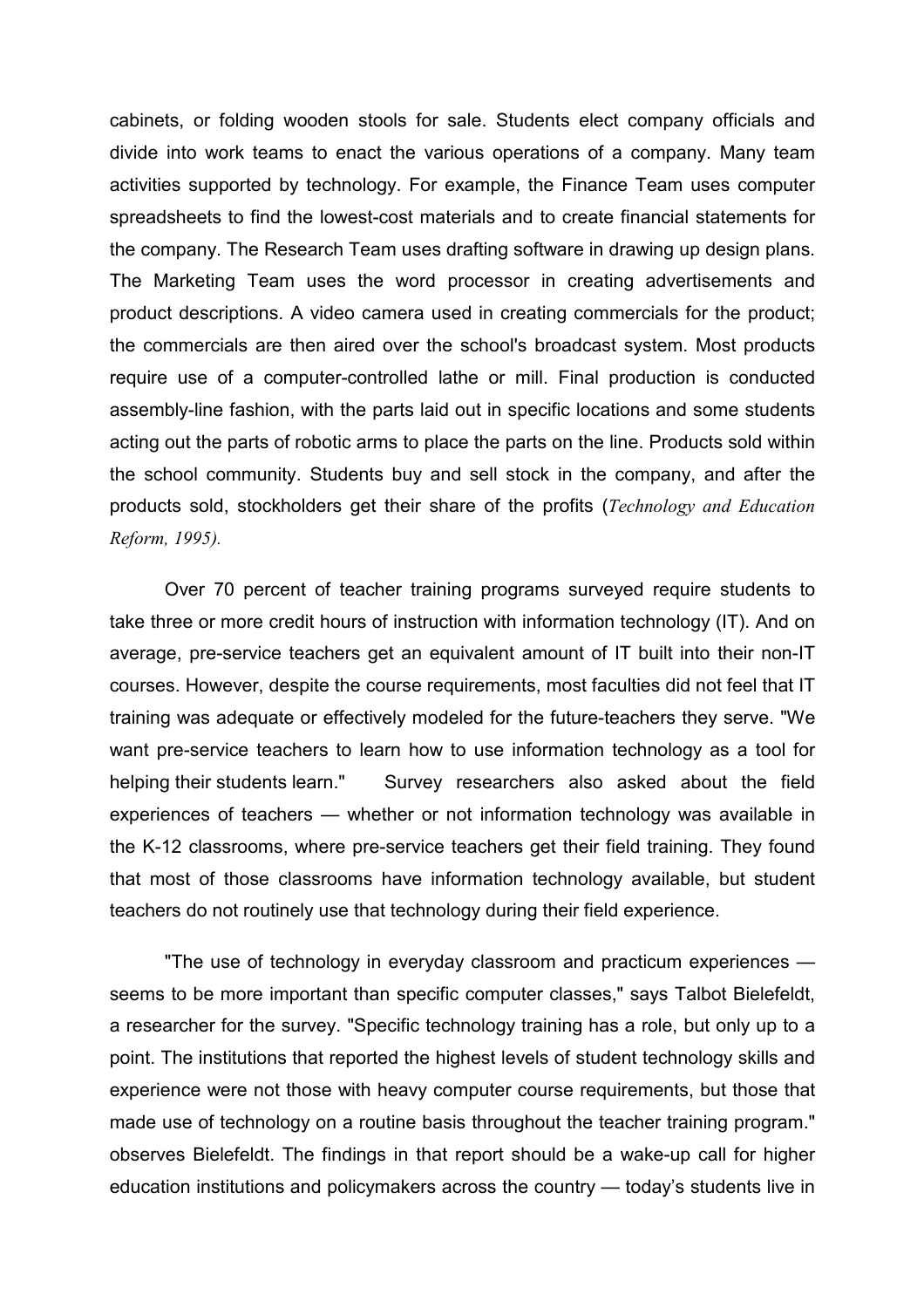cabinets, or folding wooden stools for sale. Students elect company officials and divide into work teams to enact the various operations of a company. Many team activities supported by technology. For example, the Finance Team uses computer spreadsheets to find the lowest-cost materials and to create financial statements for the company. The Research Team uses drafting software in drawing up design plans. The Marketing Team uses the word processor in creating advertisements and product descriptions. A video camera used in creating commercials for the product; the commercials are then aired over the school's broadcast system. Most products require use of a computer-controlled lathe or mill. Final production is conducted assembly-line fashion, with the parts laid out in specific locations and some students acting out the parts of robotic arms to place the parts on the line. Products sold within the school community. Students buy and sell stock in the company, and after the products sold, stockholders get their share of the profits (*Technology and Education Reform, 1995).*

Over 70 percent of teacher training programs surveyed require students to take three or more credit hours of instruction with information technology (IT). And on average, pre-service teachers get an equivalent amount of IT built into their non-IT courses. However, despite the course requirements, most faculties did not feel that IT training was adequate or effectively modeled for the future-teachers they serve. "We want pre-service teachers to learn how to use information technology as a tool for helping their students learn." Survey researchers also asked about the field experiences of teachers — whether or not information technology was available in the K-12 classrooms, where pre-service teachers get their field training. They found that most of those classrooms have information technology available, but student teachers do not routinely use that technology during their field experience.

"The use of technology in everyday classroom and practicum experiences — seems to be more important than specific computer classes," says Talbot Bielefeldt, a researcher for the survey. "Specific technology training has a role, but only up to a point. The institutions that reported the highest levels of student technology skills and experience were not those with heavy computer course requirements, but those that made use of technology on a routine basis throughout the teacher training program." observes Bielefeldt. The findings in that report should be a wake-up call for higher education institutions and policymakers across the country — today's students live in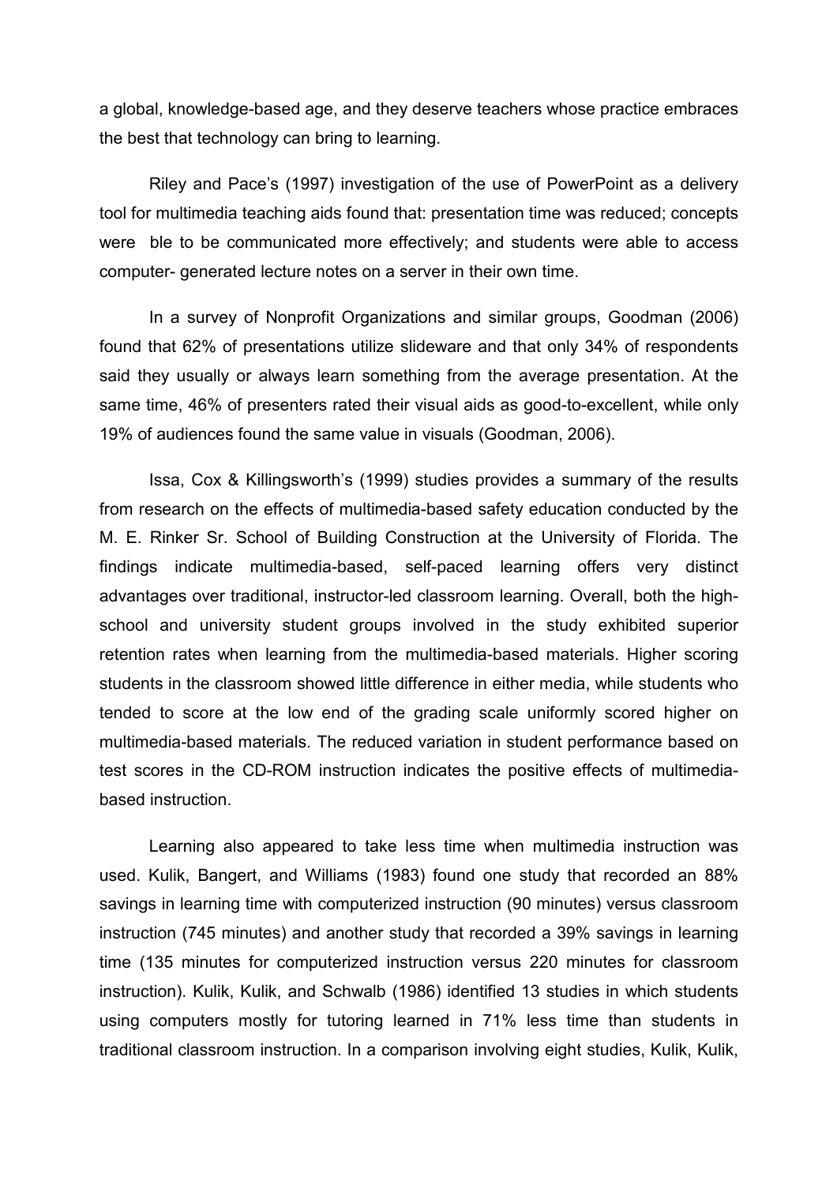a global, knowledge-based age, and they deserve teachers whose practice embraces the best that technology can bring to learning.

Riley and Pace's (1997) investigation of the use of PowerPoint as a delivery tool for multimedia teaching aids found that: presentation time was reduced; concepts were ble to be communicated more effectively; and students were able to access computer- generated lecture notes on a server in their own time.

In a survey of Nonprofit Organizations and similar groups, Goodman (2006) found that 62% of presentations utilize slideware and that only 34% of respondents said they usually or always learn something from the average presentation. At the same time, 46% of presenters rated their visual aids as good-to-excellent, while only 19% of audiences found the same value in visuals (Goodman, 2006).

Issa, Cox & Killingsworth's (1999) studies provides a summary of the results from research on the effects of multimedia-based safety education conducted by the M. E. Rinker Sr. School of Building Construction at the University of Florida. The findings indicate multimedia-based, self-paced learning offers very distinct advantages over traditional, instructor-led classroom learning. Overall, both the high-school and university student groups involved in the study exhibited superior retention rates when learning from the multimedia-based materials. Higher scoring students in the classroom showed little difference in either media, while students who tended to score at the low end of the grading scale uniformly scored higher on multimedia-based materials. The reduced variation in student performance based on test scores in the CD-ROM instruction indicates the positive effects of multimedia-based instruction.

Learning also appeared to take less time when multimedia instruction was used. Kulik, Bangert, and Williams (1983) found one study that recorded an 88% savings in learning time with computerized instruction (90 minutes) versus classroom instruction (745 minutes) and another study that recorded a 39% savings in learning time (135 minutes for computerized instruction versus 220 minutes for classroom instruction). Kulik, Kulik, and Schwalb (1986) identified 13 studies in which students using computers mostly for tutoring learned in 71% less time than students in traditional classroom instruction. In a comparison involving eight studies, Kulik, Kulik,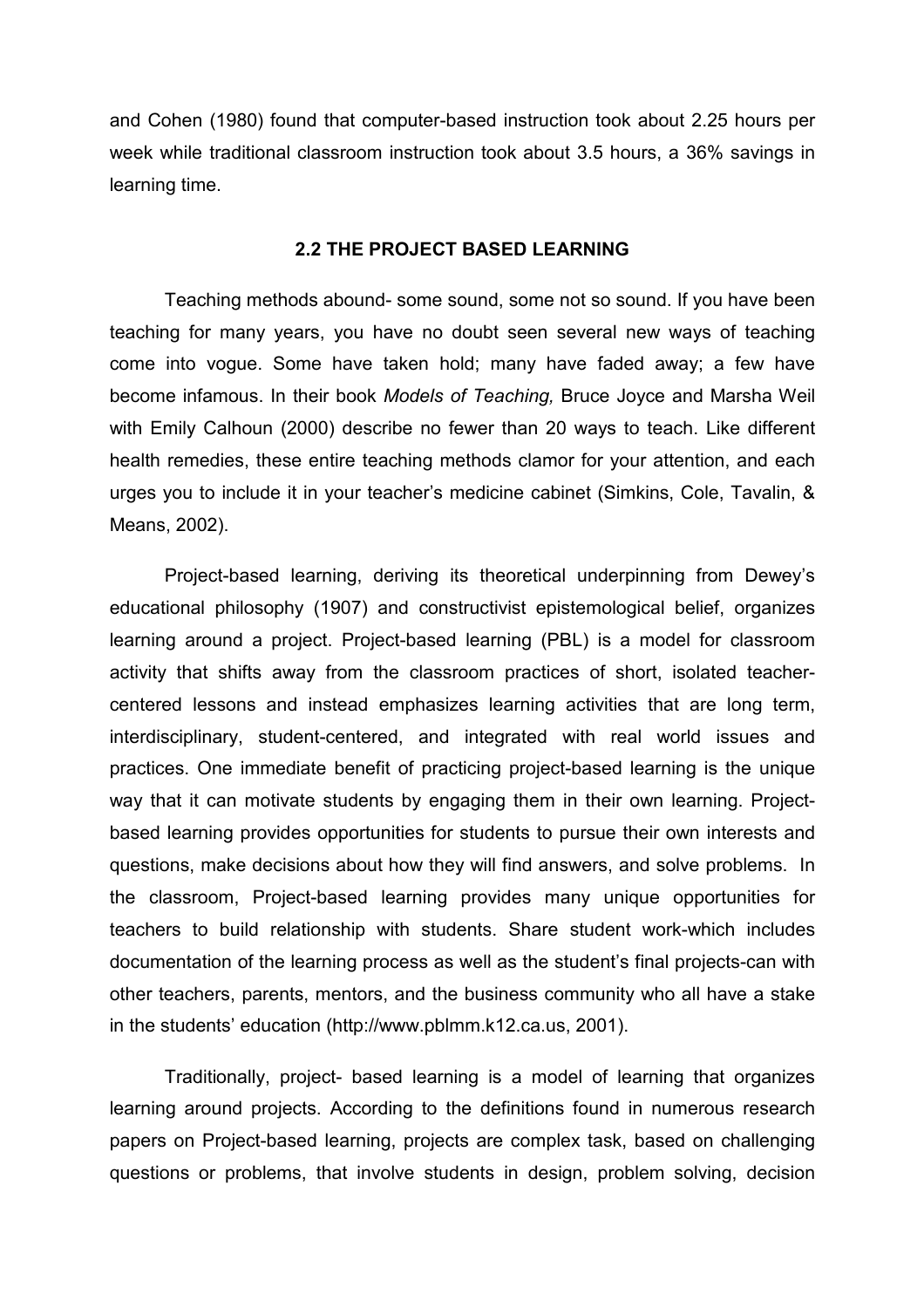and Cohen (1980) found that computer-based instruction took about 2.25 hours per week while traditional classroom instruction took about 3.5 hours, a 36% savings in learning time.

## 2.2 THE PROJECT BASED LEARNING

Teaching methods abound- some sound, some not so sound. If you have been teaching for many years, you have no doubt seen several new ways of teaching come into vogue. Some have taken hold; many have faded away; a few have become infamous. In their book *Models of Teaching,* Bruce Joyce and Marsha Weil with Emily Calhoun (2000) describe no fewer than 20 ways to teach. Like different health remedies, these entire teaching methods clamor for your attention, and each urges you to include it in your teacher's medicine cabinet (Simkins, Cole, Tavalin, & Means, 2002).

Project-based learning, deriving its theoretical underpinning from Dewey's educational philosophy (1907) and constructivist epistemological belief, organizes learning around a project. Project-based learning (PBL) is a model for classroom activity that shifts away from the classroom practices of short, isolated teacher-centered lessons and instead emphasizes learning activities that are long term, interdisciplinary, student-centered, and integrated with real world issues and practices. One immediate benefit of practicing project-based learning is the unique way that it can motivate students by engaging them in their own learning. Project-based learning provides opportunities for students to pursue their own interests and questions, make decisions about how they will find answers, and solve problems. In the classroom, Project-based learning provides many unique opportunities for teachers to build relationship with students. Share student work-which includes documentation of the learning process as well as the student's final projects-can with other teachers, parents, mentors, and the business community who all have a stake in the students' education (http://www.pblmm.k12.ca.us, 2001).

Traditionally, project- based learning is a model of learning that organizes learning around projects. According to the definitions found in numerous research papers on Project-based learning, projects are complex task, based on challenging questions or problems, that involve students in design, problem solving, decision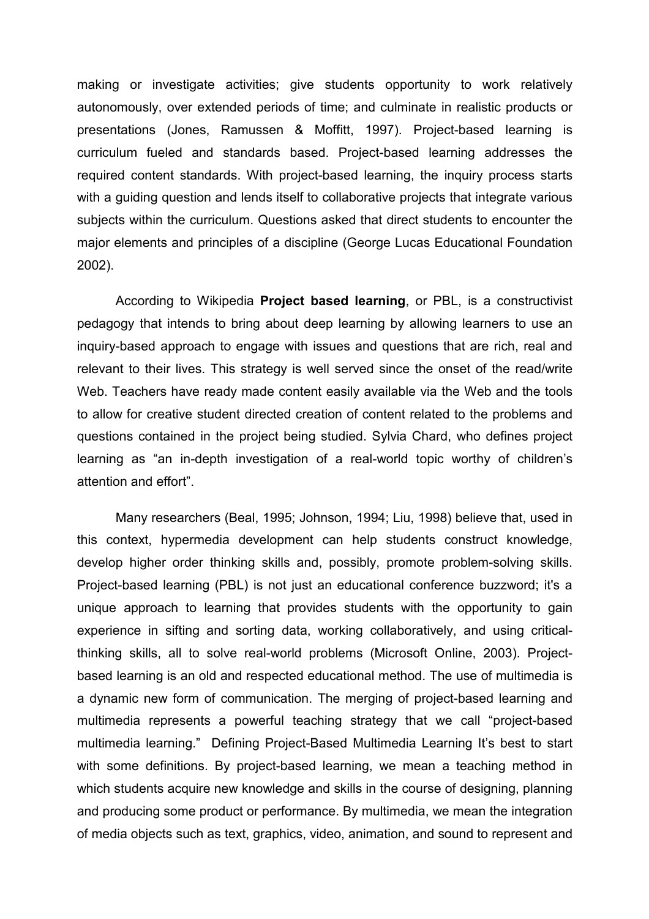making or investigate activities; give students opportunity to work relatively autonomously, over extended periods of time; and culminate in realistic products or presentations (Jones, Ramussen & Moffitt, 1997). Project-based learning is curriculum fueled and standards based. Project-based learning addresses the required content standards. With project-based learning, the inquiry process starts with a guiding question and lends itself to collaborative projects that integrate various subjects within the curriculum. Questions asked that direct students to encounter the major elements and principles of a discipline (George Lucas Educational Foundation 2002).

According to Wikipedia **Project based learning**, or PBL, is a constructivist pedagogy that intends to bring about deep learning by allowing learners to use an inquiry-based approach to engage with issues and questions that are rich, real and relevant to their lives. This strategy is well served since the onset of the read/write Web. Teachers have ready made content easily available via the Web and the tools to allow for creative student directed creation of content related to the problems and questions contained in the project being studied. Sylvia Chard, who defines project learning as “an in-depth investigation of a real-world topic worthy of children’s attention and effort”.

Many researchers (Beal, 1995; Johnson, 1994; Liu, 1998) believe that, used in this context, hypermedia development can help students construct knowledge, develop higher order thinking skills and, possibly, promote problem-solving skills. Project-based learning (PBL) is not just an educational conference buzzword; it's a unique approach to learning that provides students with the opportunity to gain experience in sifting and sorting data, working collaboratively, and using critical-thinking skills, all to solve real-world problems (Microsoft Online, 2003). Project-based learning is an old and respected educational method. The use of multimedia is a dynamic new form of communication. The merging of project-based learning and multimedia represents a powerful teaching strategy that we call “project-based multimedia learning.” Defining Project-Based Multimedia Learning It’s best to start with some definitions. By project-based learning, we mean a teaching method in which students acquire new knowledge and skills in the course of designing, planning and producing some product or performance. By multimedia, we mean the integration of media objects such as text, graphics, video, animation, and sound to represent and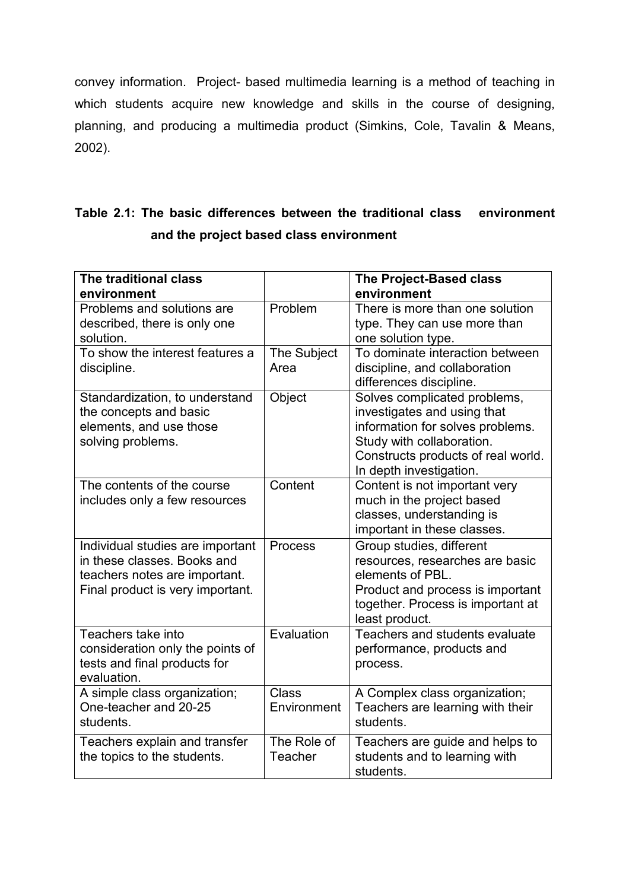convey information. Project- based multimedia learning is a method of teaching in which students acquire new knowledge and skills in the course of designing, planning, and producing a multimedia product (Simkins, Cole, Tavalin & Means, 2002).

**Table 2.1: The basic differences between the traditional class environment and the project based class environment**

| The traditional class environment | | The Project-Based class environment |
|---|---|---|
| Problems and solutions are described, there is only one solution. | Problem | There is more than one solution type. They can use more than one solution type. |
| To show the interest features a discipline. | The Subject Area | To dominate interaction between discipline, and collaboration differences discipline. |
| Standardization, to understand the concepts and basic elements, and use those solving problems. | Object | Solves complicated problems, investigates and using that information for solves problems. Study with collaboration. Constructs products of real world. In depth investigation. |
| The contents of the course includes only a few resources | Content | Content is not important very much in the project based classes, understanding is important in these classes. |
| Individual studies are important in these classes. Books and teachers notes are important. Final product is very important. | Process | Group studies, different resources, researches are basic elements of PBL. Product and process is important together. Process is important at least product. |
| Teachers take into consideration only the points of tests and final products for evaluation. | Evaluation | Teachers and students evaluate performance, products and process. |
| A simple class organization; One-teacher and 20-25 students. | Class Environment | A Complex class organization; Teachers are learning with their students. |
| Teachers explain and transfer the topics to the students. | The Role of Teacher | Teachers are guide and helps to students and to learning with students. |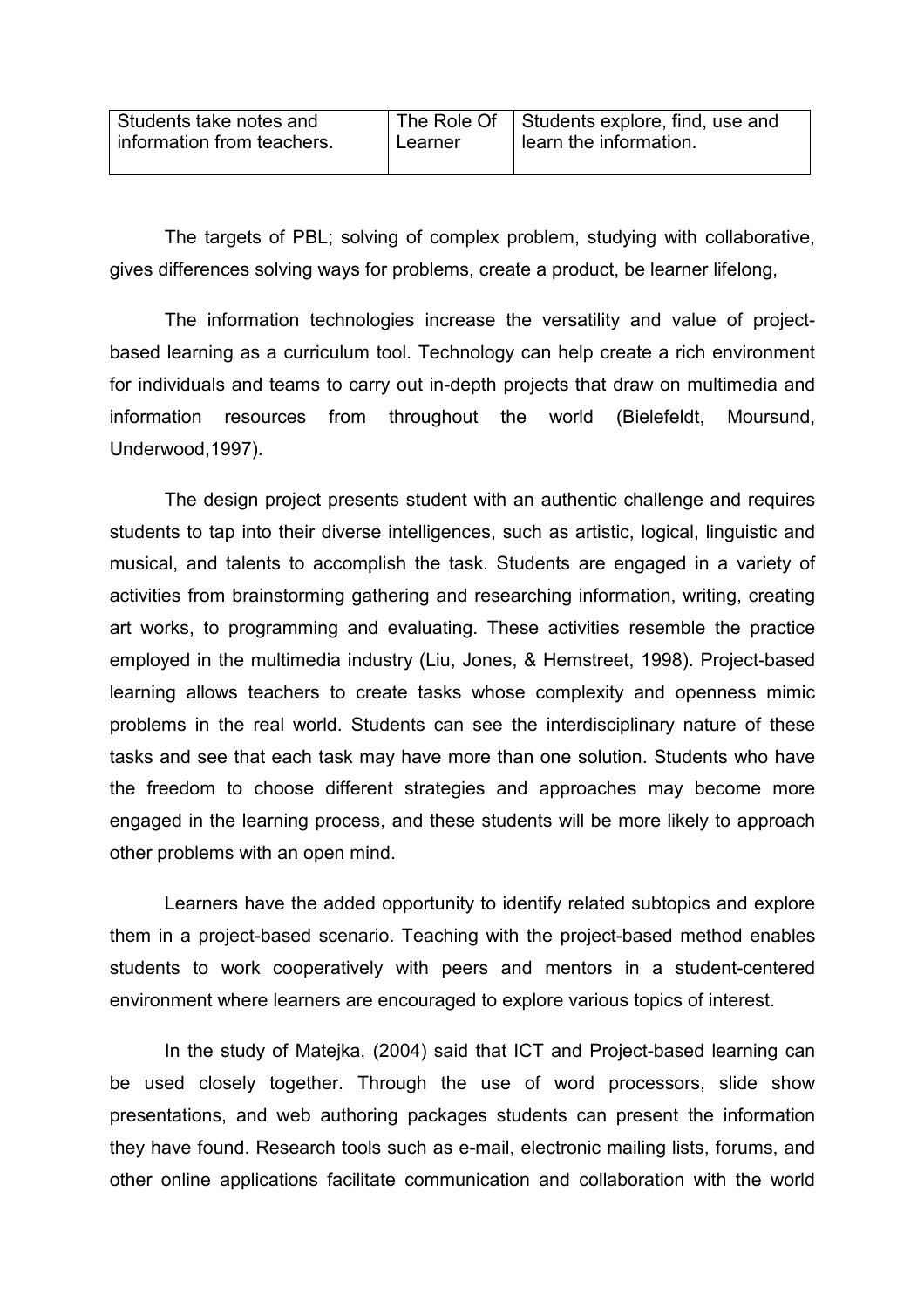| Students take notes and information from teachers. | The Role Of Learner | Students explore, find, use and learn the information. |
|---|---|---|

The targets of PBL; solving of complex problem, studying with collaborative, gives differences solving ways for problems, create a product, be learner lifelong,

The information technologies increase the versatility and value of project-based learning as a curriculum tool. Technology can help create a rich environment for individuals and teams to carry out in-depth projects that draw on multimedia and information resources from throughout the world (Bielefeldt, Moursund, Underwood,1997).

The design project presents student with an authentic challenge and requires students to tap into their diverse intelligences, such as artistic, logical, linguistic and musical, and talents to accomplish the task. Students are engaged in a variety of activities from brainstorming gathering and researching information, writing, creating art works, to programming and evaluating. These activities resemble the practice employed in the multimedia industry (Liu, Jones, & Hemstreet, 1998). Project-based learning allows teachers to create tasks whose complexity and openness mimic problems in the real world. Students can see the interdisciplinary nature of these tasks and see that each task may have more than one solution. Students who have the freedom to choose different strategies and approaches may become more engaged in the learning process, and these students will be more likely to approach other problems with an open mind.

Learners have the added opportunity to identify related subtopics and explore them in a project-based scenario. Teaching with the project-based method enables students to work cooperatively with peers and mentors in a student-centered environment where learners are encouraged to explore various topics of interest.

In the study of Matejka, (2004) said that ICT and Project-based learning can be used closely together. Through the use of word processors, slide show presentations, and web authoring packages students can present the information they have found. Research tools such as e-mail, electronic mailing lists, forums, and other online applications facilitate communication and collaboration with the world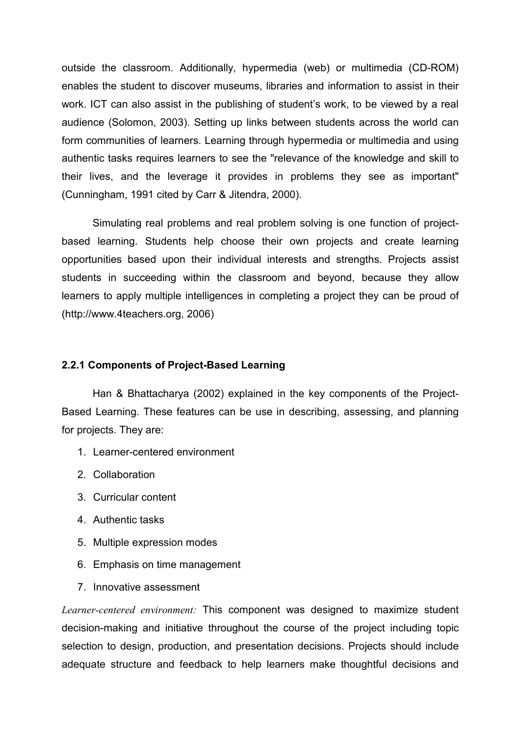outside the classroom. Additionally, hypermedia (web) or multimedia (CD-ROM) enables the student to discover museums, libraries and information to assist in their work. ICT can also assist in the publishing of student's work, to be viewed by a real audience (Solomon, 2003). Setting up links between students across the world can form communities of learners. Learning through hypermedia or multimedia and using authentic tasks requires learners to see the "relevance of the knowledge and skill to their lives, and the leverage it provides in problems they see as important" (Cunningham, 1991 cited by Carr & Jitendra, 2000).

Simulating real problems and real problem solving is one function of project-based learning. Students help choose their own projects and create learning opportunities based upon their individual interests and strengths. Projects assist students in succeeding within the classroom and beyond, because they allow learners to apply multiple intelligences in completing a project they can be proud of (http://www.4teachers.org, 2006)

### 2.2.1 Components of Project-Based Learning

Han & Bhattacharya (2002) explained in the key components of the Project-Based Learning. These features can be use in describing, assessing, and planning for projects. They are:

1. Learner-centered environment
2. Collaboration
3. Curricular content
4. Authentic tasks
5. Multiple expression modes
6. Emphasis on time management
7. Innovative assessment

*Learner-centered environment:* This component was designed to maximize student decision-making and initiative throughout the course of the project including topic selection to design, production, and presentation decisions. Projects should include adequate structure and feedback to help learners make thoughtful decisions and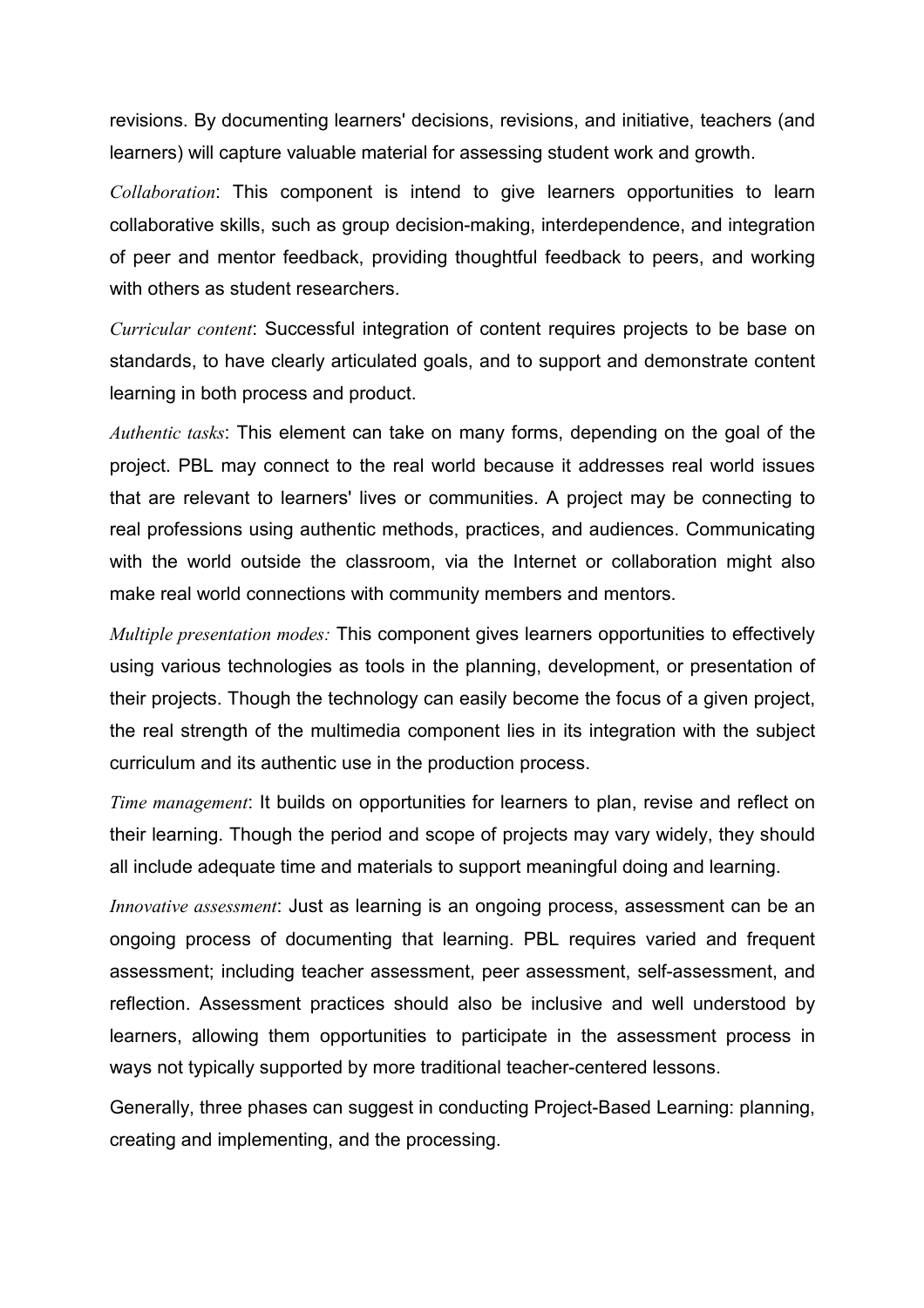revisions. By documenting learners' decisions, revisions, and initiative, teachers (and learners) will capture valuable material for assessing student work and growth.

*Collaboration*: This component is intend to give learners opportunities to learn collaborative skills, such as group decision-making, interdependence, and integration of peer and mentor feedback, providing thoughtful feedback to peers, and working with others as student researchers.

*Curricular content*: Successful integration of content requires projects to be base on standards, to have clearly articulated goals, and to support and demonstrate content learning in both process and product.

*Authentic tasks*: This element can take on many forms, depending on the goal of the project. PBL may connect to the real world because it addresses real world issues that are relevant to learners' lives or communities. A project may be connecting to real professions using authentic methods, practices, and audiences. Communicating with the world outside the classroom, via the Internet or collaboration might also make real world connections with community members and mentors.

*Multiple presentation modes:* This component gives learners opportunities to effectively using various technologies as tools in the planning, development, or presentation of their projects. Though the technology can easily become the focus of a given project, the real strength of the multimedia component lies in its integration with the subject curriculum and its authentic use in the production process.

*Time management*: It builds on opportunities for learners to plan, revise and reflect on their learning. Though the period and scope of projects may vary widely, they should all include adequate time and materials to support meaningful doing and learning.

*Innovative assessment*: Just as learning is an ongoing process, assessment can be an ongoing process of documenting that learning. PBL requires varied and frequent assessment; including teacher assessment, peer assessment, self-assessment, and reflection. Assessment practices should also be inclusive and well understood by learners, allowing them opportunities to participate in the assessment process in ways not typically supported by more traditional teacher-centered lessons.

Generally, three phases can suggest in conducting Project-Based Learning: planning, creating and implementing, and the processing.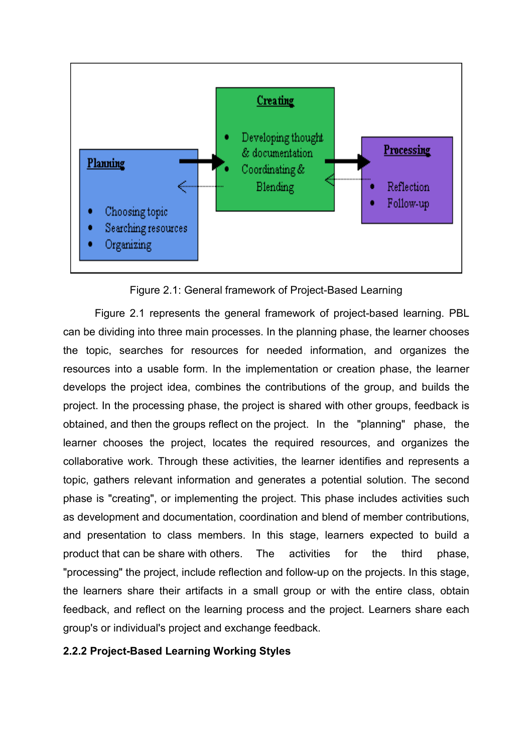Planning

- Choosing topic
- Searching resources
- Organizing

Creating

- Developing thought & documentation
- Coordinating & Blending

Processing

- Reflection
- Follow-up

Figure 2.1: General framework of Project-Based Learning

Figure 2.1 represents the general framework of project-based learning. PBL can be dividing into three main processes. In the planning phase, the learner chooses the topic, searches for resources for needed information, and organizes the resources into a usable form. In the implementation or creation phase, the learner develops the project idea, combines the contributions of the group, and builds the project. In the processing phase, the project is shared with other groups, feedback is obtained, and then the groups reflect on the project. In the "planning" phase, the learner chooses the project, locates the required resources, and organizes the collaborative work. Through these activities, the learner identifies and represents a topic, gathers relevant information and generates a potential solution. The second phase is "creating", or implementing the project. This phase includes activities such as development and documentation, coordination and blend of member contributions, and presentation to class members. In this stage, learners expected to build a product that can be share with others. The activities for the third phase, "processing" the project, include reflection and follow-up on the projects. In this stage, the learners share their artifacts in a small group or with the entire class, obtain feedback, and reflect on the learning process and the project. Learners share each group's or individual's project and exchange feedback.

### 2.2.2 Project-Based Learning Working Styles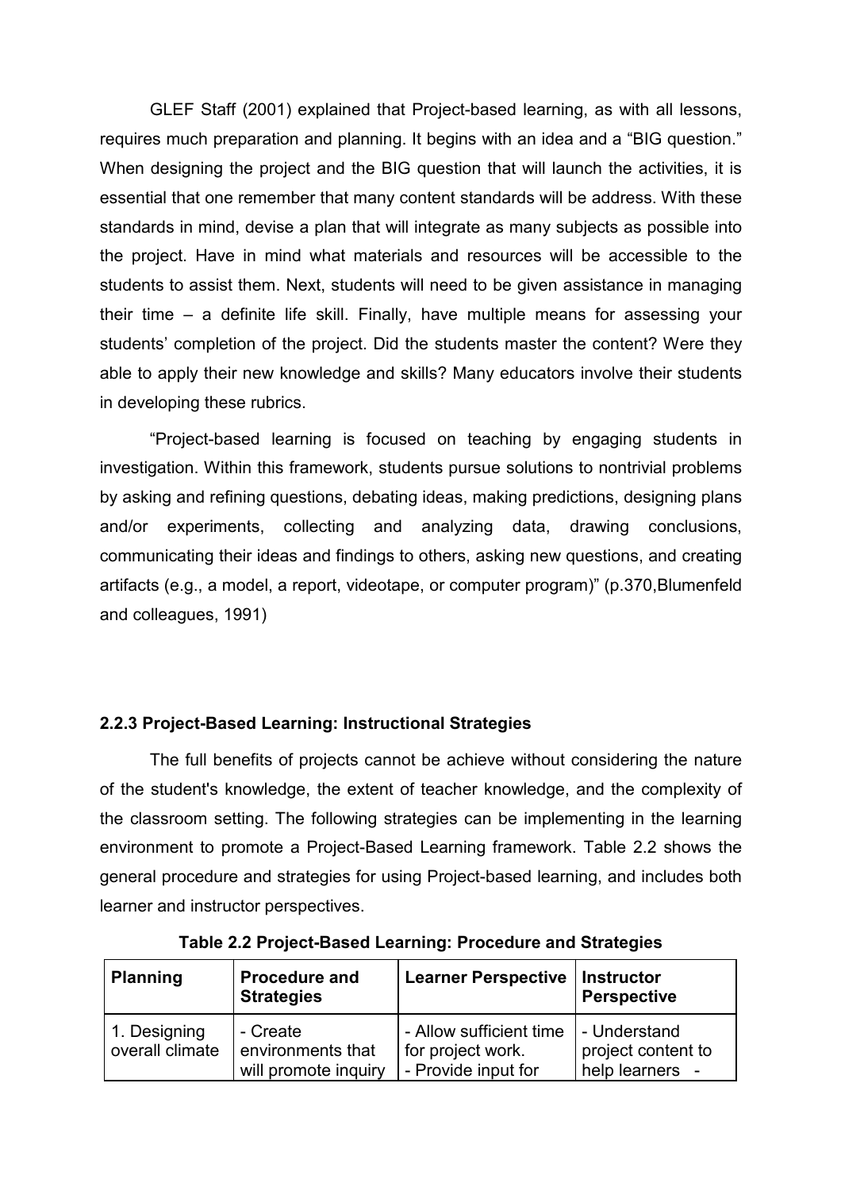GLEF Staff (2001) explained that Project-based learning, as with all lessons, requires much preparation and planning. It begins with an idea and a "BIG question." When designing the project and the BIG question that will launch the activities, it is essential that one remember that many content standards will be address. With these standards in mind, devise a plan that will integrate as many subjects as possible into the project. Have in mind what materials and resources will be accessible to the students to assist them. Next, students will need to be given assistance in managing their time – a definite life skill. Finally, have multiple means for assessing your students' completion of the project. Did the students master the content? Were they able to apply their new knowledge and skills? Many educators involve their students in developing these rubrics.

"Project-based learning is focused on teaching by engaging students in investigation. Within this framework, students pursue solutions to nontrivial problems by asking and refining questions, debating ideas, making predictions, designing plans and/or experiments, collecting and analyzing data, drawing conclusions, communicating their ideas and findings to others, asking new questions, and creating artifacts (e.g., a model, a report, videotape, or computer program)" (p.370,Blumenfeld and colleagues, 1991)

### 2.2.3 Project-Based Learning: Instructional Strategies

The full benefits of projects cannot be achieve without considering the nature of the student's knowledge, the extent of teacher knowledge, and the complexity of the classroom setting. The following strategies can be implementing in the learning environment to promote a Project-Based Learning framework. Table 2.2 shows the general procedure and strategies for using Project-based learning, and includes both learner and instructor perspectives.

**Table 2.2 Project-Based Learning: Procedure and Strategies**

| Planning | Procedure and Strategies | Learner Perspective | Instructor Perspective |
|---|---|---|---|
| 1. Designing overall climate | - Create environments that will promote inquiry | - Allow sufficient time for project work. - Provide input for | - Understand project content to help learners - |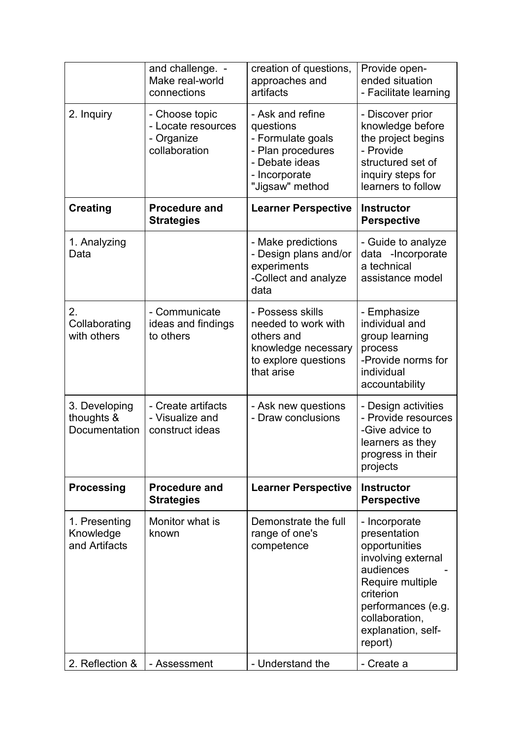| | and challenge. - Make real-world connections | creation of questions, approaches and artifacts | Provide open-ended situation - Facilitate learning |
|---|---|---|---|
| 2. Inquiry | - Choose topic - Locate resources - Organize collaboration | - Ask and refine questions - Formulate goals - Plan procedures - Debate ideas - Incorporate "Jigsaw" method | - Discover prior knowledge before the project begins - Provide structured set of inquiry steps for learners to follow |
| **Creating** | **Procedure and Strategies** | **Learner Perspective** | **Instructor Perspective** |
| 1. Analyzing Data | | - Make predictions - Design plans and/or experiments -Collect and analyze data | - Guide to analyze data -Incorporate a technical assistance model |
| 2. Collaborating with others | - Communicate ideas and findings to others | - Possess skills needed to work with others and knowledge necessary to explore questions that arise | - Emphasize individual and group learning process -Provide norms for individual accountability |
| 3. Developing thoughts & Documentation | - Create artifacts - Visualize and construct ideas | - Ask new questions - Draw conclusions | - Design activities - Provide resources -Give advice to learners as they progress in their projects |
| **Processing** | **Procedure and Strategies** | **Learner Perspective** | **Instructor Perspective** |
| 1. Presenting Knowledge and Artifacts | Monitor what is known | Demonstrate the full range of one's competence | - Incorporate presentation opportunities involving external audiences - Require multiple criterion performances (e.g. collaboration, explanation, self-report) |
| 2. Reflection & | - Assessment | - Understand the | - Create a |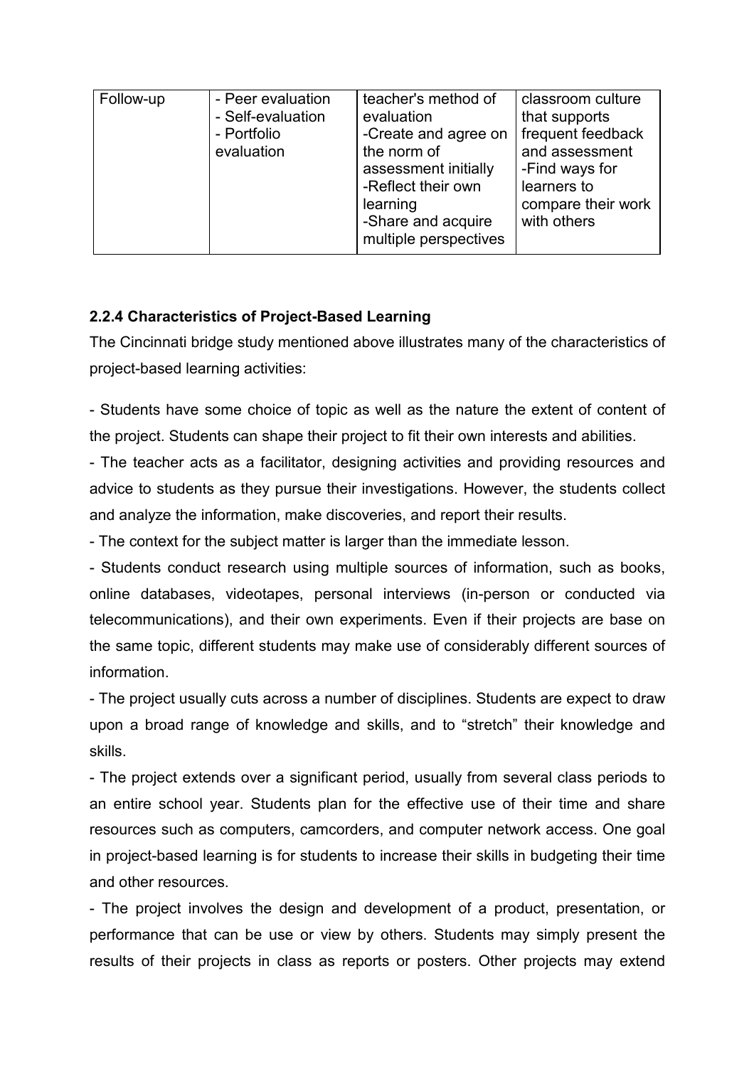| Follow-up | - Peer evaluation<br>- Self-evaluation<br>- Portfolio evaluation | teacher's method of evaluation<br>-Create and agree on the norm of assessment initially<br>-Reflect their own learning<br>-Share and acquire multiple perspectives | classroom culture that supports frequent feedback and assessment<br>-Find ways for learners to compare their work with others |
|---|---|---|---|

### 2.2.4 Characteristics of Project-Based Learning

The Cincinnati bridge study mentioned above illustrates many of the characteristics of project-based learning activities:

- Students have some choice of topic as well as the nature the extent of content of the project. Students can shape their project to fit their own interests and abilities.
- The teacher acts as a facilitator, designing activities and providing resources and advice to students as they pursue their investigations. However, the students collect and analyze the information, make discoveries, and report their results.
- The context for the subject matter is larger than the immediate lesson.
- Students conduct research using multiple sources of information, such as books, online databases, videotapes, personal interviews (in-person or conducted via telecommunications), and their own experiments. Even if their projects are base on the same topic, different students may make use of considerably different sources of information.
- The project usually cuts across a number of disciplines. Students are expect to draw upon a broad range of knowledge and skills, and to "stretch" their knowledge and skills.
- The project extends over a significant period, usually from several class periods to an entire school year. Students plan for the effective use of their time and share resources such as computers, camcorders, and computer network access. One goal in project-based learning is for students to increase their skills in budgeting their time and other resources.
- The project involves the design and development of a product, presentation, or performance that can be use or view by others. Students may simply present the results of their projects in class as reports or posters. Other projects may extend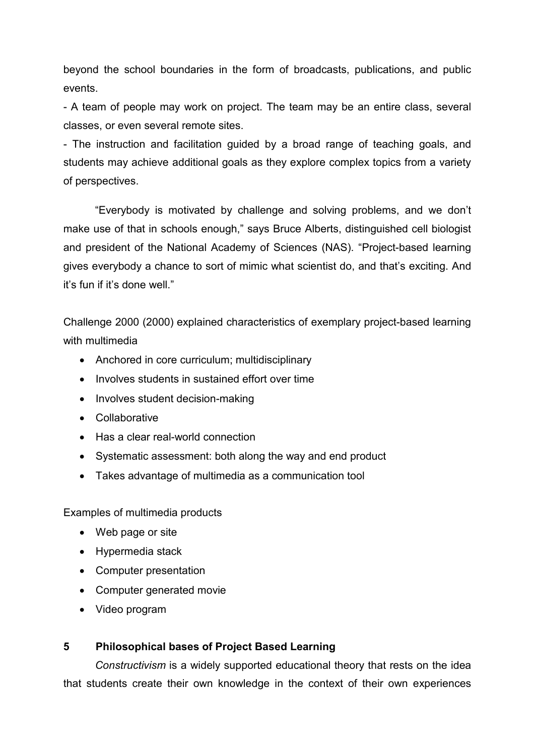beyond the school boundaries in the form of broadcasts, publications, and public events.

- A team of people may work on project. The team may be an entire class, several classes, or even several remote sites.

- The instruction and facilitation guided by a broad range of teaching goals, and students may achieve additional goals as they explore complex topics from a variety of perspectives.

"Everybody is motivated by challenge and solving problems, and we don't make use of that in schools enough," says Bruce Alberts, distinguished cell biologist and president of the National Academy of Sciences (NAS). "Project-based learning gives everybody a chance to sort of mimic what scientist do, and that's exciting. And it's fun if it's done well."

Challenge 2000 (2000) explained characteristics of exemplary project-based learning with multimedia

- Anchored in core curriculum; multidisciplinary
- Involves students in sustained effort over time
- Involves student decision-making
- Collaborative
- Has a clear real-world connection
- Systematic assessment: both along the way and end product
- Takes advantage of multimedia as a communication tool

Examples of multimedia products

- Web page or site
- Hypermedia stack
- Computer presentation
- Computer generated movie
- Video program

## 5 Philosophical bases of Project Based Learning

*Constructivism* is a widely supported educational theory that rests on the idea that students create their own knowledge in the context of their own experiences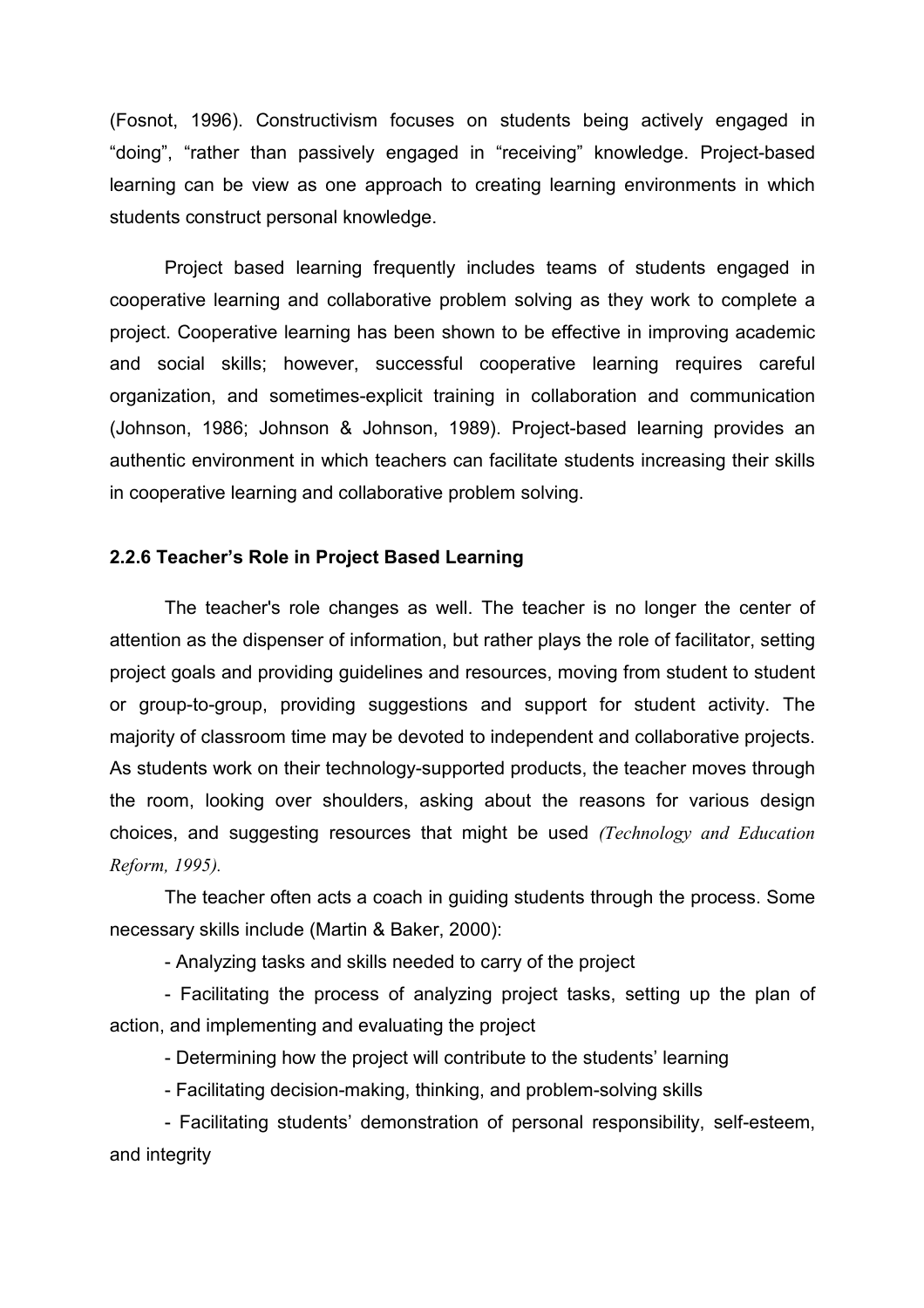(Fosnot, 1996). Constructivism focuses on students being actively engaged in “doing”, “rather than passively engaged in “receiving” knowledge. Project-based learning can be view as one approach to creating learning environments in which students construct personal knowledge.

Project based learning frequently includes teams of students engaged in cooperative learning and collaborative problem solving as they work to complete a project. Cooperative learning has been shown to be effective in improving academic and social skills; however, successful cooperative learning requires careful organization, and sometimes-explicit training in collaboration and communication (Johnson, 1986; Johnson & Johnson, 1989). Project-based learning provides an authentic environment in which teachers can facilitate students increasing their skills in cooperative learning and collaborative problem solving.

### 2.2.6 Teacher’s Role in Project Based Learning

The teacher's role changes as well. The teacher is no longer the center of attention as the dispenser of information, but rather plays the role of facilitator, setting project goals and providing guidelines and resources, moving from student to student or group-to-group, providing suggestions and support for student activity. The majority of classroom time may be devoted to independent and collaborative projects. As students work on their technology-supported products, the teacher moves through the room, looking over shoulders, asking about the reasons for various design choices, and suggesting resources that might be used *(Technology and Education Reform, 1995).*

The teacher often acts a coach in guiding students through the process. Some necessary skills include (Martin & Baker, 2000):

- Analyzing tasks and skills needed to carry of the project
- Facilitating the process of analyzing project tasks, setting up the plan of action, and implementing and evaluating the project
- Determining how the project will contribute to the students’ learning
- Facilitating decision-making, thinking, and problem-solving skills
- Facilitating students’ demonstration of personal responsibility, self-esteem, and integrity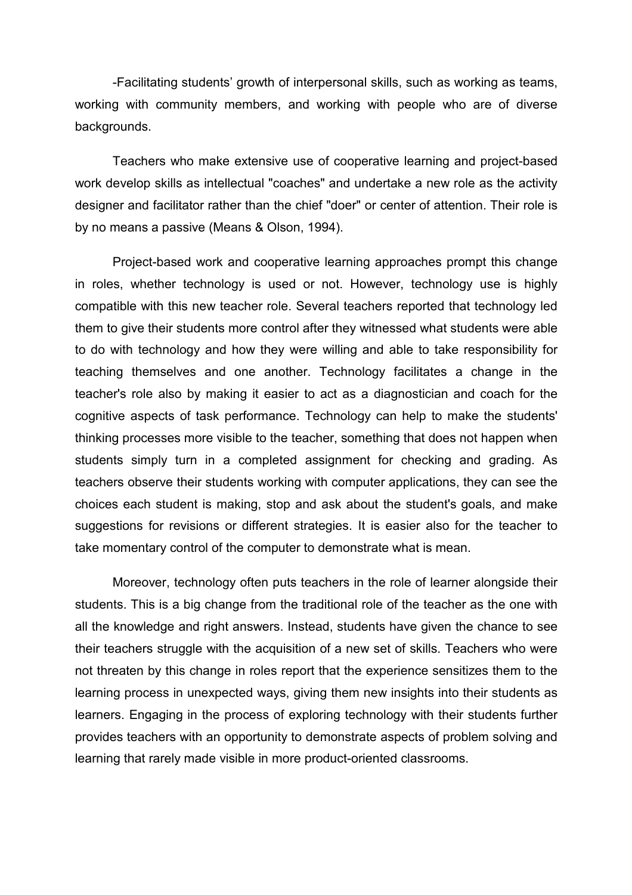-Facilitating students' growth of interpersonal skills, such as working as teams, working with community members, and working with people who are of diverse backgrounds.

Teachers who make extensive use of cooperative learning and project-based work develop skills as intellectual "coaches" and undertake a new role as the activity designer and facilitator rather than the chief "doer" or center of attention. Their role is by no means a passive (Means & Olson, 1994).

Project-based work and cooperative learning approaches prompt this change in roles, whether technology is used or not. However, technology use is highly compatible with this new teacher role. Several teachers reported that technology led them to give their students more control after they witnessed what students were able to do with technology and how they were willing and able to take responsibility for teaching themselves and one another. Technology facilitates a change in the teacher's role also by making it easier to act as a diagnostician and coach for the cognitive aspects of task performance. Technology can help to make the students' thinking processes more visible to the teacher, something that does not happen when students simply turn in a completed assignment for checking and grading. As teachers observe their students working with computer applications, they can see the choices each student is making, stop and ask about the student's goals, and make suggestions for revisions or different strategies. It is easier also for the teacher to take momentary control of the computer to demonstrate what is mean.

Moreover, technology often puts teachers in the role of learner alongside their students. This is a big change from the traditional role of the teacher as the one with all the knowledge and right answers. Instead, students have given the chance to see their teachers struggle with the acquisition of a new set of skills. Teachers who were not threaten by this change in roles report that the experience sensitizes them to the learning process in unexpected ways, giving them new insights into their students as learners. Engaging in the process of exploring technology with their students further provides teachers with an opportunity to demonstrate aspects of problem solving and learning that rarely made visible in more product-oriented classrooms.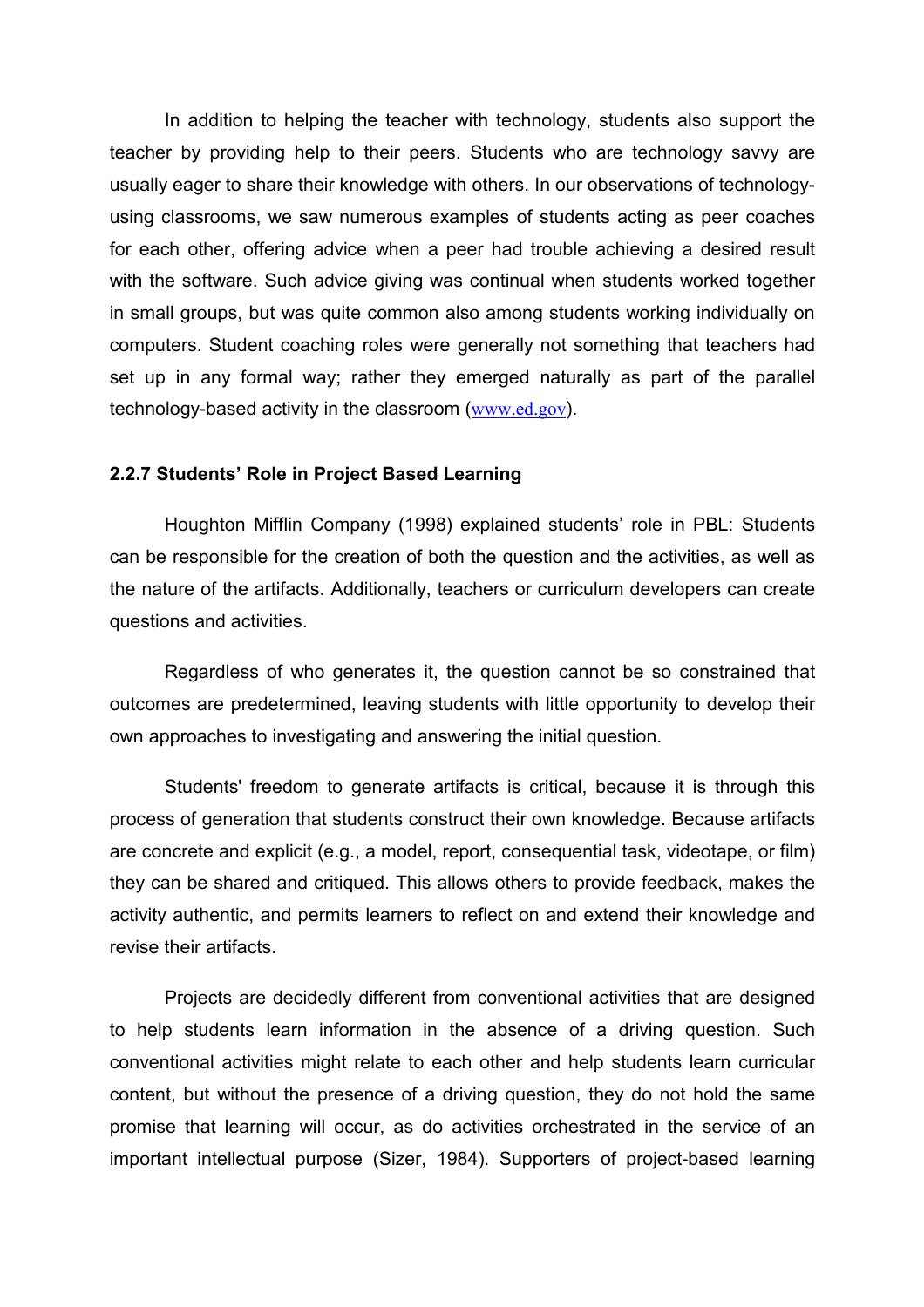In addition to helping the teacher with technology, students also support the teacher by providing help to their peers. Students who are technology savvy are usually eager to share their knowledge with others. In our observations of technology-using classrooms, we saw numerous examples of students acting as peer coaches for each other, offering advice when a peer had trouble achieving a desired result with the software. Such advice giving was continual when students worked together in small groups, but was quite common also among students working individually on computers. Student coaching roles were generally not something that teachers had set up in any formal way; rather they emerged naturally as part of the parallel technology-based activity in the classroom (www.ed.gov).

**2.2.7 Students' Role in Project Based Learning**

Houghton Mifflin Company (1998) explained students' role in PBL: Students can be responsible for the creation of both the question and the activities, as well as the nature of the artifacts. Additionally, teachers or curriculum developers can create questions and activities.

Regardless of who generates it, the question cannot be so constrained that outcomes are predetermined, leaving students with little opportunity to develop their own approaches to investigating and answering the initial question.

Students' freedom to generate artifacts is critical, because it is through this process of generation that students construct their own knowledge. Because artifacts are concrete and explicit (e.g., a model, report, consequential task, videotape, or film) they can be shared and critiqued. This allows others to provide feedback, makes the activity authentic, and permits learners to reflect on and extend their knowledge and revise their artifacts.

Projects are decidedly different from conventional activities that are designed to help students learn information in the absence of a driving question. Such conventional activities might relate to each other and help students learn curricular content, but without the presence of a driving question, they do not hold the same promise that learning will occur, as do activities orchestrated in the service of an important intellectual purpose (Sizer, 1984). Supporters of project-based learning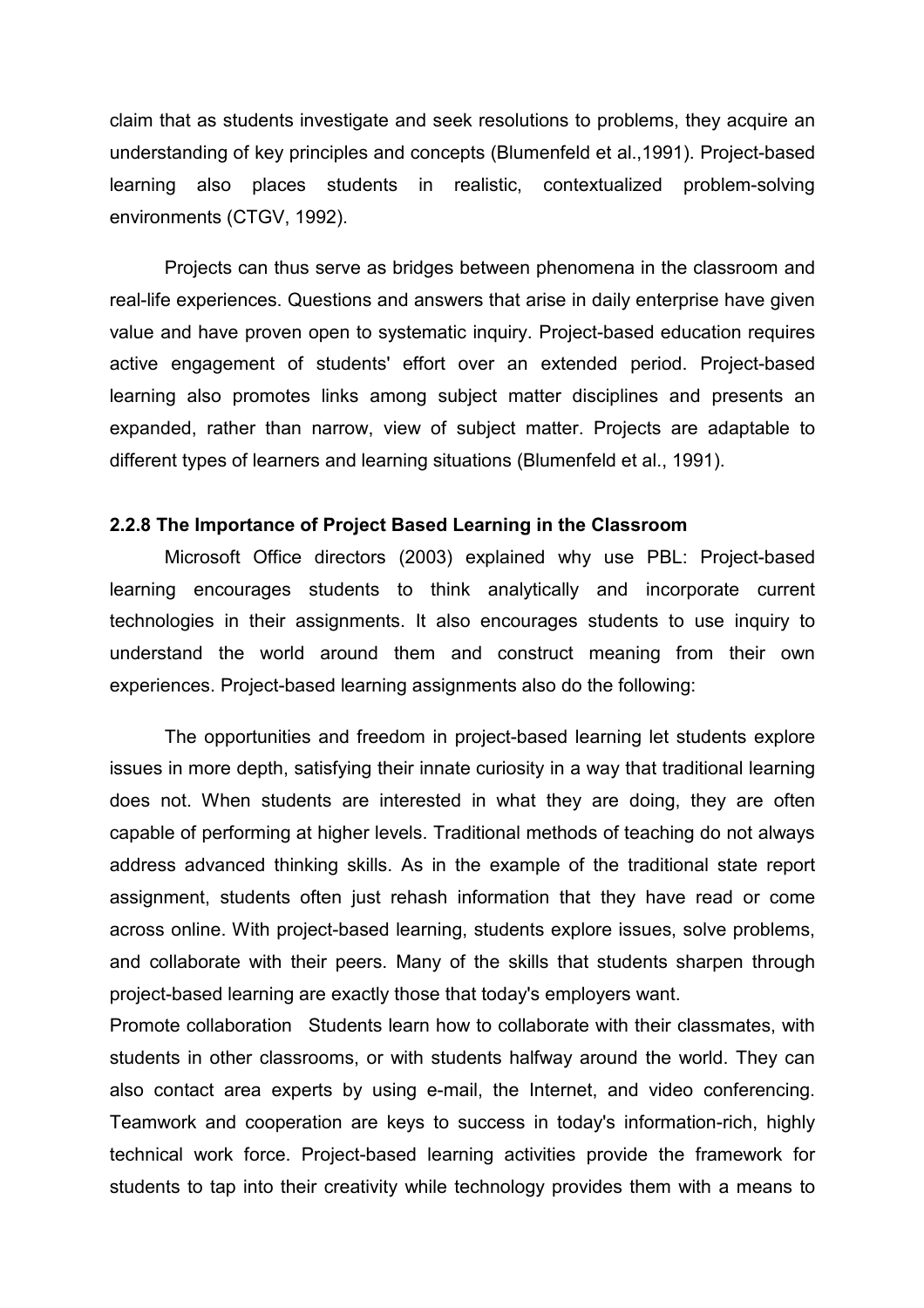claim that as students investigate and seek resolutions to problems, they acquire an understanding of key principles and concepts (Blumenfeld et al.,1991). Project-based learning also places students in realistic, contextualized problem-solving environments (CTGV, 1992).

Projects can thus serve as bridges between phenomena in the classroom and real-life experiences. Questions and answers that arise in daily enterprise have given value and have proven open to systematic inquiry. Project-based education requires active engagement of students' effort over an extended period. Project-based learning also promotes links among subject matter disciplines and presents an expanded, rather than narrow, view of subject matter. Projects are adaptable to different types of learners and learning situations (Blumenfeld et al., 1991).

### 2.2.8 The Importance of Project Based Learning in the Classroom

Microsoft Office directors (2003) explained why use PBL: Project-based learning encourages students to think analytically and incorporate current technologies in their assignments. It also encourages students to use inquiry to understand the world around them and construct meaning from their own experiences. Project-based learning assignments also do the following:

The opportunities and freedom in project-based learning let students explore issues in more depth, satisfying their innate curiosity in a way that traditional learning does not. When students are interested in what they are doing, they are often capable of performing at higher levels. Traditional methods of teaching do not always address advanced thinking skills. As in the example of the traditional state report assignment, students often just rehash information that they have read or come across online. With project-based learning, students explore issues, solve problems, and collaborate with their peers. Many of the skills that students sharpen through project-based learning are exactly those that today's employers want.

Promote collaboration Students learn how to collaborate with their classmates, with students in other classrooms, or with students halfway around the world. They can also contact area experts by using e-mail, the Internet, and video conferencing. Teamwork and cooperation are keys to success in today's information-rich, highly technical work force. Project-based learning activities provide the framework for students to tap into their creativity while technology provides them with a means to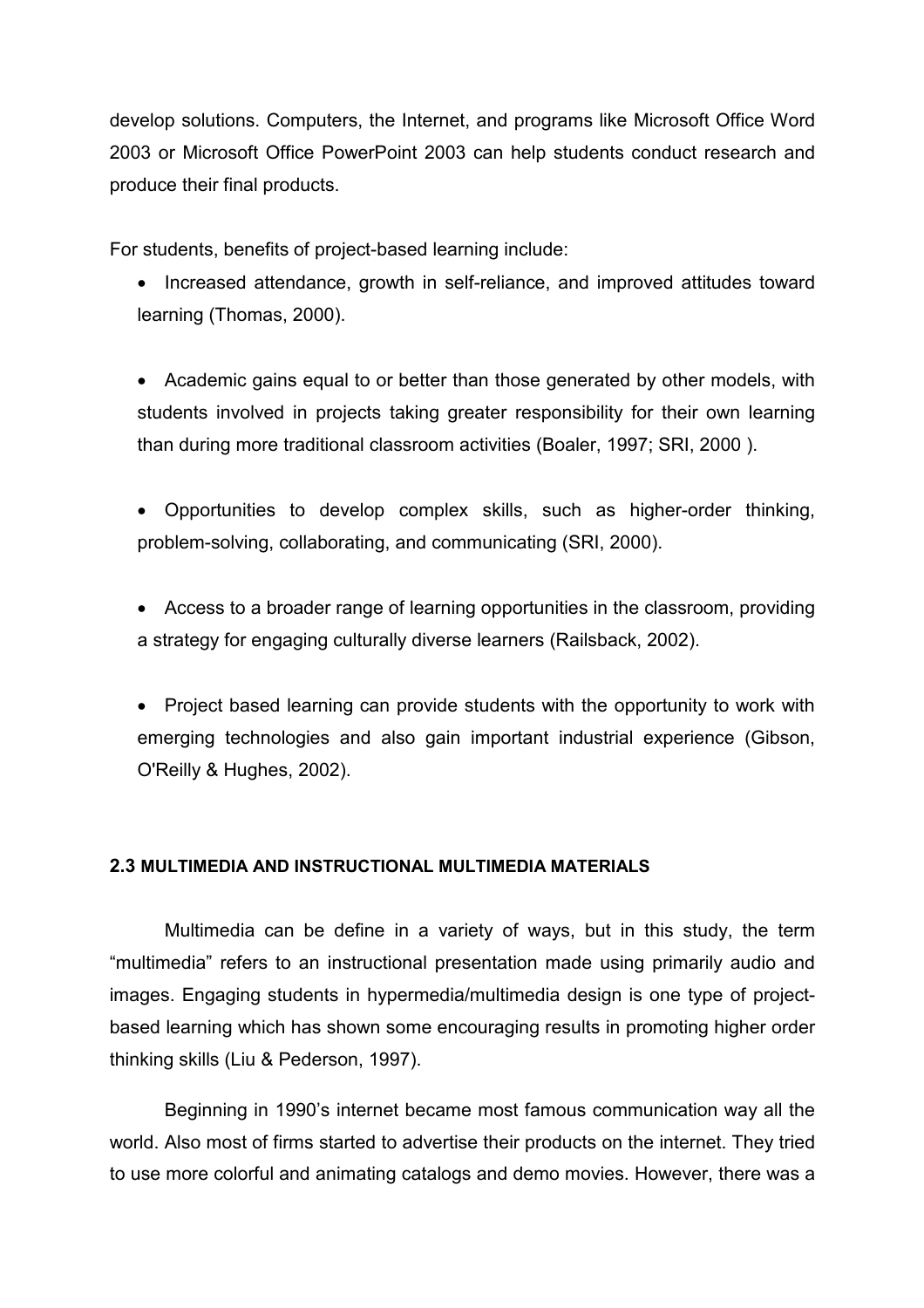develop solutions. Computers, the Internet, and programs like Microsoft Office Word 2003 or Microsoft Office PowerPoint 2003 can help students conduct research and produce their final products.

For students, benefits of project-based learning include:

- Increased attendance, growth in self-reliance, and improved attitudes toward learning (Thomas, 2000).

- Academic gains equal to or better than those generated by other models, with students involved in projects taking greater responsibility for their own learning than during more traditional classroom activities (Boaler, 1997; SRI, 2000 ).

- Opportunities to develop complex skills, such as higher-order thinking, problem-solving, collaborating, and communicating (SRI, 2000).

- Access to a broader range of learning opportunities in the classroom, providing a strategy for engaging culturally diverse learners (Railsback, 2002).

- Project based learning can provide students with the opportunity to work with emerging technologies and also gain important industrial experience (Gibson, O'Reilly & Hughes, 2002).

### 2.3 MULTIMEDIA AND INSTRUCTIONAL MULTIMEDIA MATERIALS

Multimedia can be define in a variety of ways, but in this study, the term "multimedia" refers to an instructional presentation made using primarily audio and images. Engaging students in hypermedia/multimedia design is one type of project-based learning which has shown some encouraging results in promoting higher order thinking skills (Liu & Pederson, 1997).

Beginning in 1990's internet became most famous communication way all the world. Also most of firms started to advertise their products on the internet. They tried to use more colorful and animating catalogs and demo movies. However, there was a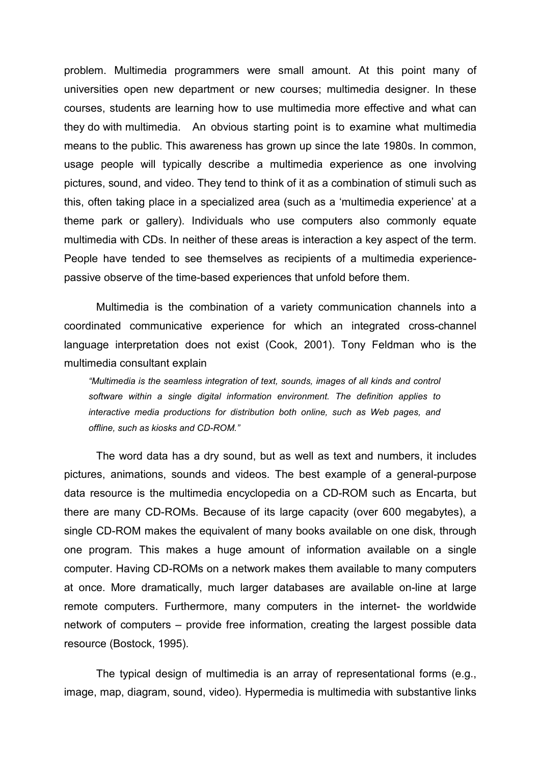problem. Multimedia programmers were small amount. At this point many of universities open new department or new courses; multimedia designer. In these courses, students are learning how to use multimedia more effective and what can they do with multimedia. An obvious starting point is to examine what multimedia means to the public. This awareness has grown up since the late 1980s. In common, usage people will typically describe a multimedia experience as one involving pictures, sound, and video. They tend to think of it as a combination of stimuli such as this, often taking place in a specialized area (such as a 'multimedia experience' at a theme park or gallery). Individuals who use computers also commonly equate multimedia with CDs. In neither of these areas is interaction a key aspect of the term. People have tended to see themselves as recipients of a multimedia experience-passive observe of the time-based experiences that unfold before them.

Multimedia is the combination of a variety communication channels into a coordinated communicative experience for which an integrated cross-channel language interpretation does not exist (Cook, 2001). Tony Feldman who is the multimedia consultant explain

> *"Multimedia is the seamless integration of text, sounds, images of all kinds and control software within a single digital information environment. The definition applies to interactive media productions for distribution both online, such as Web pages, and offline, such as kiosks and CD-ROM."*

The word data has a dry sound, but as well as text and numbers, it includes pictures, animations, sounds and videos. The best example of a general-purpose data resource is the multimedia encyclopedia on a CD-ROM such as Encarta, but there are many CD-ROMs. Because of its large capacity (over 600 megabytes), a single CD-ROM makes the equivalent of many books available on one disk, through one program. This makes a huge amount of information available on a single computer. Having CD-ROMs on a network makes them available to many computers at once. More dramatically, much larger databases are available on-line at large remote computers. Furthermore, many computers in the internet- the worldwide network of computers – provide free information, creating the largest possible data resource (Bostock, 1995).

The typical design of multimedia is an array of representational forms (e.g., image, map, diagram, sound, video). Hypermedia is multimedia with substantive links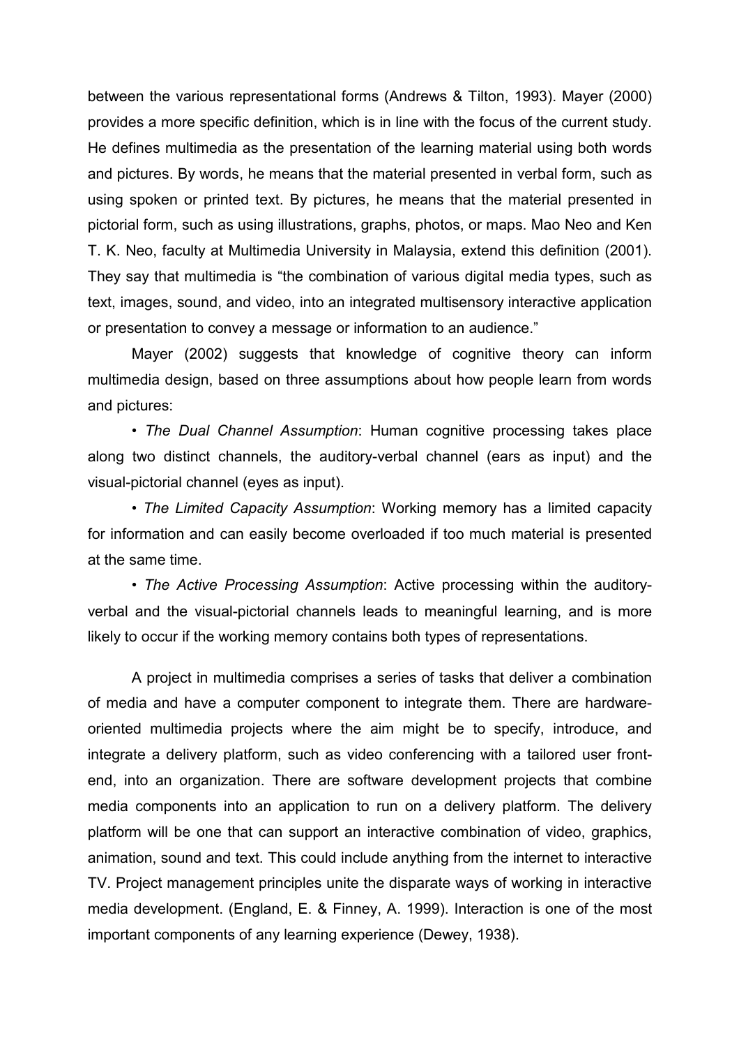between the various representational forms (Andrews & Tilton, 1993). Mayer (2000) provides a more specific definition, which is in line with the focus of the current study. He defines multimedia as the presentation of the learning material using both words and pictures. By words, he means that the material presented in verbal form, such as using spoken or printed text. By pictures, he means that the material presented in pictorial form, such as using illustrations, graphs, photos, or maps. Mao Neo and Ken T. K. Neo, faculty at Multimedia University in Malaysia, extend this definition (2001). They say that multimedia is "the combination of various digital media types, such as text, images, sound, and video, into an integrated multisensory interactive application or presentation to convey a message or information to an audience."

Mayer (2002) suggests that knowledge of cognitive theory can inform multimedia design, based on three assumptions about how people learn from words and pictures:

• *The Dual Channel Assumption*: Human cognitive processing takes place along two distinct channels, the auditory-verbal channel (ears as input) and the visual-pictorial channel (eyes as input).

• *The Limited Capacity Assumption*: Working memory has a limited capacity for information and can easily become overloaded if too much material is presented at the same time.

• *The Active Processing Assumption*: Active processing within the auditory-verbal and the visual-pictorial channels leads to meaningful learning, and is more likely to occur if the working memory contains both types of representations.

A project in multimedia comprises a series of tasks that deliver a combination of media and have a computer component to integrate them. There are hardware-oriented multimedia projects where the aim might be to specify, introduce, and integrate a delivery platform, such as video conferencing with a tailored user front-end, into an organization. There are software development projects that combine media components into an application to run on a delivery platform. The delivery platform will be one that can support an interactive combination of video, graphics, animation, sound and text. This could include anything from the internet to interactive TV. Project management principles unite the disparate ways of working in interactive media development. (England, E. & Finney, A. 1999). Interaction is one of the most important components of any learning experience (Dewey, 1938).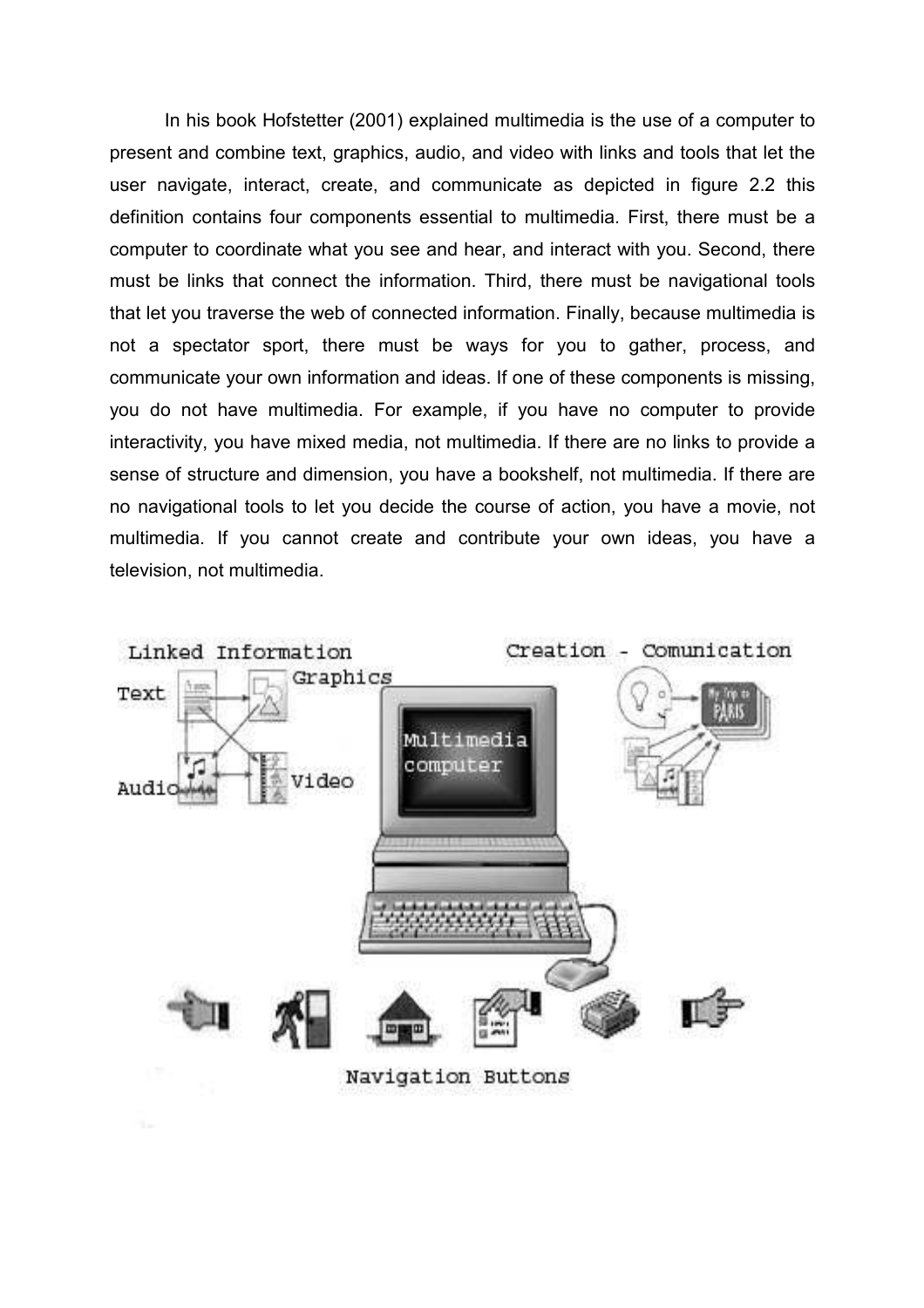In his book Hofstetter (2001) explained multimedia is the use of a computer to present and combine text, graphics, audio, and video with links and tools that let the user navigate, interact, create, and communicate as depicted in figure 2.2 this definition contains four components essential to multimedia. First, there must be a computer to coordinate what you see and hear, and interact with you. Second, there must be links that connect the information. Third, there must be navigational tools that let you traverse the web of connected information. Finally, because multimedia is not a spectator sport, there must be ways for you to gather, process, and communicate your own information and ideas. If one of these components is missing, you do not have multimedia. For example, if you have no computer to provide interactivity, you have mixed media, not multimedia. If there are no links to provide a sense of structure and dimension, you have a bookshelf, not multimedia. If there are no navigational tools to let you decide the course of action, you have a movie, not multimedia. If you cannot create and contribute your own ideas, you have a television, not multimedia.

Linked Information

Text

Graphics

Audio

Video

Multimedia computer

Creation - Comunication

Navigation Buttons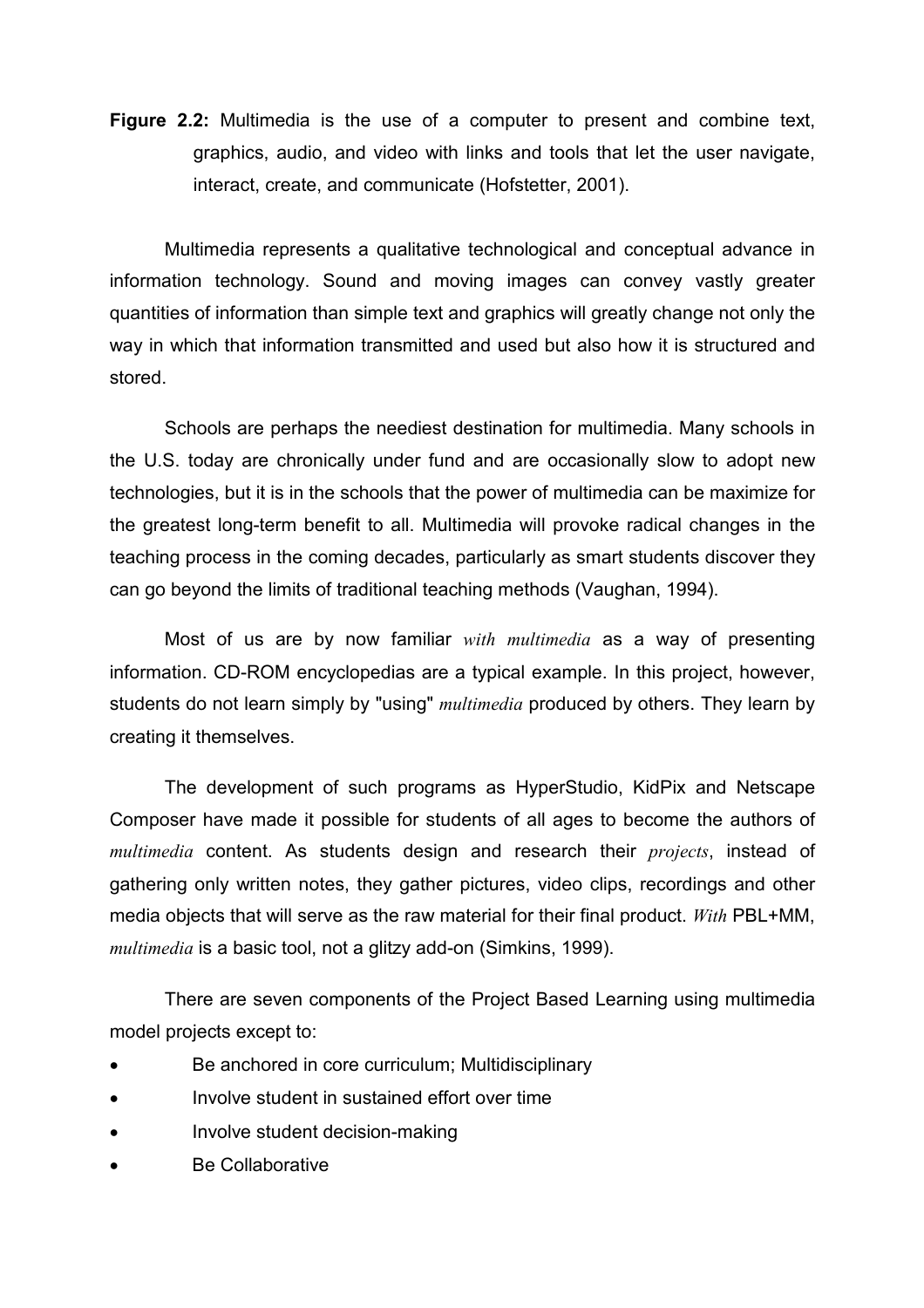**Figure 2.2:** Multimedia is the use of a computer to present and combine text, graphics, audio, and video with links and tools that let the user navigate, interact, create, and communicate (Hofstetter, 2001).

Multimedia represents a qualitative technological and conceptual advance in information technology. Sound and moving images can convey vastly greater quantities of information than simple text and graphics will greatly change not only the way in which that information transmitted and used but also how it is structured and stored.

Schools are perhaps the neediest destination for multimedia. Many schools in the U.S. today are chronically under fund and are occasionally slow to adopt new technologies, but it is in the schools that the power of multimedia can be maximize for the greatest long-term benefit to all. Multimedia will provoke radical changes in the teaching process in the coming decades, particularly as smart students discover they can go beyond the limits of traditional teaching methods (Vaughan, 1994).

Most of us are by now familiar *with multimedia* as a way of presenting information. CD-ROM encyclopedias are a typical example. In this project, however, students do not learn simply by "using" *multimedia* produced by others. They learn by creating it themselves.

The development of such programs as HyperStudio, KidPix and Netscape Composer have made it possible for students of all ages to become the authors of *multimedia* content. As students design and research their *projects*, instead of gathering only written notes, they gather pictures, video clips, recordings and other media objects that will serve as the raw material for their final product. *With* PBL+MM, *multimedia* is a basic tool, not a glitzy add-on (Simkins, 1999).

There are seven components of the Project Based Learning using multimedia model projects except to:

- Be anchored in core curriculum; Multidisciplinary
- Involve student in sustained effort over time
- Involve student decision-making
- Be Collaborative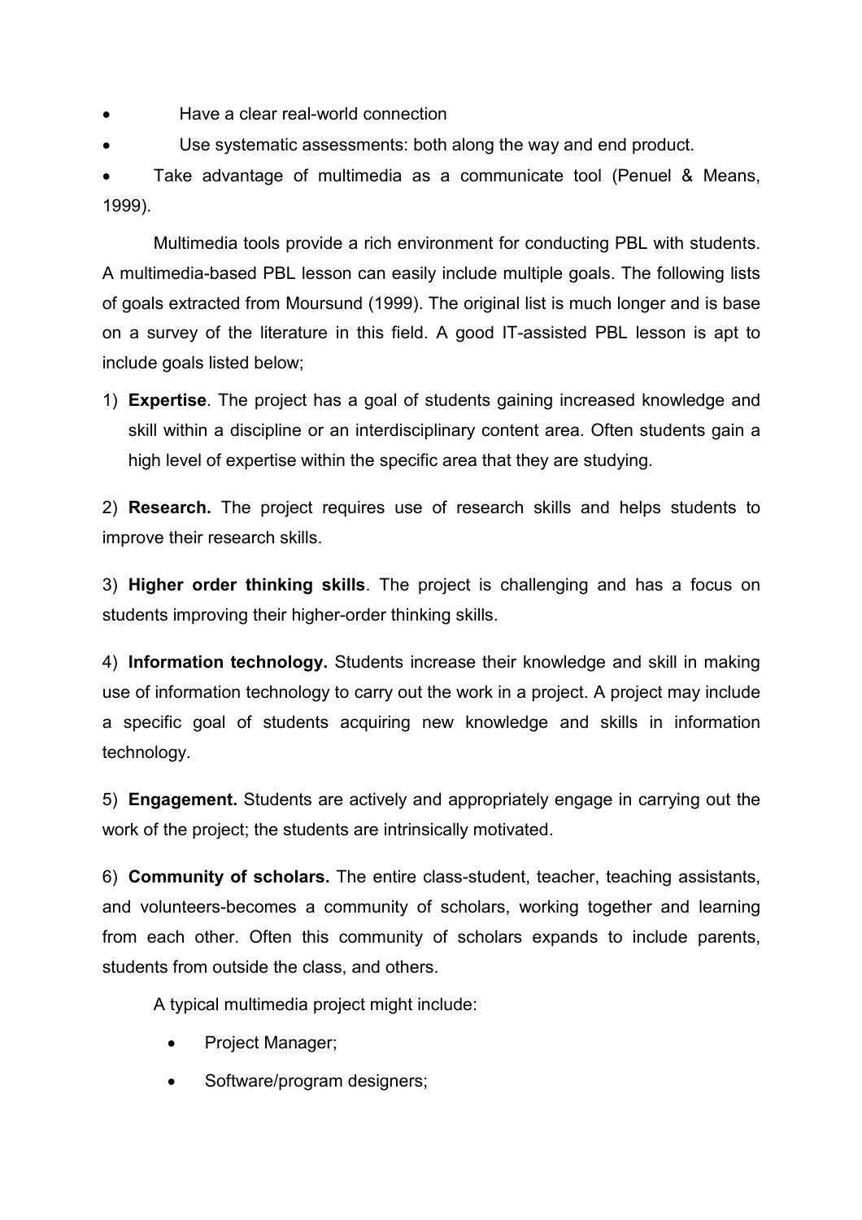- Have a clear real-world connection
- Use systematic assessments: both along the way and end product.
- Take advantage of multimedia as a communicate tool (Penuel & Means, 1999).

Multimedia tools provide a rich environment for conducting PBL with students. A multimedia-based PBL lesson can easily include multiple goals. The following lists of goals extracted from Moursund (1999). The original list is much longer and is base on a survey of the literature in this field. A good IT-assisted PBL lesson is apt to include goals listed below;

1) **Expertise**. The project has a goal of students gaining increased knowledge and skill within a discipline or an interdisciplinary content area. Often students gain a high level of expertise within the specific area that they are studying.

2) **Research.** The project requires use of research skills and helps students to improve their research skills.

3) **Higher order thinking skills**. The project is challenging and has a focus on students improving their higher-order thinking skills.

4) **Information technology.** Students increase their knowledge and skill in making use of information technology to carry out the work in a project. A project may include a specific goal of students acquiring new knowledge and skills in information technology.

5) **Engagement.** Students are actively and appropriately engage in carrying out the work of the project; the students are intrinsically motivated.

6) **Community of scholars.** The entire class-student, teacher, teaching assistants, and volunteers-becomes a community of scholars, working together and learning from each other. Often this community of scholars expands to include parents, students from outside the class, and others.

A typical multimedia project might include:

- Project Manager;
- Software/program designers;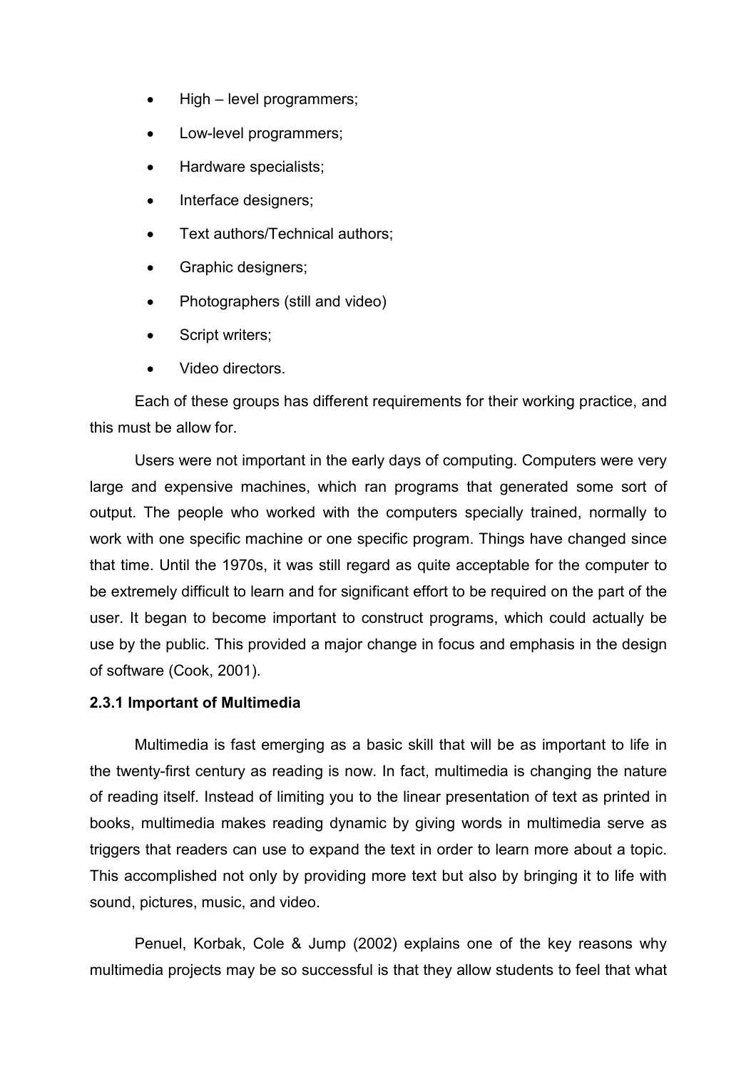- High – level programmers;
- Low-level programmers;
- Hardware specialists;
- Interface designers;
- Text authors/Technical authors;
- Graphic designers;
- Photographers (still and video)
- Script writers;
- Video directors.

Each of these groups has different requirements for their working practice, and this must be allow for.

Users were not important in the early days of computing. Computers were very large and expensive machines, which ran programs that generated some sort of output. The people who worked with the computers specially trained, normally to work with one specific machine or one specific program. Things have changed since that time. Until the 1970s, it was still regard as quite acceptable for the computer to be extremely difficult to learn and for significant effort to be required on the part of the user. It began to become important to construct programs, which could actually be use by the public. This provided a major change in focus and emphasis in the design of software (Cook, 2001).

**2.3.1 Important of Multimedia**

Multimedia is fast emerging as a basic skill that will be as important to life in the twenty-first century as reading is now. In fact, multimedia is changing the nature of reading itself. Instead of limiting you to the linear presentation of text as printed in books, multimedia makes reading dynamic by giving words in multimedia serve as triggers that readers can use to expand the text in order to learn more about a topic. This accomplished not only by providing more text but also by bringing it to life with sound, pictures, music, and video.

Penuel, Korbak, Cole & Jump (2002) explains one of the key reasons why multimedia projects may be so successful is that they allow students to feel that what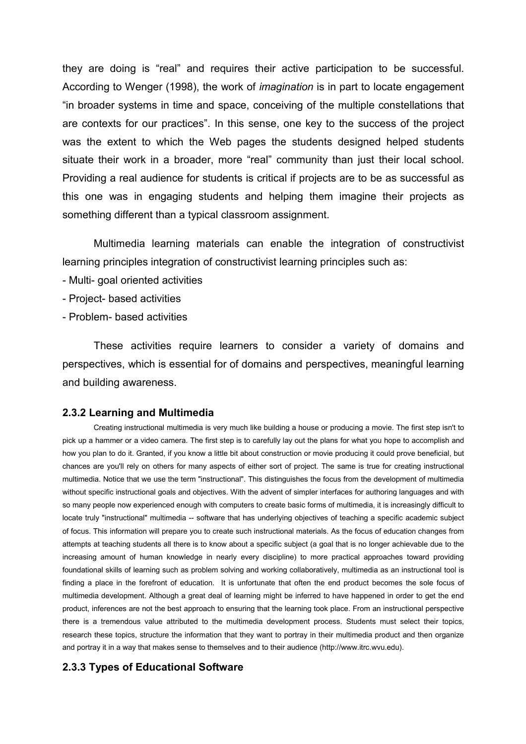they are doing is "real" and requires their active participation to be successful. According to Wenger (1998), the work of *imagination* is in part to locate engagement "in broader systems in time and space, conceiving of the multiple constellations that are contexts for our practices". In this sense, one key to the success of the project was the extent to which the Web pages the students designed helped students situate their work in a broader, more "real" community than just their local school. Providing a real audience for students is critical if projects are to be as successful as this one was in engaging students and helping them imagine their projects as something different than a typical classroom assignment.

Multimedia learning materials can enable the integration of constructivist learning principles integration of constructivist learning principles such as:

- Multi- goal oriented activities
- Project- based activities
- Problem- based activities

These activities require learners to consider a variety of domains and perspectives, which is essential for of domains and perspectives, meaningful learning and building awareness.

### 2.3.2 Learning and Multimedia

Creating instructional multimedia is very much like building a house or producing a movie. The first step isn't to pick up a hammer or a video camera. The first step is to carefully lay out the plans for what you hope to accomplish and how you plan to do it. Granted, if you know a little bit about construction or movie producing it could prove beneficial, but chances are you'll rely on others for many aspects of either sort of project. The same is true for creating instructional multimedia. Notice that we use the term "instructional". This distinguishes the focus from the development of multimedia without specific instructional goals and objectives. With the advent of simpler interfaces for authoring languages and with so many people now experienced enough with computers to create basic forms of multimedia, it is increasingly difficult to locate truly "instructional" multimedia -- software that has underlying objectives of teaching a specific academic subject of focus. This information will prepare you to create such instructional materials. As the focus of education changes from attempts at teaching students all there is to know about a specific subject (a goal that is no longer achievable due to the increasing amount of human knowledge in nearly every discipline) to more practical approaches toward providing foundational skills of learning such as problem solving and working collaboratively, multimedia as an instructional tool is finding a place in the forefront of education. It is unfortunate that often the end product becomes the sole focus of multimedia development. Although a great deal of learning might be inferred to have happened in order to get the end product, inferences are not the best approach to ensuring that the learning took place. From an instructional perspective there is a tremendous value attributed to the multimedia development process. Students must select their topics, research these topics, structure the information that they want to portray in their multimedia product and then organize and portray it in a way that makes sense to themselves and to their audience (http://www.itrc.wvu.edu).

### 2.3.3 Types of Educational Software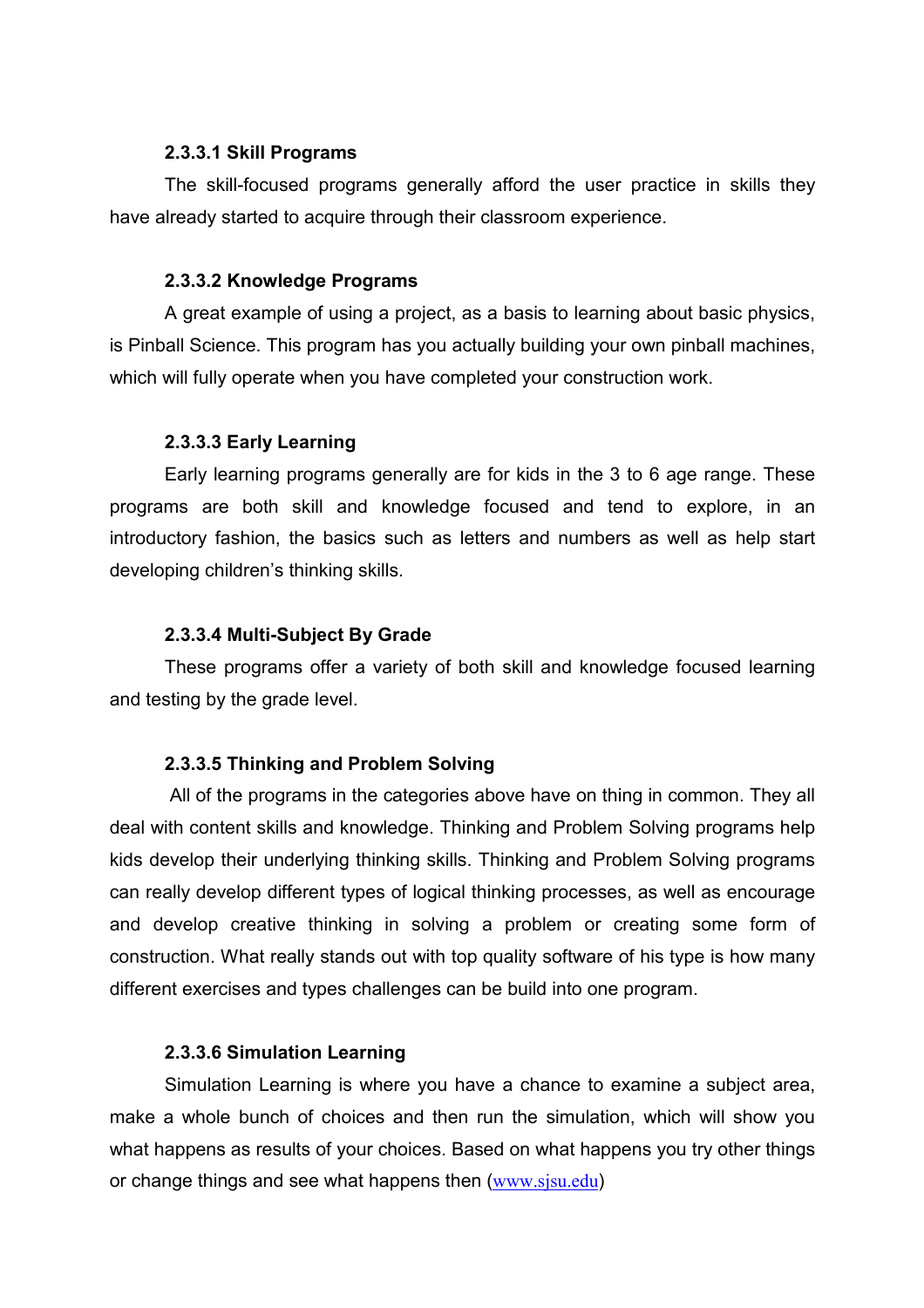#### 2.3.3.1 Skill Programs

The skill-focused programs generally afford the user practice in skills they have already started to acquire through their classroom experience.

#### 2.3.3.2 Knowledge Programs

A great example of using a project, as a basis to learning about basic physics, is Pinball Science. This program has you actually building your own pinball machines, which will fully operate when you have completed your construction work.

#### 2.3.3.3 Early Learning

Early learning programs generally are for kids in the 3 to 6 age range. These programs are both skill and knowledge focused and tend to explore, in an introductory fashion, the basics such as letters and numbers as well as help start developing children's thinking skills.

#### 2.3.3.4 Multi-Subject By Grade

These programs offer a variety of both skill and knowledge focused learning and testing by the grade level.

#### 2.3.3.5 Thinking and Problem Solving

All of the programs in the categories above have on thing in common. They all deal with content skills and knowledge. Thinking and Problem Solving programs help kids develop their underlying thinking skills. Thinking and Problem Solving programs can really develop different types of logical thinking processes, as well as encourage and develop creative thinking in solving a problem or creating some form of construction. What really stands out with top quality software of his type is how many different exercises and types challenges can be build into one program.

#### 2.3.3.6 Simulation Learning

Simulation Learning is where you have a chance to examine a subject area, make a whole bunch of choices and then run the simulation, which will show you what happens as results of your choices. Based on what happens you try other things or change things and see what happens then (www.sjsu.edu)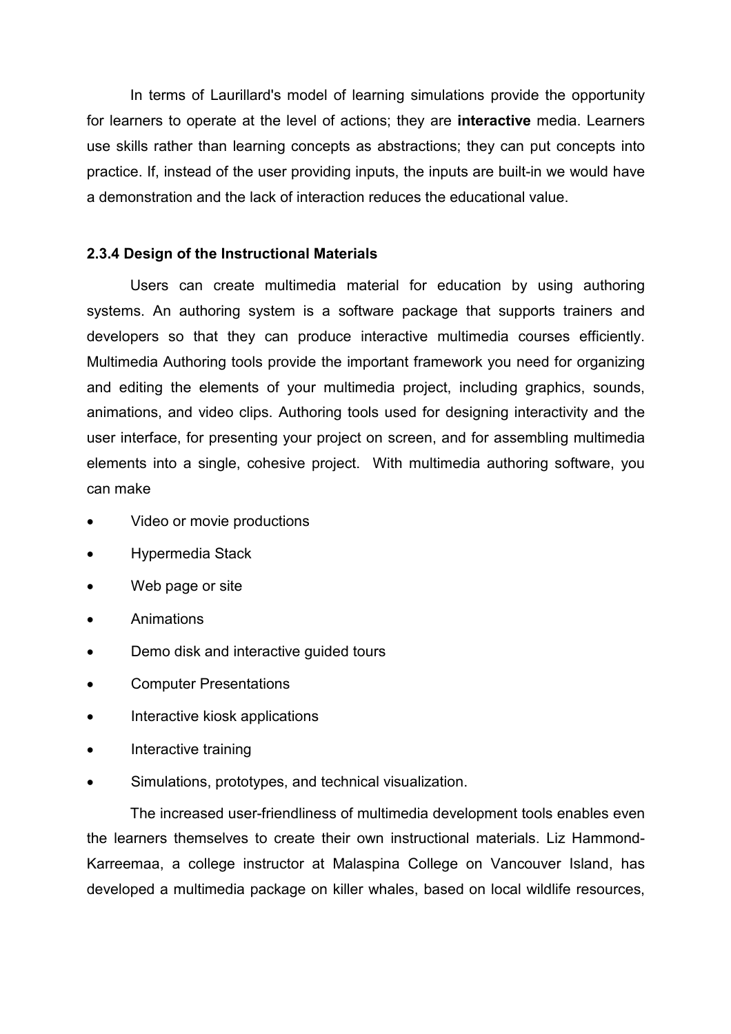In terms of Laurillard's model of learning simulations provide the opportunity for learners to operate at the level of actions; they are **interactive** media. Learners use skills rather than learning concepts as abstractions; they can put concepts into practice. If, instead of the user providing inputs, the inputs are built-in we would have a demonstration and the lack of interaction reduces the educational value.

### 2.3.4 Design of the Instructional Materials

Users can create multimedia material for education by using authoring systems. An authoring system is a software package that supports trainers and developers so that they can produce interactive multimedia courses efficiently. Multimedia Authoring tools provide the important framework you need for organizing and editing the elements of your multimedia project, including graphics, sounds, animations, and video clips. Authoring tools used for designing interactivity and the user interface, for presenting your project on screen, and for assembling multimedia elements into a single, cohesive project. With multimedia authoring software, you can make

- Video or movie productions
- Hypermedia Stack
- Web page or site
- Animations
- Demo disk and interactive guided tours
- Computer Presentations
- Interactive kiosk applications
- Interactive training
- Simulations, prototypes, and technical visualization.

The increased user-friendliness of multimedia development tools enables even the learners themselves to create their own instructional materials. Liz Hammond-Karreemaa, a college instructor at Malaspina College on Vancouver Island, has developed a multimedia package on killer whales, based on local wildlife resources,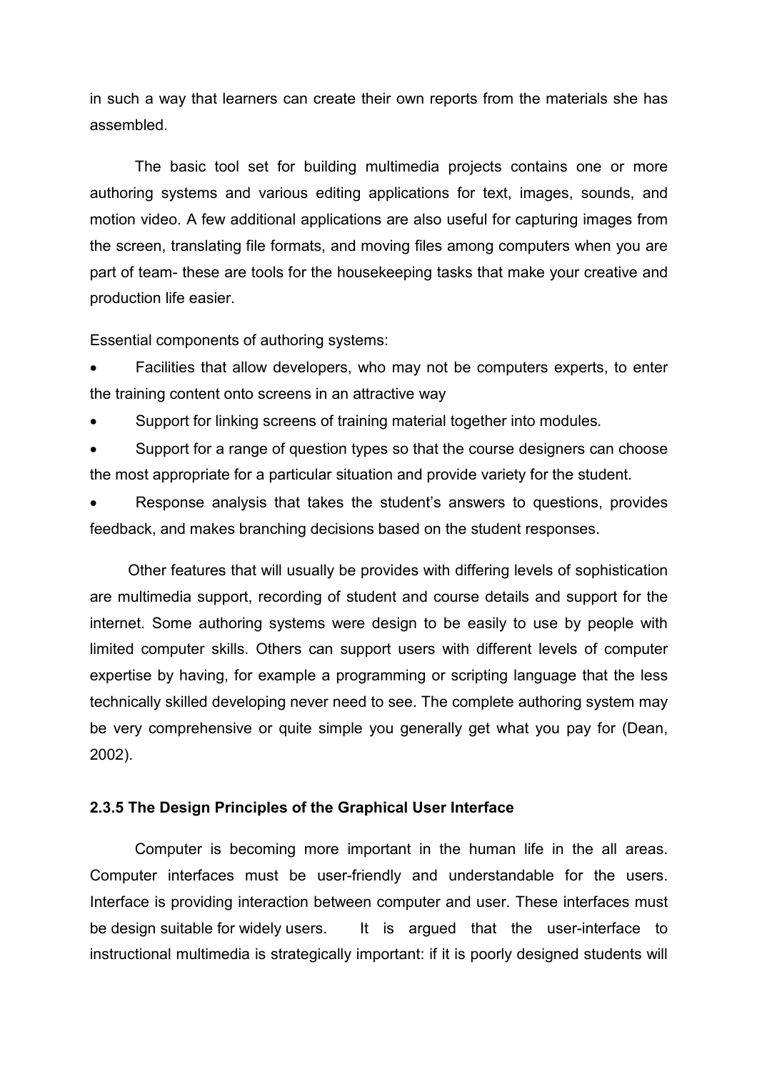in such a way that learners can create their own reports from the materials she has assembled.

The basic tool set for building multimedia projects contains one or more authoring systems and various editing applications for text, images, sounds, and motion video. A few additional applications are also useful for capturing images from the screen, translating file formats, and moving files among computers when you are part of team- these are tools for the housekeeping tasks that make your creative and production life easier.

Essential components of authoring systems:

- Facilities that allow developers, who may not be computers experts, to enter the training content onto screens in an attractive way
- Support for linking screens of training material together into modules.
- Support for a range of question types so that the course designers can choose the most appropriate for a particular situation and provide variety for the student.
- Response analysis that takes the student's answers to questions, provides feedback, and makes branching decisions based on the student responses.

Other features that will usually be provides with differing levels of sophistication are multimedia support, recording of student and course details and support for the internet. Some authoring systems were design to be easily to use by people with limited computer skills. Others can support users with different levels of computer expertise by having, for example a programming or scripting language that the less technically skilled developing never need to see. The complete authoring system may be very comprehensive or quite simple you generally get what you pay for (Dean, 2002).

### 2.3.5 The Design Principles of the Graphical User Interface

Computer is becoming more important in the human life in the all areas. Computer interfaces must be user-friendly and understandable for the users. Interface is providing interaction between computer and user. These interfaces must be design suitable for widely users. It is argued that the user-interface to instructional multimedia is strategically important: if it is poorly designed students will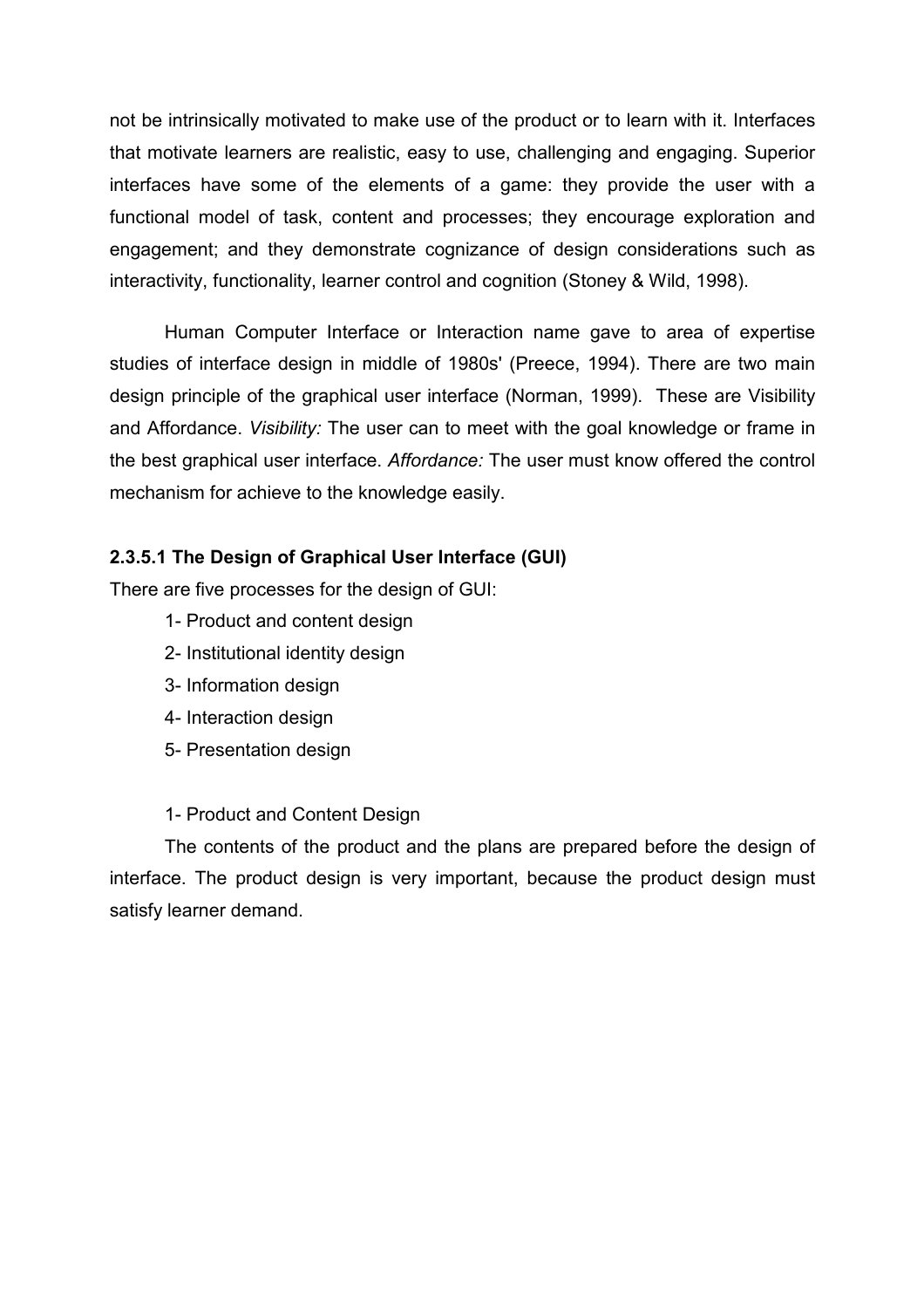not be intrinsically motivated to make use of the product or to learn with it. Interfaces that motivate learners are realistic, easy to use, challenging and engaging. Superior interfaces have some of the elements of a game: they provide the user with a functional model of task, content and processes; they encourage exploration and engagement; and they demonstrate cognizance of design considerations such as interactivity, functionality, learner control and cognition (Stoney & Wild, 1998).

Human Computer Interface or Interaction name gave to area of expertise studies of interface design in middle of 1980s' (Preece, 1994). There are two main design principle of the graphical user interface (Norman, 1999). These are Visibility and Affordance. *Visibility:* The user can to meet with the goal knowledge or frame in the best graphical user interface. *Affordance:* The user must know offered the control mechanism for achieve to the knowledge easily.

#### 2.3.5.1 The Design of Graphical User Interface (GUI)

There are five processes for the design of GUI:

1- Product and content design
2- Institutional identity design
3- Information design
4- Interaction design
5- Presentation design

1- Product and Content Design

The contents of the product and the plans are prepared before the design of interface. The product design is very important, because the product design must satisfy learner demand.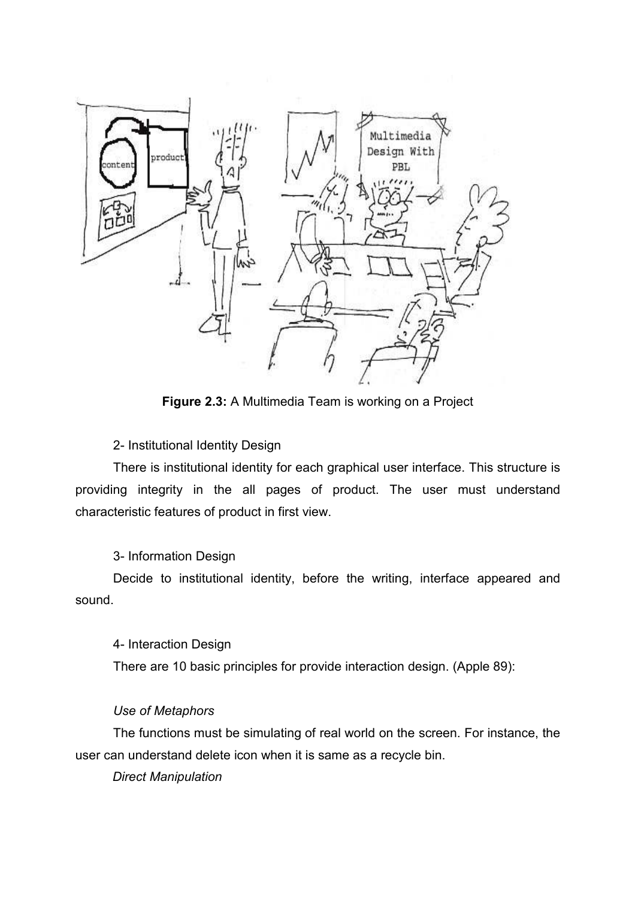**Figure 2.3:** A Multimedia Team is working on a Project

2- Institutional Identity Design

There is institutional identity for each graphical user interface. This structure is providing integrity in the all pages of product. The user must understand characteristic features of product in first view.

3- Information Design

Decide to institutional identity, before the writing, interface appeared and sound.

4- Interaction Design

There are 10 basic principles for provide interaction design. (Apple 89):

*Use of Metaphors*

The functions must be simulating of real world on the screen. For instance, the user can understand delete icon when it is same as a recycle bin.

*Direct Manipulation*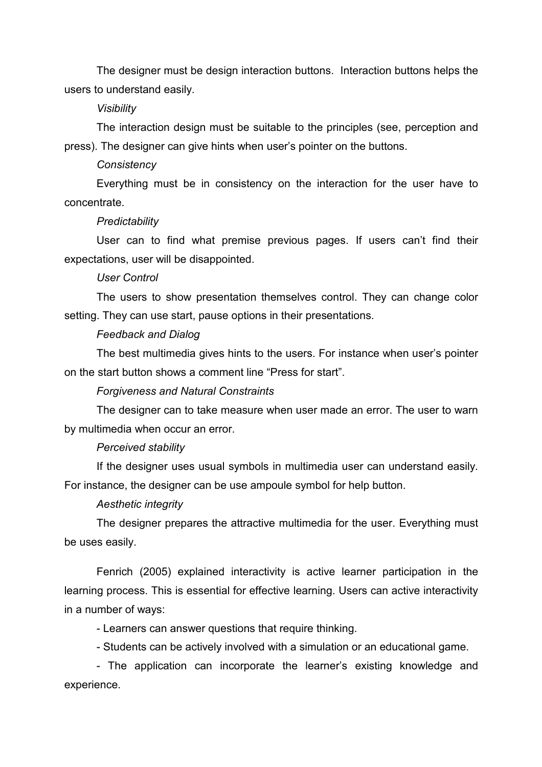The designer must be design interaction buttons.  Interaction buttons helps the users to understand easily.

*Visibility*

The interaction design must be suitable to the principles (see, perception and press). The designer can give hints when user's pointer on the buttons.

*Consistency*

Everything must be in consistency on the interaction for the user have to concentrate.

*Predictability*

User can to find what premise previous pages. If users can't find their expectations, user will be disappointed.

*User Control*

The users to show presentation themselves control. They can change color setting. They can use start, pause options in their presentations.

*Feedback and Dialog*

The best multimedia gives hints to the users. For instance when user's pointer on the start button shows a comment line "Press for start".

*Forgiveness and Natural Constraints*

The designer can to take measure when user made an error. The user to warn by multimedia when occur an error.

*Perceived stability*

If the designer uses usual symbols in multimedia user can understand easily. For instance, the designer can be use ampoule symbol for help button.

*Aesthetic integrity*

The designer prepares the attractive multimedia for the user. Everything must be uses easily.

Fenrich (2005) explained interactivity is active learner participation in the learning process. This is essential for effective learning. Users can active interactivity in a number of ways:

- Learners can answer questions that require thinking.
- Students can be actively involved with a simulation or an educational game.
- The application can incorporate the learner's existing knowledge and experience.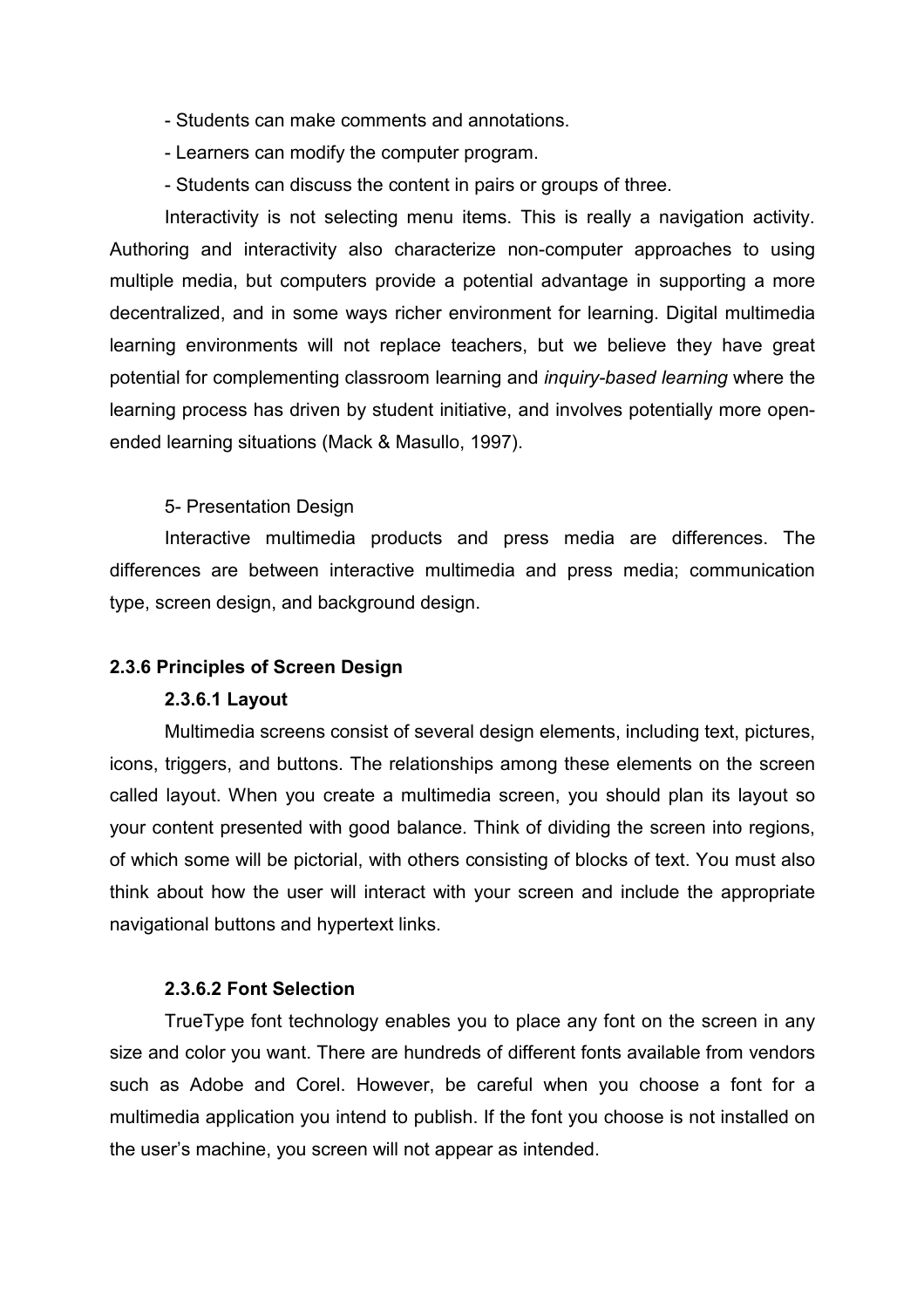- Students can make comments and annotations.

- Learners can modify the computer program.

- Students can discuss the content in pairs or groups of three.

Interactivity is not selecting menu items. This is really a navigation activity. Authoring and interactivity also characterize non-computer approaches to using multiple media, but computers provide a potential advantage in supporting a more decentralized, and in some ways richer environment for learning. Digital multimedia learning environments will not replace teachers, but we believe they have great potential for complementing classroom learning and *inquiry-based learning* where the learning process has driven by student initiative, and involves potentially more open-ended learning situations (Mack & Masullo, 1997).

5- Presentation Design

Interactive multimedia products and press media are differences. The differences are between interactive multimedia and press media; communication type, screen design, and background design.

### 2.3.6 Principles of Screen Design

#### 2.3.6.1 Layout

Multimedia screens consist of several design elements, including text, pictures, icons, triggers, and buttons. The relationships among these elements on the screen called layout. When you create a multimedia screen, you should plan its layout so your content presented with good balance. Think of dividing the screen into regions, of which some will be pictorial, with others consisting of blocks of text. You must also think about how the user will interact with your screen and include the appropriate navigational buttons and hypertext links.

#### 2.3.6.2 Font Selection

TrueType font technology enables you to place any font on the screen in any size and color you want. There are hundreds of different fonts available from vendors such as Adobe and Corel. However, be careful when you choose a font for a multimedia application you intend to publish. If the font you choose is not installed on the user's machine, you screen will not appear as intended.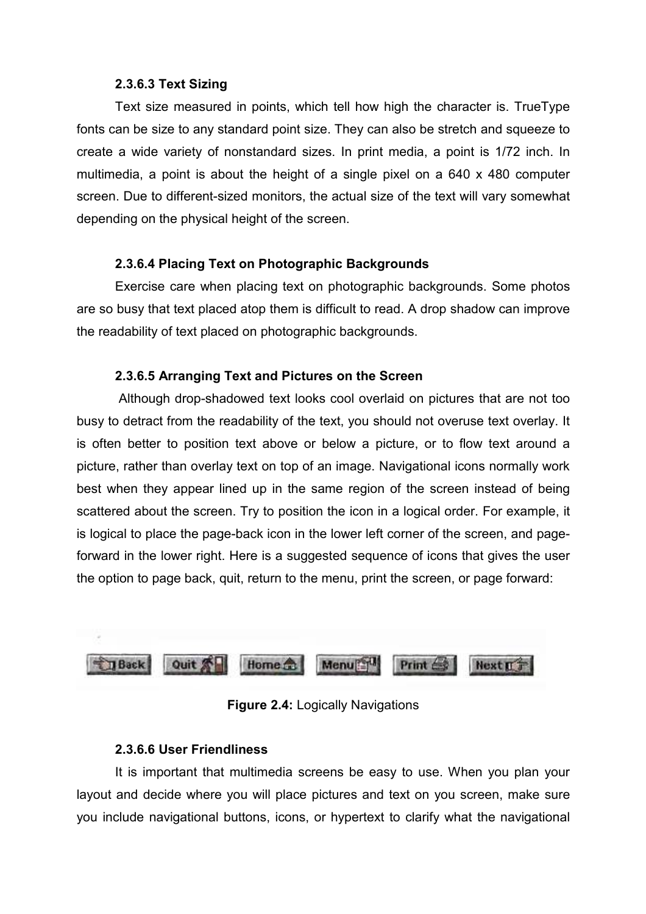#### 2.3.6.3 Text Sizing

Text size measured in points, which tell how high the character is. TrueType fonts can be size to any standard point size. They can also be stretch and squeeze to create a wide variety of nonstandard sizes. In print media, a point is 1/72 inch. In multimedia, a point is about the height of a single pixel on a 640 x 480 computer screen. Due to different-sized monitors, the actual size of the text will vary somewhat depending on the physical height of the screen.

#### 2.3.6.4 Placing Text on Photographic Backgrounds

Exercise care when placing text on photographic backgrounds. Some photos are so busy that text placed atop them is difficult to read. A drop shadow can improve the readability of text placed on photographic backgrounds.

#### 2.3.6.5 Arranging Text and Pictures on the Screen

Although drop-shadowed text looks cool overlaid on pictures that are not too busy to detract from the readability of the text, you should not overuse text overlay. It is often better to position text above or below a picture, or to flow text around a picture, rather than overlay text on top of an image. Navigational icons normally work best when they appear lined up in the same region of the screen instead of being scattered about the screen. Try to position the icon in a logical order. For example, it is logical to place the page-back icon in the lower left corner of the screen, and page-forward in the lower right. Here is a suggested sequence of icons that gives the user the option to page back, quit, return to the menu, print the screen, or page forward:

Back | Quit | Home | Menu | Print | Next

**Figure 2.4:** Logically Navigations

#### 2.3.6.6 User Friendliness

It is important that multimedia screens be easy to use. When you plan your layout and decide where you will place pictures and text on you screen, make sure you include navigational buttons, icons, or hypertext to clarify what the navigational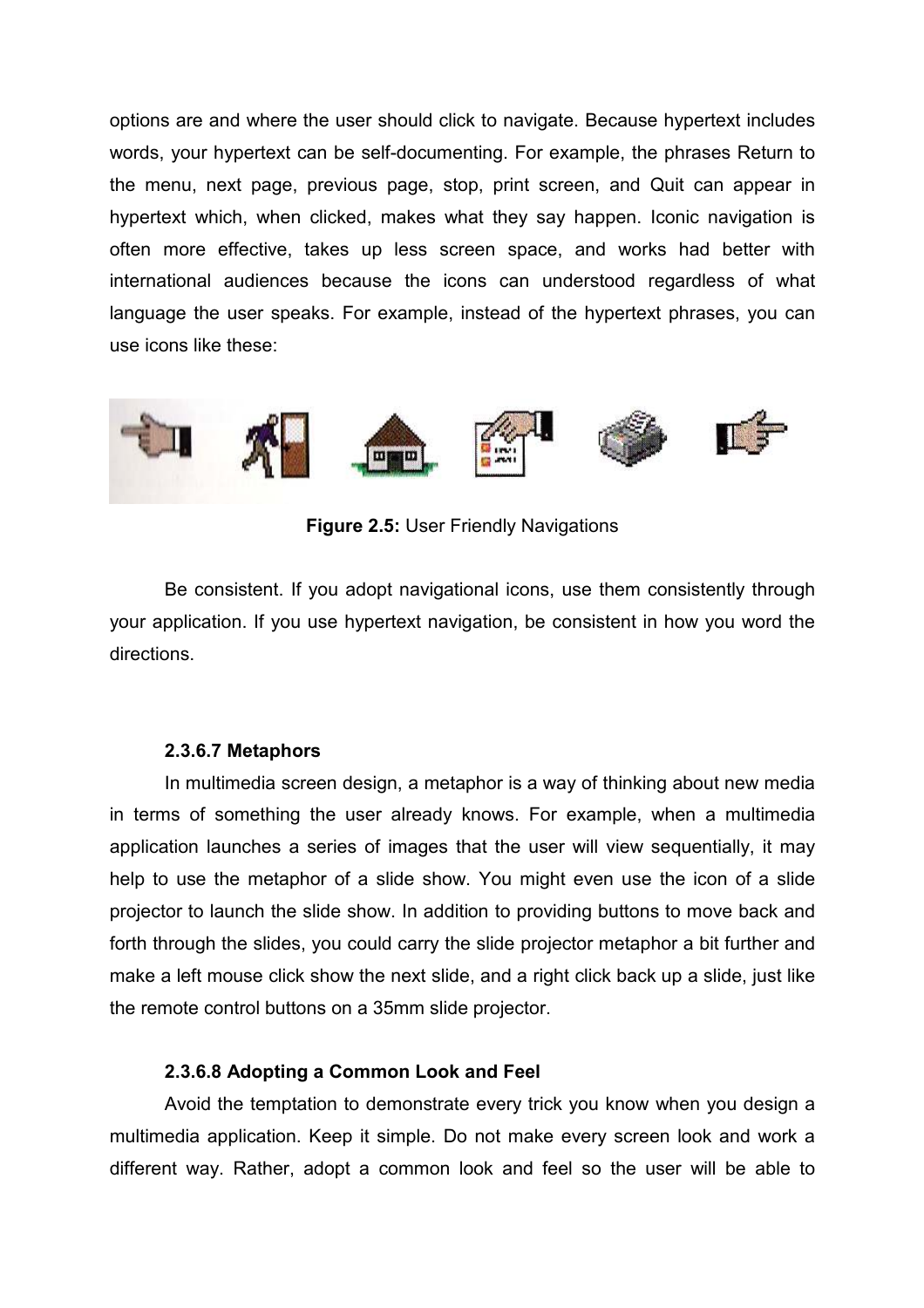options are and where the user should click to navigate. Because hypertext includes words, your hypertext can be self-documenting. For example, the phrases Return to the menu, next page, previous page, stop, print screen, and Quit can appear in hypertext which, when clicked, makes what they say happen. Iconic navigation is often more effective, takes up less screen space, and works had better with international audiences because the icons can understood regardless of what language the user speaks. For example, instead of the hypertext phrases, you can use icons like these:

**Figure 2.5:** User Friendly Navigations

Be consistent. If you adopt navigational icons, use them consistently through your application. If you use hypertext navigation, be consistent in how you word the directions.

#### 2.3.6.7 Metaphors

In multimedia screen design, a metaphor is a way of thinking about new media in terms of something the user already knows. For example, when a multimedia application launches a series of images that the user will view sequentially, it may help to use the metaphor of a slide show. You might even use the icon of a slide projector to launch the slide show. In addition to providing buttons to move back and forth through the slides, you could carry the slide projector metaphor a bit further and make a left mouse click show the next slide, and a right click back up a slide, just like the remote control buttons on a 35mm slide projector.

#### 2.3.6.8 Adopting a Common Look and Feel

Avoid the temptation to demonstrate every trick you know when you design a multimedia application. Keep it simple. Do not make every screen look and work a different way. Rather, adopt a common look and feel so the user will be able to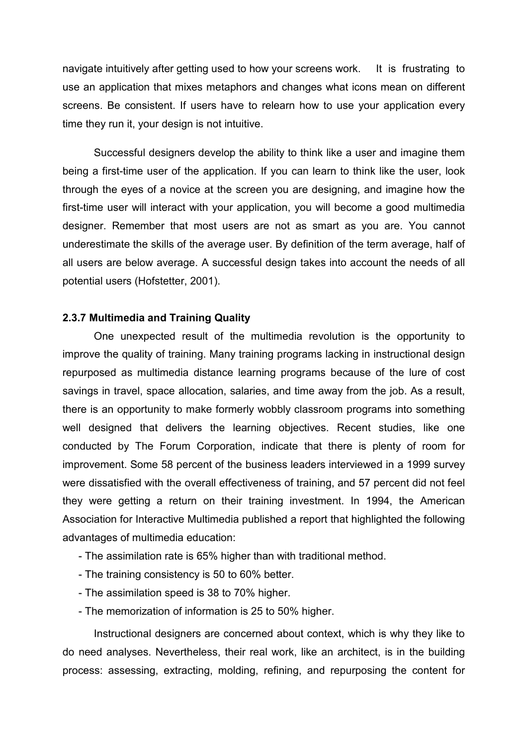navigate intuitively after getting used to how your screens work. It is frustrating to use an application that mixes metaphors and changes what icons mean on different screens. Be consistent. If users have to relearn how to use your application every time they run it, your design is not intuitive.

Successful designers develop the ability to think like a user and imagine them being a first-time user of the application. If you can learn to think like the user, look through the eyes of a novice at the screen you are designing, and imagine how the first-time user will interact with your application, you will become a good multimedia designer. Remember that most users are not as smart as you are. You cannot underestimate the skills of the average user. By definition of the term average, half of all users are below average. A successful design takes into account the needs of all potential users (Hofstetter, 2001).

### 2.3.7 Multimedia and Training Quality

One unexpected result of the multimedia revolution is the opportunity to improve the quality of training. Many training programs lacking in instructional design repurposed as multimedia distance learning programs because of the lure of cost savings in travel, space allocation, salaries, and time away from the job. As a result, there is an opportunity to make formerly wobbly classroom programs into something well designed that delivers the learning objectives. Recent studies, like one conducted by The Forum Corporation, indicate that there is plenty of room for improvement. Some 58 percent of the business leaders interviewed in a 1999 survey were dissatisfied with the overall effectiveness of training, and 57 percent did not feel they were getting a return on their training investment. In 1994, the American Association for Interactive Multimedia published a report that highlighted the following advantages of multimedia education:

- The assimilation rate is 65% higher than with traditional method.
- The training consistency is 50 to 60% better.
- The assimilation speed is 38 to 70% higher.
- The memorization of information is 25 to 50% higher.

Instructional designers are concerned about context, which is why they like to do need analyses. Nevertheless, their real work, like an architect, is in the building process: assessing, extracting, molding, refining, and repurposing the content for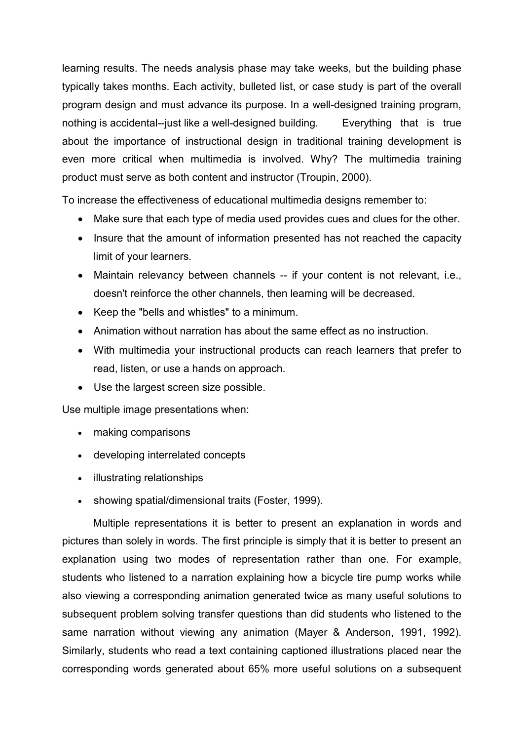learning results. The needs analysis phase may take weeks, but the building phase typically takes months. Each activity, bulleted list, or case study is part of the overall program design and must advance its purpose. In a well-designed training program, nothing is accidental--just like a well-designed building. Everything that is true about the importance of instructional design in traditional training development is even more critical when multimedia is involved. Why? The multimedia training product must serve as both content and instructor (Troupin, 2000).

To increase the effectiveness of educational multimedia designs remember to:

- Make sure that each type of media used provides cues and clues for the other.
- Insure that the amount of information presented has not reached the capacity limit of your learners.
- Maintain relevancy between channels -- if your content is not relevant, i.e., doesn't reinforce the other channels, then learning will be decreased.
- Keep the "bells and whistles" to a minimum.
- Animation without narration has about the same effect as no instruction.
- With multimedia your instructional products can reach learners that prefer to read, listen, or use a hands on approach.
- Use the largest screen size possible.

Use multiple image presentations when:

- making comparisons
- developing interrelated concepts
- illustrating relationships
- showing spatial/dimensional traits (Foster, 1999).

Multiple representations it is better to present an explanation in words and pictures than solely in words. The first principle is simply that it is better to present an explanation using two modes of representation rather than one. For example, students who listened to a narration explaining how a bicycle tire pump works while also viewing a corresponding animation generated twice as many useful solutions to subsequent problem solving transfer questions than did students who listened to the same narration without viewing any animation (Mayer & Anderson, 1991, 1992). Similarly, students who read a text containing captioned illustrations placed near the corresponding words generated about 65% more useful solutions on a subsequent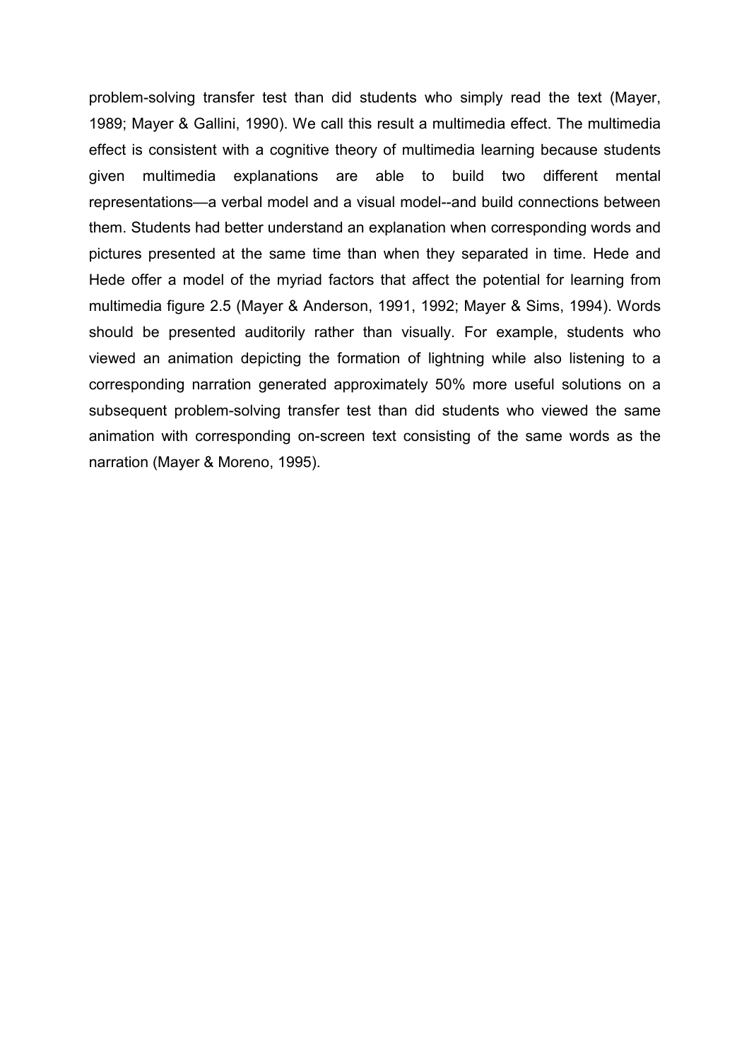problem-solving transfer test than did students who simply read the text (Mayer, 1989; Mayer & Gallini, 1990). We call this result a multimedia effect. The multimedia effect is consistent with a cognitive theory of multimedia learning because students given multimedia explanations are able to build two different mental representations—a verbal model and a visual model--and build connections between them. Students had better understand an explanation when corresponding words and pictures presented at the same time than when they separated in time. Hede and Hede offer a model of the myriad factors that affect the potential for learning from multimedia figure 2.5 (Mayer & Anderson, 1991, 1992; Mayer & Sims, 1994). Words should be presented auditorily rather than visually. For example, students who viewed an animation depicting the formation of lightning while also listening to a corresponding narration generated approximately 50% more useful solutions on a subsequent problem-solving transfer test than did students who viewed the same animation with corresponding on-screen text consisting of the same words as the narration (Mayer & Moreno, 1995).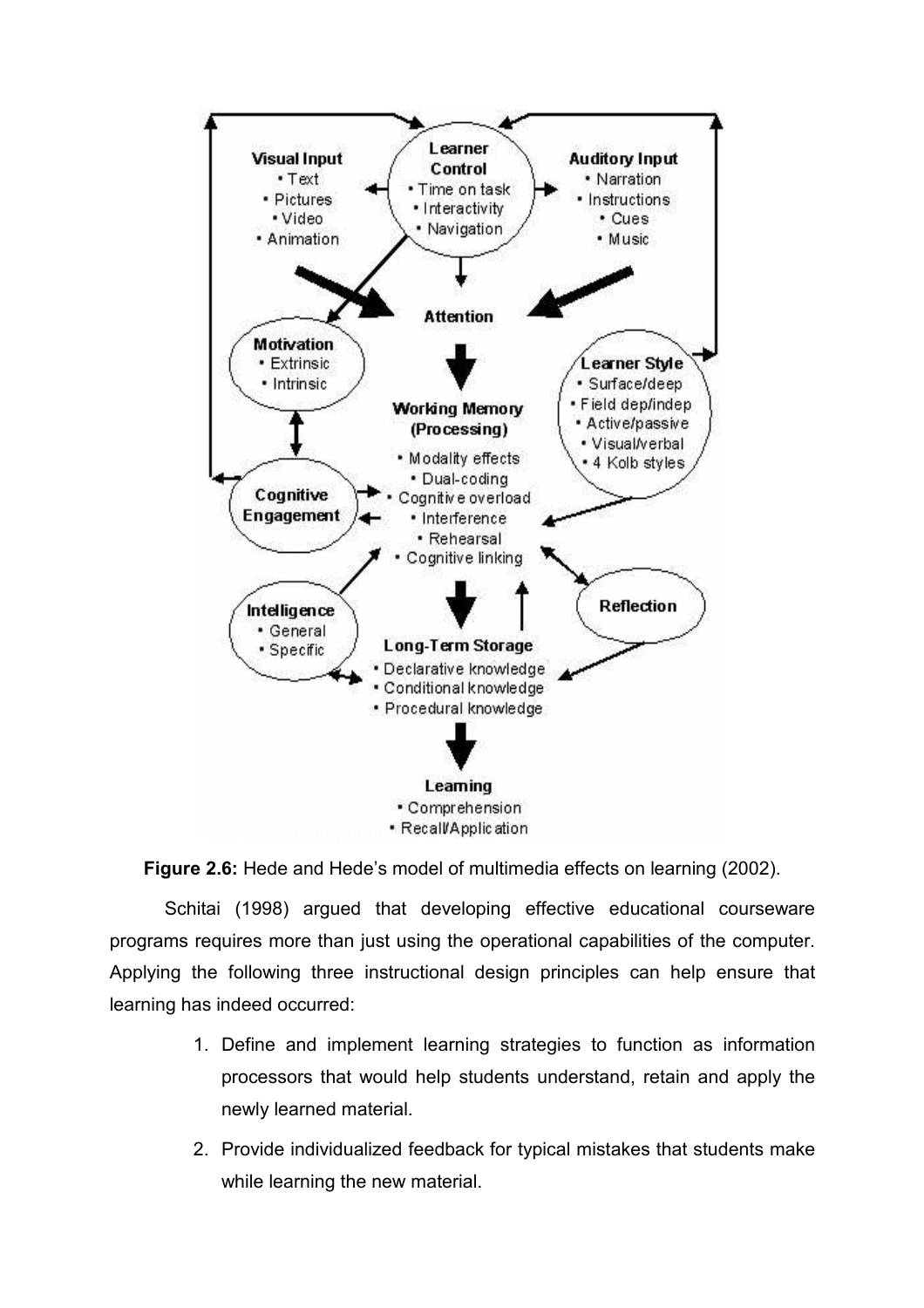**Figure 2.6:** Hede and Hede's model of multimedia effects on learning (2002).

Schitai (1998) argued that developing effective educational courseware programs requires more than just using the operational capabilities of the computer. Applying the following three instructional design principles can help ensure that learning has indeed occurred:

1. Define and implement learning strategies to function as information processors that would help students understand, retain and apply the newly learned material.
2. Provide individualized feedback for typical mistakes that students make while learning the new material.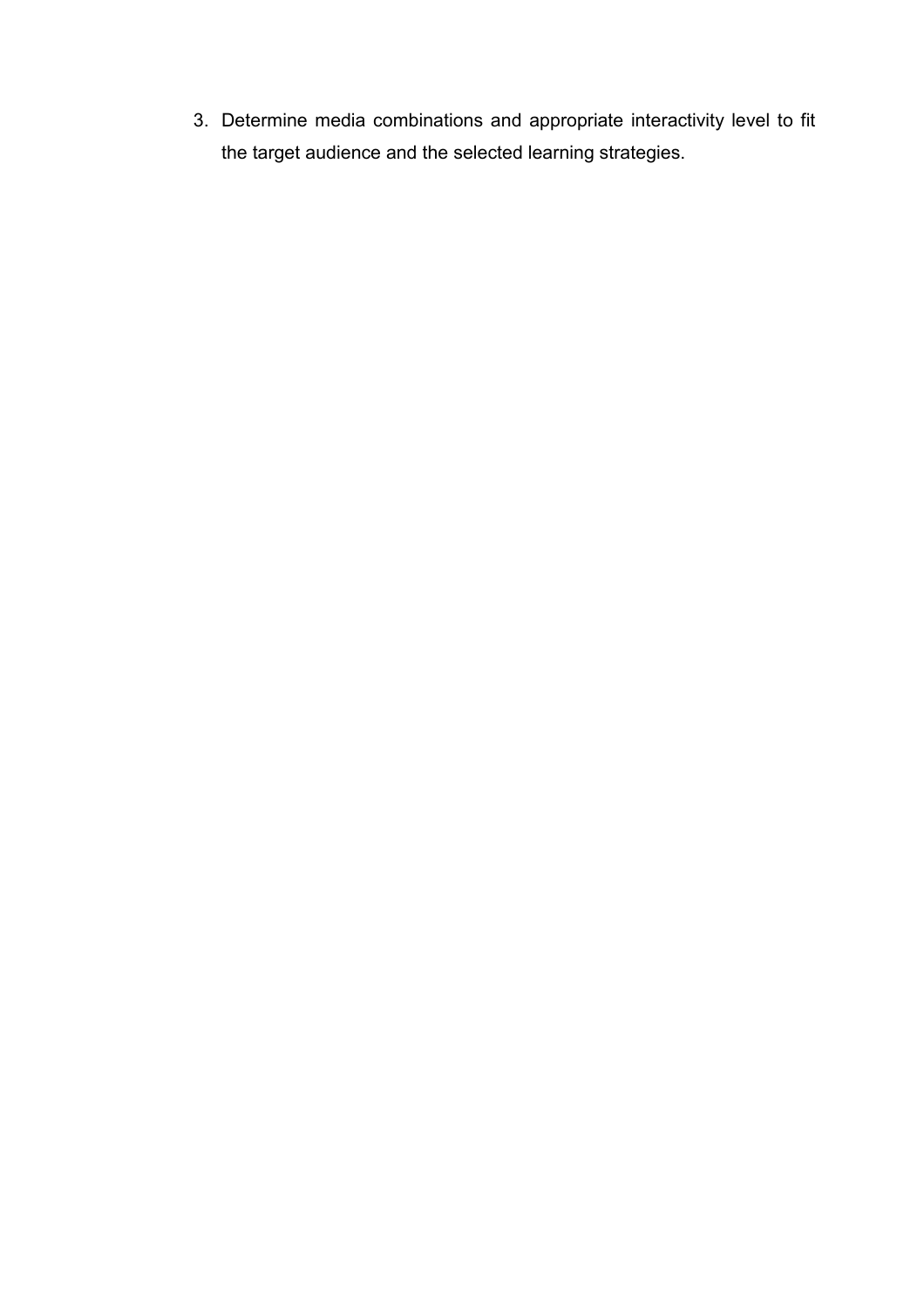3. Determine media combinations and appropriate interactivity level to fit the target audience and the selected learning strategies.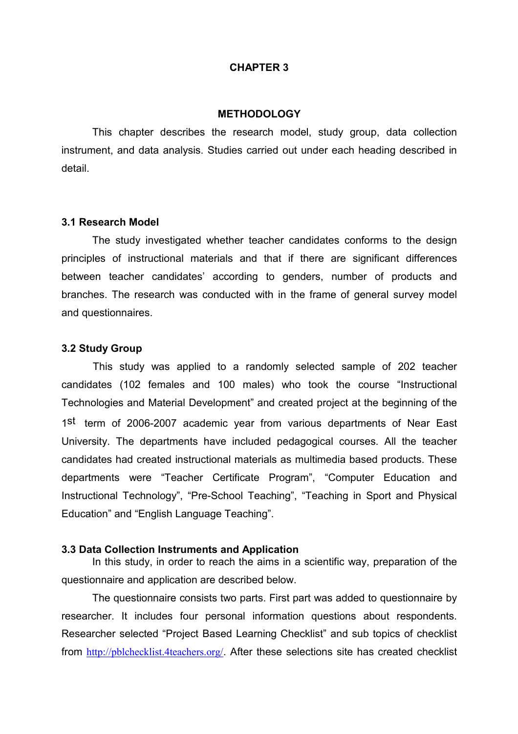# CHAPTER 3

## METHODOLOGY

This chapter describes the research model, study group, data collection instrument, and data analysis. Studies carried out under each heading described in detail.

### 3.1 Research Model

The study investigated whether teacher candidates conforms to the design principles of instructional materials and that if there are significant differences between teacher candidates' according to genders, number of products and branches. The research was conducted with in the frame of general survey model and questionnaires.

### 3.2 Study Group

This study was applied to a randomly selected sample of 202 teacher candidates (102 females and 100 males) who took the course "Instructional Technologies and Material Development" and created project at the beginning of the 1st term of 2006-2007 academic year from various departments of Near East University. The departments have included pedagogical courses. All the teacher candidates had created instructional materials as multimedia based products. These departments were "Teacher Certificate Program", "Computer Education and Instructional Technology", "Pre-School Teaching", "Teaching in Sport and Physical Education" and "English Language Teaching".

### 3.3 Data Collection Instruments and Application

In this study, in order to reach the aims in a scientific way, preparation of the questionnaire and application are described below.

The questionnaire consists two parts. First part was added to questionnaire by researcher. It includes four personal information questions about respondents. Researcher selected "Project Based Learning Checklist" and sub topics of checklist from http://pblchecklist.4teachers.org/. After these selections site has created checklist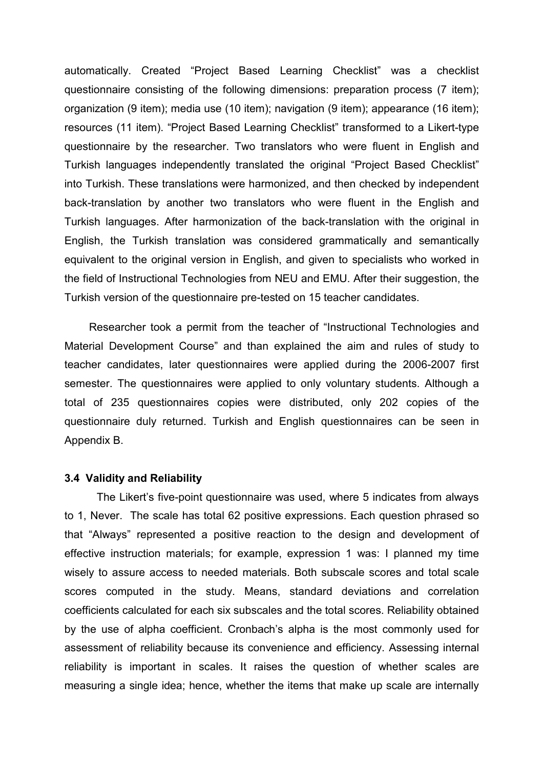automatically. Created "Project Based Learning Checklist" was a checklist questionnaire consisting of the following dimensions: preparation process (7 item); organization (9 item); media use (10 item); navigation (9 item); appearance (16 item); resources (11 item). "Project Based Learning Checklist" transformed to a Likert-type questionnaire by the researcher. Two translators who were fluent in English and Turkish languages independently translated the original "Project Based Checklist" into Turkish. These translations were harmonized, and then checked by independent back-translation by another two translators who were fluent in the English and Turkish languages. After harmonization of the back-translation with the original in English, the Turkish translation was considered grammatically and semantically equivalent to the original version in English, and given to specialists who worked in the field of Instructional Technologies from NEU and EMU. After their suggestion, the Turkish version of the questionnaire pre-tested on 15 teacher candidates.

Researcher took a permit from the teacher of "Instructional Technologies and Material Development Course" and than explained the aim and rules of study to teacher candidates, later questionnaires were applied during the 2006-2007 first semester. The questionnaires were applied to only voluntary students. Although a total of 235 questionnaires copies were distributed, only 202 copies of the questionnaire duly returned. Turkish and English questionnaires can be seen in Appendix B.

### 3.4 Validity and Reliability

The Likert's five-point questionnaire was used, where 5 indicates from always to 1, Never. The scale has total 62 positive expressions. Each question phrased so that "Always" represented a positive reaction to the design and development of effective instruction materials; for example, expression 1 was: I planned my time wisely to assure access to needed materials. Both subscale scores and total scale scores computed in the study. Means, standard deviations and correlation coefficients calculated for each six subscales and the total scores. Reliability obtained by the use of alpha coefficient. Cronbach's alpha is the most commonly used for assessment of reliability because its convenience and efficiency. Assessing internal reliability is important in scales. It raises the question of whether scales are measuring a single idea; hence, whether the items that make up scale are internally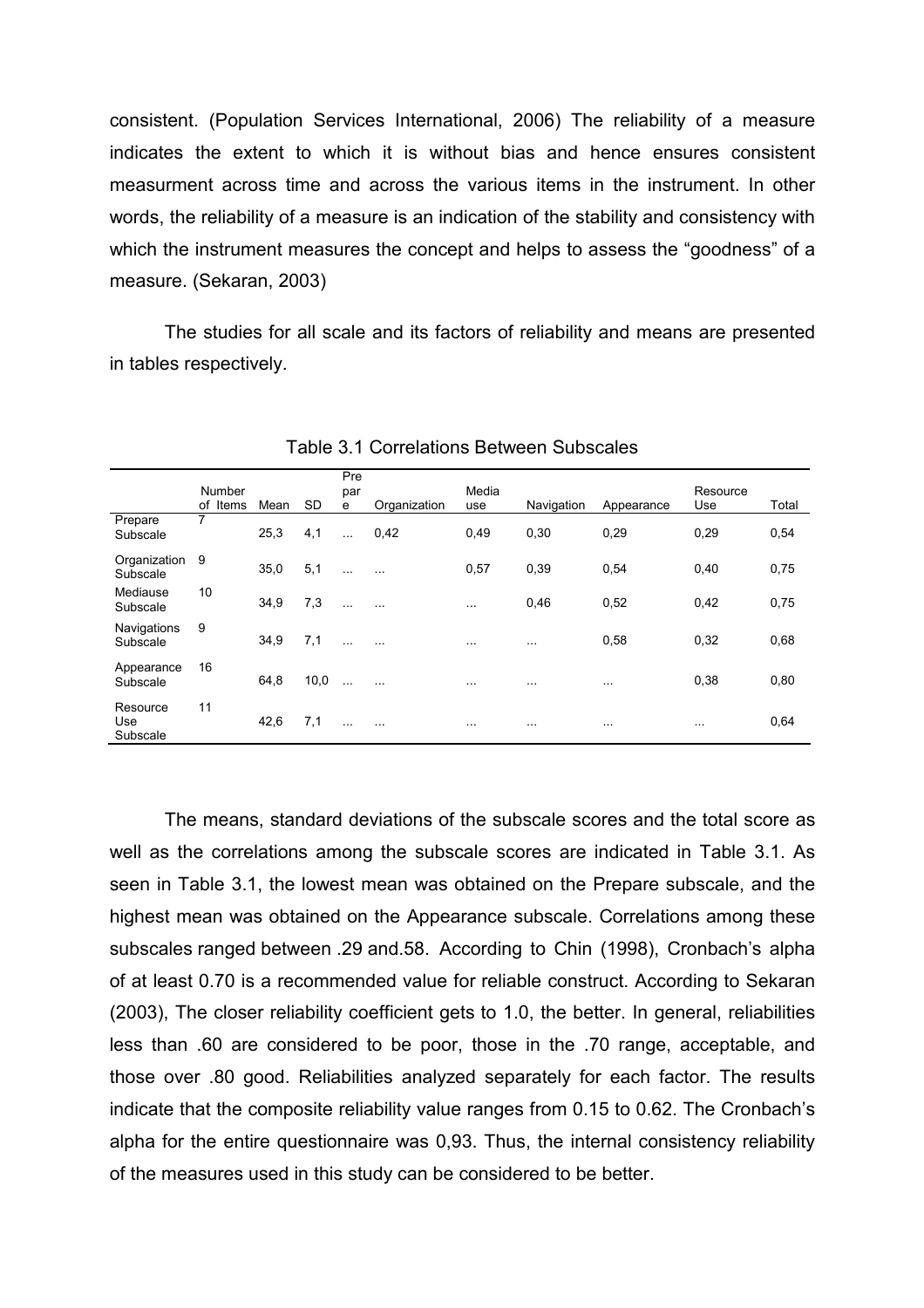consistent. (Population Services International, 2006) The reliability of a measure indicates the extent to which it is without bias and hence ensures consistent measurment across time and across the various items in the instrument. In other words, the reliability of a measure is an indication of the stability and consistency with which the instrument measures the concept and helps to assess the "goodness" of a measure. (Sekaran, 2003)

The studies for all scale and its factors of reliability and means are presented in tables respectively.

Table 3.1 Correlations Between Subscales

| | Number of Items | Mean | SD | Prepare | Organization | Media use | Navigation | Appearance | Resource Use | Total |
|---|---|---|---|---|---|---|---|---|---|---|
| Prepare Subscale | 7 | 25,3 | 4,1 | ... | 0,42 | 0,49 | 0,30 | 0,29 | 0,29 | 0,54 |
| Organization Subscale | 9 | 35,0 | 5,1 | ... | ... | 0,57 | 0,39 | 0,54 | 0,40 | 0,75 |
| Mediause Subscale | 10 | 34,9 | 7,3 | ... | ... | ... | 0,46 | 0,52 | 0,42 | 0,75 |
| Navigations Subscale | 9 | 34,9 | 7,1 | ... | ... | ... | ... | 0,58 | 0,32 | 0,68 |
| Appearance Subscale | 16 | 64,8 | 10,0 | ... | ... | ... | ... | ... | 0,38 | 0,80 |
| Resource Use Subscale | 11 | 42,6 | 7,1 | ... | ... | ... | ... | ... | ... | 0,64 |

The means, standard deviations of the subscale scores and the total score as well as the correlations among the subscale scores are indicated in Table 3.1. As seen in Table 3.1, the lowest mean was obtained on the Prepare subscale, and the highest mean was obtained on the Appearance subscale. Correlations among these subscales ranged between .29 and.58. According to Chin (1998), Cronbach's alpha of at least 0.70 is a recommended value for reliable construct. According to Sekaran (2003), The closer reliability coefficient gets to 1.0, the better. In general, reliabilities less than .60 are considered to be poor, those in the .70 range, acceptable, and those over .80 good. Reliabilities analyzed separately for each factor. The results indicate that the composite reliability value ranges from 0.15 to 0.62. The Cronbach's alpha for the entire questionnaire was 0,93. Thus, the internal consistency reliability of the measures used in this study can be considered to be better.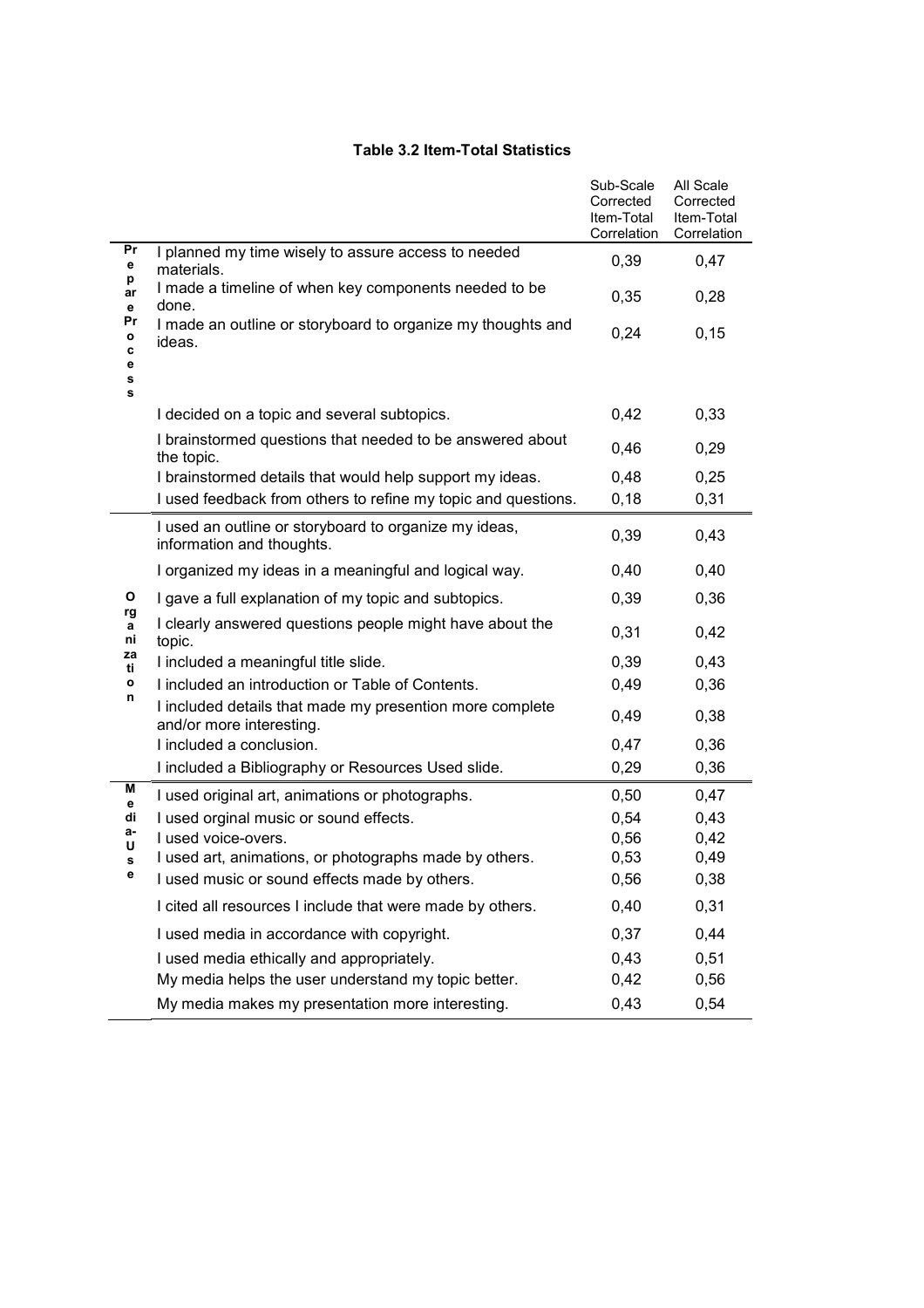**Table 3.2 Item-Total Statistics**

| | | Sub-Scale Corrected Item-Total Correlation | All Scale Corrected Item-Total Correlation |
|---|---|---|---|
| Prepare Process | I planned my time wisely to assure access to needed materials. | 0,39 | 0,47 |
| | I made a timeline of when key components needed to be done. | 0,35 | 0,28 |
| | I made an outline or storyboard to organize my thoughts and ideas. | 0,24 | 0,15 |
| | I decided on a topic and several subtopics. | 0,42 | 0,33 |
| | I brainstormed questions that needed to be answered about the topic. | 0,46 | 0,29 |
| | I brainstormed details that would help support my ideas. | 0,48 | 0,25 |
| | I used feedback from others to refine my topic and questions. | 0,18 | 0,31 |
| Organization | I used an outline or storyboard to organize my ideas, information and thoughts. | 0,39 | 0,43 |
| | I organized my ideas in a meaningful and logical way. | 0,40 | 0,40 |
| | I gave a full explanation of my topic and subtopics. | 0,39 | 0,36 |
| | I clearly answered questions people might have about the topic. | 0,31 | 0,42 |
| | I included a meaningful title slide. | 0,39 | 0,43 |
| | I included an introduction or Table of Contents. | 0,49 | 0,36 |
| | I included details that made my presention more complete and/or more interesting. | 0,49 | 0,38 |
| | I included a conclusion. | 0,47 | 0,36 |
| | I included a Bibliography or Resources Used slide. | 0,29 | 0,36 |
| Media-Use | I used original art, animations or photographs. | 0,50 | 0,47 |
| | I used orginal music or sound effects. | 0,54 | 0,43 |
| | I used voice-overs. | 0,56 | 0,42 |
| | I used art, animations, or photographs made by others. | 0,53 | 0,49 |
| | I used music or sound effects made by others. | 0,56 | 0,38 |
| | I cited all resources I include that were made by others. | 0,40 | 0,31 |
| | I used media in accordance with copyright. | 0,37 | 0,44 |
| | I used media ethically and appropriately. | 0,43 | 0,51 |
| | My media helps the user understand my topic better. | 0,42 | 0,56 |
| | My media makes my presentation more interesting. | 0,43 | 0,54 |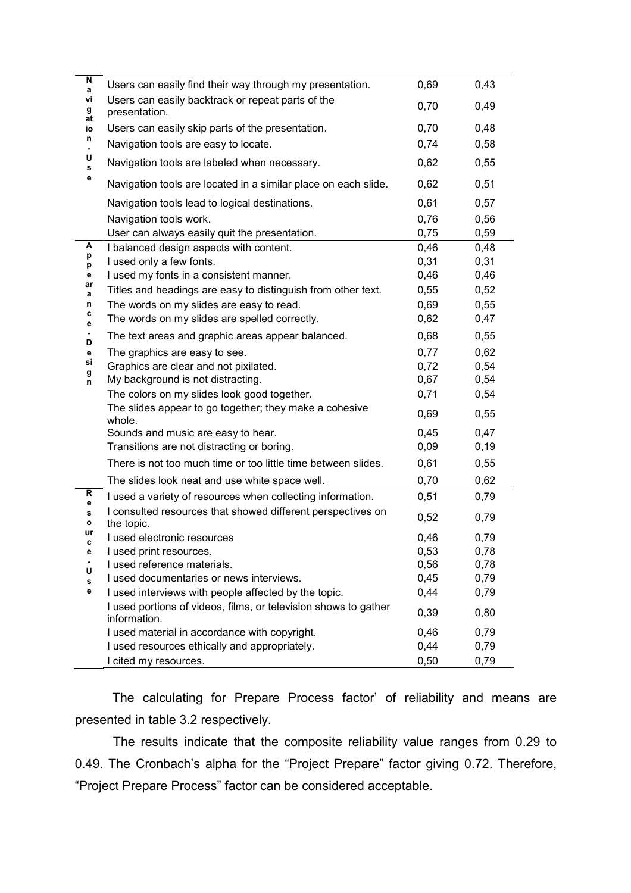| | | | |
|---|---|---|---|
| Navigation-Use | Users can easily find their way through my presentation. | 0,69 | 0,43 |
| | Users can easily backtrack or repeat parts of the presentation. | 0,70 | 0,49 |
| | Users can easily skip parts of the presentation. | 0,70 | 0,48 |
| | Navigation tools are easy to locate. | 0,74 | 0,58 |
| | Navigation tools are labeled when necessary. | 0,62 | 0,55 |
| | Navigation tools are located in a similar place on each slide. | 0,62 | 0,51 |
| | Navigation tools lead to logical destinations. | 0,61 | 0,57 |
| | Navigation tools work. | 0,76 | 0,56 |
| | User can always easily quit the presentation. | 0,75 | 0,59 |
| Appearance-Design | I balanced design aspects with content. | 0,46 | 0,48 |
| | I used only a few fonts. | 0,31 | 0,31 |
| | I used my fonts in a consistent manner. | 0,46 | 0,46 |
| | Titles and headings are easy to distinguish from other text. | 0,55 | 0,52 |
| | The words on my slides are easy to read. | 0,69 | 0,55 |
| | The words on my slides are spelled correctly. | 0,62 | 0,47 |
| | The text areas and graphic areas appear balanced. | 0,68 | 0,55 |
| | The graphics are easy to see. | 0,77 | 0,62 |
| | Graphics are clear and not pixilated. | 0,72 | 0,54 |
| | My background is not distracting. | 0,67 | 0,54 |
| | The colors on my slides look good together. | 0,71 | 0,54 |
| | The slides appear to go together; they make a cohesive whole. | 0,69 | 0,55 |
| | Sounds and music are easy to hear. | 0,45 | 0,47 |
| | Transitions are not distracting or boring. | 0,09 | 0,19 |
| | There is not too much time or too little time between slides. | 0,61 | 0,55 |
| | The slides look neat and use white space well. | 0,70 | 0,62 |
| Resource-Use | I used a variety of resources when collecting information. | 0,51 | 0,79 |
| | I consulted resources that showed different perspectives on the topic. | 0,52 | 0,79 |
| | I used electronic resources | 0,46 | 0,79 |
| | I used print resources. | 0,53 | 0,78 |
| | I used reference materials. | 0,56 | 0,78 |
| | I used documentaries or news interviews. | 0,45 | 0,79 |
| | I used interviews with people affected by the topic. | 0,44 | 0,79 |
| | I used portions of videos, films, or television shows to gather information. | 0,39 | 0,80 |
| | I used material in accordance with copyright. | 0,46 | 0,79 |
| | I used resources ethically and appropriately. | 0,44 | 0,79 |
| | I cited my resources. | 0,50 | 0,79 |

The calculating for Prepare Process factor' of reliability and means are presented in table 3.2 respectively.

The results indicate that the composite reliability value ranges from 0.29 to 0.49. The Cronbach's alpha for the "Project Prepare" factor giving 0.72. Therefore, "Project Prepare Process" factor can be considered acceptable.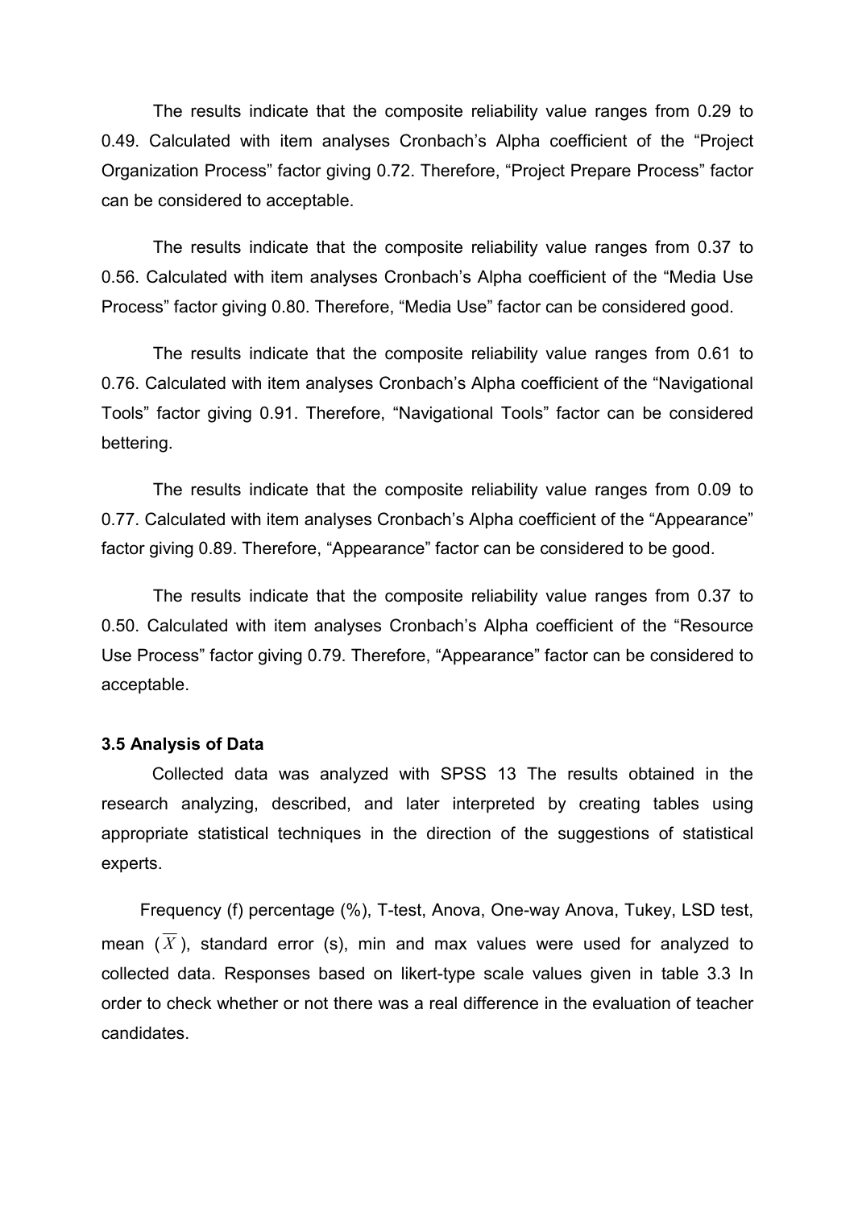The results indicate that the composite reliability value ranges from 0.29 to 0.49. Calculated with item analyses Cronbach's Alpha coefficient of the "Project Organization Process" factor giving 0.72. Therefore, "Project Prepare Process" factor can be considered to acceptable.

The results indicate that the composite reliability value ranges from 0.37 to 0.56. Calculated with item analyses Cronbach's Alpha coefficient of the "Media Use Process" factor giving 0.80. Therefore, "Media Use" factor can be considered good.

The results indicate that the composite reliability value ranges from 0.61 to 0.76. Calculated with item analyses Cronbach's Alpha coefficient of the "Navigational Tools" factor giving 0.91. Therefore, "Navigational Tools" factor can be considered bettering.

The results indicate that the composite reliability value ranges from 0.09 to 0.77. Calculated with item analyses Cronbach's Alpha coefficient of the "Appearance" factor giving 0.89. Therefore, "Appearance" factor can be considered to be good.

The results indicate that the composite reliability value ranges from 0.37 to 0.50. Calculated with item analyses Cronbach's Alpha coefficient of the "Resource Use Process" factor giving 0.79. Therefore, "Appearance" factor can be considered to acceptable.

### 3.5 Analysis of Data

Collected data was analyzed with SPSS 13 The results obtained in the research analyzing, described, and later interpreted by creating tables using appropriate statistical techniques in the direction of the suggestions of statistical experts.

Frequency (f) percentage (%), T-test, Anova, One-way Anova, Tukey, LSD test, mean ($\overline{X}$), standard error (s), min and max values were used for analyzed to collected data. Responses based on likert-type scale values given in table 3.3 In order to check whether or not there was a real difference in the evaluation of teacher candidates.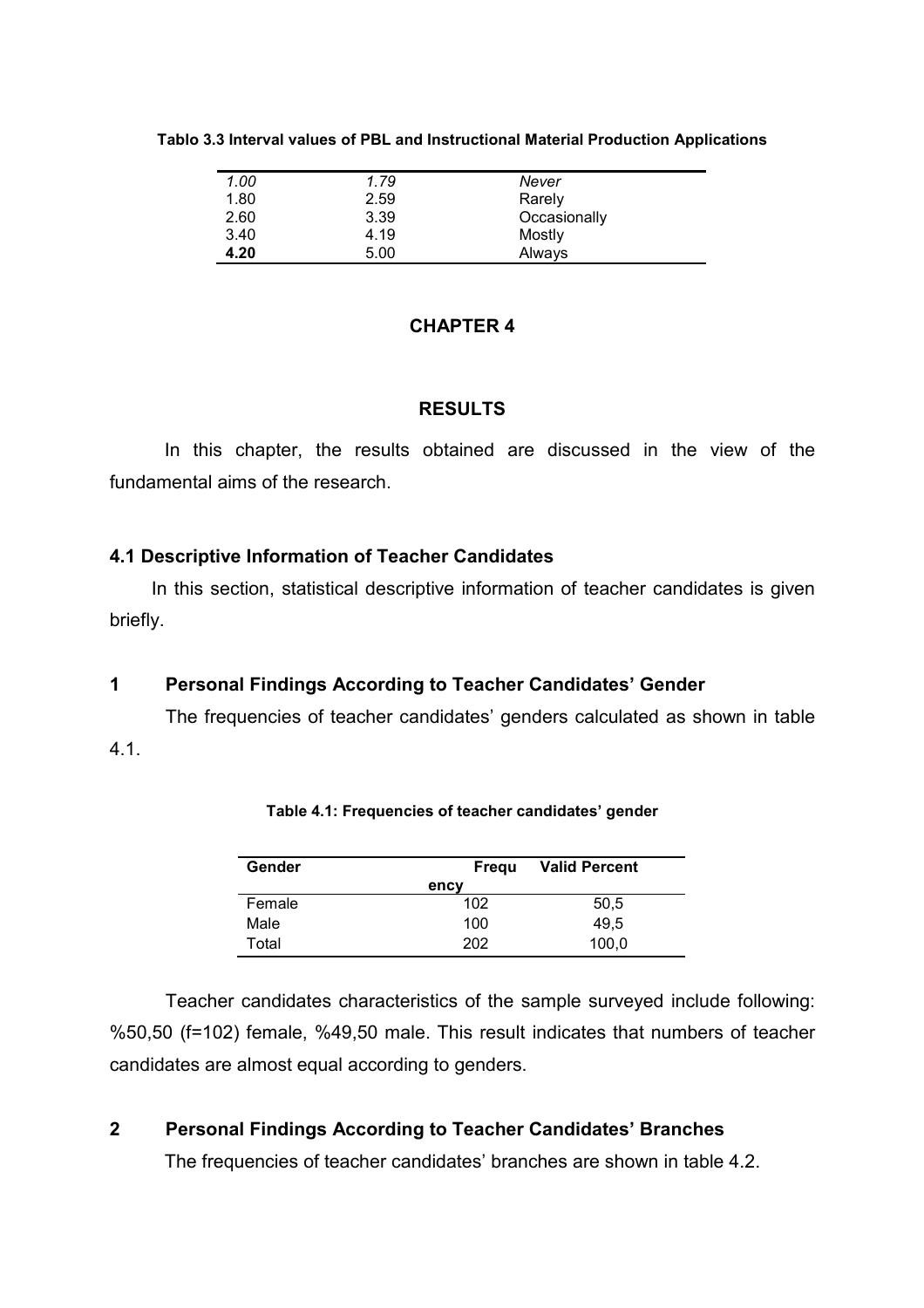**Tablo 3.3 Interval values of PBL and Instructional Material Production Applications**

| | | |
|---|---|---|
| *1.00* | *1.79* | *Never* |
| 1.80 | 2.59 | Rarely |
| 2.60 | 3.39 | Occasionally |
| 3.40 | 4.19 | Mostly |
| **4.20** | 5.00 | Always |

# CHAPTER 4

# RESULTS

In this chapter, the results obtained are discussed in the view of the fundamental aims of the research.

## 4.1 Descriptive Information of Teacher Candidates

In this section, statistical descriptive information of teacher candidates is given briefly.

### 1 Personal Findings According to Teacher Candidates' Gender

The frequencies of teacher candidates' genders calculated as shown in table 4.1.

**Table 4.1: Frequencies of teacher candidates' gender**

| Gender | Frequency | Valid Percent |
|---|---|---|
| Female | 102 | 50,5 |
| Male | 100 | 49,5 |
| Total | 202 | 100,0 |

Teacher candidates characteristics of the sample surveyed include following: %50,50 (f=102) female, %49,50 male. This result indicates that numbers of teacher candidates are almost equal according to genders.

### 2 Personal Findings According to Teacher Candidates' Branches

The frequencies of teacher candidates' branches are shown in table 4.2.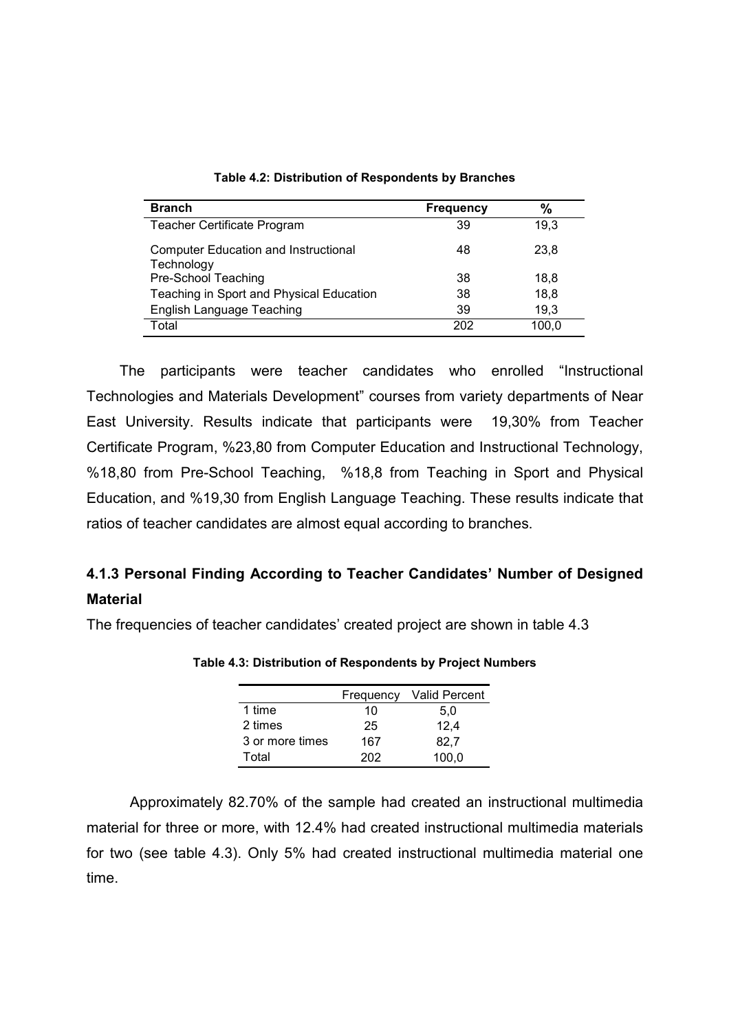**Table 4.2: Distribution of Respondents by Branches**

| Branch | Frequency | % |
|---|---|---|
| Teacher Certificate Program | 39 | 19,3 |
| Computer Education and Instructional Technology | 48 | 23,8 |
| Pre-School Teaching | 38 | 18,8 |
| Teaching in Sport and Physical Education | 38 | 18,8 |
| English Language Teaching | 39 | 19,3 |
| Total | 202 | 100,0 |

The participants were teacher candidates who enrolled "Instructional Technologies and Materials Development" courses from variety departments of Near East University. Results indicate that participants were 19,30% from Teacher Certificate Program, %23,80 from Computer Education and Instructional Technology, %18,80 from Pre-School Teaching, %18,8 from Teaching in Sport and Physical Education, and %19,30 from English Language Teaching. These results indicate that ratios of teacher candidates are almost equal according to branches.

### 4.1.3 Personal Finding According to Teacher Candidates' Number of Designed Material

The frequencies of teacher candidates' created project are shown in table 4.3

**Table 4.3: Distribution of Respondents by Project Numbers**

| | Frequency | Valid Percent |
|---|---|---|
| 1 time | 10 | 5,0 |
| 2 times | 25 | 12,4 |
| 3 or more times | 167 | 82,7 |
| Total | 202 | 100,0 |

Approximately 82.70% of the sample had created an instructional multimedia material for three or more, with 12.4% had created instructional multimedia materials for two (see table 4.3). Only 5% had created instructional multimedia material one time.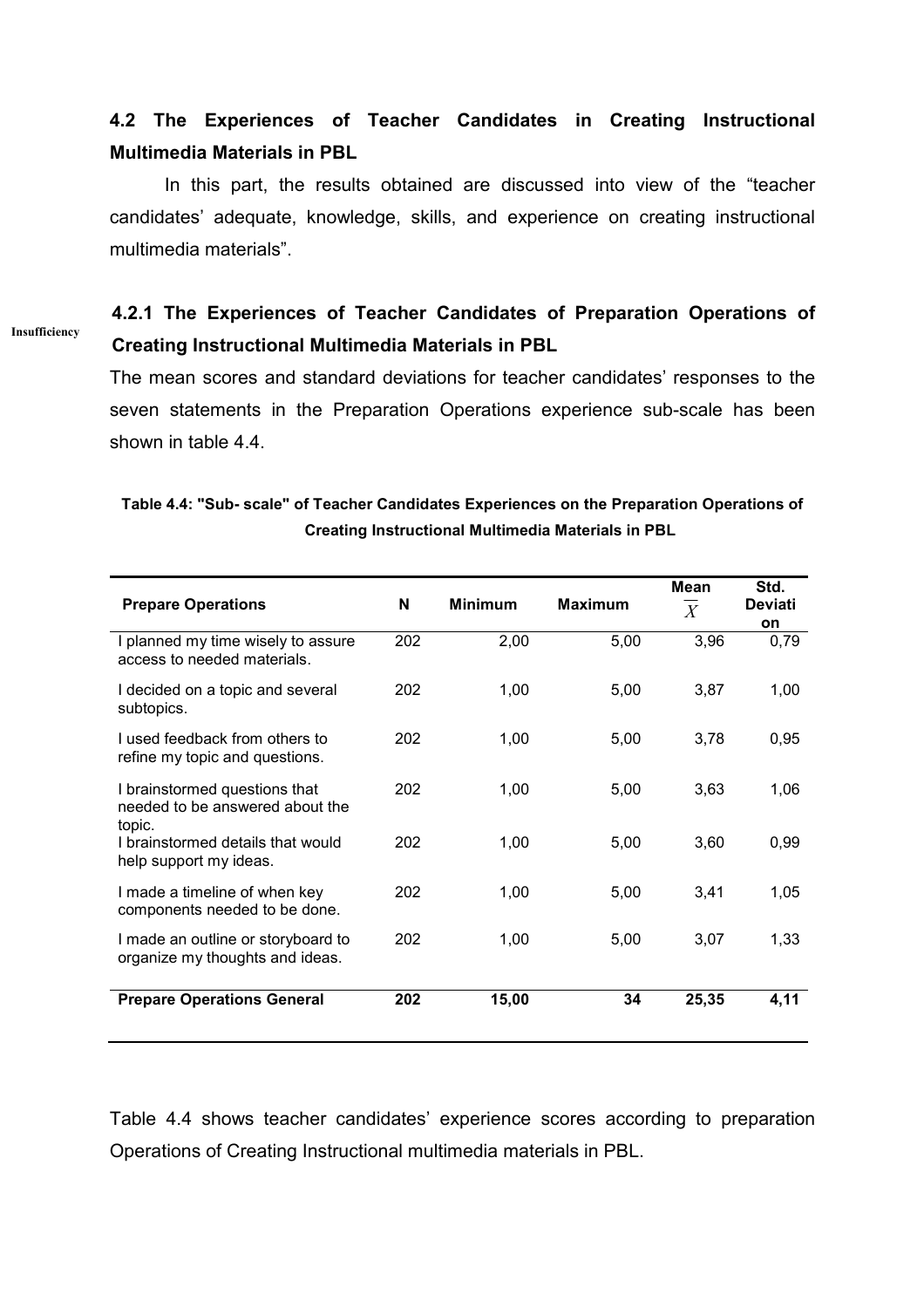## 4.2 The Experiences of Teacher Candidates in Creating Instructional Multimedia Materials in PBL

In this part, the results obtained are discussed into view of the "teacher candidates' adequate, knowledge, skills, and experience on creating instructional multimedia materials".

### 4.2.1 The Experiences of Teacher Candidates of Preparation Operations of Creating Instructional Multimedia Materials in PBL

Insufficiency

The mean scores and standard deviations for teacher candidates' responses to the seven statements in the Preparation Operations experience sub-scale has been shown in table 4.4.

**Table 4.4: "Sub- scale" of Teacher Candidates Experiences on the Preparation Operations of Creating Instructional Multimedia Materials in PBL**

| Prepare Operations | N | Minimum | Maximum | Mean $\overline{X}$ | Std. Deviation |
|---|---|---|---|---|---|
| I planned my time wisely to assure access to needed materials. | 202 | 2,00 | 5,00 | 3,96 | 0,79 |
| I decided on a topic and several subtopics. | 202 | 1,00 | 5,00 | 3,87 | 1,00 |
| I used feedback from others to refine my topic and questions. | 202 | 1,00 | 5,00 | 3,78 | 0,95 |
| I brainstormed questions that needed to be answered about the topic. | 202 | 1,00 | 5,00 | 3,63 | 1,06 |
| I brainstormed details that would help support my ideas. | 202 | 1,00 | 5,00 | 3,60 | 0,99 |
| I made a timeline of when key components needed to be done. | 202 | 1,00 | 5,00 | 3,41 | 1,05 |
| I made an outline or storyboard to organize my thoughts and ideas. | 202 | 1,00 | 5,00 | 3,07 | 1,33 |
| **Prepare Operations General** | **202** | **15,00** | **34** | **25,35** | **4,11** |

Table 4.4 shows teacher candidates' experience scores according to preparation Operations of Creating Instructional multimedia materials in PBL.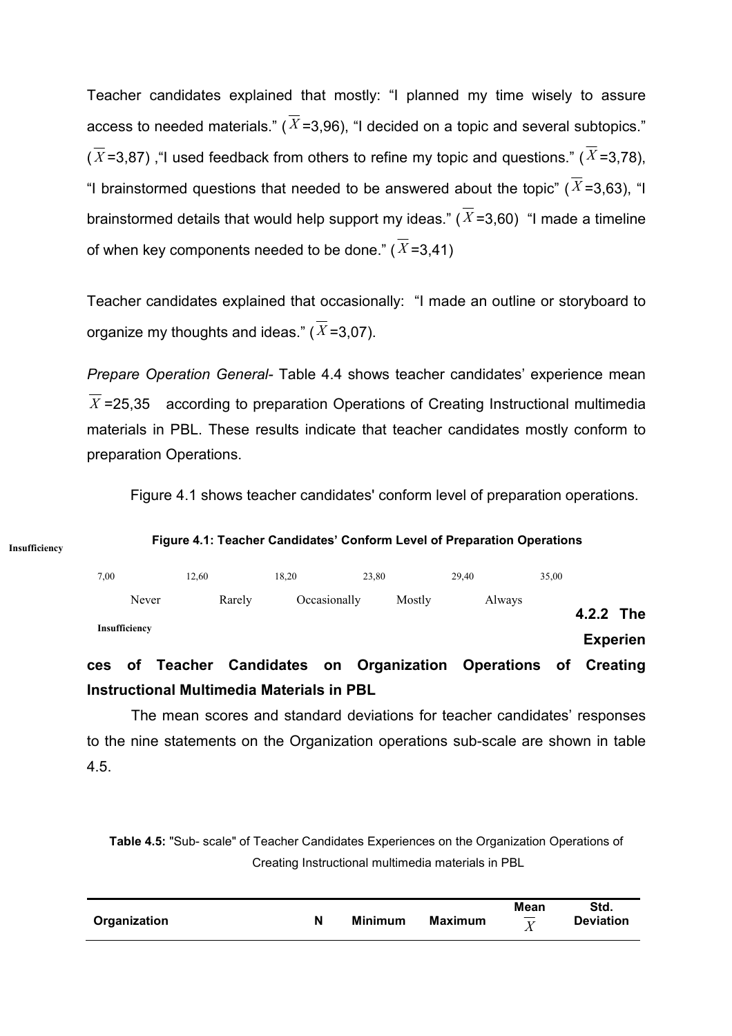Teacher candidates explained that mostly: “I planned my time wisely to assure access to needed materials.” ($\overline{X}$=3,96), “I decided on a topic and several subtopics.” ($\overline{X}$=3,87) ,“I used feedback from others to refine my topic and questions.” ($\overline{X}$=3,78), “I brainstormed questions that needed to be answered about the topic” ($\overline{X}$=3,63), “I brainstormed details that would help support my ideas.” ($\overline{X}$=3,60) “I made a timeline of when key components needed to be done.” ($\overline{X}$=3,41)

Teacher candidates explained that occasionally: “I made an outline or storyboard to organize my thoughts and ideas.” ($\overline{X}$=3,07).

*Prepare Operation General-* Table 4.4 shows teacher candidates’ experience mean $\overline{X}$=25,35 according to preparation Operations of Creating Instructional multimedia materials in PBL. These results indicate that teacher candidates mostly conform to preparation Operations.

Figure 4.1 shows teacher candidates' conform level of preparation operations.

**Figure 4.1: Teacher Candidates’ Conform Level of Preparation Operations**

Insufficiency

| 7,00 | 12,60 | 18,20 | 23,80 | 29,40 | 35,00 |
|---|---|---|---|---|---|
| Never | Rarely | Occasionally | Mostly | Always | |

Insufficiency

#### 4.2.2 The Experiences of Teacher Candidates on Organization Operations of Creating Instructional Multimedia Materials in PBL

The mean scores and standard deviations for teacher candidates’ responses to the nine statements on the Organization operations sub-scale are shown in table 4.5.

**Table 4.5:** "Sub- scale" of Teacher Candidates Experiences on the Organization Operations of Creating Instructional multimedia materials in PBL

| Organization | N | Minimum | Maximum | Mean $\overline{X}$ | Std. Deviation |
|---|---|---|---|---|---|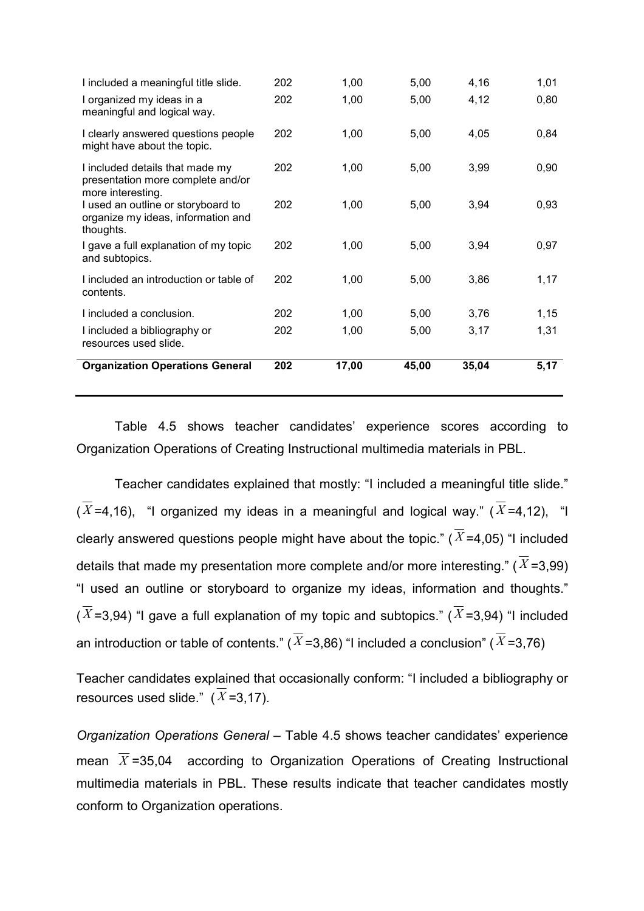| | | | | | |
|---|---|---|---|---|---|
| I included a meaningful title slide. | 202 | 1,00 | 5,00 | 4,16 | 1,01 |
| I organized my ideas in a meaningful and logical way. | 202 | 1,00 | 5,00 | 4,12 | 0,80 |
| I clearly answered questions people might have about the topic. | 202 | 1,00 | 5,00 | 4,05 | 0,84 |
| I included details that made my presentation more complete and/or more interesting. | 202 | 1,00 | 5,00 | 3,99 | 0,90 |
| I used an outline or storyboard to organize my ideas, information and thoughts. | 202 | 1,00 | 5,00 | 3,94 | 0,93 |
| I gave a full explanation of my topic and subtopics. | 202 | 1,00 | 5,00 | 3,94 | 0,97 |
| I included an introduction or table of contents. | 202 | 1,00 | 5,00 | 3,86 | 1,17 |
| I included a conclusion. | 202 | 1,00 | 5,00 | 3,76 | 1,15 |
| I included a bibliography or resources used slide. | 202 | 1,00 | 5,00 | 3,17 | 1,31 |
| **Organization Operations General** | **202** | **17,00** | **45,00** | **35,04** | **5,17** |

Table 4.5 shows teacher candidates' experience scores according to Organization Operations of Creating Instructional multimedia materials in PBL.

Teacher candidates explained that mostly: "I included a meaningful title slide." ($\overline{X}$=4,16), "I organized my ideas in a meaningful and logical way." ($\overline{X}$=4,12), "I clearly answered questions people might have about the topic." ($\overline{X}$=4,05) "I included details that made my presentation more complete and/or more interesting." ($\overline{X}$=3,99) "I used an outline or storyboard to organize my ideas, information and thoughts." ($\overline{X}$=3,94) "I gave a full explanation of my topic and subtopics." ($\overline{X}$=3,94) "I included an introduction or table of contents." ($\overline{X}$=3,86) "I included a conclusion" ($\overline{X}$=3,76)

Teacher candidates explained that occasionally conform: "I included a bibliography or resources used slide." ($\overline{X}$=3,17).

*Organization Operations General* – Table 4.5 shows teacher candidates' experience mean $\overline{X}$=35,04 according to Organization Operations of Creating Instructional multimedia materials in PBL. These results indicate that teacher candidates mostly conform to Organization operations.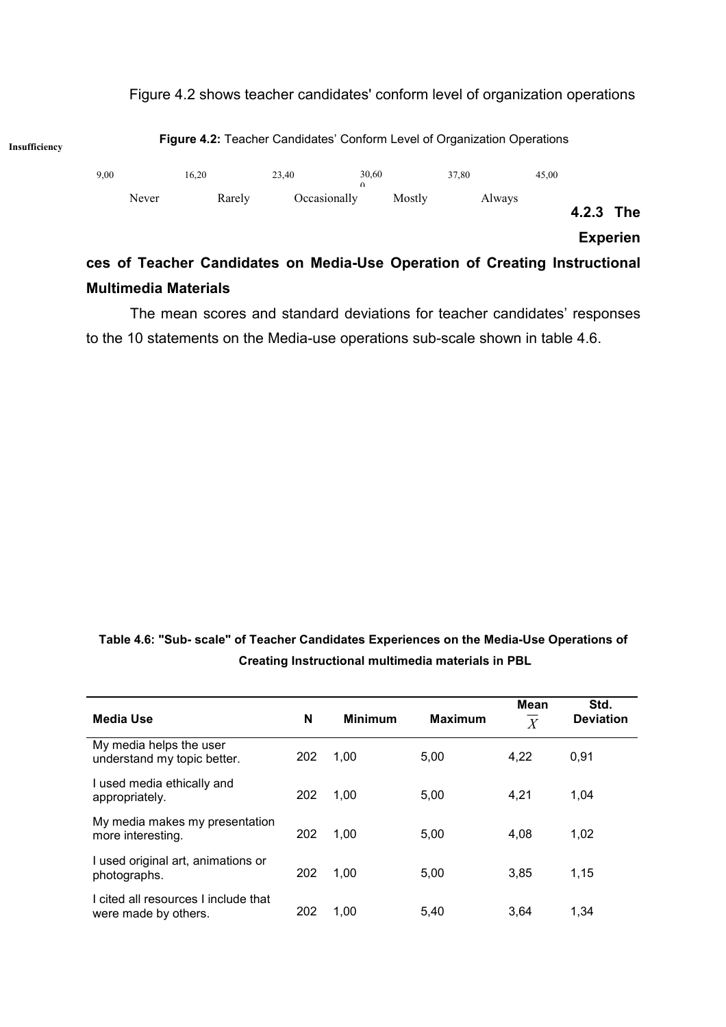Figure 4.2 shows teacher candidates' conform level of organization operations

**Figure 4.2:** Teacher Candidates' Conform Level of Organization Operations

Insufficiency

| 9,00 | 16,20 | 23,40 | 30,60 | 37,80 | 45,00 |
|---|---|---|---|---|---|
| Never | Rarely | Occasionally | Mostly | Always | |

### 4.2.3 The Experiences of Teacher Candidates on Media-Use Operation of Creating Instructional Multimedia Materials

The mean scores and standard deviations for teacher candidates' responses to the 10 statements on the Media-use operations sub-scale shown in table 4.6.

**Table 4.6: "Sub- scale" of Teacher Candidates Experiences on the Media-Use Operations of Creating Instructional multimedia materials in PBL**

| Media Use | N | Minimum | Maximum | Mean $\overline{X}$ | Std. Deviation |
|---|---|---|---|---|---|
| My media helps the user understand my topic better. | 202 | 1,00 | 5,00 | 4,22 | 0,91 |
| I used media ethically and appropriately. | 202 | 1,00 | 5,00 | 4,21 | 1,04 |
| My media makes my presentation more interesting. | 202 | 1,00 | 5,00 | 4,08 | 1,02 |
| I used original art, animations or photographs. | 202 | 1,00 | 5,00 | 3,85 | 1,15 |
| I cited all resources I include that were made by others. | 202 | 1,00 | 5,40 | 3,64 | 1,34 |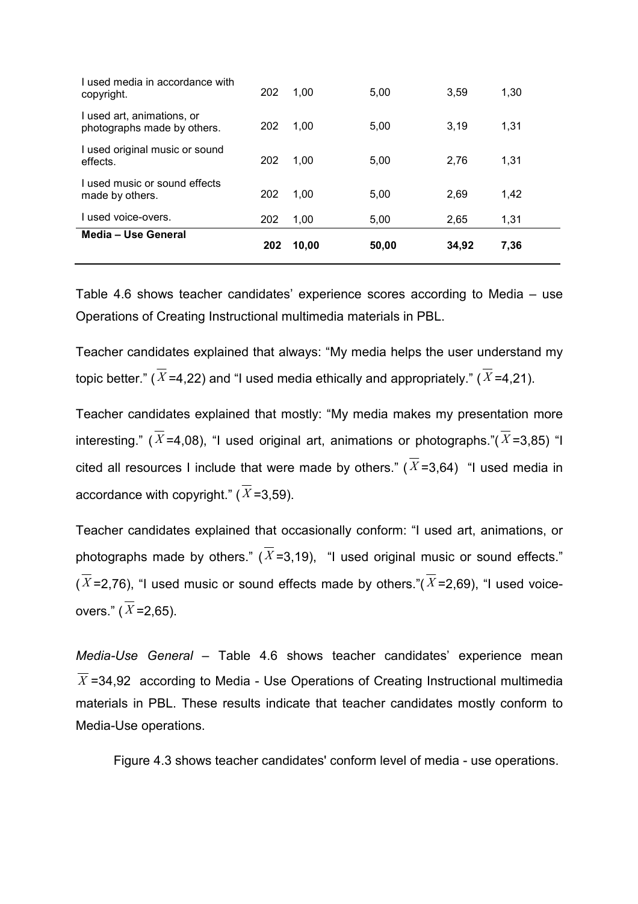| | | | | | |
|---|---|---|---|---|---|
| I used media in accordance with copyright. | 202 | 1,00 | 5,00 | 3,59 | 1,30 |
| I used art, animations, or photographs made by others. | 202 | 1,00 | 5,00 | 3,19 | 1,31 |
| I used original music or sound effects. | 202 | 1,00 | 5,00 | 2,76 | 1,31 |
| I used music or sound effects made by others. | 202 | 1,00 | 5,00 | 2,69 | 1,42 |
| I used voice-overs. | 202 | 1,00 | 5,00 | 2,65 | 1,31 |
| **Media – Use General** | **202** | **10,00** | **50,00** | **34,92** | **7,36** |

Table 4.6 shows teacher candidates' experience scores according to Media – use Operations of Creating Instructional multimedia materials in PBL.

Teacher candidates explained that always: "My media helps the user understand my topic better." ($\overline{X}$=4,22) and "I used media ethically and appropriately." ($\overline{X}$=4,21).

Teacher candidates explained that mostly: "My media makes my presentation more interesting." ($\overline{X}$=4,08), "I used original art, animations or photographs."($\overline{X}$=3,85) "I cited all resources I include that were made by others." ($\overline{X}$=3,64) "I used media in accordance with copyright." ($\overline{X}$=3,59).

Teacher candidates explained that occasionally conform: "I used art, animations, or photographs made by others." ($\overline{X}$=3,19), "I used original music or sound effects." ($\overline{X}$=2,76), "I used music or sound effects made by others."($\overline{X}$=2,69), "I used voice-overs." ($\overline{X}$=2,65).

*Media-Use General* – Table 4.6 shows teacher candidates' experience mean $\overline{X}$=34,92 according to Media - Use Operations of Creating Instructional multimedia materials in PBL. These results indicate that teacher candidates mostly conform to Media-Use operations.

Figure 4.3 shows teacher candidates' conform level of media - use operations.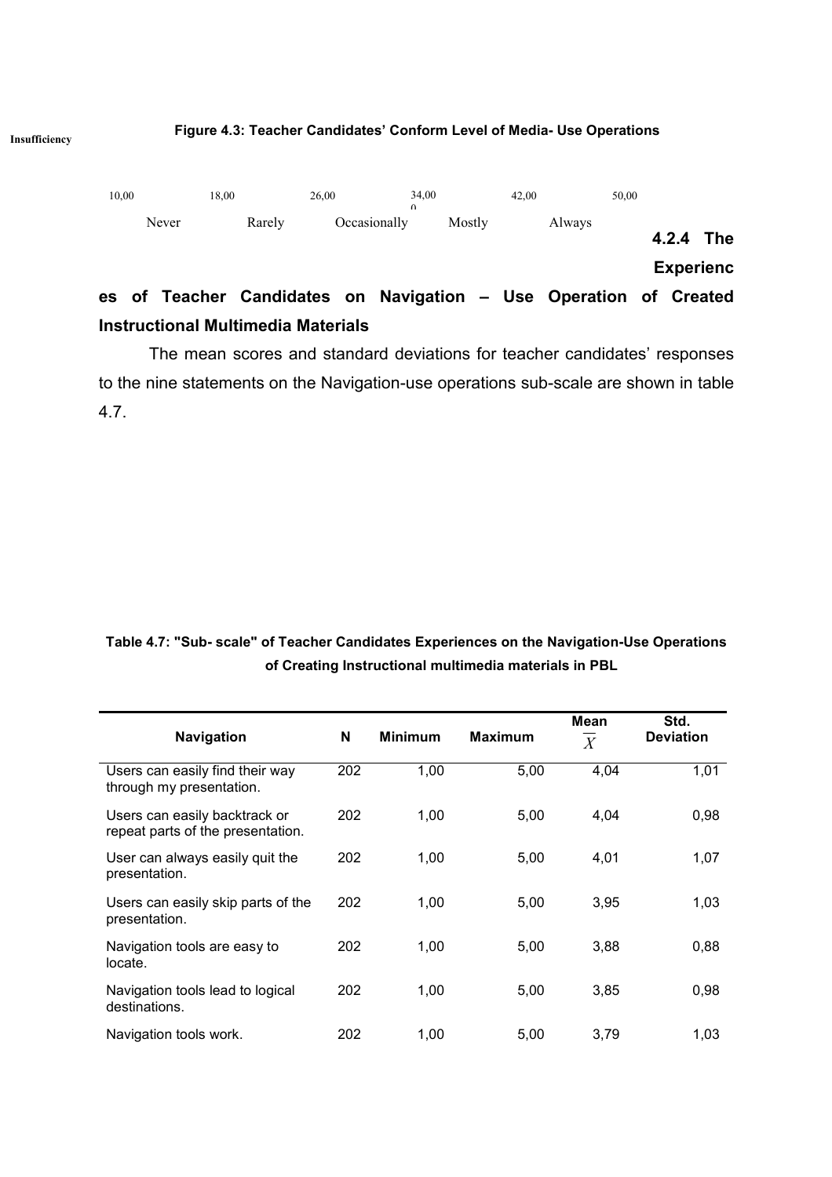Insufficiency

**Figure 4.3: Teacher Candidates' Conform Level of Media- Use Operations**

10,00 18,00 26,00 34,00 42,00 50,00

Never Rarely Occasionally Mostly Always

### 4.2.4 The Experiences of Teacher Candidates on Navigation – Use Operation of Created Instructional Multimedia Materials

The mean scores and standard deviations for teacher candidates' responses to the nine statements on the Navigation-use operations sub-scale are shown in table 4.7.

**Table 4.7: "Sub- scale" of Teacher Candidates Experiences on the Navigation-Use Operations of Creating Instructional multimedia materials in PBL**

| Navigation | N | Minimum | Maximum | Mean $\overline{X}$ | Std. Deviation |
|---|---|---|---|---|---|
| Users can easily find their way through my presentation. | 202 | 1,00 | 5,00 | 4,04 | 1,01 |
| Users can easily backtrack or repeat parts of the presentation. | 202 | 1,00 | 5,00 | 4,04 | 0,98 |
| User can always easily quit the presentation. | 202 | 1,00 | 5,00 | 4,01 | 1,07 |
| Users can easily skip parts of the presentation. | 202 | 1,00 | 5,00 | 3,95 | 1,03 |
| Navigation tools are easy to locate. | 202 | 1,00 | 5,00 | 3,88 | 0,88 |
| Navigation tools lead to logical destinations. | 202 | 1,00 | 5,00 | 3,85 | 0,98 |
| Navigation tools work. | 202 | 1,00 | 5,00 | 3,79 | 1,03 |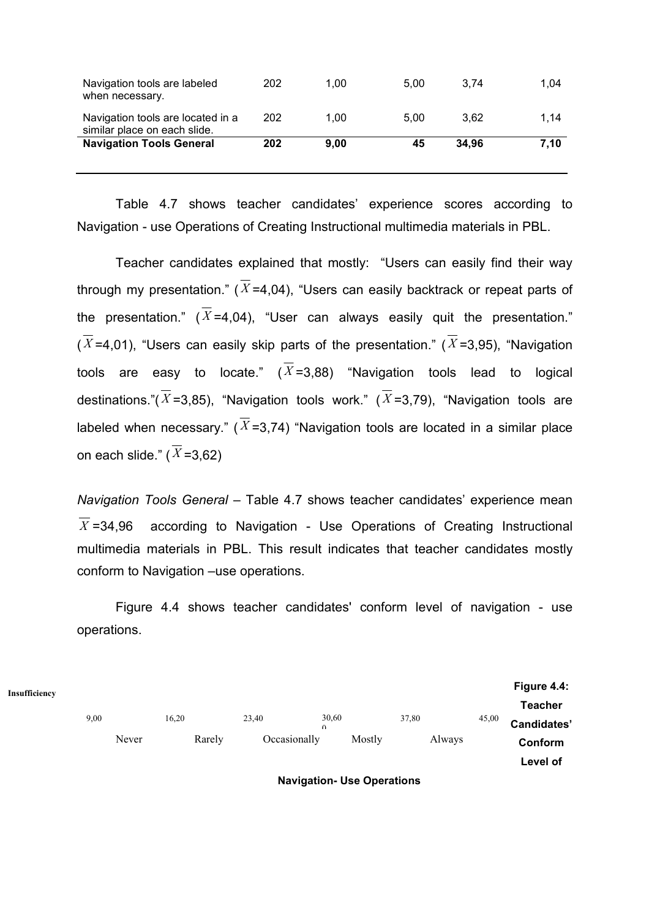| | | | | | |
|---|---|---|---|---|---|
| Navigation tools are labeled when necessary. | 202 | 1,00 | 5,00 | 3,74 | 1,04 |
| Navigation tools are located in a similar place on each slide. | 202 | 1,00 | 5,00 | 3,62 | 1,14 |
| **Navigation Tools General** | **202** | **9,00** | **45** | **34,96** | **7,10** |

Table 4.7 shows teacher candidates' experience scores according to Navigation - use Operations of Creating Instructional multimedia materials in PBL.

Teacher candidates explained that mostly: "Users can easily find their way through my presentation." ($\overline{X}$=4,04), "Users can easily backtrack or repeat parts of the presentation." ($\overline{X}$=4,04), "User can always easily quit the presentation." ($\overline{X}$=4,01), "Users can easily skip parts of the presentation." ($\overline{X}$=3,95), "Navigation tools are easy to locate." ($\overline{X}$=3,88) "Navigation tools lead to logical destinations."($\overline{X}$=3,85), "Navigation tools work." ($\overline{X}$=3,79), "Navigation tools are labeled when necessary." ($\overline{X}$=3,74) "Navigation tools are located in a similar place on each slide." ($\overline{X}$=3,62)

*Navigation Tools General* – Table 4.7 shows teacher candidates' experience mean $\overline{X}$=34,96 according to Navigation - Use Operations of Creating Instructional multimedia materials in PBL. This result indicates that teacher candidates mostly conform to Navigation –use operations.

Figure 4.4 shows teacher candidates' conform level of navigation - use operations.

Insufficiency

| 9,00 | 16,20 | 23,40 | 30,60 | 37,80 | 45,00 |
|---|---|---|---|---|---|
| Never | Rarely | Occasionally | Mostly | Always | |

**Figure 4.4: Teacher Candidates' Conform Level of Navigation- Use Operations**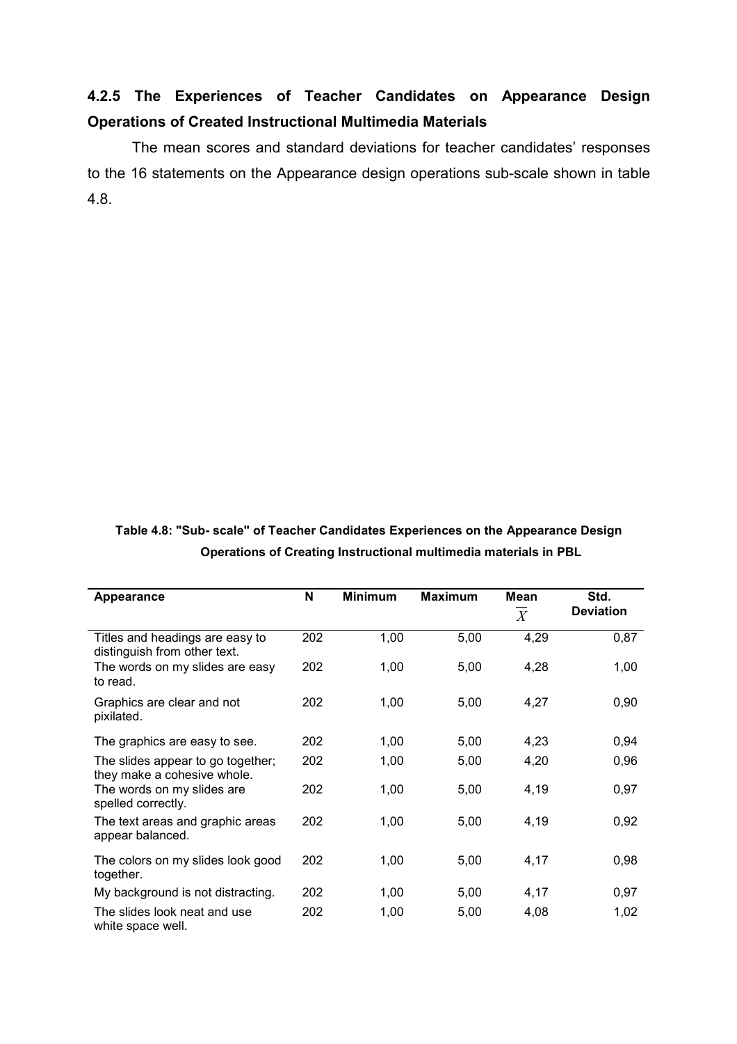### 4.2.5 The Experiences of Teacher Candidates on Appearance Design Operations of Created Instructional Multimedia Materials

The mean scores and standard deviations for teacher candidates' responses to the 16 statements on the Appearance design operations sub-scale shown in table 4.8.

**Table 4.8: "Sub- scale" of Teacher Candidates Experiences on the Appearance Design Operations of Creating Instructional multimedia materials in PBL**

| Appearance | N | Minimum | Maximum | Mean $\overline{X}$ | Std. Deviation |
|---|---|---|---|---|---|
| Titles and headings are easy to distinguish from other text. | 202 | 1,00 | 5,00 | 4,29 | 0,87 |
| The words on my slides are easy to read. | 202 | 1,00 | 5,00 | 4,28 | 1,00 |
| Graphics are clear and not pixilated. | 202 | 1,00 | 5,00 | 4,27 | 0,90 |
| The graphics are easy to see. | 202 | 1,00 | 5,00 | 4,23 | 0,94 |
| The slides appear to go together; they make a cohesive whole. | 202 | 1,00 | 5,00 | 4,20 | 0,96 |
| The words on my slides are spelled correctly. | 202 | 1,00 | 5,00 | 4,19 | 0,97 |
| The text areas and graphic areas appear balanced. | 202 | 1,00 | 5,00 | 4,19 | 0,92 |
| The colors on my slides look good together. | 202 | 1,00 | 5,00 | 4,17 | 0,98 |
| My background is not distracting. | 202 | 1,00 | 5,00 | 4,17 | 0,97 |
| The slides look neat and use white space well. | 202 | 1,00 | 5,00 | 4,08 | 1,02 |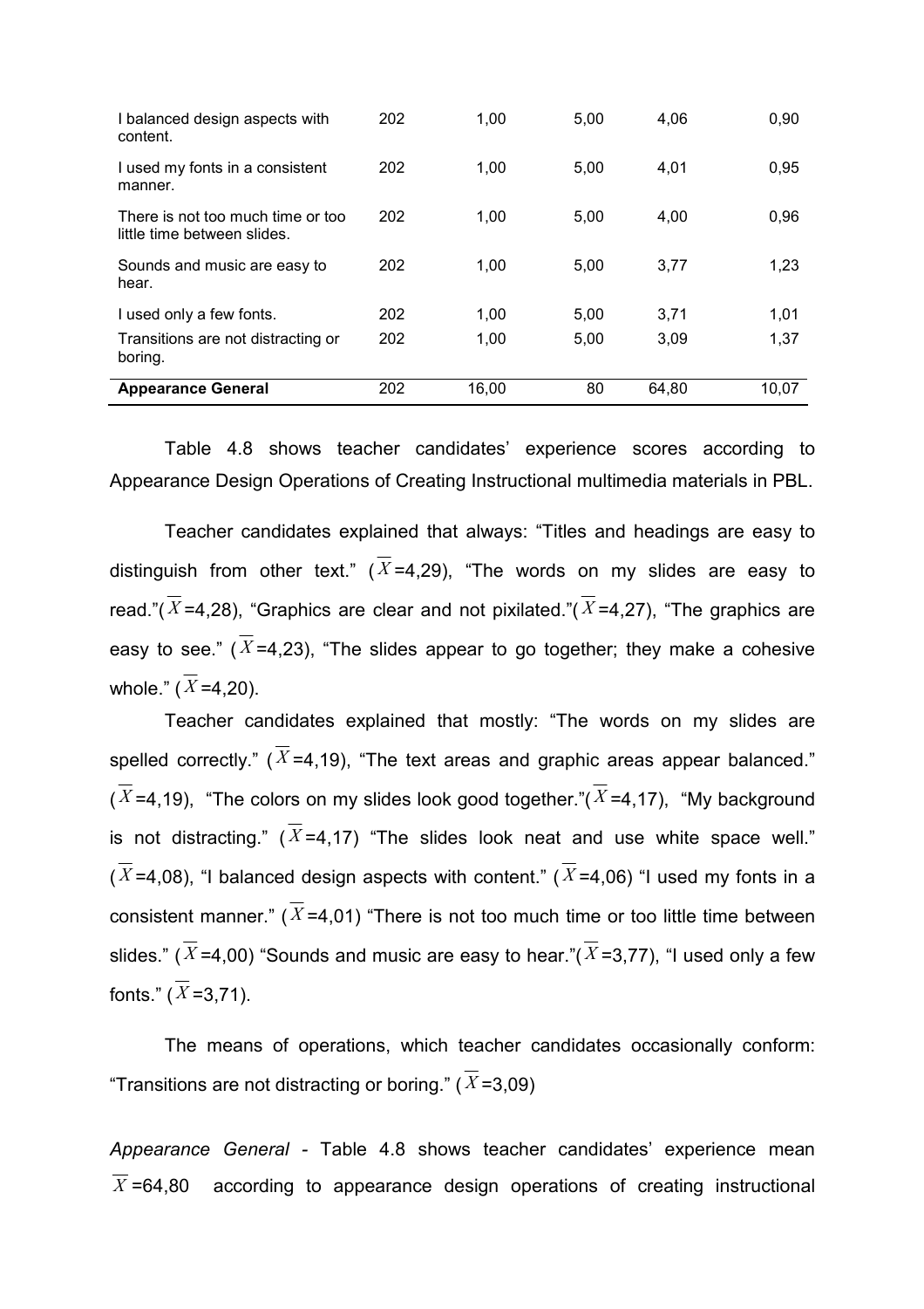| | | | | | |
|---|---|---|---|---|---|
| I balanced design aspects with content. | 202 | 1,00 | 5,00 | 4,06 | 0,90 |
| I used my fonts in a consistent manner. | 202 | 1,00 | 5,00 | 4,01 | 0,95 |
| There is not too much time or too little time between slides. | 202 | 1,00 | 5,00 | 4,00 | 0,96 |
| Sounds and music are easy to hear. | 202 | 1,00 | 5,00 | 3,77 | 1,23 |
| I used only a few fonts. | 202 | 1,00 | 5,00 | 3,71 | 1,01 |
| Transitions are not distracting or boring. | 202 | 1,00 | 5,00 | 3,09 | 1,37 |
| **Appearance General** | 202 | 16,00 | 80 | 64,80 | 10,07 |

Table 4.8 shows teacher candidates' experience scores according to Appearance Design Operations of Creating Instructional multimedia materials in PBL.

Teacher candidates explained that always: "Titles and headings are easy to distinguish from other text." ($\overline{X}$=4,29), "The words on my slides are easy to read."($\overline{X}$=4,28), "Graphics are clear and not pixilated."($\overline{X}$=4,27), "The graphics are easy to see." ($\overline{X}$=4,23), "The slides appear to go together; they make a cohesive whole." ($\overline{X}$=4,20).

Teacher candidates explained that mostly: "The words on my slides are spelled correctly." ($\overline{X}$=4,19), "The text areas and graphic areas appear balanced." ($\overline{X}$=4,19), "The colors on my slides look good together."($\overline{X}$=4,17), "My background is not distracting." ($\overline{X}$=4,17) "The slides look neat and use white space well." ($\overline{X}$=4,08), "I balanced design aspects with content." ($\overline{X}$=4,06) "I used my fonts in a consistent manner." ($\overline{X}$=4,01) "There is not too much time or too little time between slides." ($\overline{X}$=4,00) "Sounds and music are easy to hear."($\overline{X}$=3,77), "I used only a few fonts." ($\overline{X}$=3,71).

The means of operations, which teacher candidates occasionally conform: "Transitions are not distracting or boring." ($\overline{X}$=3,09)

*Appearance General* - Table 4.8 shows teacher candidates' experience mean $\overline{X}$=64,80 according to appearance design operations of creating instructional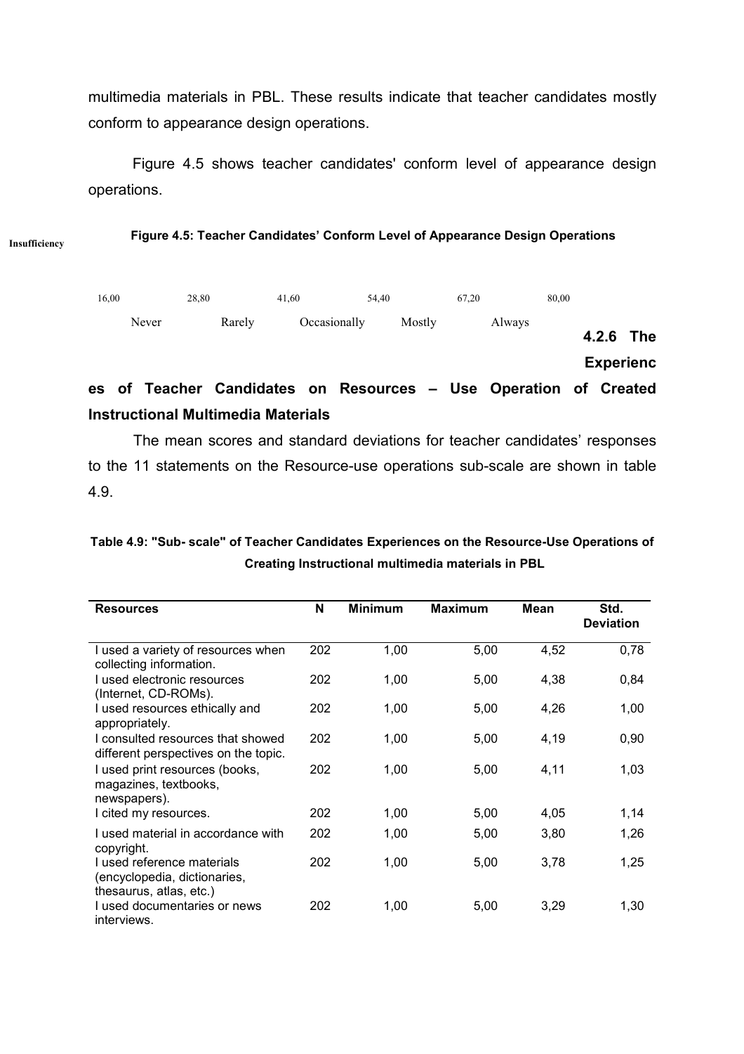multimedia materials in PBL. These results indicate that teacher candidates mostly conform to appearance design operations.

Figure 4.5 shows teacher candidates' conform level of appearance design operations.

**Figure 4.5: Teacher Candidates' Conform Level of Appearance Design Operations**

Insufficiency

16,00 28,80 41,60 54,40 67,20 80,00

Never Rarely Occasionally Mostly Always

### 4.2.6 The Experiences of Teacher Candidates on Resources – Use Operation of Created Instructional Multimedia Materials

The mean scores and standard deviations for teacher candidates' responses to the 11 statements on the Resource-use operations sub-scale are shown in table 4.9.

**Table 4.9: "Sub- scale" of Teacher Candidates Experiences on the Resource-Use Operations of Creating Instructional multimedia materials in PBL**

| Resources | N | Minimum | Maximum | Mean | Std. Deviation |
|---|---|---|---|---|---|
| I used a variety of resources when collecting information. | 202 | 1,00 | 5,00 | 4,52 | 0,78 |
| I used electronic resources (Internet, CD-ROMs). | 202 | 1,00 | 5,00 | 4,38 | 0,84 |
| I used resources ethically and appropriately. | 202 | 1,00 | 5,00 | 4,26 | 1,00 |
| I consulted resources that showed different perspectives on the topic. | 202 | 1,00 | 5,00 | 4,19 | 0,90 |
| I used print resources (books, magazines, textbooks, newspapers). | 202 | 1,00 | 5,00 | 4,11 | 1,03 |
| I cited my resources. | 202 | 1,00 | 5,00 | 4,05 | 1,14 |
| I used material in accordance with copyright. | 202 | 1,00 | 5,00 | 3,80 | 1,26 |
| I used reference materials (encyclopedia, dictionaries, thesaurus, atlas, etc.) | 202 | 1,00 | 5,00 | 3,78 | 1,25 |
| I used documentaries or news interviews. | 202 | 1,00 | 5,00 | 3,29 | 1,30 |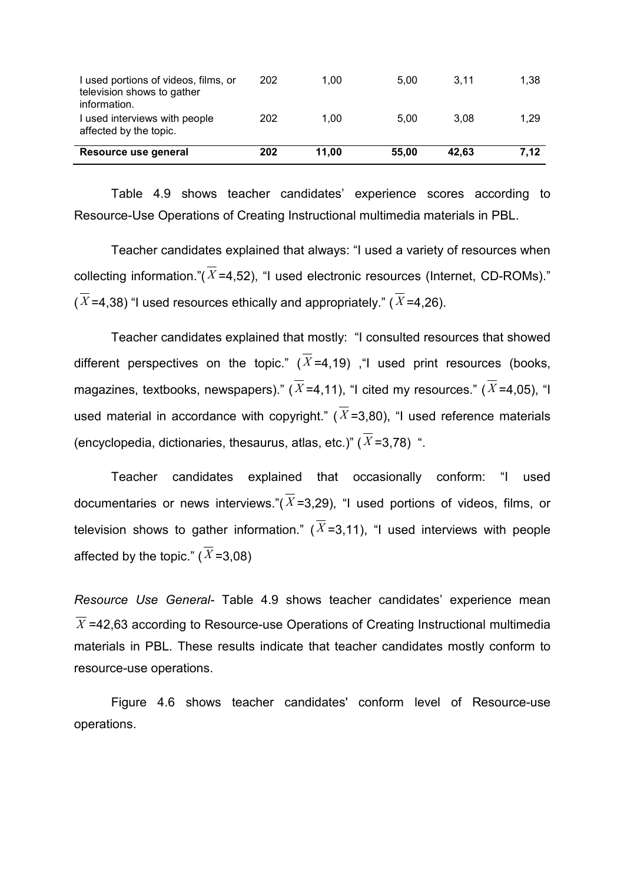| | | | | | |
|---|---|---|---|---|---|
| I used portions of videos, films, or television shows to gather information. | 202 | 1,00 | 5,00 | 3,11 | 1,38 |
| I used interviews with people affected by the topic. | 202 | 1,00 | 5,00 | 3,08 | 1,29 |
| **Resource use general** | **202** | **11,00** | **55,00** | **42,63** | **7,12** |

Table 4.9 shows teacher candidates' experience scores according to Resource-Use Operations of Creating Instructional multimedia materials in PBL.

Teacher candidates explained that always: "I used a variety of resources when collecting information."($\overline{X}$=4,52), "I used electronic resources (Internet, CD-ROMs)." ($\overline{X}$=4,38) "I used resources ethically and appropriately." ($\overline{X}$=4,26).

Teacher candidates explained that mostly: "I consulted resources that showed different perspectives on the topic." ($\overline{X}$=4,19) ,"I used print resources (books, magazines, textbooks, newspapers)." ($\overline{X}$=4,11), "I cited my resources." ($\overline{X}$=4,05), "I used material in accordance with copyright." ($\overline{X}$=3,80), "I used reference materials (encyclopedia, dictionaries, thesaurus, atlas, etc.)" ($\overline{X}$=3,78) ".

Teacher candidates explained that occasionally conform: "I used documentaries or news interviews."($\overline{X}$=3,29), "I used portions of videos, films, or television shows to gather information." ($\overline{X}$=3,11), "I used interviews with people affected by the topic." ($\overline{X}$=3,08)

*Resource Use General*- Table 4.9 shows teacher candidates' experience mean $\overline{X}$=42,63 according to Resource-use Operations of Creating Instructional multimedia materials in PBL. These results indicate that teacher candidates mostly conform to resource-use operations.

Figure 4.6 shows teacher candidates' conform level of Resource-use operations.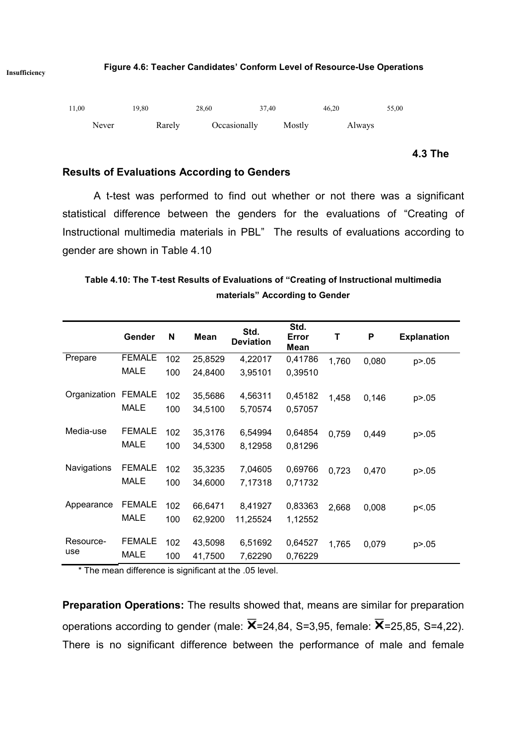Insufficiency

**Figure 4.6: Teacher Candidates' Conform Level of Resource-Use Operations**

11,00 19,80 28,60 37,40 46,20 55,00

Never Rarely Occasionally Mostly Always

### 4.3 The Results of Evaluations According to Genders

A t-test was performed to find out whether or not there was a significant statistical difference between the genders for the evaluations of "Creating of Instructional multimedia materials in PBL" The results of evaluations according to gender are shown in Table 4.10

**Table 4.10: The T-test Results of Evaluations of "Creating of Instructional multimedia materials" According to Gender**

| | Gender | N | Mean | Std. Deviation | Std. Error Mean | T | P | Explanation |
|---|---|---|---|---|---|---|---|---|
| Prepare | FEMALE | 102 | 25,8529 | 4,22017 | 0,41786 | 1,760 | 0,080 | p>.05 |
| | MALE | 100 | 24,8400 | 3,95101 | 0,39510 | | | |
| Organization | FEMALE | 102 | 35,5686 | 4,56311 | 0,45182 | 1,458 | 0,146 | p>.05 |
| | MALE | 100 | 34,5100 | 5,70574 | 0,57057 | | | |
| Media-use | FEMALE | 102 | 35,3176 | 6,54994 | 0,64854 | 0,759 | 0,449 | p>.05 |
| | MALE | 100 | 34,5300 | 8,12958 | 0,81296 | | | |
| Navigations | FEMALE | 102 | 35,3235 | 7,04605 | 0,69766 | 0,723 | 0,470 | p>.05 |
| | MALE | 100 | 34,6000 | 7,17318 | 0,71732 | | | |
| Appearance | FEMALE | 102 | 66,6471 | 8,41927 | 0,83363 | 2,668 | 0,008 | p<.05 |
| | MALE | 100 | 62,9200 | 11,25524 | 1,12552 | | | |
| Resource-use | FEMALE | 102 | 43,5098 | 6,51692 | 0,64527 | 1,765 | 0,079 | p>.05 |
| | MALE | 100 | 41,7500 | 7,62290 | 0,76229 | | | |

* The mean difference is significant at the .05 level.

**Preparation Operations:** The results showed that, means are similar for preparation operations according to gender (male: $\overline{X}$=24,84, S=3,95, female: $\overline{X}$=25,85, S=4,22). There is no significant difference between the performance of male and female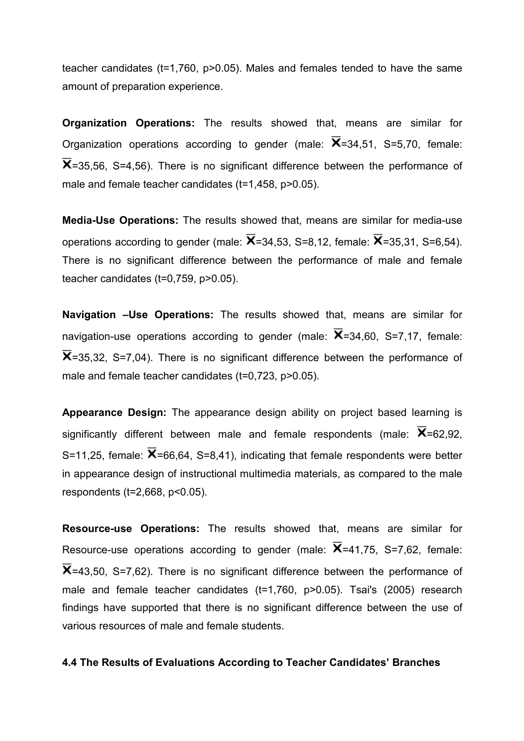teacher candidates (t=1,760, p>0.05). Males and females tended to have the same amount of preparation experience.

**Organization Operations:** The results showed that, means are similar for Organization operations according to gender (male: $\overline{X}$=34,51, S=5,70, female: $\overline{X}$=35,56, S=4,56). There is no significant difference between the performance of male and female teacher candidates (t=1,458, p>0.05).

**Media-Use Operations:** The results showed that, means are similar for media-use operations according to gender (male: $\overline{X}$=34,53, S=8,12, female: $\overline{X}$=35,31, S=6,54). There is no significant difference between the performance of male and female teacher candidates (t=0,759, p>0.05).

**Navigation –Use Operations:** The results showed that, means are similar for navigation-use operations according to gender (male: $\overline{X}$=34,60, S=7,17, female: $\overline{X}$=35,32, S=7,04). There is no significant difference between the performance of male and female teacher candidates (t=0,723, p>0.05).

**Appearance Design:** The appearance design ability on project based learning is significantly different between male and female respondents (male: $\overline{X}$=62,92, S=11,25, female: $\overline{X}$=66,64, S=8,41), indicating that female respondents were better in appearance design of instructional multimedia materials, as compared to the male respondents (t=2,668, p<0.05).

**Resource-use Operations:** The results showed that, means are similar for Resource-use operations according to gender (male: $\overline{X}$=41,75, S=7,62, female: $\overline{X}$=43,50, S=7,62). There is no significant difference between the performance of male and female teacher candidates (t=1,760, p>0.05). Tsai's (2005) research findings have supported that there is no significant difference between the use of various resources of male and female students.

**4.4 The Results of Evaluations According to Teacher Candidates' Branches**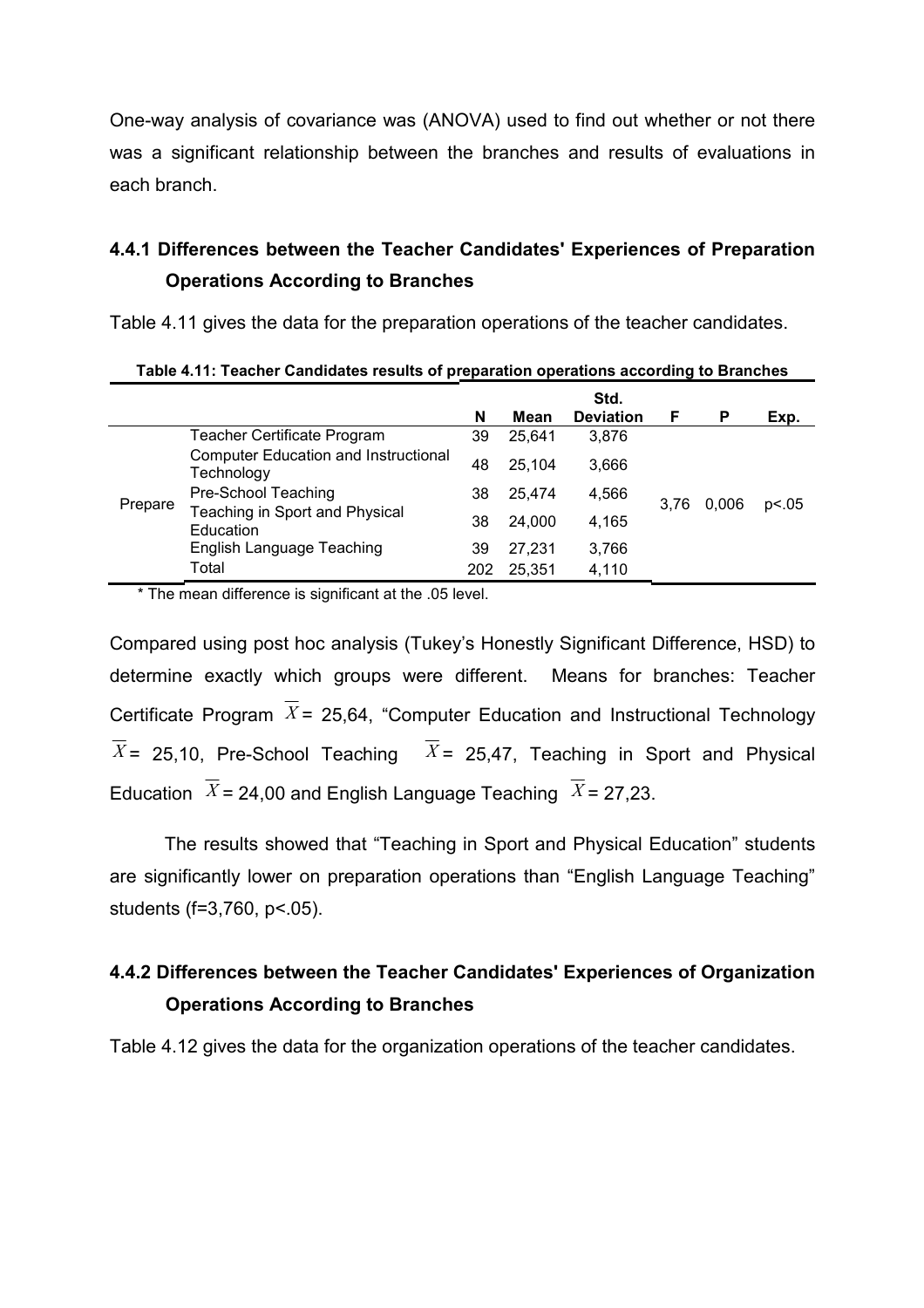One-way analysis of covariance was (ANOVA) used to find out whether or not there was a significant relationship between the branches and results of evaluations in each branch.

### 4.4.1 Differences between the Teacher Candidates' Experiences of Preparation Operations According to Branches

Table 4.11 gives the data for the preparation operations of the teacher candidates.

**Table 4.11: Teacher Candidates results of preparation operations according to Branches**

| | | N | Mean | Std. Deviation | F | P | Exp. |
|---|---|---|---|---|---|---|---|
| Prepare | Teacher Certificate Program | 39 | 25,641 | 3,876 | 3,76 | 0,006 | p<.05 |
| | Computer Education and Instructional Technology | 48 | 25,104 | 3,666 | | | |
| | Pre-School Teaching | 38 | 25,474 | 4,566 | | | |
| | Teaching in Sport and Physical Education | 38 | 24,000 | 4,165 | | | |
| | English Language Teaching | 39 | 27,231 | 3,766 | | | |
| | Total | 202 | 25,351 | 4,110 | | | |

* The mean difference is significant at the .05 level.

Compared using post hoc analysis (Tukey's Honestly Significant Difference, HSD) to determine exactly which groups were different. Means for branches: Teacher Certificate Program $\overline{X}$ = 25,64, "Computer Education and Instructional Technology $\overline{X}$ = 25,10, Pre-School Teaching $\overline{X}$ = 25,47, Teaching in Sport and Physical Education $\overline{X}$ = 24,00 and English Language Teaching $\overline{X}$ = 27,23.

The results showed that "Teaching in Sport and Physical Education" students are significantly lower on preparation operations than "English Language Teaching" students (f=3,760, p<.05).

### 4.4.2 Differences between the Teacher Candidates' Experiences of Organization Operations According to Branches

Table 4.12 gives the data for the organization operations of the teacher candidates.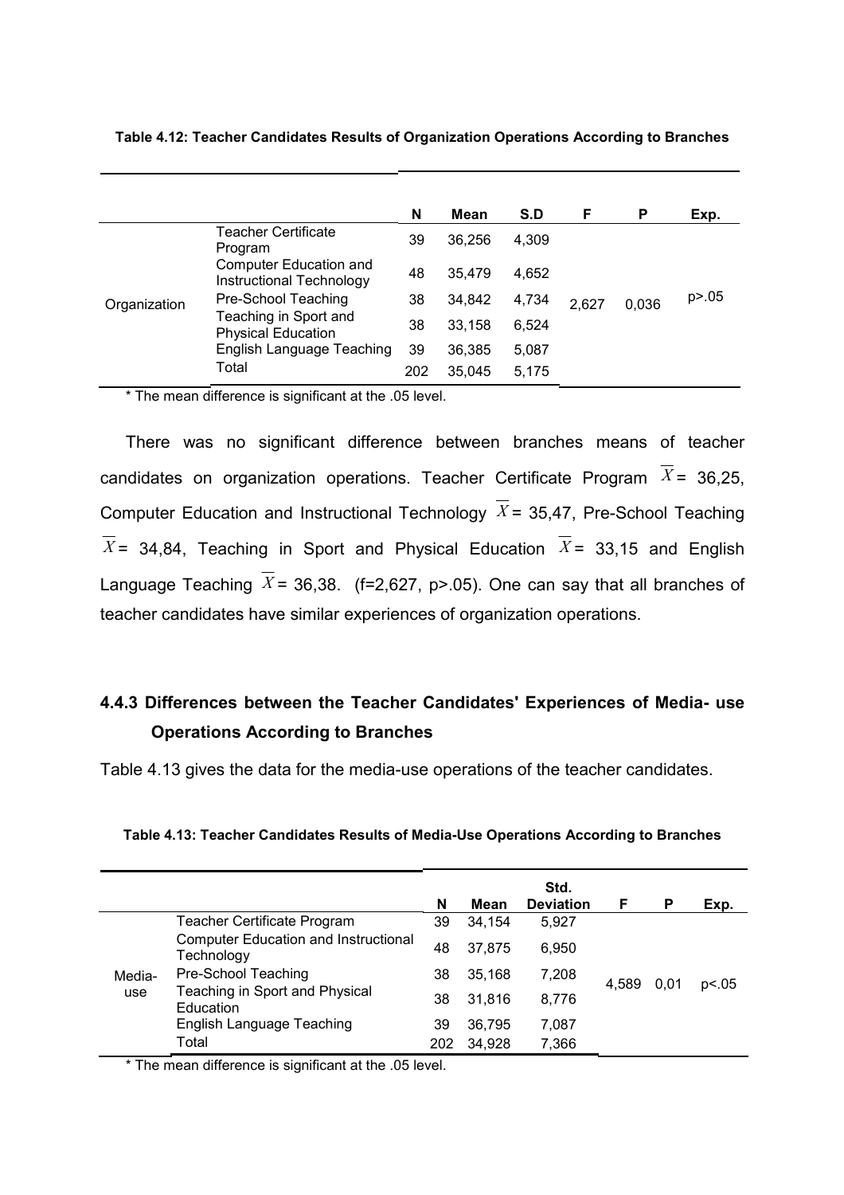**Table 4.12: Teacher Candidates Results of Organization Operations According to Branches**

| | | N | Mean | S.D | F | P | Exp. |
|---|---|---|---|---|---|---|---|
| Organization | Teacher Certificate Program | 39 | 36,256 | 4,309 | 2,627 | 0,036 | p>.05 |
| | Computer Education and Instructional Technology | 48 | 35,479 | 4,652 | | | |
| | Pre-School Teaching | 38 | 34,842 | 4,734 | | | |
| | Teaching in Sport and Physical Education | 38 | 33,158 | 6,524 | | | |
| | English Language Teaching | 39 | 36,385 | 5,087 | | | |
| | Total | 202 | 35,045 | 5,175 | | | |

* The mean difference is significant at the .05 level.

There was no significant difference between branches means of teacher candidates on organization operations. Teacher Certificate Program $\overline{X}$= 36,25, Computer Education and Instructional Technology $\overline{X}$= 35,47, Pre-School Teaching $\overline{X}$= 34,84, Teaching in Sport and Physical Education $\overline{X}$= 33,15 and English Language Teaching $\overline{X}$= 36,38. (f=2,627, p>.05). One can say that all branches of teacher candidates have similar experiences of organization operations.

### 4.4.3 Differences between the Teacher Candidates' Experiences of Media- use Operations According to Branches

Table 4.13 gives the data for the media-use operations of the teacher candidates.

**Table 4.13: Teacher Candidates Results of Media-Use Operations According to Branches**

| | | N | Mean | Std. Deviation | F | P | Exp. |
|---|---|---|---|---|---|---|---|
| Media-use | Teacher Certificate Program | 39 | 34,154 | 5,927 | 4,589 | 0,01 | p<.05 |
| | Computer Education and Instructional Technology | 48 | 37,875 | 6,950 | | | |
| | Pre-School Teaching | 38 | 35,168 | 7,208 | | | |
| | Teaching in Sport and Physical Education | 38 | 31,816 | 8,776 | | | |
| | English Language Teaching | 39 | 36,795 | 7,087 | | | |
| | Total | 202 | 34,928 | 7,366 | | | |

* The mean difference is significant at the .05 level.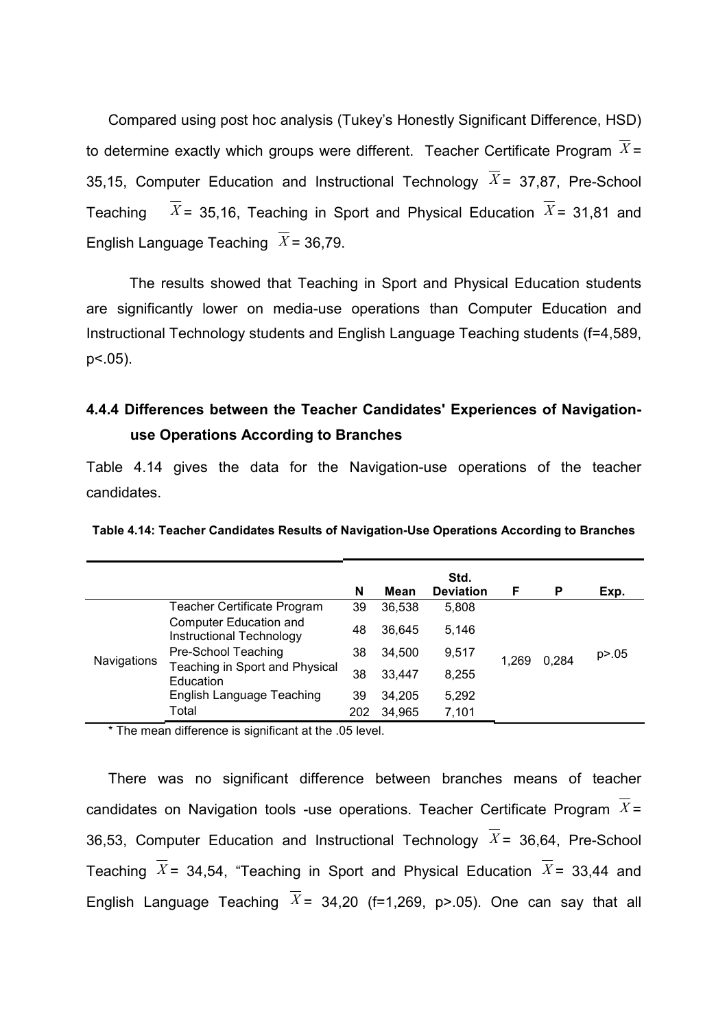Compared using post hoc analysis (Tukey's Honestly Significant Difference, HSD) to determine exactly which groups were different. Teacher Certificate Program $\overline{X}$ = 35,15, Computer Education and Instructional Technology $\overline{X}$ = 37,87, Pre-School Teaching $\overline{X}$ = 35,16, Teaching in Sport and Physical Education $\overline{X}$ = 31,81 and English Language Teaching $\overline{X}$ = 36,79.

The results showed that Teaching in Sport and Physical Education students are significantly lower on media-use operations than Computer Education and Instructional Technology students and English Language Teaching students (f=4,589, p<.05).

### 4.4.4 Differences between the Teacher Candidates' Experiences of Navigation-use Operations According to Branches

Table 4.14 gives the data for the Navigation-use operations of the teacher candidates.

**Table 4.14: Teacher Candidates Results of Navigation-Use Operations According to Branches**

| | | N | Mean | Std. Deviation | F | P | Exp. |
|---|---|---|---|---|---|---|---|
| Navigations | Teacher Certificate Program | 39 | 36,538 | 5,808 | 1,269 | 0,284 | p>.05 |
| | Computer Education and Instructional Technology | 48 | 36,645 | 5,146 | | | |
| | Pre-School Teaching | 38 | 34,500 | 9,517 | | | |
| | Teaching in Sport and Physical Education | 38 | 33,447 | 8,255 | | | |
| | English Language Teaching | 39 | 34,205 | 5,292 | | | |
| | Total | 202 | 34,965 | 7,101 | | | |

* The mean difference is significant at the .05 level.

There was no significant difference between branches means of teacher candidates on Navigation tools -use operations. Teacher Certificate Program $\overline{X}$ = 36,53, Computer Education and Instructional Technology $\overline{X}$ = 36,64, Pre-School Teaching $\overline{X}$ = 34,54, "Teaching in Sport and Physical Education $\overline{X}$ = 33,44 and English Language Teaching $\overline{X}$ = 34,20 (f=1,269, p>.05). One can say that all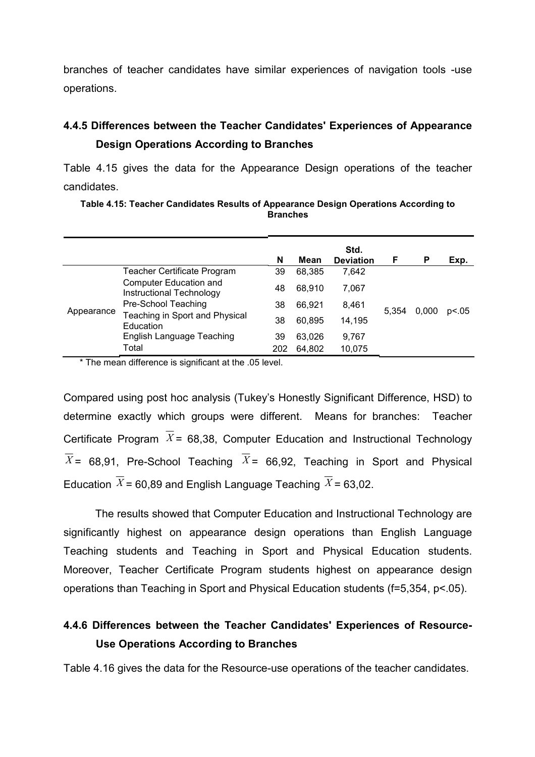branches of teacher candidates have similar experiences of navigation tools -use operations.

### 4.4.5 Differences between the Teacher Candidates' Experiences of Appearance Design Operations According to Branches

Table 4.15 gives the data for the Appearance Design operations of the teacher candidates.

**Table 4.15: Teacher Candidates Results of Appearance Design Operations According to Branches**

| | | N | Mean | Std. Deviation | F | P | Exp. |
|---|---|---|---|---|---|---|---|
| Appearance | Teacher Certificate Program | 39 | 68,385 | 7,642 | 5,354 | 0,000 | p<.05 |
| | Computer Education and Instructional Technology | 48 | 68,910 | 7,067 | | | |
| | Pre-School Teaching | 38 | 66,921 | 8,461 | | | |
| | Teaching in Sport and Physical Education | 38 | 60,895 | 14,195 | | | |
| | English Language Teaching | 39 | 63,026 | 9,767 | | | |
| | Total | 202 | 64,802 | 10,075 | | | |

* The mean difference is significant at the .05 level.

Compared using post hoc analysis (Tukey's Honestly Significant Difference, HSD) to determine exactly which groups were different. Means for branches: Teacher Certificate Program $\overline{X}$= 68,38, Computer Education and Instructional Technology $\overline{X}$= 68,91, Pre-School Teaching $\overline{X}$= 66,92, Teaching in Sport and Physical Education $\overline{X}$= 60,89 and English Language Teaching $\overline{X}$= 63,02.

The results showed that Computer Education and Instructional Technology are significantly highest on appearance design operations than English Language Teaching students and Teaching in Sport and Physical Education students. Moreover, Teacher Certificate Program students highest on appearance design operations than Teaching in Sport and Physical Education students ($f=5,354$, $p<.05$).

### 4.4.6 Differences between the Teacher Candidates' Experiences of Resource-Use Operations According to Branches

Table 4.16 gives the data for the Resource-use operations of the teacher candidates.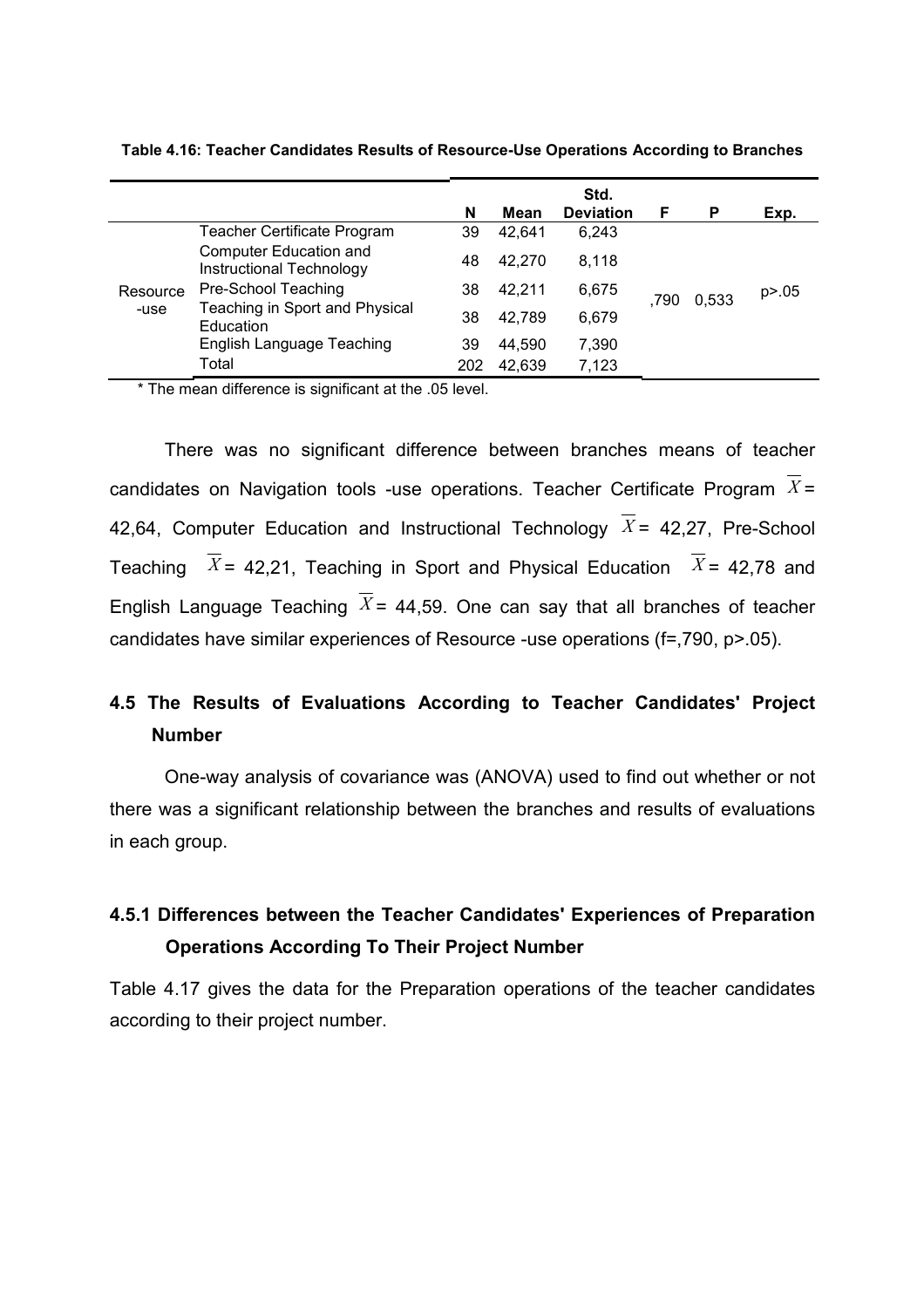**Table 4.16: Teacher Candidates Results of Resource-Use Operations According to Branches**

| | | N | Mean | Std. Deviation | F | P | Exp. |
|---|---|---|---|---|---|---|---|
| Resource -use | Teacher Certificate Program | 39 | 42,641 | 6,243 | ,790 | 0,533 | p>.05 |
| | Computer Education and Instructional Technology | 48 | 42,270 | 8,118 | | | |
| | Pre-School Teaching | 38 | 42,211 | 6,675 | | | |
| | Teaching in Sport and Physical Education | 38 | 42,789 | 6,679 | | | |
| | English Language Teaching | 39 | 44,590 | 7,390 | | | |
| | Total | 202 | 42,639 | 7,123 | | | |

* The mean difference is significant at the .05 level.

There was no significant difference between branches means of teacher candidates on Navigation tools -use operations. Teacher Certificate Program $\overline{X}$= 42,64, Computer Education and Instructional Technology $\overline{X}$= 42,27, Pre-School Teaching $\overline{X}$= 42,21, Teaching in Sport and Physical Education $\overline{X}$= 42,78 and English Language Teaching $\overline{X}$= 44,59. One can say that all branches of teacher candidates have similar experiences of Resource -use operations (f=,790, p>.05).

## 4.5 The Results of Evaluations According to Teacher Candidates' Project Number

One-way analysis of covariance was (ANOVA) used to find out whether or not there was a significant relationship between the branches and results of evaluations in each group.

### 4.5.1 Differences between the Teacher Candidates' Experiences of Preparation Operations According To Their Project Number

Table 4.17 gives the data for the Preparation operations of the teacher candidates according to their project number.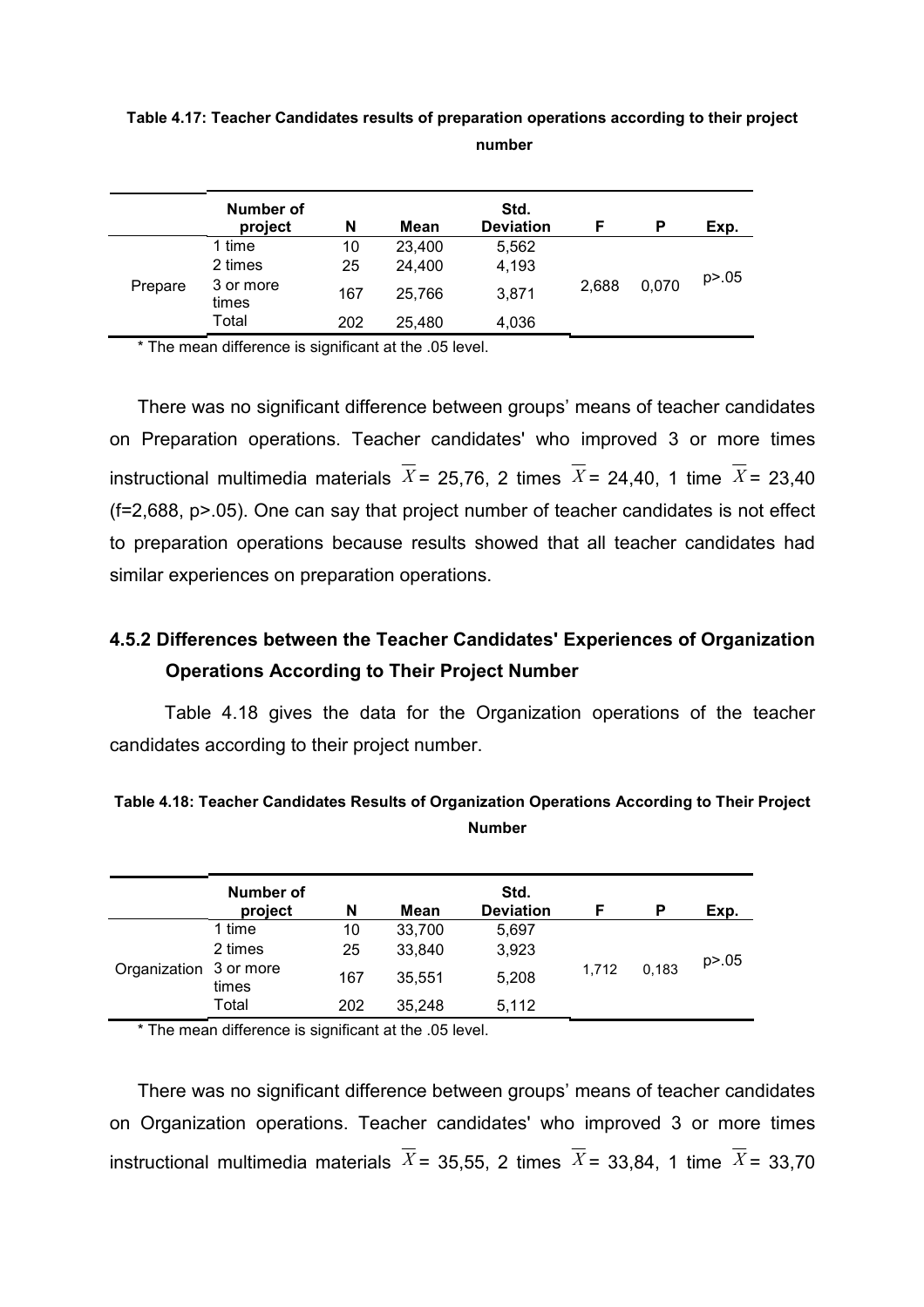**Table 4.17: Teacher Candidates results of preparation operations according to their project number**

| | Number of project | N | Mean | Std. Deviation | F | P | Exp. |
|---|---|---|---|---|---|---|---|
| Prepare | 1 time | 10 | 23,400 | 5,562 | 2,688 | 0,070 | p>.05 |
| | 2 times | 25 | 24,400 | 4,193 | | | |
| | 3 or more times | 167 | 25,766 | 3,871 | | | |
| | Total | 202 | 25,480 | 4,036 | | | |

* The mean difference is significant at the .05 level.

There was no significant difference between groups' means of teacher candidates on Preparation operations. Teacher candidates' who improved 3 or more times instructional multimedia materials $\overline{X}$= 25,76, 2 times $\overline{X}$= 24,40, 1 time $\overline{X}$= 23,40 (f=2,688, p>.05). One can say that project number of teacher candidates is not effect to preparation operations because results showed that all teacher candidates had similar experiences on preparation operations.

### 4.5.2 Differences between the Teacher Candidates' Experiences of Organization Operations According to Their Project Number

Table 4.18 gives the data for the Organization operations of the teacher candidates according to their project number.

**Table 4.18: Teacher Candidates Results of Organization Operations According to Their Project Number**

| | Number of project | N | Mean | Std. Deviation | F | P | Exp. |
|---|---|---|---|---|---|---|---|
| Organization | 1 time | 10 | 33,700 | 5,697 | 1,712 | 0,183 | p>.05 |
| | 2 times | 25 | 33,840 | 3,923 | | | |
| | 3 or more times | 167 | 35,551 | 5,208 | | | |
| | Total | 202 | 35,248 | 5,112 | | | |

* The mean difference is significant at the .05 level.

There was no significant difference between groups' means of teacher candidates on Organization operations. Teacher candidates' who improved 3 or more times instructional multimedia materials $\overline{X}$= 35,55, 2 times $\overline{X}$= 33,84, 1 time $\overline{X}$= 33,70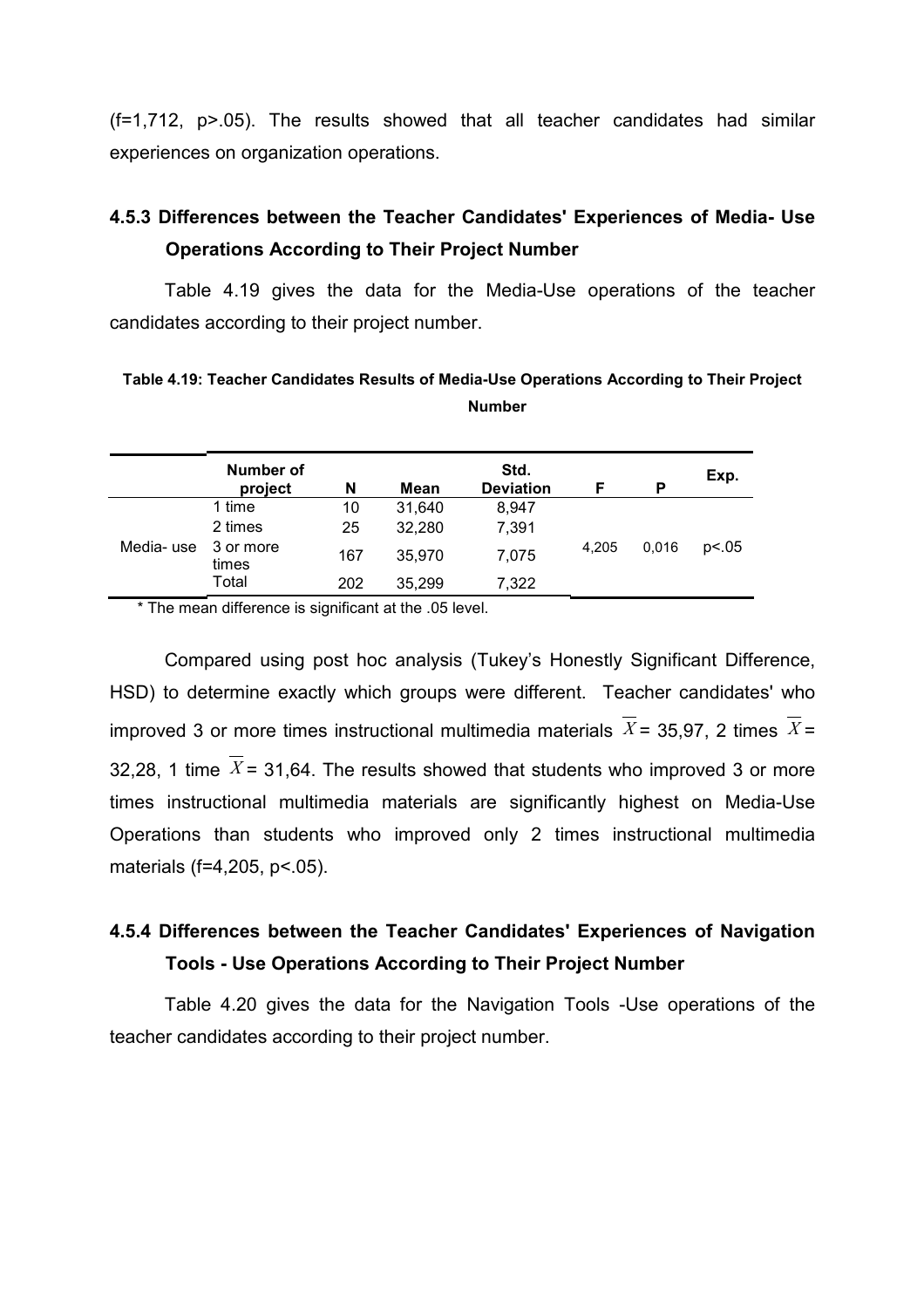(f=1,712, p>.05). The results showed that all teacher candidates had similar experiences on organization operations.

### 4.5.3 Differences between the Teacher Candidates' Experiences of Media- Use Operations According to Their Project Number

Table 4.19 gives the data for the Media-Use operations of the teacher candidates according to their project number.

**Table 4.19: Teacher Candidates Results of Media-Use Operations According to Their Project Number**

| | Number of project | N | Mean | Std. Deviation | F | P | Exp. |
|---|---|---|---|---|---|---|---|
| Media- use | 1 time | 10 | 31,640 | 8,947 | 4,205 | 0,016 | p<.05 |
| | 2 times | 25 | 32,280 | 7,391 | | | |
| | 3 or more times | 167 | 35,970 | 7,075 | | | |
| | Total | 202 | 35,299 | 7,322 | | | |

\* The mean difference is significant at the .05 level.

Compared using post hoc analysis (Tukey's Honestly Significant Difference, HSD) to determine exactly which groups were different. Teacher candidates' who improved 3 or more times instructional multimedia materials $\overline{X}$ = 35,97, 2 times $\overline{X}$ = 32,28, 1 time $\overline{X}$ = 31,64. The results showed that students who improved 3 or more times instructional multimedia materials are significantly highest on Media-Use Operations than students who improved only 2 times instructional multimedia materials (f=4,205, p<.05).

### 4.5.4 Differences between the Teacher Candidates' Experiences of Navigation Tools - Use Operations According to Their Project Number

Table 4.20 gives the data for the Navigation Tools -Use operations of the teacher candidates according to their project number.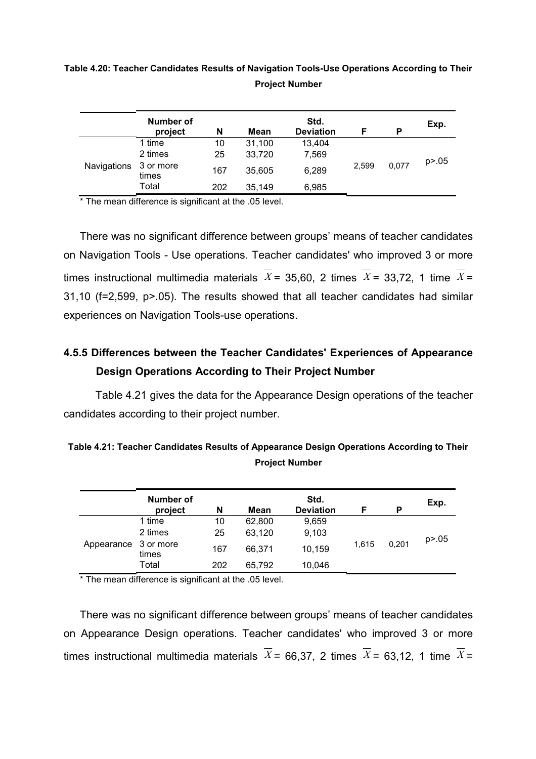**Table 4.20: Teacher Candidates Results of Navigation Tools-Use Operations According to Their Project Number**

| | Number of project | N | Mean | Std. Deviation | F | P | Exp. |
|---|---|---|---|---|---|---|---|
| Navigations | 1 time | 10 | 31,100 | 13,404 | 2,599 | 0,077 | p>.05 |
| | 2 times | 25 | 33,720 | 7,569 | | | |
| | 3 or more times | 167 | 35,605 | 6,289 | | | |
| | Total | 202 | 35,149 | 6,985 | | | |

* The mean difference is significant at the .05 level.

There was no significant difference between groups' means of teacher candidates on Navigation Tools - Use operations. Teacher candidates' who improved 3 or more times instructional multimedia materials $\overline{X}$= 35,60, 2 times $\overline{X}$= 33,72, 1 time $\overline{X}$= 31,10 (f=2,599, p>.05). The results showed that all teacher candidates had similar experiences on Navigation Tools-use operations.

### 4.5.5 Differences between the Teacher Candidates' Experiences of Appearance Design Operations According to Their Project Number

Table 4.21 gives the data for the Appearance Design operations of the teacher candidates according to their project number.

**Table 4.21: Teacher Candidates Results of Appearance Design Operations According to Their Project Number**

| | Number of project | N | Mean | Std. Deviation | F | P | Exp. |
|---|---|---|---|---|---|---|---|
| Appearance | 1 time | 10 | 62,800 | 9,659 | 1,615 | 0,201 | p>.05 |
| | 2 times | 25 | 63,120 | 9,103 | | | |
| | 3 or more times | 167 | 66,371 | 10,159 | | | |
| | Total | 202 | 65,792 | 10,046 | | | |

* The mean difference is significant at the .05 level.

There was no significant difference between groups' means of teacher candidates on Appearance Design operations. Teacher candidates' who improved 3 or more times instructional multimedia materials $\overline{X}$= 66,37, 2 times $\overline{X}$= 63,12, 1 time $\overline{X}$=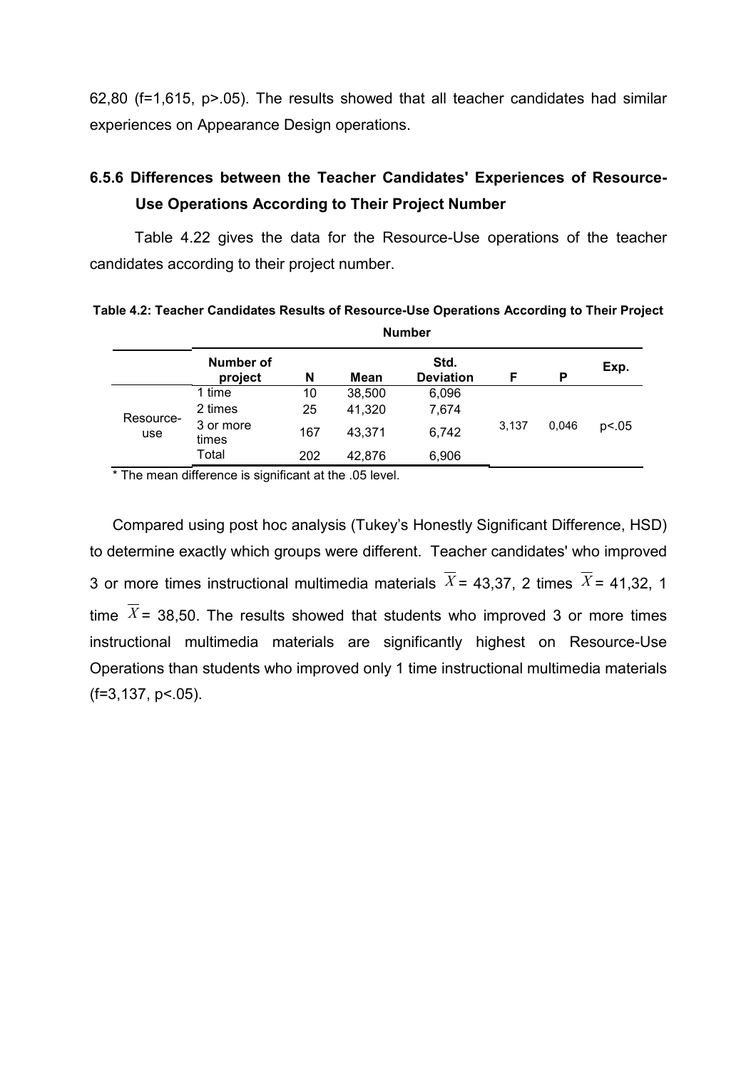62,80 (f=1,615, p>.05). The results showed that all teacher candidates had similar experiences on Appearance Design operations.

### 6.5.6 Differences between the Teacher Candidates' Experiences of Resource-Use Operations According to Their Project Number

Table 4.22 gives the data for the Resource-Use operations of the teacher candidates according to their project number.

**Table 4.2: Teacher Candidates Results of Resource-Use Operations According to Their Project Number**

| | Number of project | N | Mean | Std. Deviation | F | P | Exp. |
|---|---|---|---|---|---|---|---|
| Resource-use | 1 time | 10 | 38,500 | 6,096 | 3,137 | 0,046 | p<.05 |
| | 2 times | 25 | 41,320 | 7,674 | | | |
| | 3 or more times | 167 | 43,371 | 6,742 | | | |
| | Total | 202 | 42,876 | 6,906 | | | |

* The mean difference is significant at the .05 level.

Compared using post hoc analysis (Tukey's Honestly Significant Difference, HSD) to determine exactly which groups were different. Teacher candidates' who improved 3 or more times instructional multimedia materials $\overline{X}$= 43,37, 2 times $\overline{X}$= 41,32, 1 time $\overline{X}$= 38,50. The results showed that students who improved 3 or more times instructional multimedia materials are significantly highest on Resource-Use Operations than students who improved only 1 time instructional multimedia materials (f=3,137, p<.05).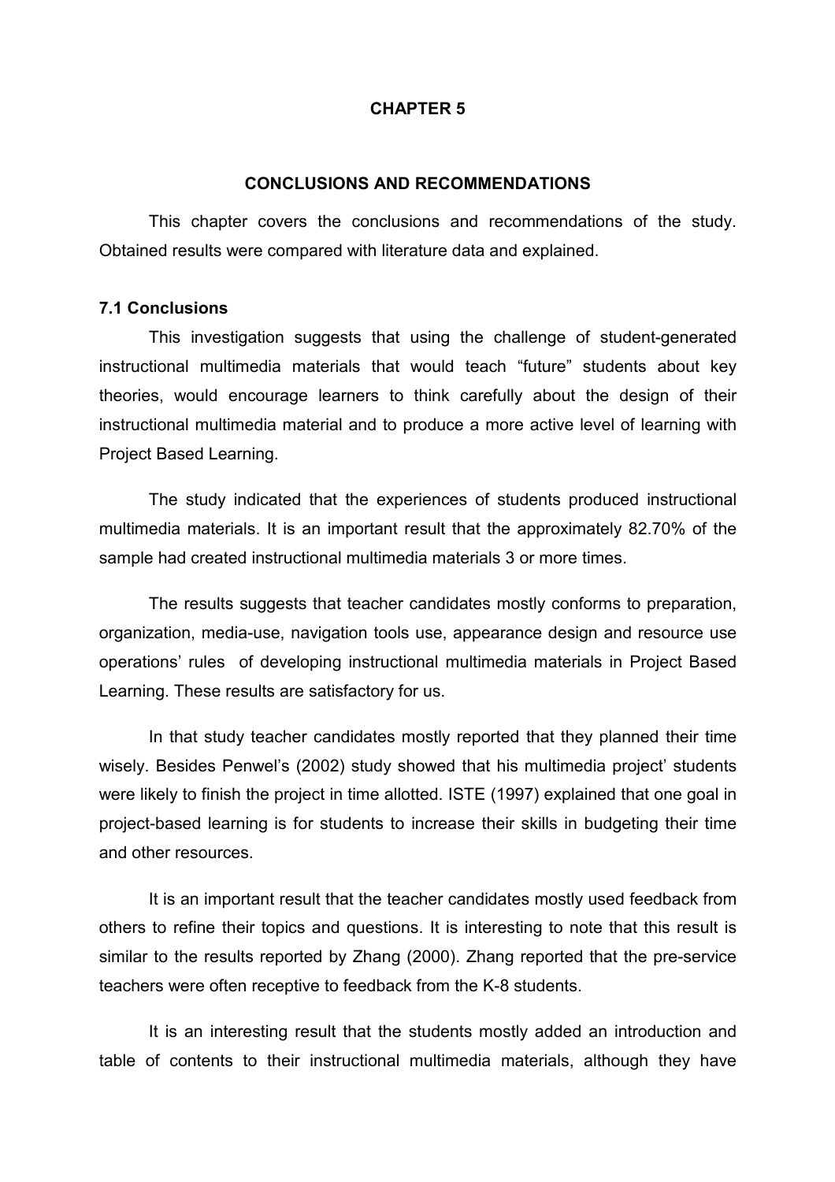# CHAPTER 5

## CONCLUSIONS AND RECOMMENDATIONS

This chapter covers the conclusions and recommendations of the study. Obtained results were compared with literature data and explained.

### 7.1 Conclusions

This investigation suggests that using the challenge of student-generated instructional multimedia materials that would teach "future" students about key theories, would encourage learners to think carefully about the design of their instructional multimedia material and to produce a more active level of learning with Project Based Learning.

The study indicated that the experiences of students produced instructional multimedia materials. It is an important result that the approximately 82.70% of the sample had created instructional multimedia materials 3 or more times.

The results suggests that teacher candidates mostly conforms to preparation, organization, media-use, navigation tools use, appearance design and resource use operations' rules of developing instructional multimedia materials in Project Based Learning. These results are satisfactory for us.

In that study teacher candidates mostly reported that they planned their time wisely. Besides Penwel's (2002) study showed that his multimedia project' students were likely to finish the project in time allotted. ISTE (1997) explained that one goal in project-based learning is for students to increase their skills in budgeting their time and other resources.

It is an important result that the teacher candidates mostly used feedback from others to refine their topics and questions. It is interesting to note that this result is similar to the results reported by Zhang (2000). Zhang reported that the pre-service teachers were often receptive to feedback from the K-8 students.

It is an interesting result that the students mostly added an introduction and table of contents to their instructional multimedia materials, although they have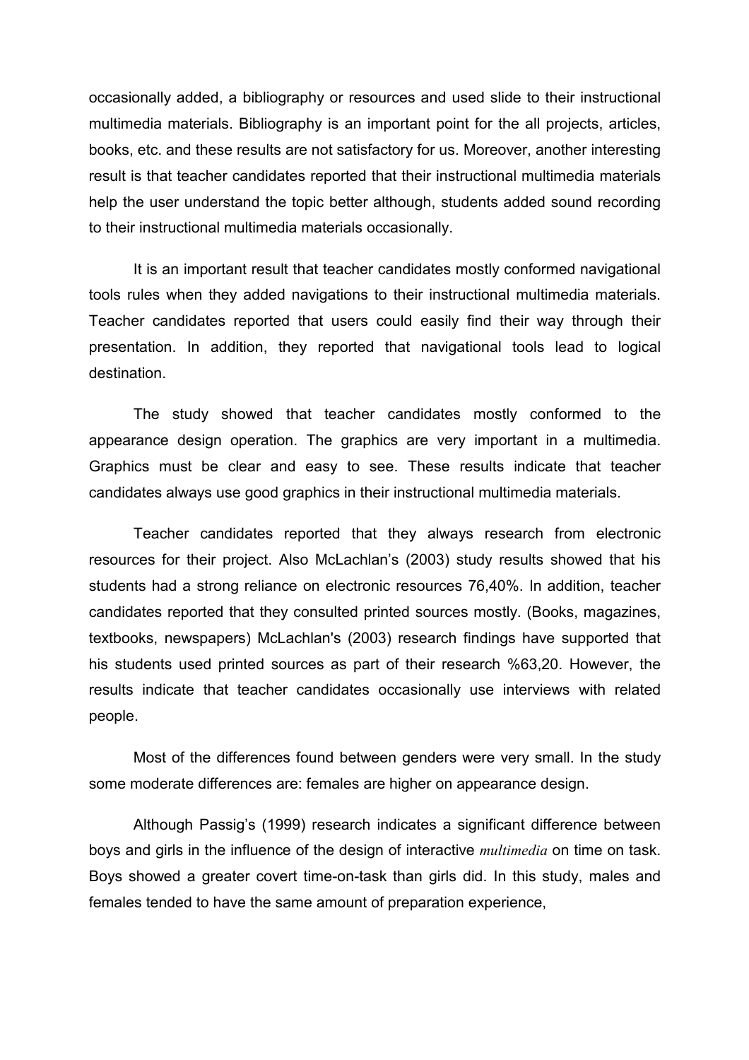occasionally added, a bibliography or resources and used slide to their instructional multimedia materials. Bibliography is an important point for the all projects, articles, books, etc. and these results are not satisfactory for us. Moreover, another interesting result is that teacher candidates reported that their instructional multimedia materials help the user understand the topic better although, students added sound recording to their instructional multimedia materials occasionally.

It is an important result that teacher candidates mostly conformed navigational tools rules when they added navigations to their instructional multimedia materials. Teacher candidates reported that users could easily find their way through their presentation. In addition, they reported that navigational tools lead to logical destination.

The study showed that teacher candidates mostly conformed to the appearance design operation. The graphics are very important in a multimedia. Graphics must be clear and easy to see. These results indicate that teacher candidates always use good graphics in their instructional multimedia materials.

Teacher candidates reported that they always research from electronic resources for their project. Also McLachlan's (2003) study results showed that his students had a strong reliance on electronic resources 76,40%. In addition, teacher candidates reported that they consulted printed sources mostly. (Books, magazines, textbooks, newspapers) McLachlan's (2003) research findings have supported that his students used printed sources as part of their research %63,20. However, the results indicate that teacher candidates occasionally use interviews with related people.

Most of the differences found between genders were very small. In the study some moderate differences are: females are higher on appearance design.

Although Passig's (1999) research indicates a significant difference between boys and girls in the influence of the design of interactive *multimedia* on time on task. Boys showed a greater covert time-on-task than girls did. In this study, males and females tended to have the same amount of preparation experience,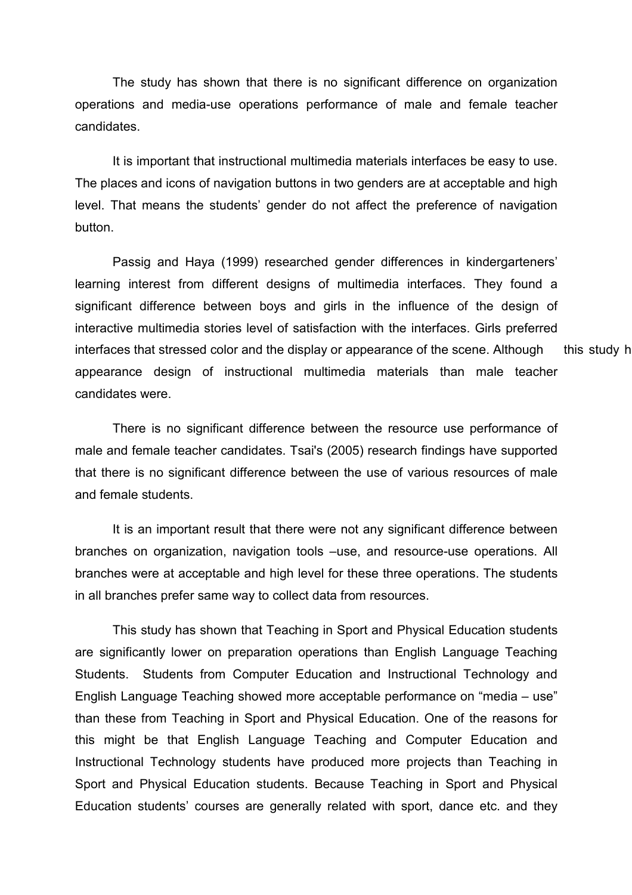The study has shown that there is no significant difference on organization operations and media-use operations performance of male and female teacher candidates.

It is important that instructional multimedia materials interfaces be easy to use. The places and icons of navigation buttons in two genders are at acceptable and high level. That means the students' gender do not affect the preference of navigation button.

Passig and Haya (1999) researched gender differences in kindergarteners' learning interest from different designs of multimedia interfaces. They found a significant difference between boys and girls in the influence of the design of interactive multimedia stories level of satisfaction with the interfaces. Girls preferred interfaces that stressed color and the display or appearance of the scene. Although this study h appearance design of instructional multimedia materials than male teacher candidates were.

There is no significant difference between the resource use performance of male and female teacher candidates. Tsai's (2005) research findings have supported that there is no significant difference between the use of various resources of male and female students.

It is an important result that there were not any significant difference between branches on organization, navigation tools –use, and resource-use operations. All branches were at acceptable and high level for these three operations. The students in all branches prefer same way to collect data from resources.

This study has shown that Teaching in Sport and Physical Education students are significantly lower on preparation operations than English Language Teaching Students. Students from Computer Education and Instructional Technology and English Language Teaching showed more acceptable performance on "media – use" than these from Teaching in Sport and Physical Education. One of the reasons for this might be that English Language Teaching and Computer Education and Instructional Technology students have produced more projects than Teaching in Sport and Physical Education students. Because Teaching in Sport and Physical Education students' courses are generally related with sport, dance etc. and they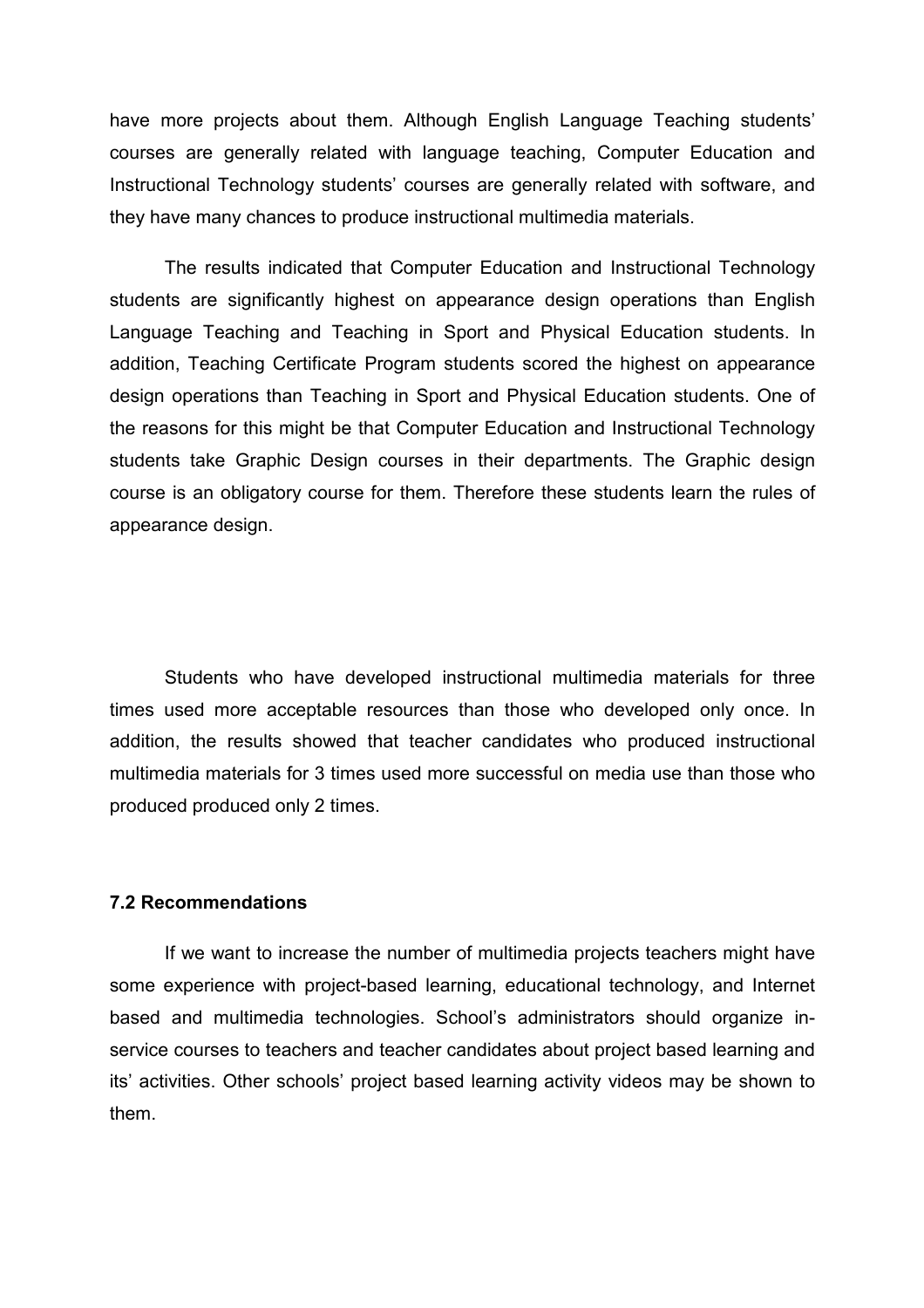have more projects about them. Although English Language Teaching students' courses are generally related with language teaching, Computer Education and Instructional Technology students' courses are generally related with software, and they have many chances to produce instructional multimedia materials.

The results indicated that Computer Education and Instructional Technology students are significantly highest on appearance design operations than English Language Teaching and Teaching in Sport and Physical Education students. In addition, Teaching Certificate Program students scored the highest on appearance design operations than Teaching in Sport and Physical Education students. One of the reasons for this might be that Computer Education and Instructional Technology students take Graphic Design courses in their departments. The Graphic design course is an obligatory course for them. Therefore these students learn the rules of appearance design.

Students who have developed instructional multimedia materials for three times used more acceptable resources than those who developed only once. In addition, the results showed that teacher candidates who produced instructional multimedia materials for 3 times used more successful on media use than those who produced produced only 2 times.

### 7.2 Recommendations

If we want to increase the number of multimedia projects teachers might have some experience with project-based learning, educational technology, and Internet based and multimedia technologies. School's administrators should organize in-service courses to teachers and teacher candidates about project based learning and its' activities. Other schools' project based learning activity videos may be shown to them.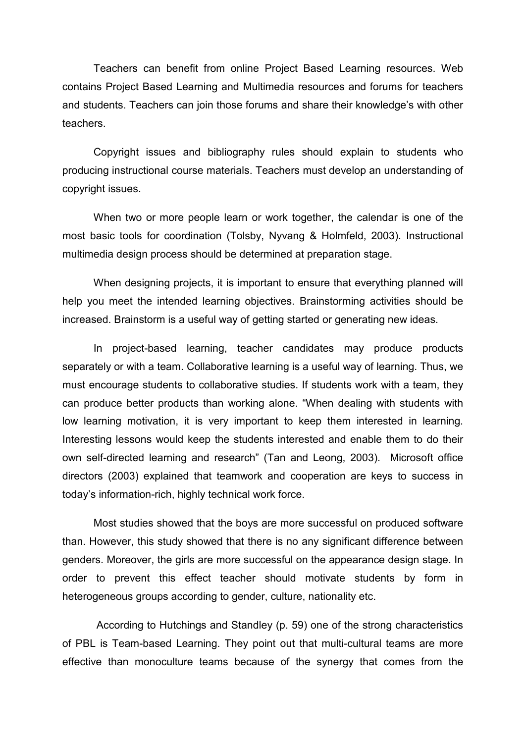Teachers can benefit from online Project Based Learning resources. Web contains Project Based Learning and Multimedia resources and forums for teachers and students. Teachers can join those forums and share their knowledge's with other teachers.

Copyright issues and bibliography rules should explain to students who producing instructional course materials. Teachers must develop an understanding of copyright issues.

When two or more people learn or work together, the calendar is one of the most basic tools for coordination (Tolsby, Nyvang & Holmfeld, 2003). Instructional multimedia design process should be determined at preparation stage.

When designing projects, it is important to ensure that everything planned will help you meet the intended learning objectives. Brainstorming activities should be increased. Brainstorm is a useful way of getting started or generating new ideas.

In project-based learning, teacher candidates may produce products separately or with a team. Collaborative learning is a useful way of learning. Thus, we must encourage students to collaborative studies. If students work with a team, they can produce better products than working alone. "When dealing with students with low learning motivation, it is very important to keep them interested in learning. Interesting lessons would keep the students interested and enable them to do their own self-directed learning and research" (Tan and Leong, 2003). Microsoft office directors (2003) explained that teamwork and cooperation are keys to success in today's information-rich, highly technical work force.

Most studies showed that the boys are more successful on produced software than. However, this study showed that there is no any significant difference between genders. Moreover, the girls are more successful on the appearance design stage. In order to prevent this effect teacher should motivate students by form in heterogeneous groups according to gender, culture, nationality etc.

According to Hutchings and Standley (p. 59) one of the strong characteristics of PBL is Team-based Learning. They point out that multi-cultural teams are more effective than monoculture teams because of the synergy that comes from the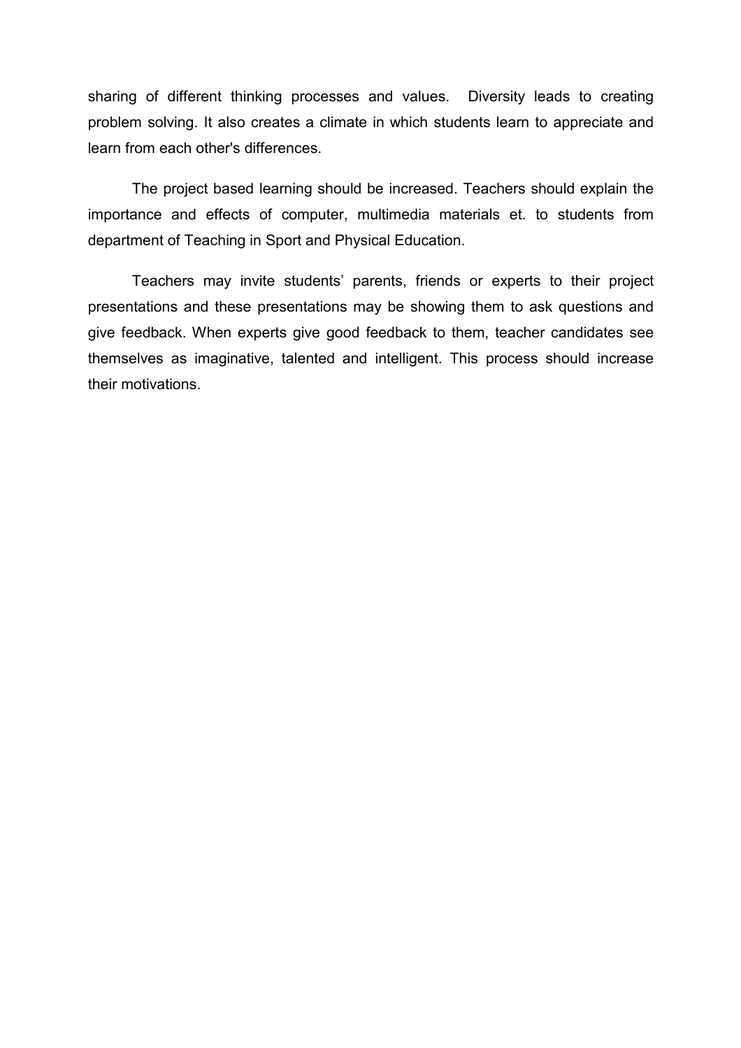sharing of different thinking processes and values.  Diversity leads to creating problem solving. It also creates a climate in which students learn to appreciate and learn from each other's differences.

The project based learning should be increased. Teachers should explain the importance and effects of computer, multimedia materials et. to students from department of Teaching in Sport and Physical Education.

Teachers may invite students' parents, friends or experts to their project presentations and these presentations may be showing them to ask questions and give feedback. When experts give good feedback to them, teacher candidates see themselves as imaginative, talented and intelligent. This process should increase their motivations.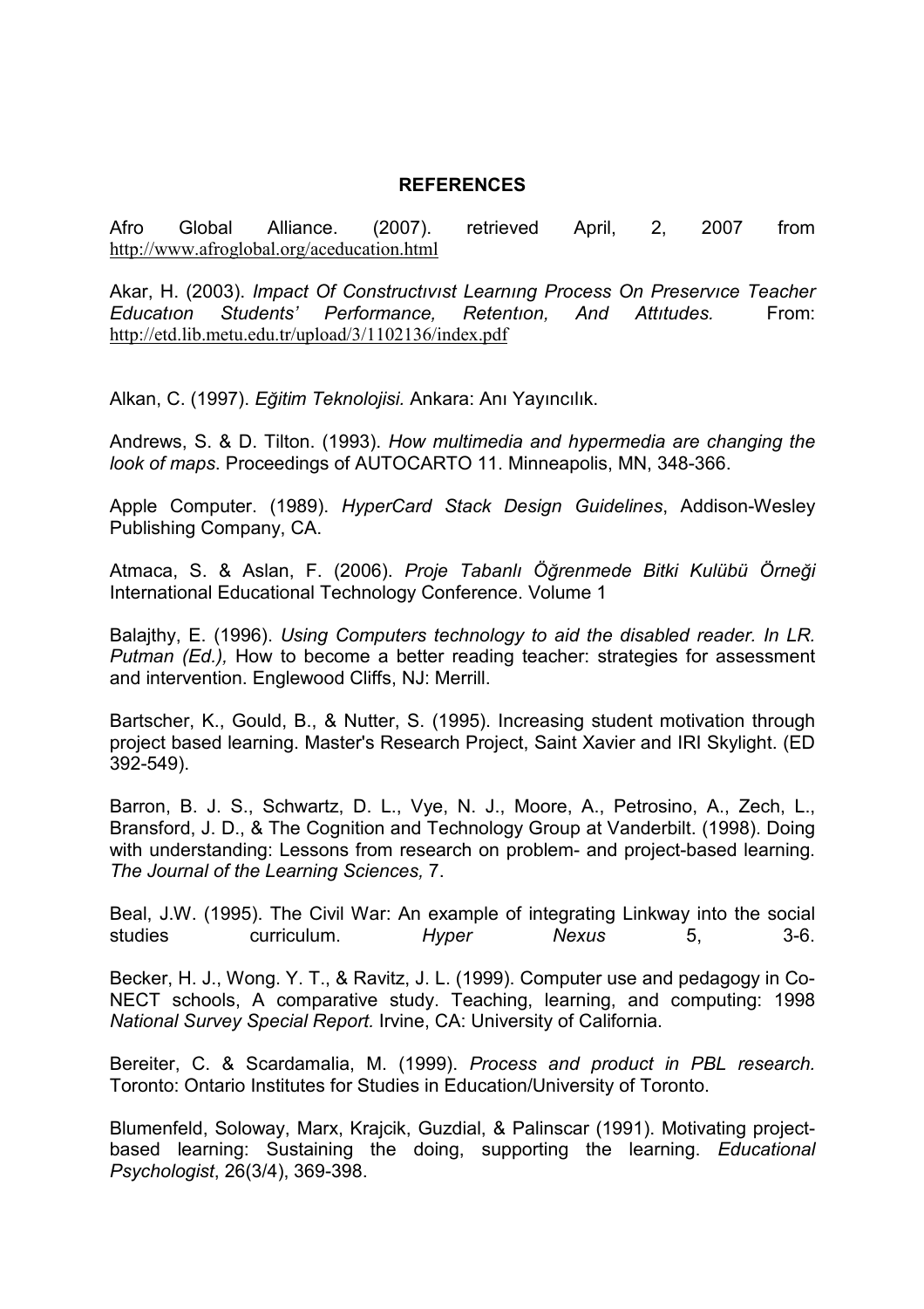# REFERENCES

Afro Global Alliance. (2007). retrieved April, 2, 2007 from http://www.afroglobal.org/aceducation.html

Akar, H. (2003). *Impact Of Constructıvıst Learnıng Process On Preservıce Teacher Educatıon Students' Performance, Retentıon, And Attıtudes.* From: http://etd.lib.metu.edu.tr/upload/3/1102136/index.pdf

Alkan, C. (1997). *Eğitim Teknolojisi.* Ankara: Anı Yayıncılık.

Andrews, S. & D. Tilton. (1993). *How multimedia and hypermedia are changing the look of maps*. Proceedings of AUTOCARTO 11. Minneapolis, MN, 348-366.

Apple Computer. (1989). *HyperCard Stack Design Guidelines*, Addison-Wesley Publishing Company, CA.

Atmaca, S. & Aslan, F. (2006). *Proje Tabanlı Öğrenmede Bitki Kulübü Örneği* International Educational Technology Conference. Volume 1

Balajthy, E. (1996). *Using Computers technology to aid the disabled reader. In LR. Putman (Ed.),* How to become a better reading teacher: strategies for assessment and intervention. Englewood Cliffs, NJ: Merrill.

Bartscher, K., Gould, B., & Nutter, S. (1995). Increasing student motivation through project based learning. Master's Research Project, Saint Xavier and IRI Skylight. (ED 392-549).

Barron, B. J. S., Schwartz, D. L., Vye, N. J., Moore, A., Petrosino, A., Zech, L., Bransford, J. D., & The Cognition and Technology Group at Vanderbilt. (1998). Doing with understanding: Lessons from research on problem- and project-based learning. *The Journal of the Learning Sciences,* 7.

Beal, J.W. (1995). The Civil War: An example of integrating Linkway into the social studies curriculum. *Hyper Nexus* 5, 3-6.

Becker, H. J., Wong. Y. T., & Ravitz, J. L. (1999). Computer use and pedagogy in Co-NECT schools, A comparative study. Teaching, learning, and computing: 1998 *National Survey Special Report.* Irvine, CA: University of California.

Bereiter, C. & Scardamalia, M. (1999). *Process and product in PBL research.* Toronto: Ontario Institutes for Studies in Education/University of Toronto.

Blumenfeld, Soloway, Marx, Krajcik, Guzdial, & Palinscar (1991). Motivating project-based learning: Sustaining the doing, supporting the learning. *Educational Psychologist*, 26(3/4), 369-398.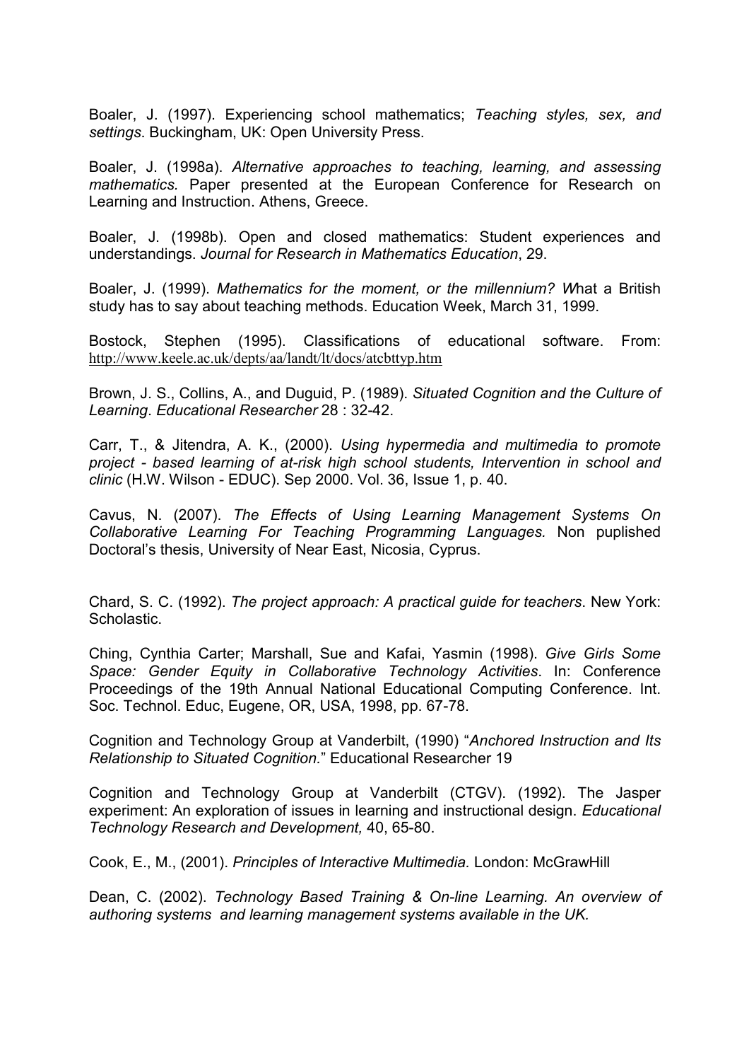Boaler, J. (1997). Experiencing school mathematics; *Teaching styles, sex, and settings*. Buckingham, UK: Open University Press.

Boaler, J. (1998a). *Alternative approaches to teaching, learning, and assessing mathematics.* Paper presented at the European Conference for Research on Learning and Instruction. Athens, Greece.

Boaler, J. (1998b). Open and closed mathematics: Student experiences and understandings. *Journal for Research in Mathematics Education*, 29.

Boaler, J. (1999). *Mathematics for the moment, or the millennium? W*hat a British study has to say about teaching methods. Education Week, March 31, 1999.

Bostock, Stephen (1995). Classifications of educational software. From: http://www.keele.ac.uk/depts/aa/landt/lt/docs/atcbttyp.htm

Brown, J. S., Collins, A., and Duguid, P. (1989). *Situated Cognition and the Culture of Learning*. *Educational Researcher* 28 : 32-42.

Carr, T., & Jitendra, A. K., (2000). *Using hypermedia and multimedia to promote project - based learning of at-risk high school students, Intervention in school and clinic* (H.W. Wilson - EDUC). Sep 2000. Vol. 36, Issue 1, p. 40.

Cavus, N. (2007). *The Effects of Using Learning Management Systems On Collaborative Learning For Teaching Programming Languages.* Non puplished Doctoral's thesis, University of Near East, Nicosia, Cyprus.

Chard, S. C. (1992). *The project approach: A practical guide for teachers*. New York: Scholastic.

Ching, Cynthia Carter; Marshall, Sue and Kafai, Yasmin (1998). *Give Girls Some Space: Gender Equity in Collaborative Technology Activities*. In: Conference Proceedings of the 19th Annual National Educational Computing Conference. Int. Soc. Technol. Educ, Eugene, OR, USA, 1998, pp. 67-78.

Cognition and Technology Group at Vanderbilt, (1990) "*Anchored Instruction and Its Relationship to Situated Cognition.*" Educational Researcher 19

Cognition and Technology Group at Vanderbilt (CTGV). (1992). The Jasper experiment: An exploration of issues in learning and instructional design. *Educational Technology Research and Development,* 40, 65-80.

Cook, E., M., (2001). *Principles of Interactive Multimedia.* London: McGrawHill

Dean, C. (2002). *Technology Based Training & On-line Learning. An overview of authoring systems and learning management systems available in the UK.*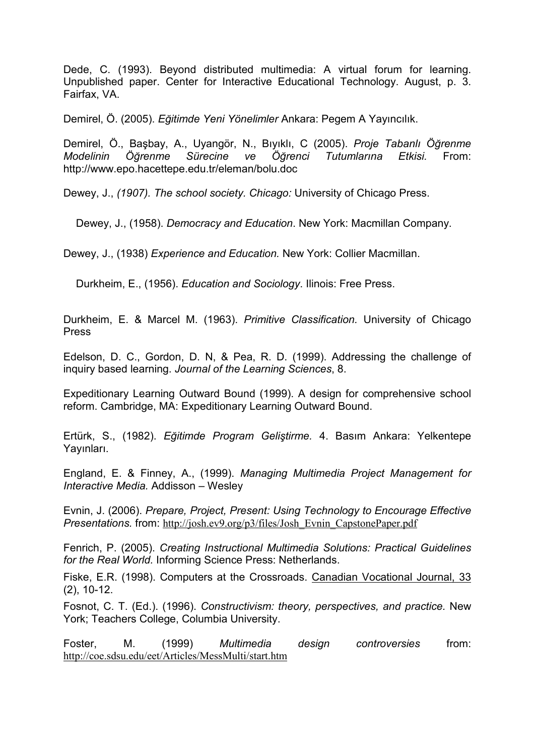Dede, C. (1993). Beyond distributed multimedia: A virtual forum for learning. Unpublished paper. Center for Interactive Educational Technology. August, p. 3. Fairfax, VA.

Demirel, Ö. (2005). *Eğitimde Yeni Yönelimler* Ankara: Pegem A Yayıncılık.

Demirel, Ö., Başbay, A., Uyangör, N., Bıyıklı, C (2005). *Proje Tabanlı Öğrenme Modelinin Öğrenme Sürecine ve Öğrenci Tutumlarına Etkisi.* From: http://www.epo.hacettepe.edu.tr/eleman/bolu.doc

Dewey, J., *(1907). The school society. Chicago:* University of Chicago Press.

Dewey, J., (1958). *Democracy and Education*. New York: Macmillan Company.

Dewey, J., (1938) *Experience and Education.* New York: Collier Macmillan.

Durkheim, E., (1956). *Education and Sociology*. Ilinois: Free Press.

Durkheim, E. & Marcel M. (1963). *Primitive Classification.* University of Chicago Press

Edelson, D. C., Gordon, D. N, & Pea, R. D. (1999). Addressing the challenge of inquiry based learning. *Journal of the Learning Sciences*, 8.

Expeditionary Learning Outward Bound (1999). A design for comprehensive school reform. Cambridge, MA: Expeditionary Learning Outward Bound.

Ertürk, S., (1982). *Eğitimde Program Geliştirme.* 4. Basım Ankara: Yelkentepe Yayınları.

England, E. & Finney, A., (1999). *Managing Multimedia Project Management for Interactive Media.* Addisson – Wesley

Evnin, J. (2006). *Prepare, Project, Present: Using Technology to Encourage Effective Presentations.* from: http://josh.ev9.org/p3/files/Josh_Evnin_CapstonePaper.pdf

Fenrich, P. (2005). *Creating Instructional Multimedia Solutions: Practical Guidelines for the Real World.* Informing Science Press: Netherlands.

Fiske, E.R. (1998). Computers at the Crossroads. Canadian Vocational Journal, 33 (2), 10-12.

Fosnot, C. T. (Ed.). (1996). *Constructivism: theory, perspectives, and practice.* New York; Teachers College, Columbia University.

Foster, M. (1999) *Multimedia design controversies* from: http://coe.sdsu.edu/eet/Articles/MessMulti/start.htm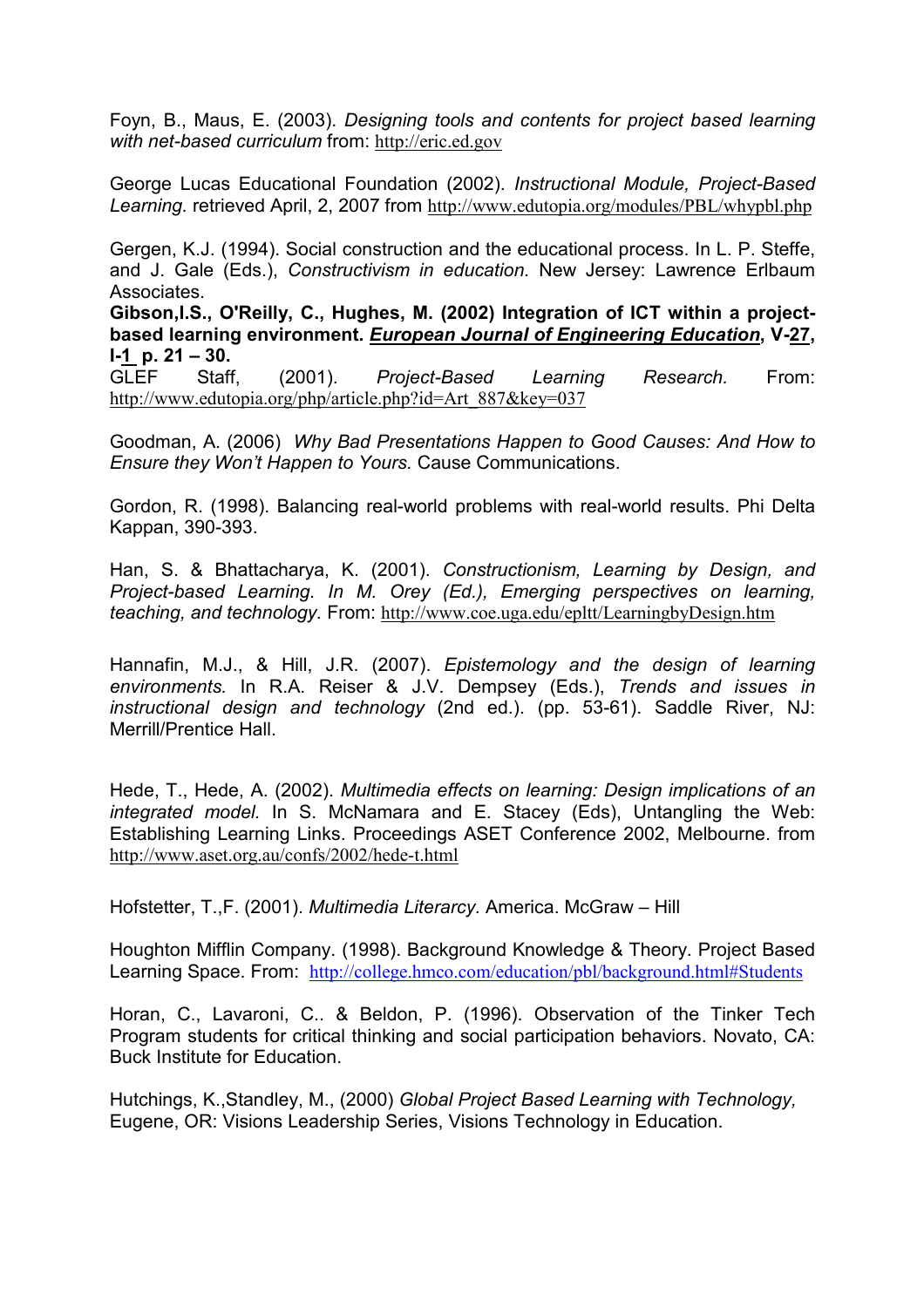Foyn, B., Maus, E. (2003). *Designing tools and contents for project based learning with net-based curriculum* from: http://eric.ed.gov

George Lucas Educational Foundation (2002). *Instructional Module, Project-Based Learning.* retrieved April, 2, 2007 from http://www.edutopia.org/modules/PBL/whypbl.php

Gergen, K.J. (1994). Social construction and the educational process. In L. P. Steffe, and J. Gale (Eds.), *Constructivism in education.* New Jersey: Lawrence Erlbaum Associates.

**Gibson,I.S., O'Reilly, C., Hughes, M. (2002) Integration of ICT within a project-based learning environment. *European Journal of Engineering Education*, V-27, I-1 p. 21 – 30.**

GLEF Staff, (2001). *Project-Based Learning Research.* From: http://www.edutopia.org/php/article.php?id=Art_887&key=037

Goodman, A. (2006) *Why Bad Presentations Happen to Good Causes: And How to Ensure they Won't Happen to Yours.* Cause Communications.

Gordon, R. (1998). Balancing real-world problems with real-world results. Phi Delta Kappan, 390-393.

Han, S. & Bhattacharya, K. (2001). *Constructionism, Learning by Design, and Project-based Learning. In M. Orey (Ed.), Emerging perspectives on learning, teaching, and technology.* From: http://www.coe.uga.edu/epltt/LearningbyDesign.htm

Hannafin, M.J., & Hill, J.R. (2007). *Epistemology and the design of learning environments.* In R.A. Reiser & J.V. Dempsey (Eds.), *Trends and issues in instructional design and technology* (2nd ed.). (pp. 53-61). Saddle River, NJ: Merrill/Prentice Hall.

Hede, T., Hede, A. (2002). *Multimedia effects on learning: Design implications of an integrated model.* In S. McNamara and E. Stacey (Eds), Untangling the Web: Establishing Learning Links. Proceedings ASET Conference 2002, Melbourne. from http://www.aset.org.au/confs/2002/hede-t.html

Hofstetter, T.,F. (2001). *Multimedia Literacry.* America. McGraw – Hill

Houghton Mifflin Company. (1998). Background Knowledge & Theory. Project Based Learning Space. From: http://college.hmco.com/education/pbl/background.html#Students

Horan, C., Lavaroni, C.. & Beldon, P. (1996). Observation of the Tinker Tech Program students for critical thinking and social participation behaviors. Novato, CA: Buck Institute for Education.

Hutchings, K.,Standley, M., (2000) *Global Project Based Learning with Technology,* Eugene, OR: Visions Leadership Series, Visions Technology in Education.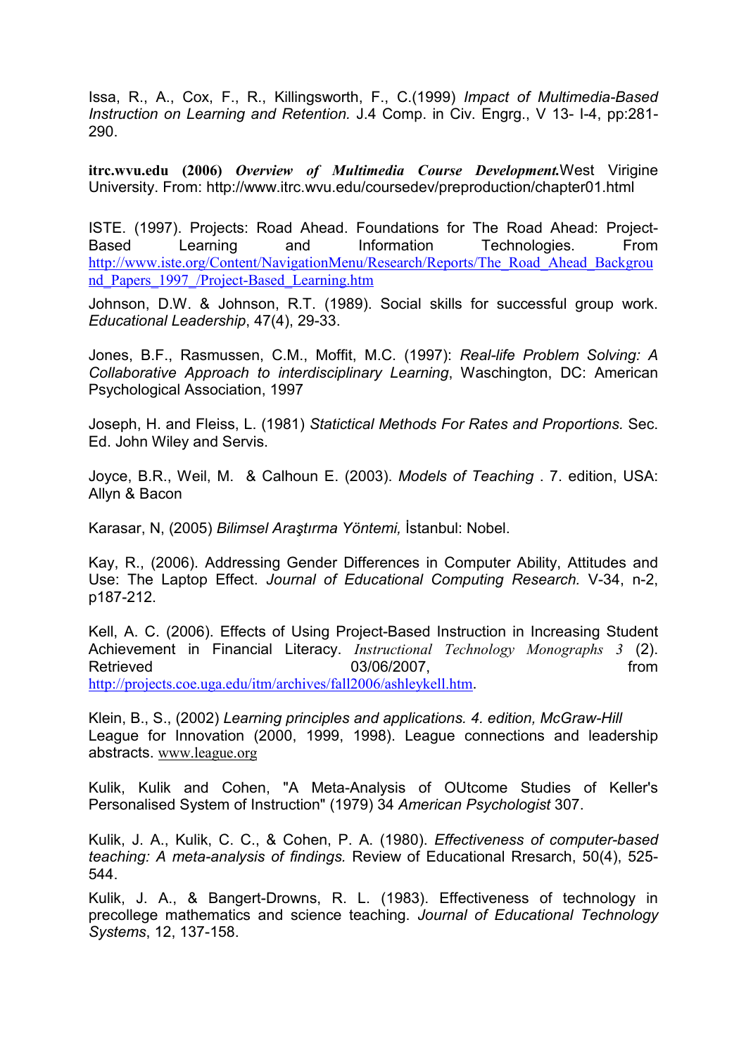Issa, R., A., Cox, F., R., Killingsworth, F., C.(1999) *Impact of Multimedia-Based Instruction on Learning and Retention.* J.4 Comp. in Civ. Engrg., V 13- I-4, pp:281-290.

**itrc.wvu.edu (2006)** ***Overview of Multimedia Course Development.***West Virigine University. From: http://www.itrc.wvu.edu/coursedev/preproduction/chapter01.html

ISTE. (1997). Projects: Road Ahead. Foundations for The Road Ahead: Project-Based Learning and Information Technologies. From http://www.iste.org/Content/NavigationMenu/Research/Reports/The_Road_Ahead_Background_Papers_1997_/Project-Based_Learning.htm

Johnson, D.W. & Johnson, R.T. (1989). Social skills for successful group work. *Educational Leadership*, 47(4), 29-33.

Jones, B.F., Rasmussen, C.M., Moffit, M.C. (1997): *Real-life Problem Solving: A Collaborative Approach to interdisciplinary Learning*, Waschington, DC: American Psychological Association, 1997

Joseph, H. and Fleiss, L. (1981) *Statictical Methods For Rates and Proportions.* Sec. Ed. John Wiley and Servis.

Joyce, B.R., Weil, M. & Calhoun E. (2003). *Models of Teaching* . 7. edition, USA: Allyn & Bacon

Karasar, N, (2005) *Bilimsel Araştırma Yöntemi,* İstanbul: Nobel.

Kay, R., (2006). Addressing Gender Differences in Computer Ability, Attitudes and Use: The Laptop Effect. *Journal of Educational Computing Research.* V-34, n-2, p187-212.

Kell, A. C. (2006). Effects of Using Project-Based Instruction in Increasing Student Achievement in Financial Literacy. *Instructional Technology Monographs 3* (2). Retrieved 03/06/2007, from http://projects.coe.uga.edu/itm/archives/fall2006/ashleykell.htm.

Klein, B., S., (2002) *Learning principles and applications. 4. edition, McGraw-Hill*
League for Innovation (2000, 1999, 1998). League connections and leadership abstracts. www.league.org

Kulik, Kulik and Cohen, "A Meta-Analysis of OUtcome Studies of Keller's Personalised System of Instruction" (1979) 34 *American Psychologist* 307.

Kulik, J. A., Kulik, C. C., & Cohen, P. A. (1980). *Effectiveness of computer-based teaching: A meta-analysis of findings.* Review of Educational Rresarch, 50(4), 525-544.

Kulik, J. A., & Bangert-Drowns, R. L. (1983). Effectiveness of technology in precollege mathematics and science teaching. *Journal of Educational Technology Systems*, 12, 137-158.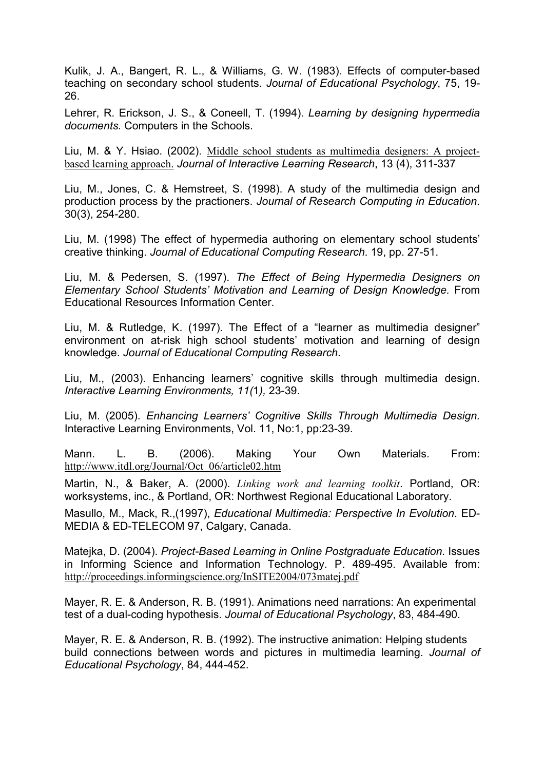Kulik, J. A., Bangert, R. L., & Williams, G. W. (1983). Effects of computer-based teaching on secondary school students. *Journal of Educational Psychology*, 75, 19-26.

Lehrer, R. Erickson, J. S., & Coneell, T. (1994). *Learning by designing hypermedia documents.* Computers in the Schools.

Liu, M. & Y. Hsiao. (2002). Middle school students as multimedia designers: A project-based learning approach. *Journal of Interactive Learning Research*, 13 (4), 311-337

Liu, M., Jones, C. & Hemstreet, S. (1998). A study of the multimedia design and production process by the practioners. *Journal of Research Computing in Education*. 30(3), 254-280.

Liu, M. (1998) The effect of hypermedia authoring on elementary school students' creative thinking. *Journal of Educational Computing Research.* 19, pp. 27-51.

Liu, M. & Pedersen, S. (1997). *The Effect of Being Hypermedia Designers on Elementary School Students' Motivation and Learning of Design Knowledge.* From Educational Resources Information Center.

Liu, M. & Rutledge, K. (1997). The Effect of a "learner as multimedia designer" environment on at-risk high school students' motivation and learning of design knowledge. *Journal of Educational Computing Research*.

Liu, M., (2003). Enhancing learners' cognitive skills through multimedia design. *Interactive Learning Environments, 11(1),* 23-39.

Liu, M. (2005). *Enhancing Learners' Cognitive Skills Through Multimedia Design.* Interactive Learning Environments, Vol. 11, No:1, pp:23-39.

Mann. L. B. (2006). Making Your Own Materials. From: http://www.itdl.org/Journal/Oct_06/article02.htm

Martin, N., & Baker, A. (2000). *Linking work and learning toolkit*. Portland, OR: worksystems, inc., & Portland, OR: Northwest Regional Educational Laboratory.

Masullo, M., Mack, R.,(1997), *Educational Multimedia: Perspective In Evolution*. ED-MEDIA & ED-TELECOM 97, Calgary, Canada.

Matejka, D. (2004). *Project-Based Learning in Online Postgraduate Education.* Issues in Informing Science and Information Technology. P. 489-495. Available from: http://proceedings.informingscience.org/InSITE2004/073matej.pdf

Mayer, R. E. & Anderson, R. B. (1991). Animations need narrations: An experimental test of a dual-coding hypothesis. *Journal of Educational Psychology*, 83, 484-490.

Mayer, R. E. & Anderson, R. B. (1992). The instructive animation: Helping students build connections between words and pictures in multimedia learning. *Journal of Educational Psychology*, 84, 444-452.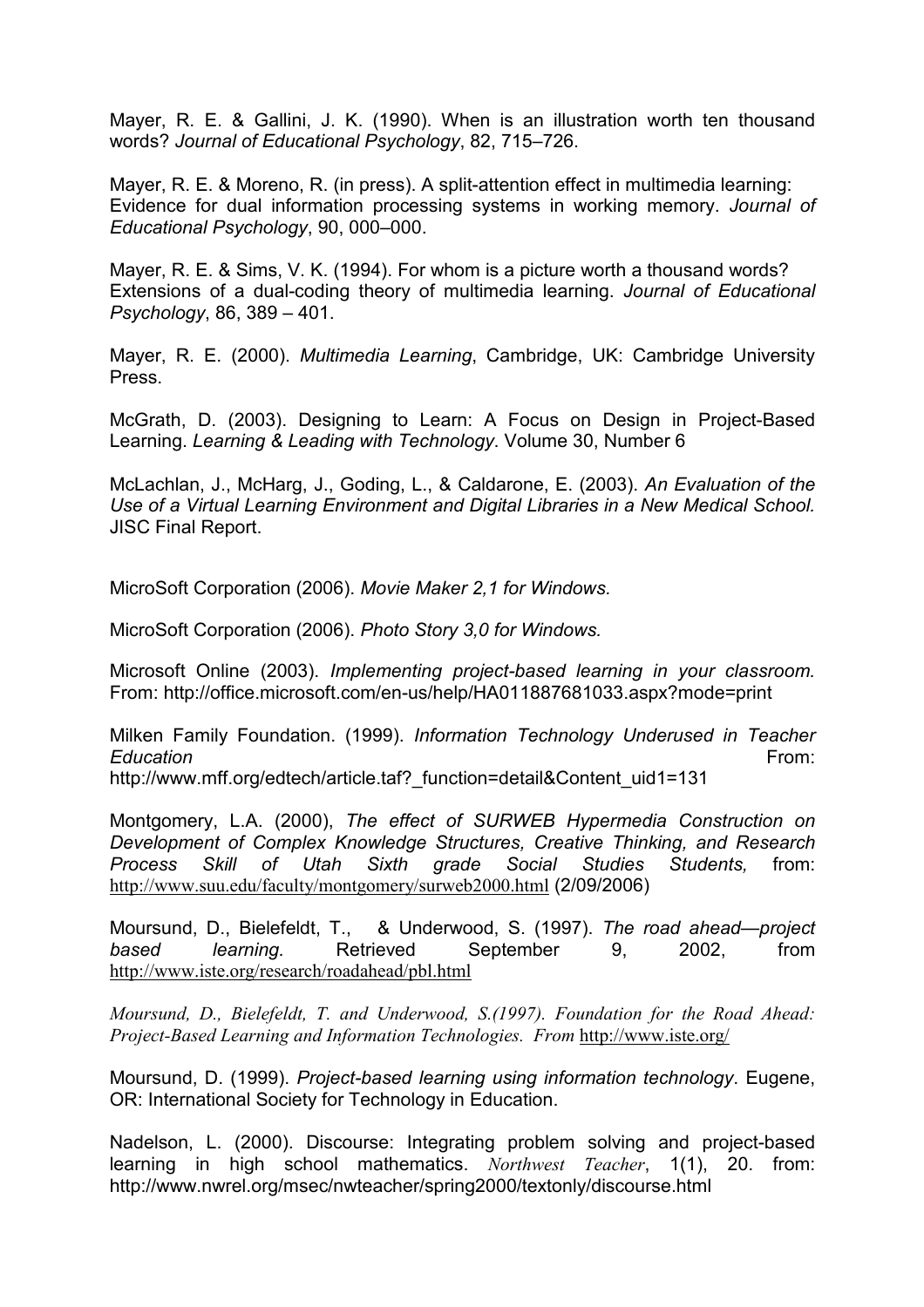Mayer, R. E. & Gallini, J. K. (1990). When is an illustration worth ten thousand words? *Journal of Educational Psychology*, 82, 715–726.

Mayer, R. E. & Moreno, R. (in press). A split-attention effect in multimedia learning: Evidence for dual information processing systems in working memory. *Journal of Educational Psychology*, 90, 000–000.

Mayer, R. E. & Sims, V. K. (1994). For whom is a picture worth a thousand words? Extensions of a dual-coding theory of multimedia learning. *Journal of Educational Psychology*, 86, 389 – 401.

Mayer, R. E. (2000). *Multimedia Learning*, Cambridge, UK: Cambridge University Press.

McGrath, D. (2003). Designing to Learn: A Focus on Design in Project-Based Learning. *Learning & Leading with Technology*. Volume 30, Number 6

McLachlan, J., McHarg, J., Goding, L., & Caldarone, E. (2003). *An Evaluation of the Use of a Virtual Learning Environment and Digital Libraries in a New Medical School.* JISC Final Report.

MicroSoft Corporation (2006). *Movie Maker 2,1 for Windows.*

MicroSoft Corporation (2006). *Photo Story 3,0 for Windows.*

Microsoft Online (2003). *Implementing project-based learning in your classroom.* From: http://office.microsoft.com/en-us/help/HA011887681033.aspx?mode=print

Milken Family Foundation. (1999). *Information Technology Underused in Teacher Education* From: http://www.mff.org/edtech/article.taf?_function=detail&Content_uid1=131

Montgomery, L.A. (2000), *The effect of SURWEB Hypermedia Construction on Development of Complex Knowledge Structures, Creative Thinking, and Research Process Skill of Utah Sixth grade Social Studies Students,* from: http://www.suu.edu/faculty/montgomery/surweb2000.html (2/09/2006)

Moursund, D., Bielefeldt, T., & Underwood, S. (1997). *The road ahead—project based learning.* Retrieved September 9, 2002, from http://www.iste.org/research/roadahead/pbl.html

*Moursund, D., Bielefeldt, T. and Underwood, S.(1997). Foundation for the Road Ahead: Project-Based Learning and Information Technologies. From* http://www.iste.org/

Moursund, D. (1999). *Project-based learning using information technology*. Eugene, OR: International Society for Technology in Education.

Nadelson, L. (2000). Discourse: Integrating problem solving and project-based learning in high school mathematics. *Northwest Teacher*, 1(1), 20. from: http://www.nwrel.org/msec/nwteacher/spring2000/textonly/discourse.html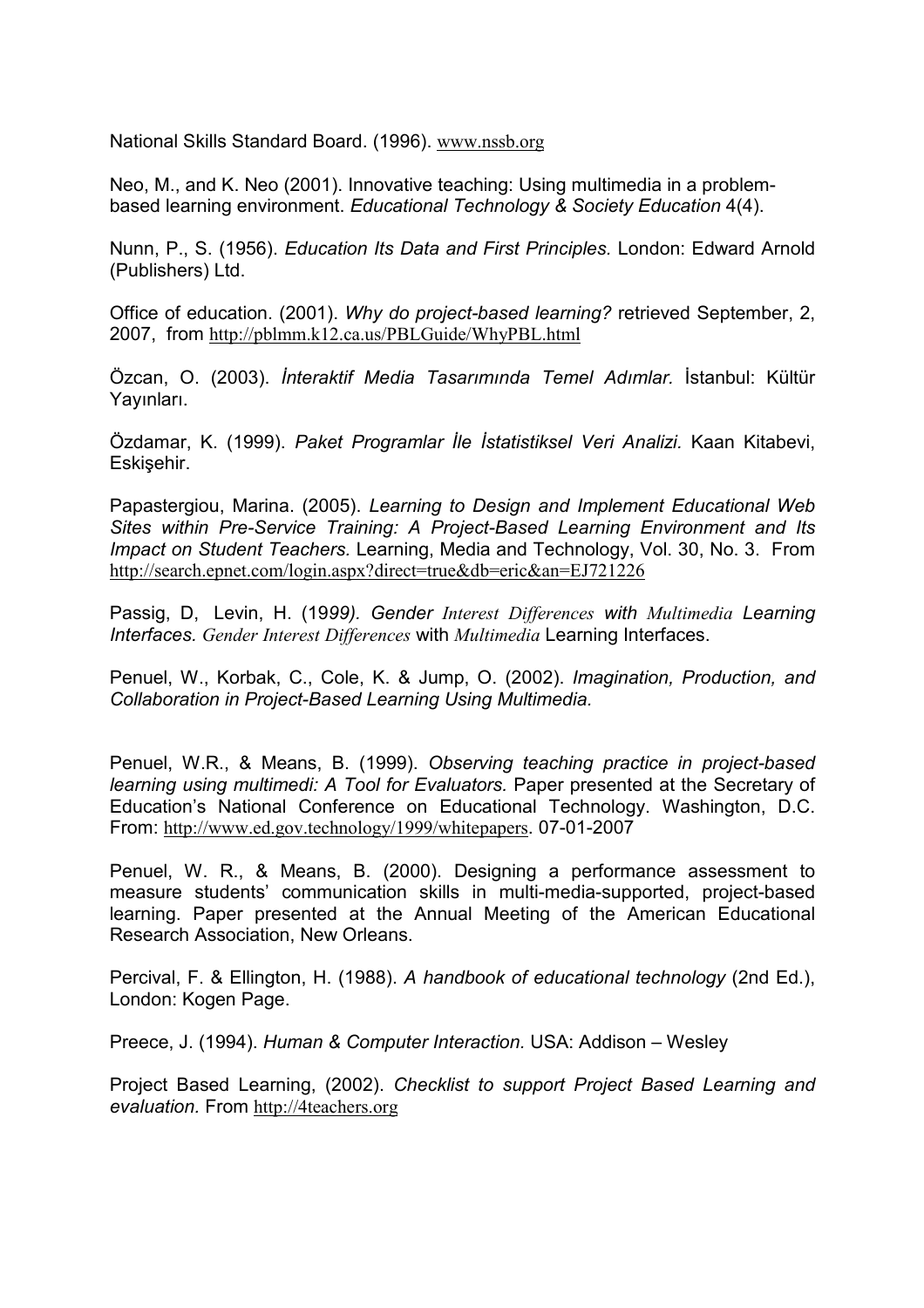National Skills Standard Board. (1996). www.nssb.org

Neo, M., and K. Neo (2001). Innovative teaching: Using multimedia in a problem-based learning environment. *Educational Technology & Society Education* 4(4).

Nunn, P., S. (1956). *Education Its Data and First Principles.* London: Edward Arnold (Publishers) Ltd.

Office of education. (2001). *Why do project-based learning?* retrieved September, 2, 2007, from http://pblmm.k12.ca.us/PBLGuide/WhyPBL.html

Özcan, O. (2003). *İnteraktif Media Tasarımında Temel Adımlar.* İstanbul: Kültür Yayınları.

Özdamar, K. (1999). *Paket Programlar İle İstatistiksel Veri Analizi.* Kaan Kitabevi, Eskişehir.

Papastergiou, Marina. (2005). *Learning to Design and Implement Educational Web Sites within Pre-Service Training: A Project-Based Learning Environment and Its Impact on Student Teachers.* Learning, Media and Technology, Vol. 30, No. 3. From http://search.epnet.com/login.aspx?direct=true&db=eric&an=EJ721226

Passig, D, Levin, H. (19*99). Gender Interest Differences with Multimedia Learning Interfaces. Gender Interest Differences* with *Multimedia* Learning Interfaces.

Penuel, W., Korbak, C., Cole, K. & Jump, O. (2002). *Imagination, Production, and Collaboration in Project-Based Learning Using Multimedia.*

Penuel, W.R., & Means, B. (1999). *Observing teaching practice in project-based learning using multimedi: A Tool for Evaluators.* Paper presented at the Secretary of Education's National Conference on Educational Technology. Washington, D.C. From: http://www.ed.gov.technology/1999/whitepapers. 07-01-2007

Penuel, W. R., & Means, B. (2000). Designing a performance assessment to measure students' communication skills in multi-media-supported, project-based learning. Paper presented at the Annual Meeting of the American Educational Research Association, New Orleans.

Percival, F. & Ellington, H. (1988). *A handbook of educational technology* (2nd Ed.), London: Kogen Page.

Preece, J. (1994). *Human & Computer Interaction.* USA: Addison – Wesley

Project Based Learning, (2002). *Checklist to support Project Based Learning and evaluation.* From http://4teachers.org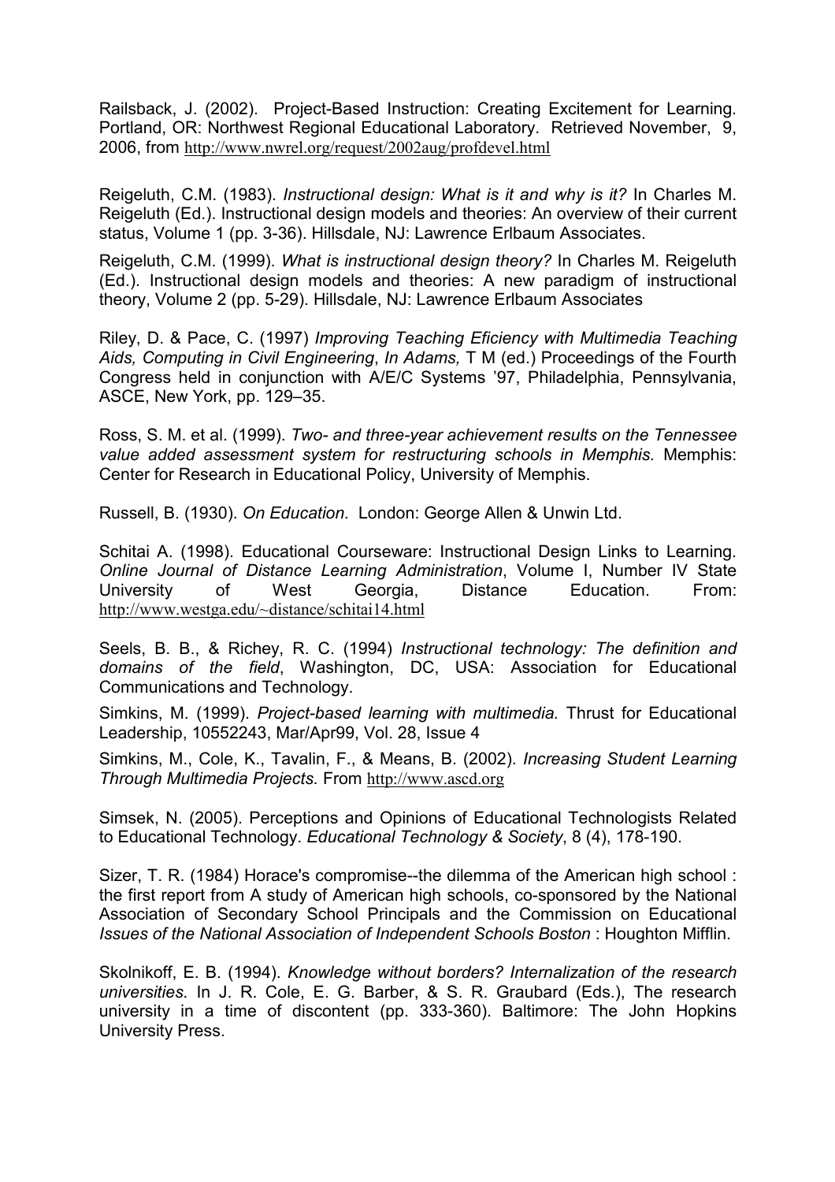Railsback, J. (2002). Project-Based Instruction: Creating Excitement for Learning. Portland, OR: Northwest Regional Educational Laboratory. Retrieved November, 9, 2006, from http://www.nwrel.org/request/2002aug/profdevel.html

Reigeluth, C.M. (1983). *Instructional design: What is it and why is it?* In Charles M. Reigeluth (Ed.). Instructional design models and theories: An overview of their current status, Volume 1 (pp. 3-36). Hillsdale, NJ: Lawrence Erlbaum Associates.

Reigeluth, C.M. (1999). *What is instructional design theory?* In Charles M. Reigeluth (Ed.). Instructional design models and theories: A new paradigm of instructional theory, Volume 2 (pp. 5-29). Hillsdale, NJ: Lawrence Erlbaum Associates

Riley, D. & Pace, C. (1997) *Improving Teaching Eficiency with Multimedia Teaching Aids, Computing in Civil Engineering, In Adams,* T M (ed.) Proceedings of the Fourth Congress held in conjunction with A/E/C Systems '97, Philadelphia, Pennsylvania, ASCE, New York, pp. 129–35.

Ross, S. M. et al. (1999). *Two- and three-year achievement results on the Tennessee value added assessment system for restructuring schools in Memphis.* Memphis: Center for Research in Educational Policy, University of Memphis.

Russell, B. (1930). *On Education.* London: George Allen & Unwin Ltd.

Schitai A. (1998). Educational Courseware: Instructional Design Links to Learning. *Online Journal of Distance Learning Administration*, Volume I, Number IV State University of West Georgia, Distance Education. From: http://www.westga.edu/~distance/schitai14.html

Seels, B. B., & Richey, R. C. (1994) *Instructional technology: The definition and domains of the field*, Washington, DC, USA: Association for Educational Communications and Technology.

Simkins, M. (1999). *Project-based learning with multimedia.* Thrust for Educational Leadership, 10552243, Mar/Apr99, Vol. 28, Issue 4

Simkins, M., Cole, K., Tavalin, F., & Means, B. (2002). *Increasing Student Learning Through Multimedia Projects.* From http://www.ascd.org

Simsek, N. (2005). Perceptions and Opinions of Educational Technologists Related to Educational Technology. *Educational Technology & Society*, 8 (4), 178-190.

Sizer, T. R. (1984) Horace's compromise--the dilemma of the American high school : the first report from A study of American high schools, co-sponsored by the National Association of Secondary School Principals and the Commission on Educational *Issues of the National Association of Independent Schools Boston* : Houghton Mifflin.

Skolnikoff, E. B. (1994). *Knowledge without borders? Internalization of the research universities.* In J. R. Cole, E. G. Barber, & S. R. Graubard (Eds.), The research university in a time of discontent (pp. 333-360). Baltimore: The John Hopkins University Press.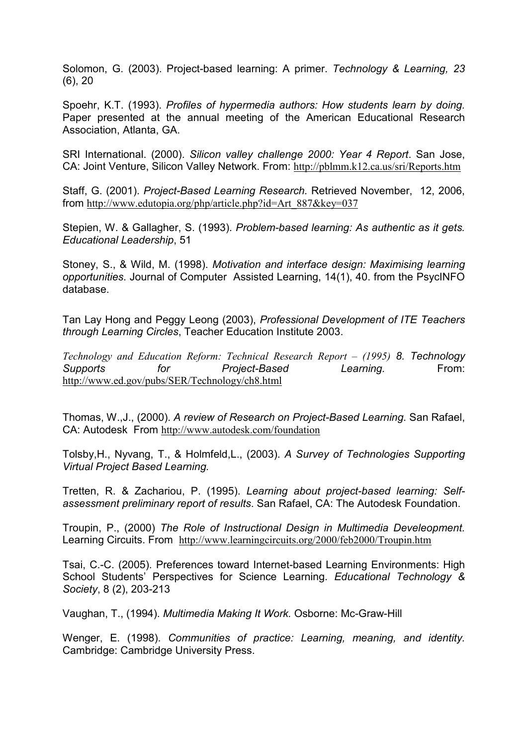Solomon, G. (2003). Project-based learning: A primer. *Technology & Learning, 23* (6), 20

Spoehr, K.T. (1993). *Profiles of hypermedia authors: How students learn by doing.* Paper presented at the annual meeting of the American Educational Research Association, Atlanta, GA.

SRI International. (2000). *Silicon valley challenge 2000: Year 4 Report*. San Jose, CA: Joint Venture, Silicon Valley Network. From: http://pblmm.k12.ca.us/sri/Reports.htm

Staff, G. (2001). *Project-Based Learning Research.* Retrieved November, 12, 2006, from http://www.edutopia.org/php/article.php?id=Art_887&key=037

Stepien, W. & Gallagher, S. (1993). *Problem-based learning: As authentic as it gets. Educational Leadership*, 51

Stoney, S., & Wild, M. (1998). *Motivation and interface design: Maximising learning opportunities*. Journal of Computer Assisted Learning, 14(1), 40. from the PsycINFO database.

Tan Lay Hong and Peggy Leong (2003), *Professional Development of ITE Teachers through Learning Circles*, Teacher Education Institute 2003.

*Technology and Education Reform: Technical Research Report – (1995) 8. Technology Supports for Project-Based Learning.* From: http://www.ed.gov/pubs/SER/Technology/ch8.html

Thomas, W.,J., (2000). *A review of Research on Project-Based Learning.* San Rafael, CA: Autodesk From http://www.autodesk.com/foundation

Tolsby,H., Nyvang, T., & Holmfeld,L., (2003). *A Survey of Technologies Supporting Virtual Project Based Learning.*

Tretten, R. & Zachariou, P. (1995). *Learning about project-based learning: Self-assessment preliminary report of results*. San Rafael, CA: The Autodesk Foundation.

Troupin, P., (2000) *The Role of Instructional Design in Multimedia Develeopment.* Learning Circuits. From http://www.learningcircuits.org/2000/feb2000/Troupin.htm

Tsai, C.-C. (2005). Preferences toward Internet-based Learning Environments: High School Students' Perspectives for Science Learning. *Educational Technology & Society*, 8 (2), 203-213

Vaughan, T., (1994). *Multimedia Making It Work.* Osborne: Mc-Graw-Hill

Wenger, E. (1998). *Communities of practice: Learning, meaning, and identity.* Cambridge: Cambridge University Press.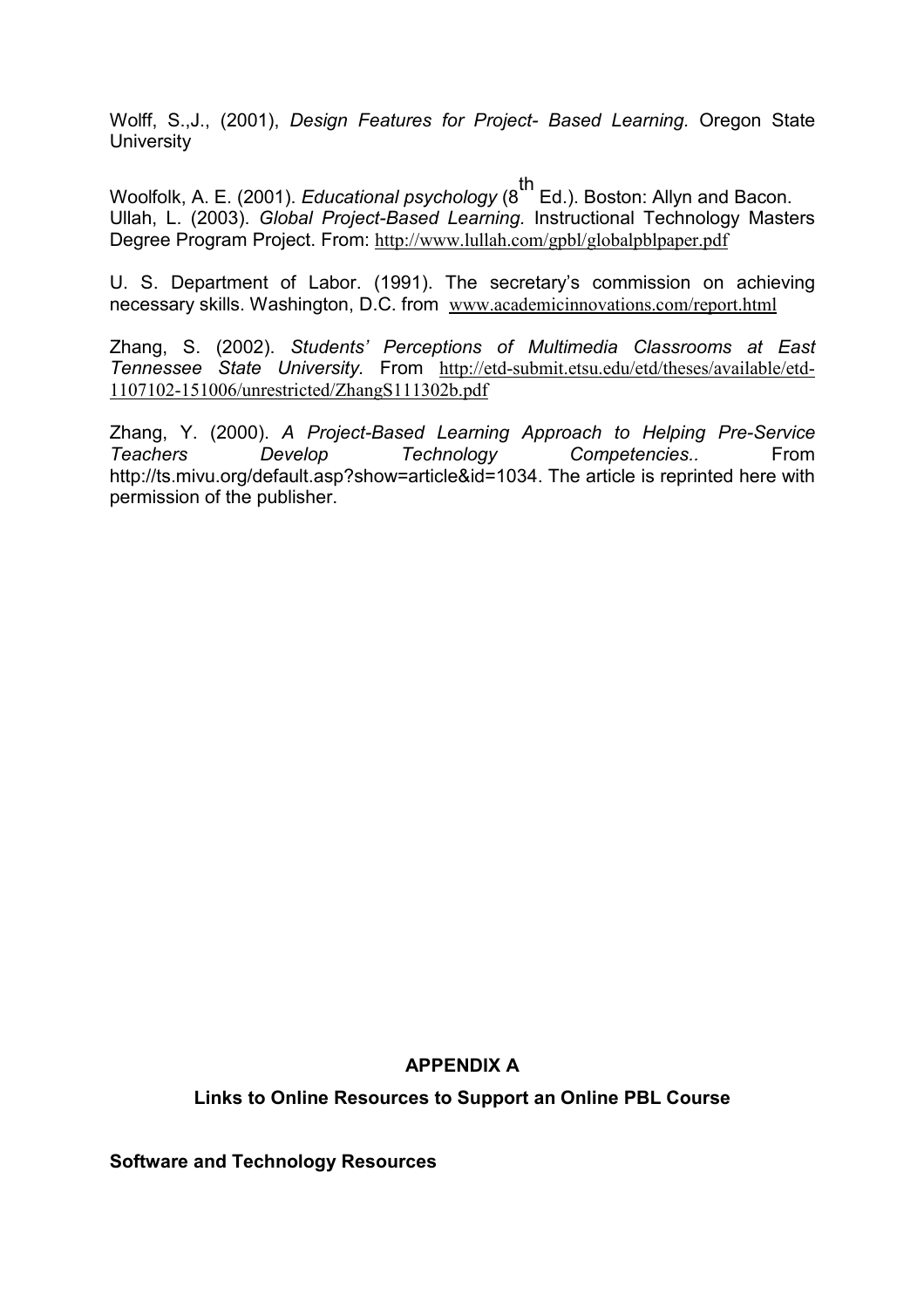Wolff, S.,J., (2001), *Design Features for Project- Based Learning.* Oregon State University

Woolfolk, A. E. (2001). *Educational psychology* (8th Ed.). Boston: Allyn and Bacon.
Ullah, L. (2003). *Global Project-Based Learning.* Instructional Technology Masters Degree Program Project. From: http://www.lullah.com/gpbl/globalpblpaper.pdf

U. S. Department of Labor. (1991). The secretary's commission on achieving necessary skills. Washington, D.C. from www.academicinnovations.com/report.html

Zhang, S. (2002). *Students' Perceptions of Multimedia Classrooms at East Tennessee State University.* From http://etd-submit.etsu.edu/etd/theses/available/etd-1107102-151006/unrestricted/ZhangS111302b.pdf

Zhang, Y. (2000). *A Project-Based Learning Approach to Helping Pre-Service Teachers Develop Technology Competencies..* From http://ts.mivu.org/default.asp?show=article&id=1034. The article is reprinted here with permission of the publisher.

## APPENDIX A

### Links to Online Resources to Support an Online PBL Course

**Software and Technology Resources**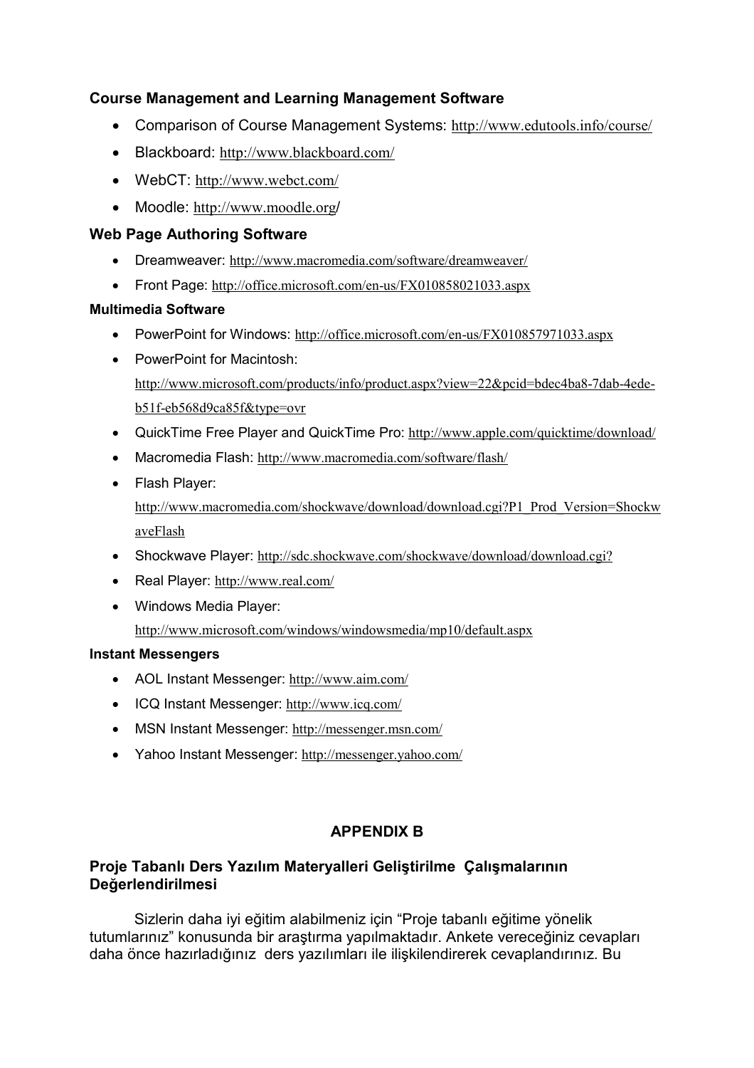### Course Management and Learning Management Software

- Comparison of Course Management Systems: http://www.edutools.info/course/
- Blackboard: http://www.blackboard.com/
- WebCT: http://www.webct.com/
- Moodle: http://www.moodle.org/

### Web Page Authoring Software

- Dreamweaver: http://www.macromedia.com/software/dreamweaver/
- Front Page: http://office.microsoft.com/en-us/FX010858021033.aspx

#### Multimedia Software

- PowerPoint for Windows: http://office.microsoft.com/en-us/FX010857971033.aspx
- PowerPoint for Macintosh: http://www.microsoft.com/products/info/product.aspx?view=22&pcid=bdec4ba8-7dab-4ede-b51f-eb568d9ca85f&type=ovr
- QuickTime Free Player and QuickTime Pro: http://www.apple.com/quicktime/download/
- Macromedia Flash: http://www.macromedia.com/software/flash/
- Flash Player: http://www.macromedia.com/shockwave/download/download.cgi?P1_Prod_Version=ShockwaveFlash
- Shockwave Player: http://sdc.shockwave.com/shockwave/download/download.cgi?
- Real Player: http://www.real.com/
- Windows Media Player: http://www.microsoft.com/windows/windowsmedia/mp10/default.aspx

#### Instant Messengers

- AOL Instant Messenger: http://www.aim.com/
- ICQ Instant Messenger: http://www.icq.com/
- MSN Instant Messenger: http://messenger.msn.com/
- Yahoo Instant Messenger: http://messenger.yahoo.com/

## APPENDIX B

### Proje Tabanlı Ders Yazılım Materyalleri Geliştirilme Çalışmalarının Değerlendirilmesi

Sizlerin daha iyi eğitim alabilmeniz için "Proje tabanlı eğitime yönelik tutumlarınız" konusunda bir araştırma yapılmaktadır. Ankete vereceğiniz cevapları daha önce hazırladığınız ders yazılımları ile ilişkilendirerek cevaplandırınız. Bu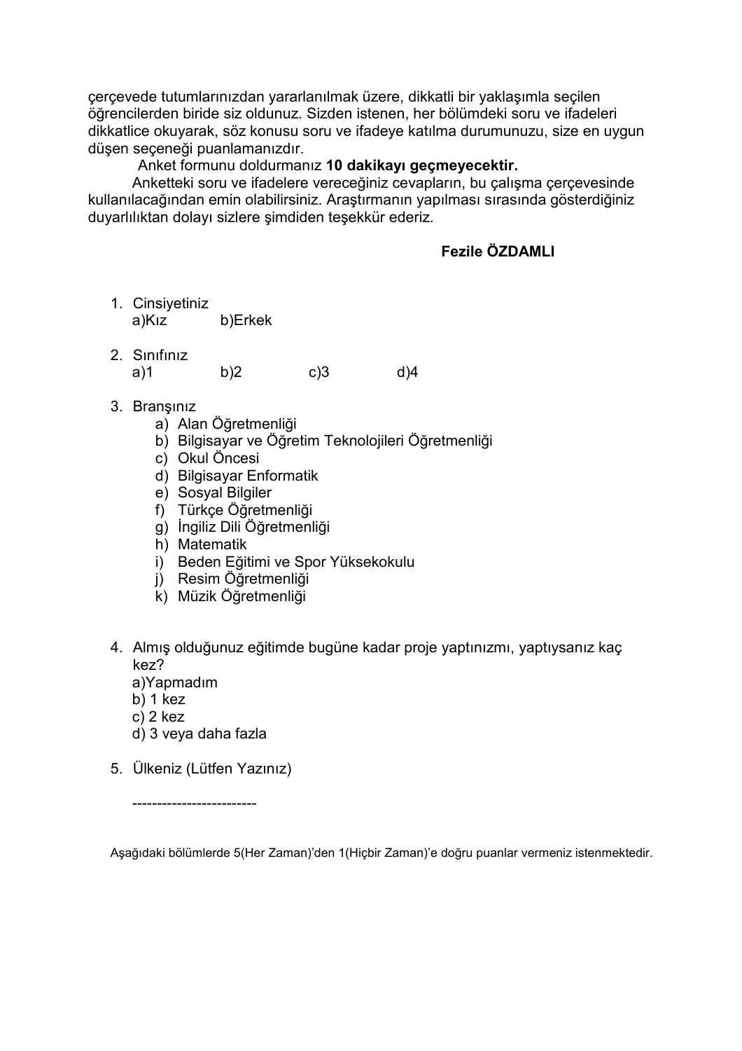çerçevede tutumlarınızdan yararlanılmak üzere, dikkatli bir yaklaşımla seçilen öğrencilerden biride siz oldunuz. Sizden istenen, her bölümdeki soru ve ifadeleri dikkatlice okuyarak, söz konusu soru ve ifadeye katılma durumunuzu, size en uygun düşen seçeneği puanlamanızdır.

Anket formunu doldurmanız **10 dakikayı geçmeyecektir.**

Anketteki soru ve ifadelere vereceğiniz cevapların, bu çalışma çerçevesinde kullanılacağından emin olabilirsiniz. Araştırmanın yapılması sırasında gösterdiğiniz duyarlılıktan dolayı sizlere şimdiden teşekkür ederiz.

**Fezile ÖZDAMLI**

1. Cinsiyetiniz
   a)Kız b)Erkek

2. Sınıfınız
   a)1 b)2 c)3 d)4

3. Branşınız
   a) Alan Öğretmenliği
   b) Bilgisayar ve Öğretim Teknolojileri Öğretmenliği
   c) Okul Öncesi
   d) Bilgisayar Enformatik
   e) Sosyal Bilgiler
   f) Türkçe Öğretmenliği
   g) İngiliz Dili Öğretmenliği
   h) Matematik
   i) Beden Eğitimi ve Spor Yüksekokulu
   j) Resim Öğretmenliği
   k) Müzik Öğretmenliği

4. Almış olduğunuz eğitimde bugüne kadar proje yaptınızmı, yaptıysanız kaç kez?
   a)Yapmadım
   b) 1 kez
   c) 2 kez
   d) 3 veya daha fazla

5. Ülkeniz (Lütfen Yazınız)

   ------------------------

Aşağıdaki bölümlerde 5(Her Zaman)'den 1(Hiçbir Zaman)'e doğru puanlar vermeniz istenmektedir.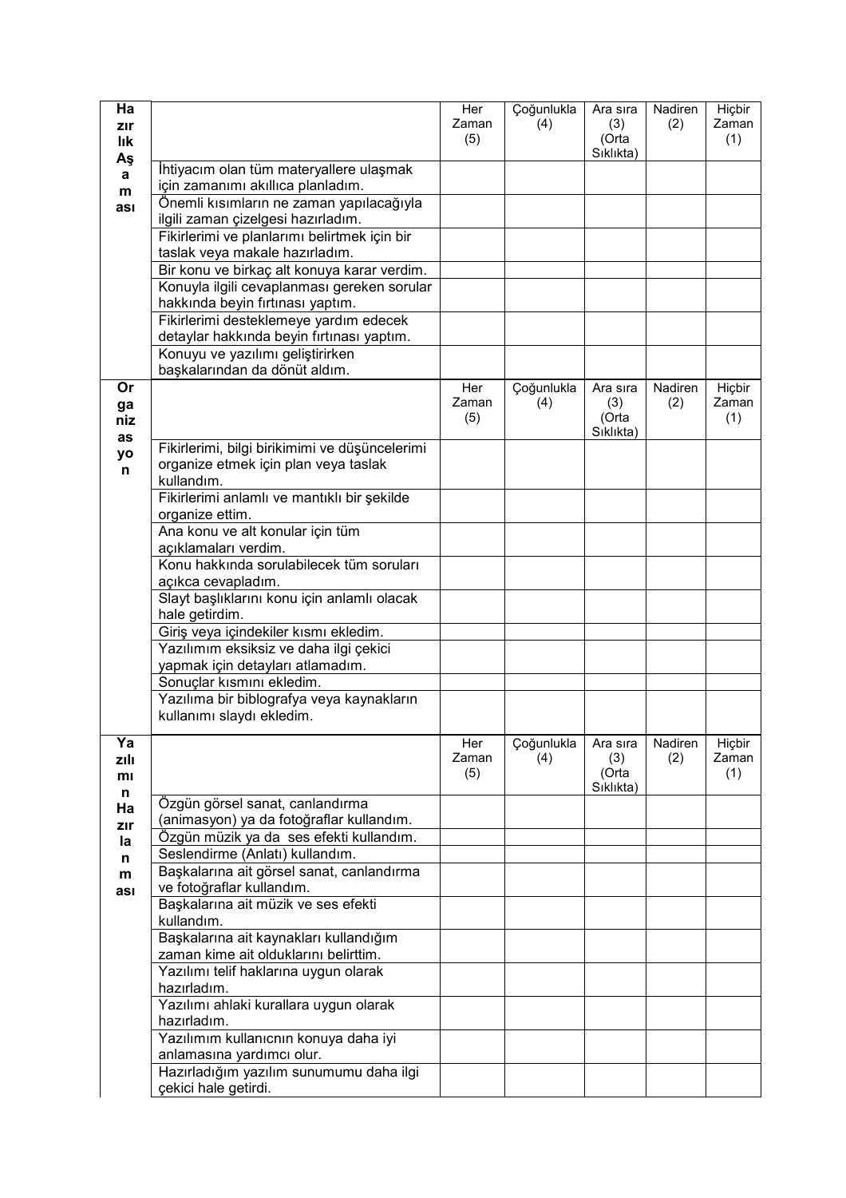| Hazırlık Aşaması | | Her Zaman (5) | Çoğunlukla (4) | Ara sıra (3) (Orta Sıklıkta) | Nadiren (2) | Hiçbir Zaman (1) |
|---|---|---|---|---|---|---|
| | İhtiyacım olan tüm materyallere ulaşmak için zamanımı akıllıca planladım. | | | | | |
| | Önemli kısımların ne zaman yapılacağıyla ilgili zaman çizelgesi hazırladım. | | | | | |
| | Fikirlerimi ve planlarımı belirtmek için bir taslak veya makale hazırladım. | | | | | |
| | Bir konu ve birkaç alt konuya karar verdim. | | | | | |
| | Konuyla ilgili cevaplanması gereken sorular hakkında beyin fırtınası yaptım. | | | | | |
| | Fikirlerimi desteklemeye yardım edecek detaylar hakkında beyin fırtınası yaptım. | | | | | |
| | Konuyu ve yazılımı geliştirirken başkalarından da dönüt aldım. | | | | | |
| **Organizasyon** | | Her Zaman (5) | Çoğunlukla (4) | Ara sıra (3) (Orta Sıklıkta) | Nadiren (2) | Hiçbir Zaman (1) |
| | Fikirlerimi, bilgi birikimimi ve düşüncelerimi organize etmek için plan veya taslak kullandım. | | | | | |
| | Fikirlerimi anlamlı ve mantıklı bir şekilde organize ettim. | | | | | |
| | Ana konu ve alt konular için tüm açıklamaları verdim. | | | | | |
| | Konu hakkında sorulabilecek tüm soruları açıkça cevapladım. | | | | | |
| | Slayt başlıklarını konu için anlamlı olacak hale getirdim. | | | | | |
| | Giriş veya içindekiler kısmı ekledim. | | | | | |
| | Yazılımım eksiksiz ve daha ilgi çekici yapmak için detayları atlamadım. | | | | | |
| | Sonuçlar kısmını ekledim. | | | | | |
| | Yazılıma bir biblografya veya kaynakların kullanımı slaydı ekledim. | | | | | |
| **Yazılımın Hazırlanması** | | Her Zaman (5) | Çoğunlukla (4) | Ara sıra (3) (Orta Sıklıkta) | Nadiren (2) | Hiçbir Zaman (1) |
| | Özgün görsel sanat, canlandırma (animasyon) ya da fotoğraflar kullandım. | | | | | |
| | Özgün müzik ya da ses efekti kullandım. | | | | | |
| | Seslendirme (Anlatı) kullandım. | | | | | |
| | Başkalarına ait görsel sanat, canlandırma ve fotoğraflar kullandım. | | | | | |
| | Başkalarına ait müzik ve ses efekti kullandım. | | | | | |
| | Başkalarına ait kaynakları kullandığım zaman kime ait olduklarını belirttim. | | | | | |
| | Yazılımı telif haklarına uygun olarak hazırladım. | | | | | |
| | Yazılımı ahlaki kurallara uygun olarak hazırladım. | | | | | |
| | Yazılımım kullanıcnın konuya daha iyi anlamasına yardımcı olur. | | | | | |
| | Hazırladığım yazılım sunumumu daha ilgi çekici hale getirdi. | | | | | |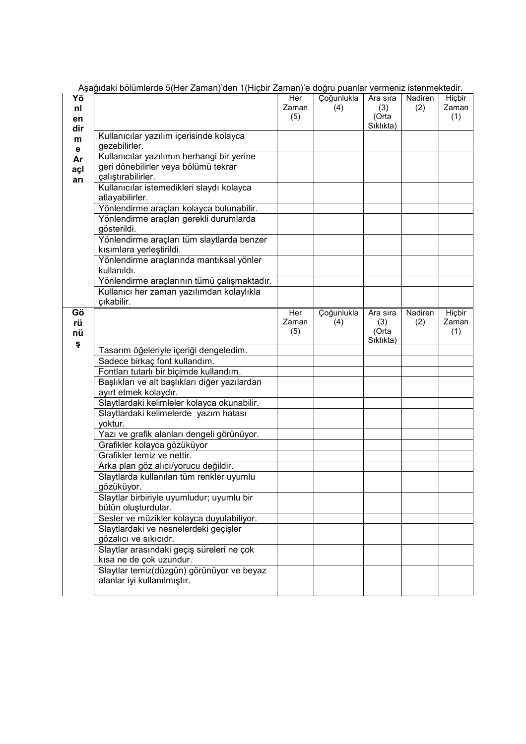Aşağıdaki bölümlerde 5(Her Zaman)'den 1(Hiçbir Zaman)'e doğru puanlar vermeniz istenmektedir.

| Yönlendirme Araçları | | Her Zaman (5) | Çoğunlukla (4) | Ara sıra (3) (Orta Sıklıkta) | Nadiren (2) | Hiçbir Zaman (1) |
|---|---|---|---|---|---|---|
| | Kullanıcılar yazılım içerisinde kolayca gezebilirler. | | | | | |
| | Kullanıcılar yazılımın herhangi bir yerine geri dönebilirler veya bölümü tekrar çalıştırabilirler. | | | | | |
| | Kullanıcılar istemedikleri slaydı kolayca atlayabilirler. | | | | | |
| | Yönlendirme araçları kolayca bulunabilir. | | | | | |
| | Yönlendirme araçları gerekli durumlarda gösterildi. | | | | | |
| | Yönlendirme araçları tüm slaytlarda benzer kısımlara yerleştirildi. | | | | | |
| | Yönlendirme araçlarında mantıksal yönler kullanıldı. | | | | | |
| | Yönlendirme araçlarının tümü çalışmaktadır. | | | | | |
| | Kullanıcı her zaman yazılımdan kolaylıkla çıkabilir. | | | | | |

| Görünüş | | Her Zaman (5) | Çoğunlukla (4) | Ara sıra (3) (Orta Sıklıkta) | Nadiren (2) | Hiçbir Zaman (1) |
|---|---|---|---|---|---|---|
| | Tasarım öğeleriyle içeriği dengeledim. | | | | | |
| | Sadece birkaç font kullandım. | | | | | |
| | Fontları tutarlı bir biçimde kullandım. | | | | | |
| | Başlıkları ve alt başlıkları diğer yazılardan ayırt etmek kolaydır. | | | | | |
| | Slaytlardaki kelimleler kolayca okunabilir. | | | | | |
| | Slaytlardaki kelimelerde yazım hatası yoktur. | | | | | |
| | Yazı ve grafik alanları dengeli görünüyor. | | | | | |
| | Grafikler kolayca gözüküyor | | | | | |
| | Grafikler temiz ve nettir. | | | | | |
| | Arka plan göz alıcı/yorucu değildir. | | | | | |
| | Slaytlarda kullanılan tüm renkler uyumlu gözüküyor. | | | | | |
| | Slaytlar birbiriyle uyumludur; uyumlu bir bütün oluşturdular. | | | | | |
| | Sesler ve müzikler kolayca duyulabiliyor. | | | | | |
| | Slaytlardaki ve nesnelerdeki geçişler gözalıcı ve sıkıcıdr. | | | | | |
| | Slaytlar arasındaki geçiş süreleri ne çok kısa ne de çok uzundur. | | | | | |
| | Slaytlar temiz(düzgün) görünüyor ve beyaz alanlar iyi kullanılmıştır. | | | | | |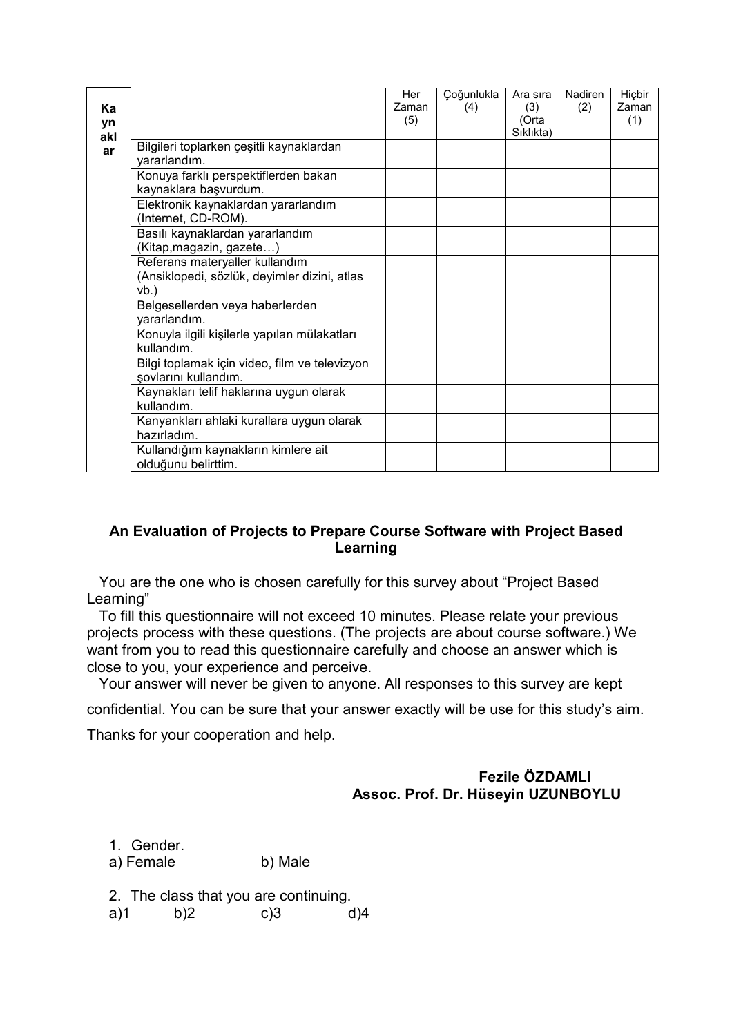| Kaynaklar | | Her Zaman (5) | Çoğunlukla (4) | Ara sıra (3) (Orta Sıklıkta) | Nadiren (2) | Hiçbir Zaman (1) |
|---|---|---|---|---|---|---|
| | Bilgileri toplarken çeşitli kaynaklardan yararlandım. | | | | | |
| | Konuya farklı perspektiflerden bakan kaynaklara başvurdum. | | | | | |
| | Elektronik kaynaklardan yararlandım (Internet, CD-ROM). | | | | | |
| | Basılı kaynaklardan yararlandım (Kitap,magazin, gazete…) | | | | | |
| | Referans materyaller kullandım (Ansiklopedi, sözlük, deyimler dizini, atlas vb.) | | | | | |
| | Belgesellerden veya haberlerden yararlandım. | | | | | |
| | Konuyla ilgili kişilerle yapılan mülakatları kullandım. | | | | | |
| | Bilgi toplamak için video, film ve televizyon şovlarını kullandım. | | | | | |
| | Kaynakları telif haklarına uygun olarak kullandım. | | | | | |
| | Kanyankları ahlaki kurallara uygun olarak hazırladım. | | | | | |
| | Kullandığım kaynakların kimlere ait olduğunu belirttim. | | | | | |

## An Evaluation of Projects to Prepare Course Software with Project Based Learning

You are the one who is chosen carefully for this survey about "Project Based Learning"

To fill this questionnaire will not exceed 10 minutes. Please relate your previous projects process with these questions. (The projects are about course software.) We want from you to read this questionnaire carefully and choose an answer which is close to you, your experience and perceive.

Your answer will never be given to anyone. All responses to this survey are kept confidential. You can be sure that your answer exactly will be use for this study's aim.

Thanks for your cooperation and help.

**Fezile ÖZDAMLI**
**Assoc. Prof. Dr. Hüseyin UZUNBOYLU**

1. Gender.

a) Female b) Male

2. The class that you are continuing.

a)1 b)2 c)3 d)4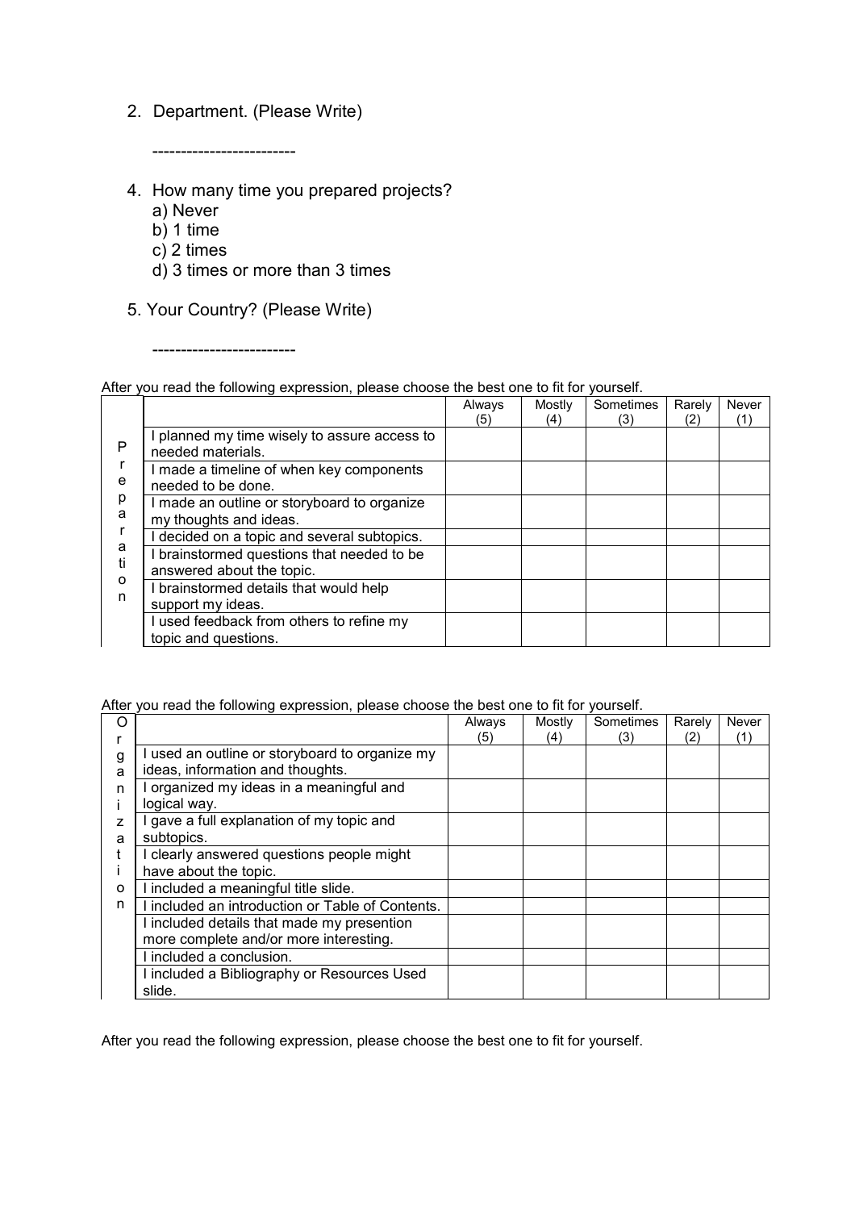2. Department. (Please Write)

   ------------------------

4. How many time you prepared projects?
   a) Never
   b) 1 time
   c) 2 times
   d) 3 times or more than 3 times

5. Your Country? (Please Write)

   ------------------------

After you read the following expression, please choose the best one to fit for yourself.

| | | Always (5) | Mostly (4) | Sometimes (3) | Rarely (2) | Never (1) |
|---|---|---|---|---|---|---|
| Preparation | I planned my time wisely to assure access to needed materials. | | | | | |
| | I made a timeline of when key components needed to be done. | | | | | |
| | I made an outline or storyboard to organize my thoughts and ideas. | | | | | |
| | I decided on a topic and several subtopics. | | | | | |
| | I brainstormed questions that needed to be answered about the topic. | | | | | |
| | I brainstormed details that would help support my ideas. | | | | | |
| | I used feedback from others to refine my topic and questions. | | | | | |

After you read the following expression, please choose the best one to fit for yourself.

| | | Always (5) | Mostly (4) | Sometimes (3) | Rarely (2) | Never (1) |
|---|---|---|---|---|---|---|
| Organization | I used an outline or storyboard to organize my ideas, information and thoughts. | | | | | |
| | I organized my ideas in a meaningful and logical way. | | | | | |
| | I gave a full explanation of my topic and subtopics. | | | | | |
| | I clearly answered questions people might have about the topic. | | | | | |
| | I included a meaningful title slide. | | | | | |
| | I included an introduction or Table of Contents. | | | | | |
| | I included details that made my presention more complete and/or more interesting. | | | | | |
| | I included a conclusion. | | | | | |
| | I included a Bibliography or Resources Used slide. | | | | | |

After you read the following expression, please choose the best one to fit for yourself.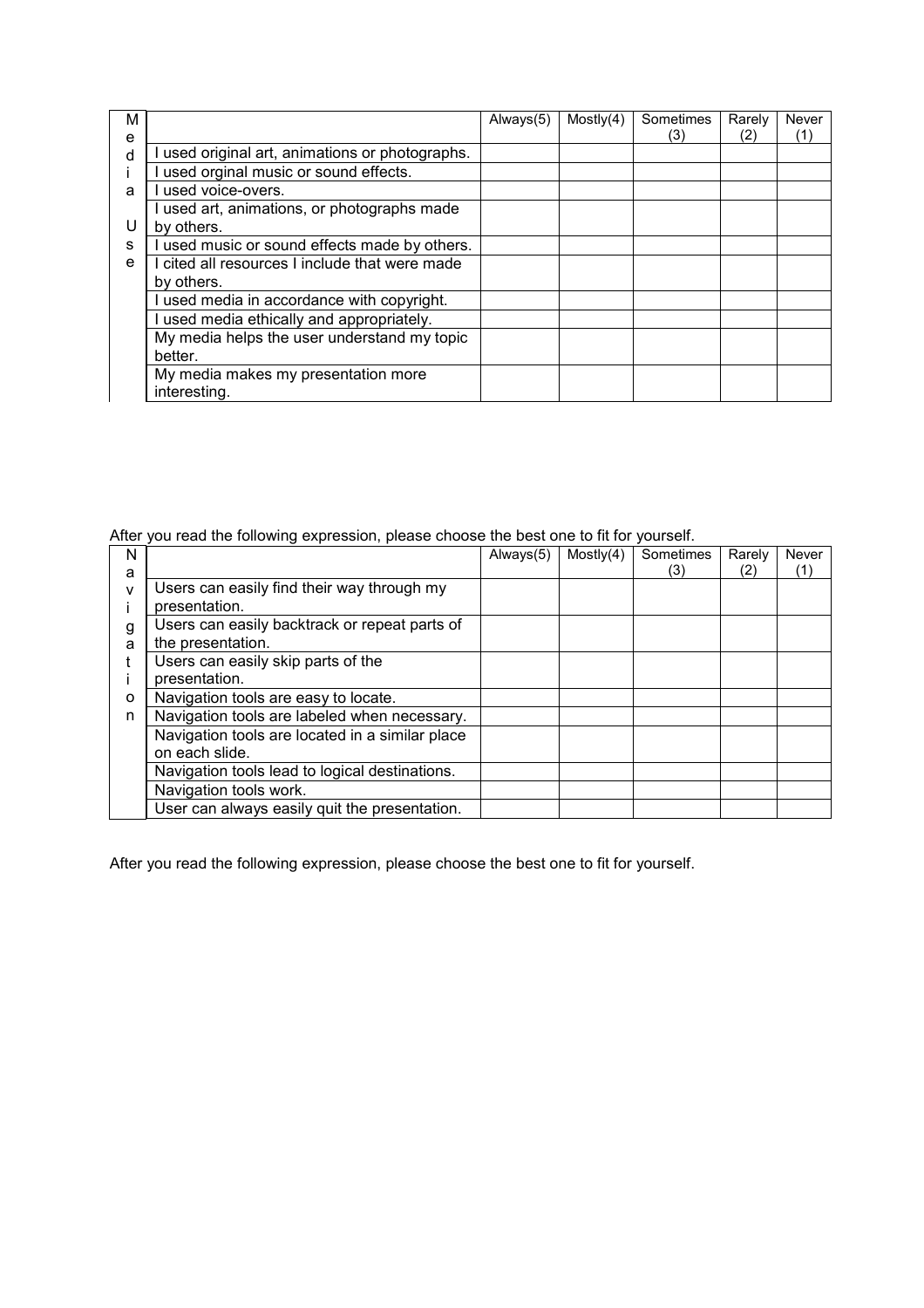| Media Use | | Always(5) | Mostly(4) | Sometimes (3) | Rarely (2) | Never (1) |
|---|---|---|---|---|---|---|
| | I used original art, animations or photographs. | | | | | |
| | I used orginal music or sound effects. | | | | | |
| | I used voice-overs. | | | | | |
| | I used art, animations, or photographs made by others. | | | | | |
| | I used music or sound effects made by others. | | | | | |
| | I cited all resources I include that were made by others. | | | | | |
| | I used media in accordance with copyright. | | | | | |
| | I used media ethically and appropriately. | | | | | |
| | My media helps the user understand my topic better. | | | | | |
| | My media makes my presentation more interesting. | | | | | |

After you read the following expression, please choose the best one to fit for yourself.

| Navigation | | Always(5) | Mostly(4) | Sometimes (3) | Rarely (2) | Never (1) |
|---|---|---|---|---|---|---|
| | Users can easily find their way through my presentation. | | | | | |
| | Users can easily backtrack or repeat parts of the presentation. | | | | | |
| | Users can easily skip parts of the presentation. | | | | | |
| | Navigation tools are easy to locate. | | | | | |
| | Navigation tools are labeled when necessary. | | | | | |
| | Navigation tools are located in a similar place on each slide. | | | | | |
| | Navigation tools lead to logical destinations. | | | | | |
| | Navigation tools work. | | | | | |
| | User can always easily quit the presentation. | | | | | |

After you read the following expression, please choose the best one to fit for yourself.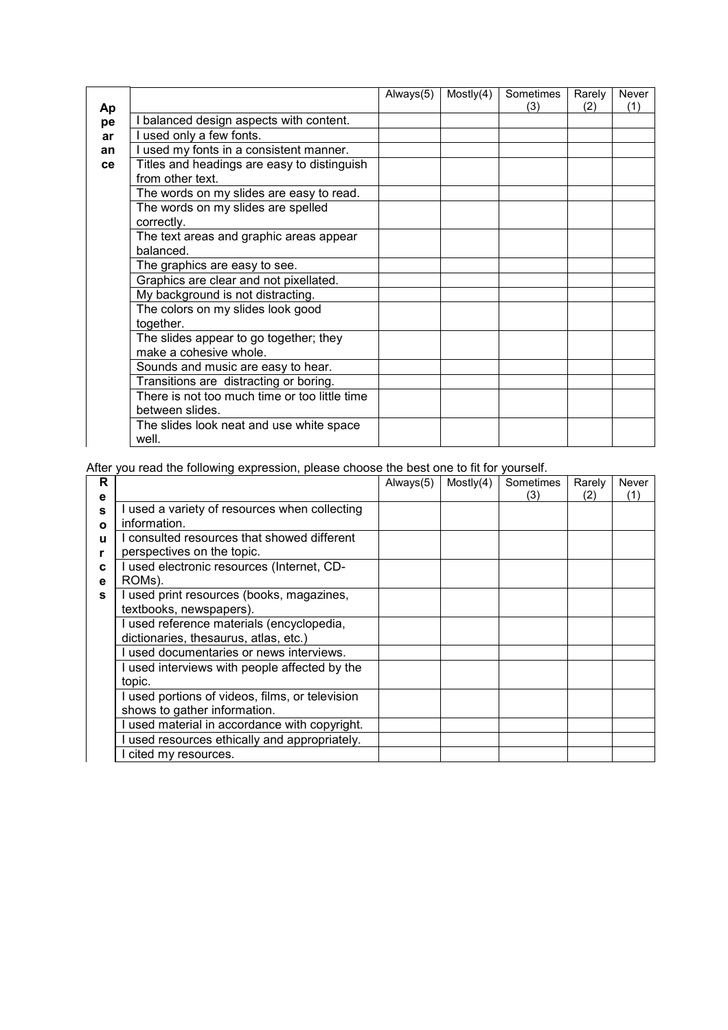| Appearance | | Always(5) | Mostly(4) | Sometimes (3) | Rarely (2) | Never (1) |
|---|---|---|---|---|---|---|
| | I balanced design aspects with content. | | | | | |
| | I used only a few fonts. | | | | | |
| | I used my fonts in a consistent manner. | | | | | |
| | Titles and headings are easy to distinguish from other text. | | | | | |
| | The words on my slides are easy to read. | | | | | |
| | The words on my slides are spelled correctly. | | | | | |
| | The text areas and graphic areas appear balanced. | | | | | |
| | The graphics are easy to see. | | | | | |
| | Graphics are clear and not pixellated. | | | | | |
| | My background is not distracting. | | | | | |
| | The colors on my slides look good together. | | | | | |
| | The slides appear to go together; they make a cohesive whole. | | | | | |
| | Sounds and music are easy to hear. | | | | | |
| | Transitions are distracting or boring. | | | | | |
| | There is not too much time or too little time between slides. | | | | | |
| | The slides look neat and use white space well. | | | | | |

After you read the following expression, please choose the best one to fit for yourself.

| Resources | | Always(5) | Mostly(4) | Sometimes (3) | Rarely (2) | Never (1) |
|---|---|---|---|---|---|---|
| | I used a variety of resources when collecting information. | | | | | |
| | I consulted resources that showed different perspectives on the topic. | | | | | |
| | I used electronic resources (Internet, CD-ROMs). | | | | | |
| | I used print resources (books, magazines, textbooks, newspapers). | | | | | |
| | I used reference materials (encyclopedia, dictionaries, thesaurus, atlas, etc.) | | | | | |
| | I used documentaries or news interviews. | | | | | |
| | I used interviews with people affected by the topic. | | | | | |
| | I used portions of videos, films, or television shows to gather information. | | | | | |
| | I used material in accordance with copyright. | | | | | |
| | I used resources ethically and appropriately. | | | | | |
| | I cited my resources. | | | | | |